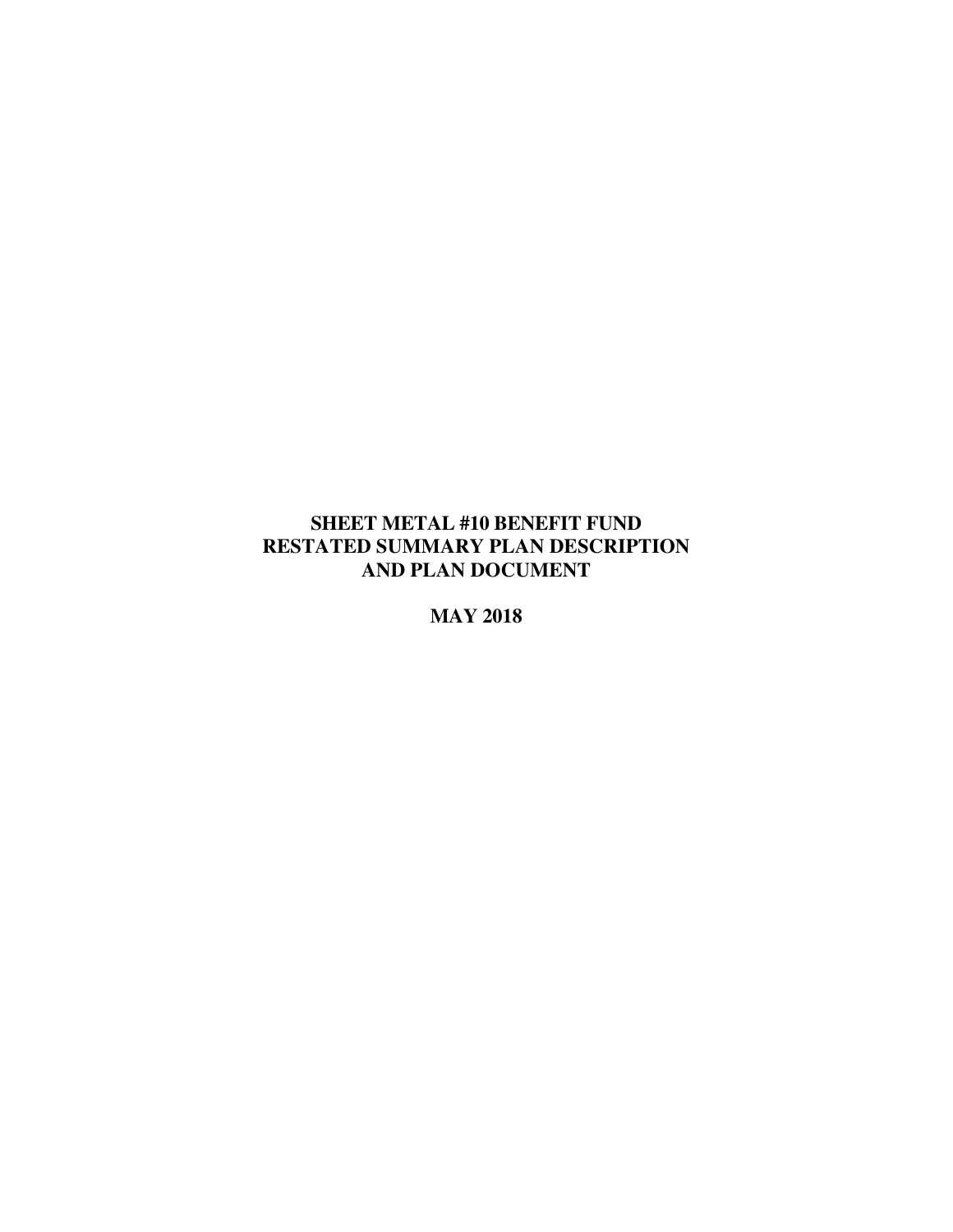# SHEET METAL #10 BENEFIT FUND RESTATED SUMMARY PLAN DESCRIPTION AND PLAN DOCUMENT

**MAY 2018**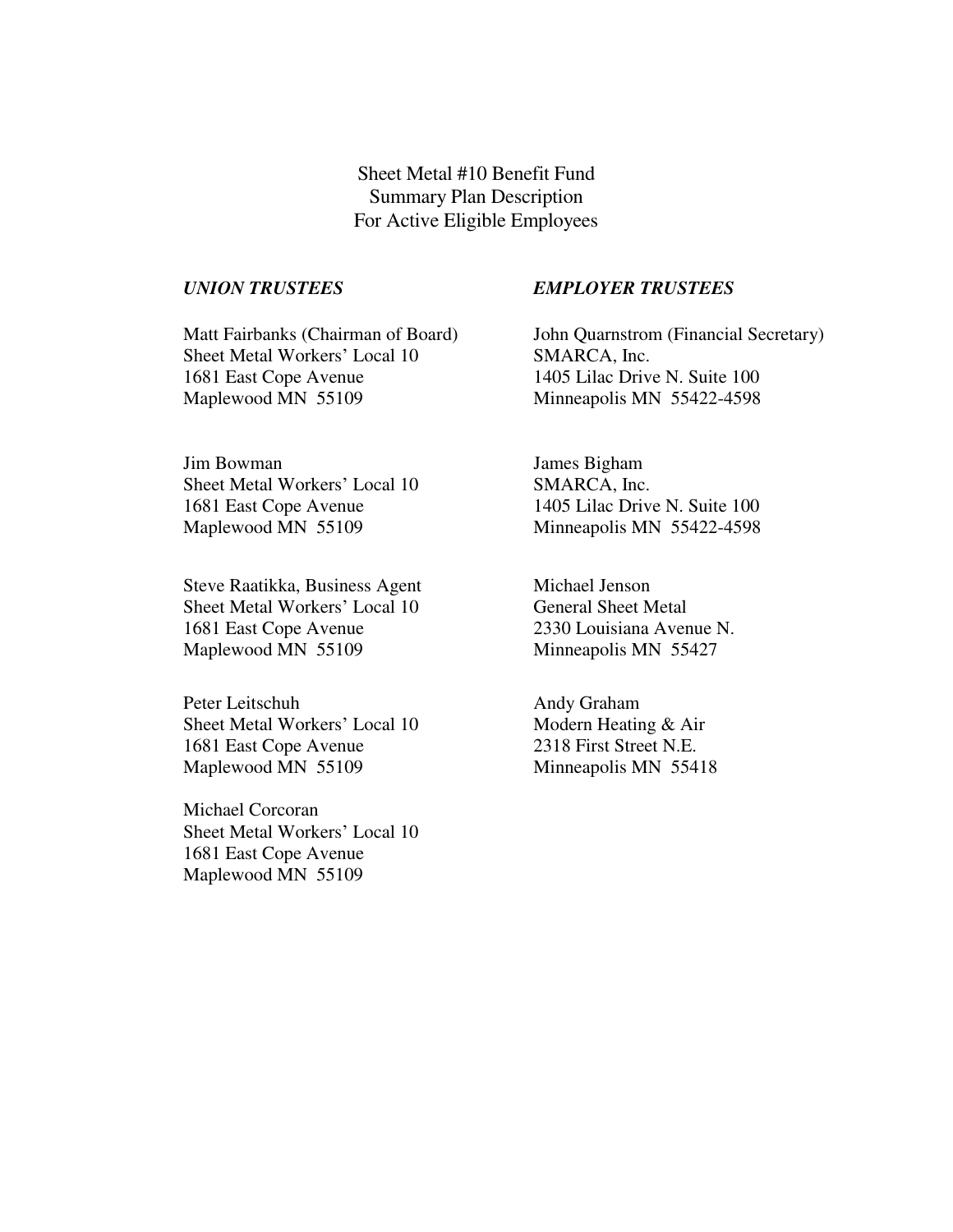Sheet Metal #10 Benefit Fund
Summary Plan Description
For Active Eligible Employees

***UNION TRUSTEES***

Matt Fairbanks (Chairman of Board)
Sheet Metal Workers' Local 10
1681 East Cope Avenue
Maplewood MN 55109

Jim Bowman
Sheet Metal Workers' Local 10
1681 East Cope Avenue
Maplewood MN 55109

Steve Raatikka, Business Agent
Sheet Metal Workers' Local 10
1681 East Cope Avenue
Maplewood MN 55109

Peter Leitschuh
Sheet Metal Workers' Local 10
1681 East Cope Avenue
Maplewood MN 55109

Michael Corcoran
Sheet Metal Workers' Local 10
1681 East Cope Avenue
Maplewood MN 55109

***EMPLOYER TRUSTEES***

John Quarnstrom (Financial Secretary)
SMARCA, Inc.
1405 Lilac Drive N. Suite 100
Minneapolis MN 55422-4598

James Bigham
SMARCA, Inc.
1405 Lilac Drive N. Suite 100
Minneapolis MN 55422-4598

Michael Jenson
General Sheet Metal
2330 Louisiana Avenue N.
Minneapolis MN 55427

Andy Graham
Modern Heating & Air
2318 First Street N.E.
Minneapolis MN 55418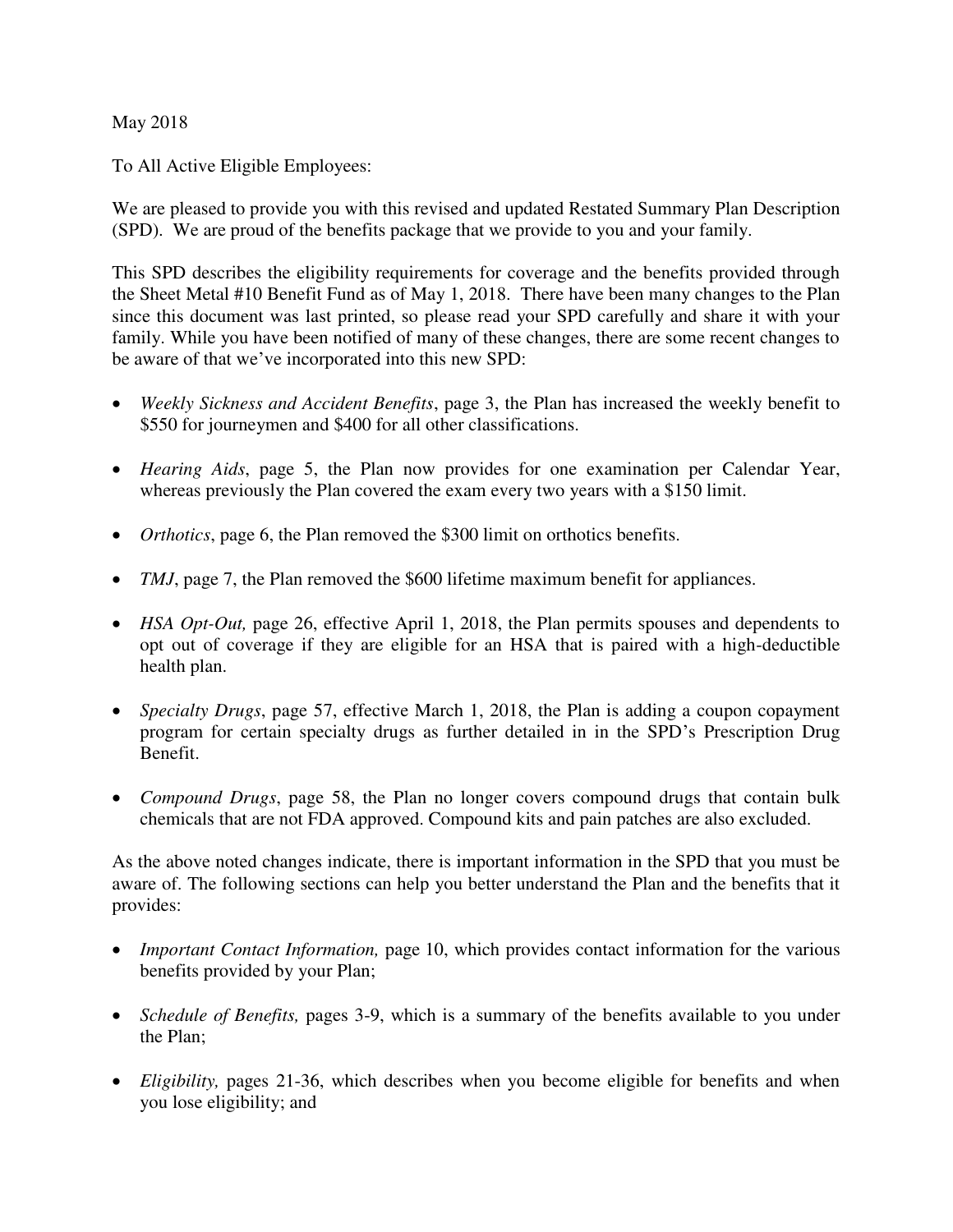May 2018

To All Active Eligible Employees:

We are pleased to provide you with this revised and updated Restated Summary Plan Description (SPD). We are proud of the benefits package that we provide to you and your family.

This SPD describes the eligibility requirements for coverage and the benefits provided through the Sheet Metal #10 Benefit Fund as of May 1, 2018. There have been many changes to the Plan since this document was last printed, so please read your SPD carefully and share it with your family. While you have been notified of many of these changes, there are some recent changes to be aware of that we've incorporated into this new SPD:

- *Weekly Sickness and Accident Benefits*, page 3, the Plan has increased the weekly benefit to $550 for journeymen and $400 for all other classifications.
- *Hearing Aids*, page 5, the Plan now provides for one examination per Calendar Year, whereas previously the Plan covered the exam every two years with a $150 limit.
- *Orthotics*, page 6, the Plan removed the $300 limit on orthotics benefits.
- *TMJ*, page 7, the Plan removed the $600 lifetime maximum benefit for appliances.
- *HSA Opt-Out,* page 26, effective April 1, 2018, the Plan permits spouses and dependents to opt out of coverage if they are eligible for an HSA that is paired with a high-deductible health plan.
- *Specialty Drugs*, page 57, effective March 1, 2018, the Plan is adding a coupon copayment program for certain specialty drugs as further detailed in in the SPD's Prescription Drug Benefit.
- *Compound Drugs*, page 58, the Plan no longer covers compound drugs that contain bulk chemicals that are not FDA approved. Compound kits and pain patches are also excluded.

As the above noted changes indicate, there is important information in the SPD that you must be aware of. The following sections can help you better understand the Plan and the benefits that it provides:

- *Important Contact Information,* page 10, which provides contact information for the various benefits provided by your Plan;
- *Schedule of Benefits,* pages 3-9, which is a summary of the benefits available to you under the Plan;
- *Eligibility,* pages 21-36, which describes when you become eligible for benefits and when you lose eligibility; and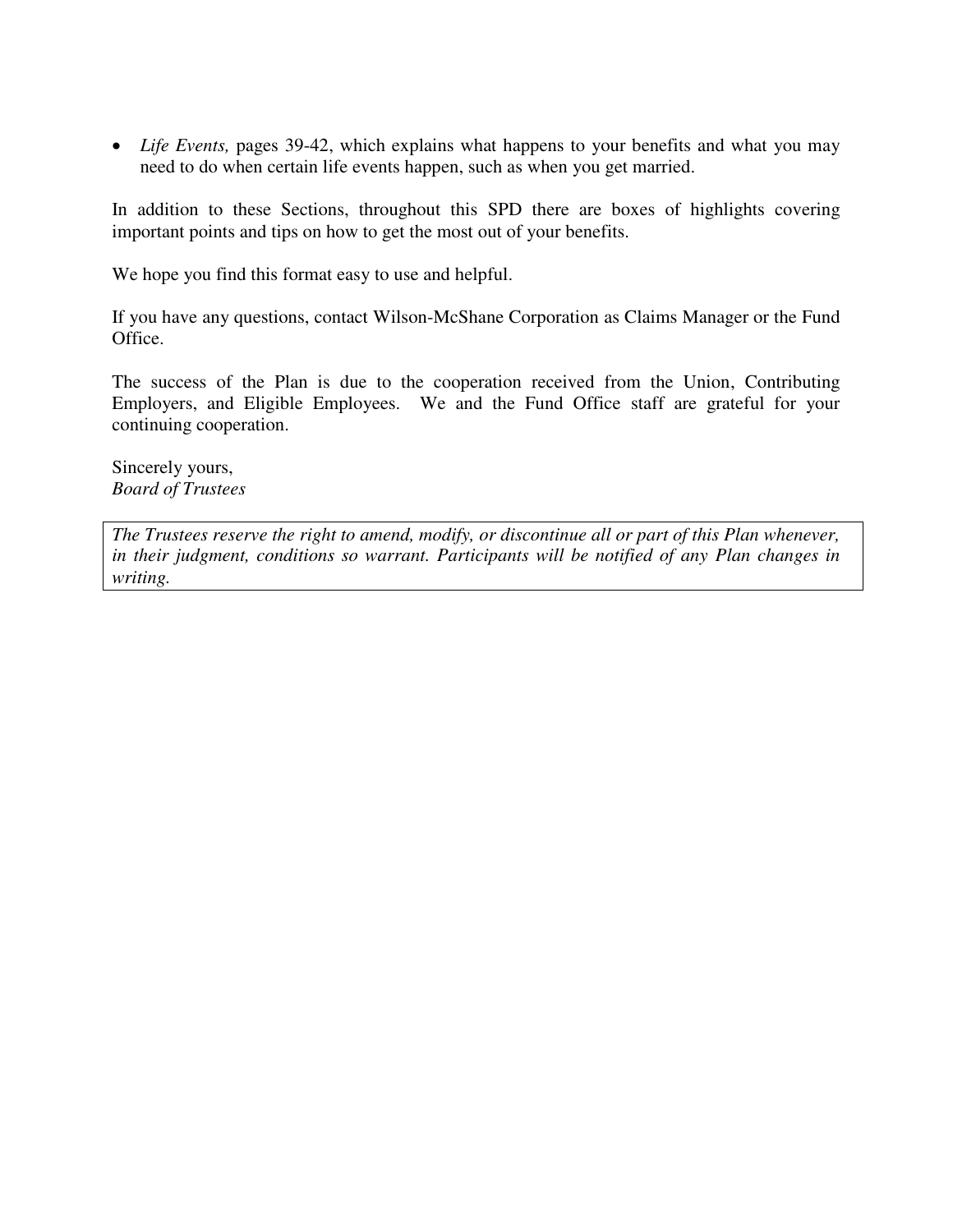- *Life Events,* pages 39-42, which explains what happens to your benefits and what you may need to do when certain life events happen, such as when you get married.

In addition to these Sections, throughout this SPD there are boxes of highlights covering important points and tips on how to get the most out of your benefits.

We hope you find this format easy to use and helpful.

If you have any questions, contact Wilson-McShane Corporation as Claims Manager or the Fund Office.

The success of the Plan is due to the cooperation received from the Union, Contributing Employers, and Eligible Employees. We and the Fund Office staff are grateful for your continuing cooperation.

Sincerely yours,
*Board of Trustees*

*The Trustees reserve the right to amend, modify, or discontinue all or part of this Plan whenever, in their judgment, conditions so warrant. Participants will be notified of any Plan changes in writing.*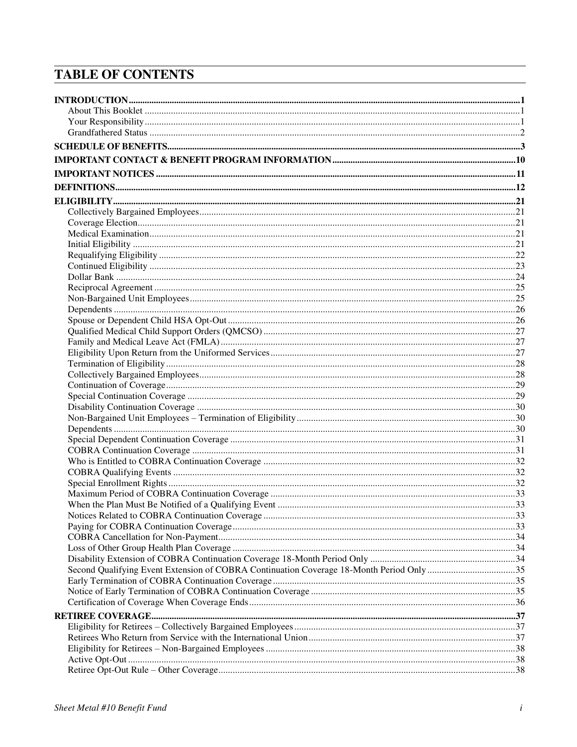# TABLE OF CONTENTS

**INTRODUCTION** ..... **1**
- About This Booklet ..... 1
- Your Responsibility ..... 1
- Grandfathered Status ..... 2

**SCHEDULE OF BENEFITS** ..... **3**

**IMPORTANT CONTACT & BENEFIT PROGRAM INFORMATION** ..... **10**

**IMPORTANT NOTICES** ..... **11**

**DEFINITIONS** ..... **12**

**ELIGIBILITY** ..... **21**
- Collectively Bargained Employees ..... 21
- Coverage Election ..... 21
- Medical Examination ..... 21
- Initial Eligibility ..... 21
- Requalifying Eligibility ..... 22
- Continued Eligibility ..... 23
- Dollar Bank ..... 24
- Reciprocal Agreement ..... 25
- Non-Bargained Unit Employees ..... 25
- Dependents ..... 26
- Spouse or Dependent Child HSA Opt-Out ..... 26
- Qualified Medical Child Support Orders (QMCSO) ..... 27
- Family and Medical Leave Act (FMLA) ..... 27
- Eligibility Upon Return from the Uniformed Services ..... 27
- Termination of Eligibility ..... 28
- Collectively Bargained Employees ..... 28
- Continuation of Coverage ..... 29
- Special Continuation Coverage ..... 29
- Disability Continuation Coverage ..... 30
- Non-Bargained Unit Employees – Termination of Eligibility ..... 30
- Dependents ..... 30
- Special Dependent Continuation Coverage ..... 31
- COBRA Continuation Coverage ..... 31
- Who is Entitled to COBRA Continuation Coverage ..... 32
- COBRA Qualifying Events ..... 32
- Special Enrollment Rights ..... 32
- Maximum Period of COBRA Continuation Coverage ..... 33
- When the Plan Must Be Notified of a Qualifying Event ..... 33
- Notices Related to COBRA Continuation Coverage ..... 33
- Paying for COBRA Continuation Coverage ..... 33
- COBRA Cancellation for Non-Payment ..... 34
- Loss of Other Group Health Plan Coverage ..... 34
- Disability Extension of COBRA Continuation Coverage 18-Month Period Only ..... 34
- Second Qualifying Event Extension of COBRA Continuation Coverage 18-Month Period Only ..... 35
- Early Termination of COBRA Continuation Coverage ..... 35
- Notice of Early Termination of COBRA Continuation Coverage ..... 35
- Certification of Coverage When Coverage Ends ..... 36

**RETIREE COVERAGE** ..... **37**
- Eligibility for Retirees – Collectively Bargained Employees ..... 37
- Retirees Who Return from Service with the International Union ..... 37
- Eligibility for Retirees – Non-Bargained Employees ..... 38
- Active Opt-Out ..... 38
- Retiree Opt-Out Rule – Other Coverage ..... 38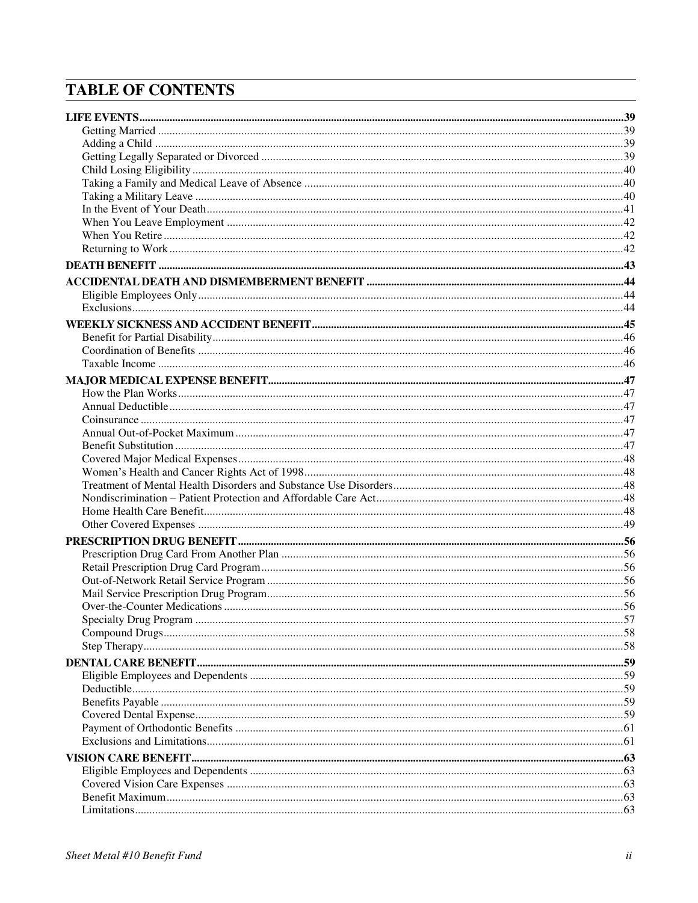# TABLE OF CONTENTS

**LIFE EVENTS** .......... **39**
- Getting Married .......... 39
- Adding a Child .......... 39
- Getting Legally Separated or Divorced .......... 39
- Child Losing Eligibility .......... 40
- Taking a Family and Medical Leave of Absence .......... 40
- Taking a Military Leave .......... 40
- In the Event of Your Death .......... 41
- When You Leave Employment .......... 42
- When You Retire .......... 42
- Returning to Work .......... 42

**DEATH BENEFIT** .......... **43**

**ACCIDENTAL DEATH AND DISMEMBERMENT BENEFIT** .......... **44**
- Eligible Employees Only .......... 44
- Exclusions .......... 44

**WEEKLY SICKNESS AND ACCIDENT BENEFIT** .......... **45**
- Benefit for Partial Disability .......... 46
- Coordination of Benefits .......... 46
- Taxable Income .......... 46

**MAJOR MEDICAL EXPENSE BENEFIT** .......... **47**
- How the Plan Works .......... 47
- Annual Deductible .......... 47
- Coinsurance .......... 47
- Annual Out-of-Pocket Maximum .......... 47
- Benefit Substitution .......... 47
- Covered Major Medical Expenses .......... 48
- Women's Health and Cancer Rights Act of 1998 .......... 48
- Treatment of Mental Health Disorders and Substance Use Disorders .......... 48
- Nondiscrimination – Patient Protection and Affordable Care Act .......... 48
- Home Health Care Benefit .......... 48
- Other Covered Expenses .......... 49

**PRESCRIPTION DRUG BENEFIT** .......... **56**
- Prescription Drug Card From Another Plan .......... 56
- Retail Prescription Drug Card Program .......... 56
- Out-of-Network Retail Service Program .......... 56
- Mail Service Prescription Drug Program .......... 56
- Over-the-Counter Medications .......... 56
- Specialty Drug Program .......... 57
- Compound Drugs .......... 58
- Step Therapy .......... 58

**DENTAL CARE BENEFIT** .......... **59**
- Eligible Employees and Dependents .......... 59
- Deductible .......... 59
- Benefits Payable .......... 59
- Covered Dental Expense .......... 59
- Payment of Orthodontic Benefits .......... 61
- Exclusions and Limitations .......... 61

**VISION CARE BENEFIT** .......... **63**
- Eligible Employees and Dependents .......... 63
- Covered Vision Care Expenses .......... 63
- Benefit Maximum .......... 63
- Limitations .......... 63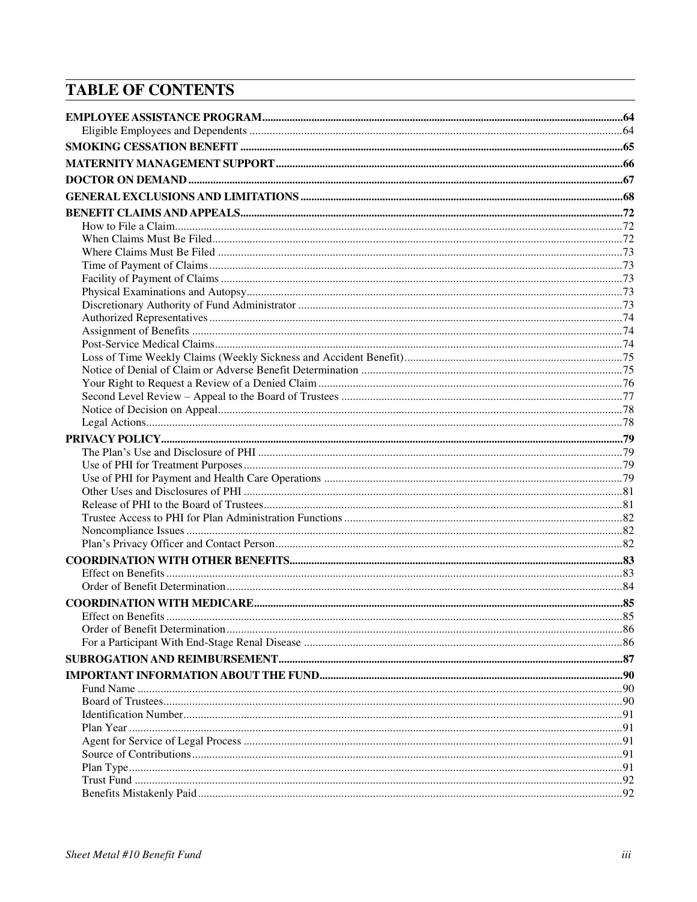## TABLE OF CONTENTS

**EMPLOYEE ASSISTANCE PROGRAM** ....64
- Eligible Employees and Dependents ....64

**SMOKING CESSATION BENEFIT** ....65

**MATERNITY MANAGEMENT SUPPORT** ....66

**DOCTOR ON DEMAND** ....67

**GENERAL EXCLUSIONS AND LIMITATIONS** ....68

**BENEFIT CLAIMS AND APPEALS** ....72
- How to File a Claim ....72
- When Claims Must Be Filed ....72
- Where Claims Must Be Filed ....73
- Time of Payment of Claims ....73
- Facility of Payment of Claims ....73
- Physical Examinations and Autopsy ....73
- Discretionary Authority of Fund Administrator ....73
- Authorized Representatives ....74
- Assignment of Benefits ....74
- Post-Service Medical Claims ....74
- Loss of Time Weekly Claims (Weekly Sickness and Accident Benefit) ....75
- Notice of Denial of Claim or Adverse Benefit Determination ....75
- Your Right to Request a Review of a Denied Claim ....76
- Second Level Review – Appeal to the Board of Trustees ....77
- Notice of Decision on Appeal ....78
- Legal Actions ....78

**PRIVACY POLICY** ....79
- The Plan's Use and Disclosure of PHI ....79
- Use of PHI for Treatment Purposes ....79
- Use of PHI for Payment and Health Care Operations ....79
- Other Uses and Disclosures of PHI ....81
- Release of PHI to the Board of Trustees ....81
- Trustee Access to PHI for Plan Administration Functions ....82
- Noncompliance Issues ....82
- Plan's Privacy Officer and Contact Person ....82

**COORDINATION WITH OTHER BENEFITS** ....83
- Effect on Benefits ....83
- Order of Benefit Determination ....84

**COORDINATION WITH MEDICARE** ....85
- Effect on Benefits ....85
- Order of Benefit Determination ....86
- For a Participant With End-Stage Renal Disease ....86

**SUBROGATION AND REIMBURSEMENT** ....87

**IMPORTANT INFORMATION ABOUT THE FUND** ....90
- Fund Name ....90
- Board of Trustees ....90
- Identification Number ....91
- Plan Year ....91
- Agent for Service of Legal Process ....91
- Source of Contributions ....91
- Plan Type ....91
- Trust Fund ....92
- Benefits Mistakenly Paid ....92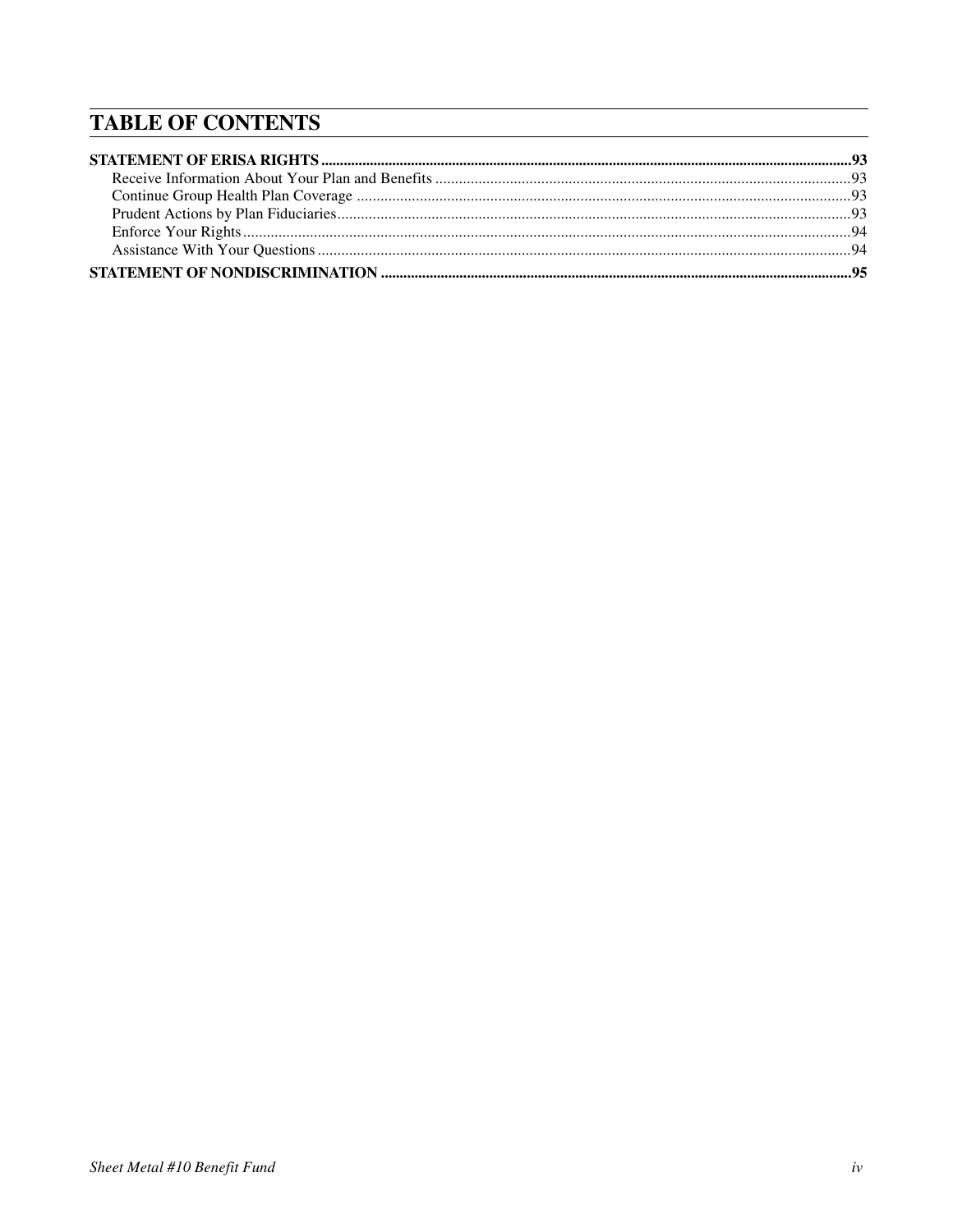# TABLE OF CONTENTS

**STATEMENT OF ERISA RIGHTS .......................................................................................................................................93**

Receive Information About Your Plan and Benefits ........................................................................................................93

Continue Group Health Plan Coverage ............................................................................................................................93

Prudent Actions by Plan Fiduciaries.................................................................................................................................93

Enforce Your Rights.........................................................................................................................................................94

Assistance With Your Questions ......................................................................................................................................94

**STATEMENT OF NONDISCRIMINATION ..........................................................................................................................95**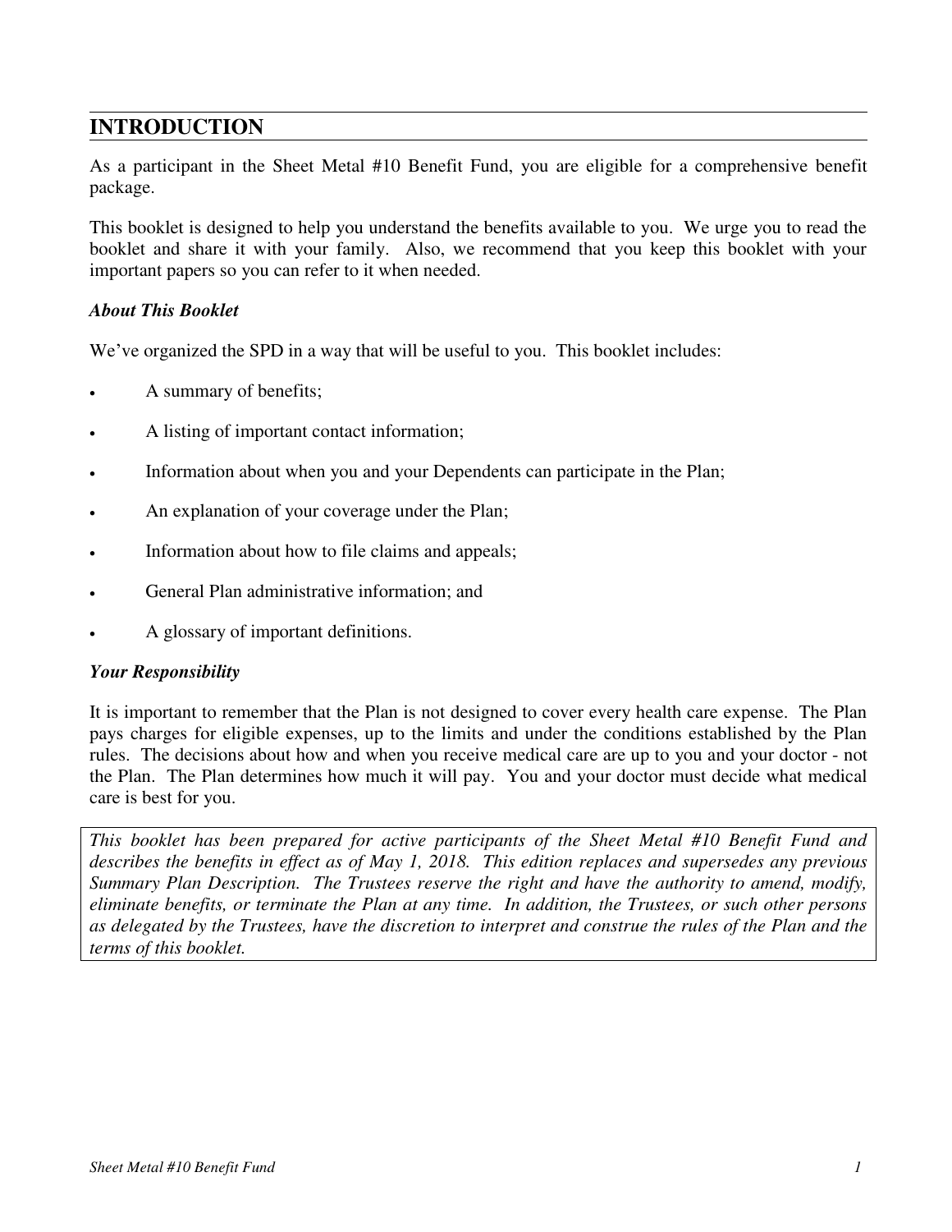## INTRODUCTION

As a participant in the Sheet Metal #10 Benefit Fund, you are eligible for a comprehensive benefit package.

This booklet is designed to help you understand the benefits available to you. We urge you to read the booklet and share it with your family. Also, we recommend that you keep this booklet with your important papers so you can refer to it when needed.

***About This Booklet***

We've organized the SPD in a way that will be useful to you. This booklet includes:

- A summary of benefits;
- A listing of important contact information;
- Information about when you and your Dependents can participate in the Plan;
- An explanation of your coverage under the Plan;
- Information about how to file claims and appeals;
- General Plan administrative information; and
- A glossary of important definitions.

***Your Responsibility***

It is important to remember that the Plan is not designed to cover every health care expense. The Plan pays charges for eligible expenses, up to the limits and under the conditions established by the Plan rules. The decisions about how and when you receive medical care are up to you and your doctor - not the Plan. The Plan determines how much it will pay. You and your doctor must decide what medical care is best for you.

*This booklet has been prepared for active participants of the Sheet Metal #10 Benefit Fund and describes the benefits in effect as of May 1, 2018. This edition replaces and supersedes any previous Summary Plan Description. The Trustees reserve the right and have the authority to amend, modify, eliminate benefits, or terminate the Plan at any time. In addition, the Trustees, or such other persons as delegated by the Trustees, have the discretion to interpret and construe the rules of the Plan and the terms of this booklet.*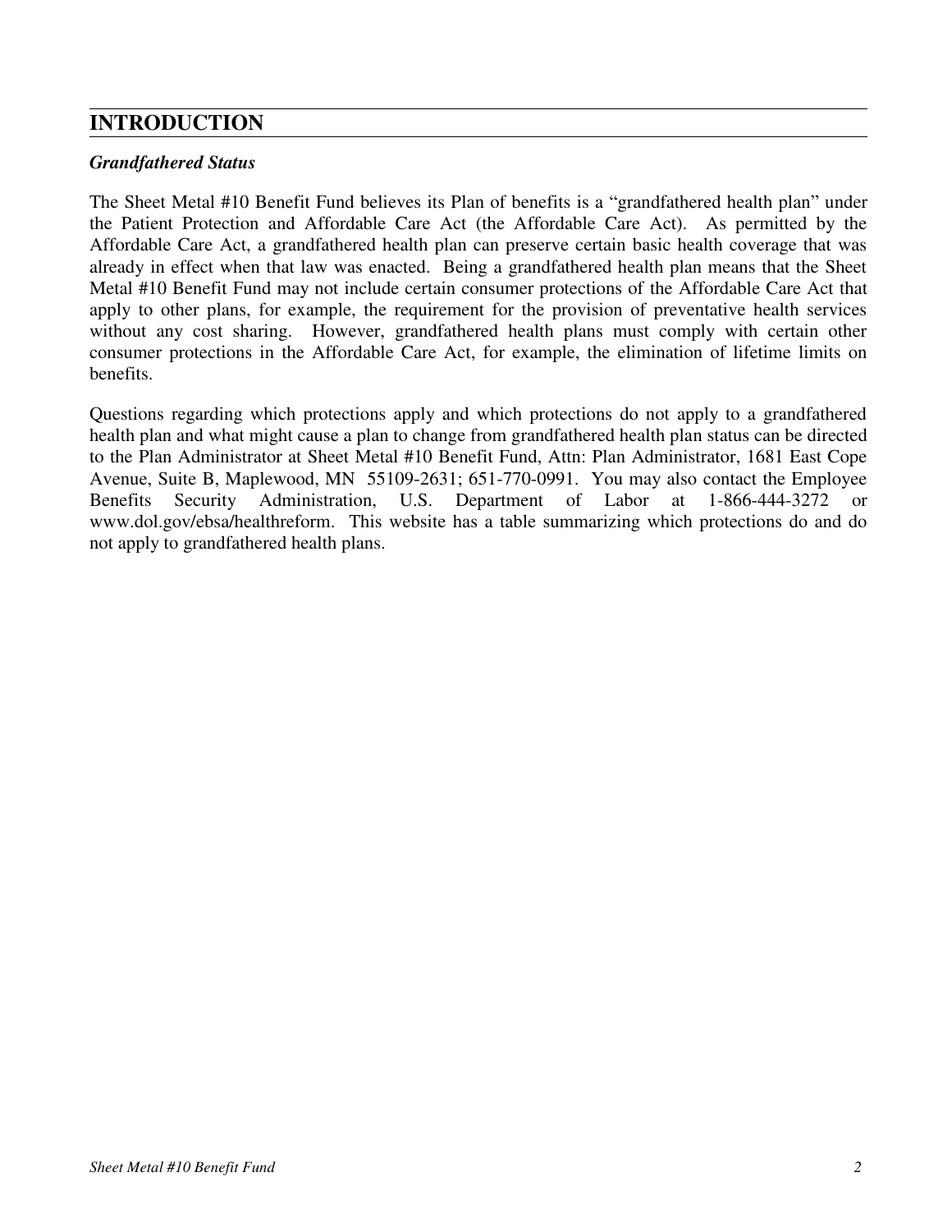## INTRODUCTION

### *Grandfathered Status*

The Sheet Metal #10 Benefit Fund believes its Plan of benefits is a "grandfathered health plan" under the Patient Protection and Affordable Care Act (the Affordable Care Act). As permitted by the Affordable Care Act, a grandfathered health plan can preserve certain basic health coverage that was already in effect when that law was enacted. Being a grandfathered health plan means that the Sheet Metal #10 Benefit Fund may not include certain consumer protections of the Affordable Care Act that apply to other plans, for example, the requirement for the provision of preventative health services without any cost sharing. However, grandfathered health plans must comply with certain other consumer protections in the Affordable Care Act, for example, the elimination of lifetime limits on benefits.

Questions regarding which protections apply and which protections do not apply to a grandfathered health plan and what might cause a plan to change from grandfathered health plan status can be directed to the Plan Administrator at Sheet Metal #10 Benefit Fund, Attn: Plan Administrator, 1681 East Cope Avenue, Suite B, Maplewood, MN 55109-2631; 651-770-0991. You may also contact the Employee Benefits Security Administration, U.S. Department of Labor at 1-866-444-3272 or www.dol.gov/ebsa/healthreform. This website has a table summarizing which protections do and do not apply to grandfathered health plans.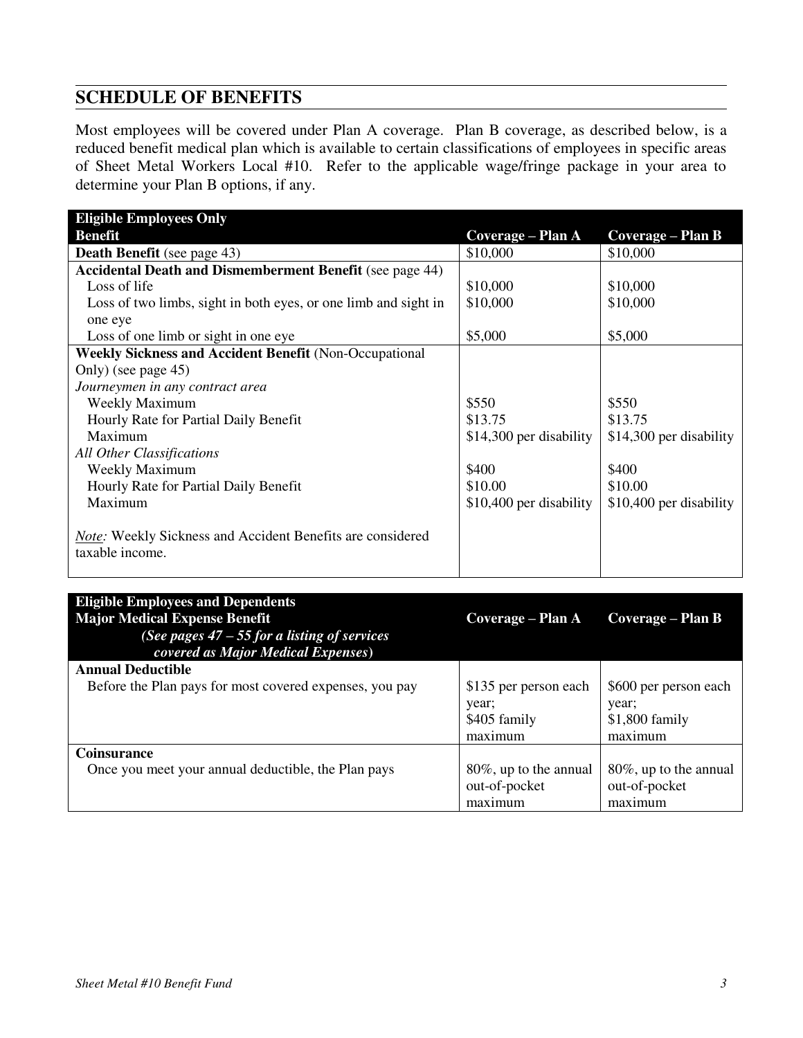## SCHEDULE OF BENEFITS

Most employees will be covered under Plan A coverage. Plan B coverage, as described below, is a reduced benefit medical plan which is available to certain classifications of employees in specific areas of Sheet Metal Workers Local #10. Refer to the applicable wage/fringe package in your area to determine your Plan B options, if any.

| **Eligible Employees Only**<br>**Benefit** | **Coverage – Plan A** | **Coverage – Plan B** |
|---|---|---|
| **Death Benefit** (see page 43) | $10,000 | $10,000 |
| **Accidental Death and Dismemberment Benefit** (see page 44) | | |
| Loss of life | $10,000 | $10,000 |
| Loss of two limbs, sight in both eyes, or one limb and sight in one eye | $10,000 | $10,000 |
| Loss of one limb or sight in one eye | $5,000 | $5,000 |
| **Weekly Sickness and Accident Benefit** (Non-Occupational Only) (see page 45) | | |
| *Journeymen in any contract area* | | |
| Weekly Maximum | $550 | $550 |
| Hourly Rate for Partial Daily Benefit | $13.75 | $13.75 |
| Maximum | $14,300 per disability | $14,300 per disability |
| *All Other Classifications* | | |
| Weekly Maximum | $400 | $400 |
| Hourly Rate for Partial Daily Benefit | $10.00 | $10.00 |
| Maximum | $10,400 per disability | $10,400 per disability |
| _Note:_ Weekly Sickness and Accident Benefits are considered taxable income. | | |

| **Eligible Employees and Dependents**<br>**Major Medical Expense Benefit**<br>***(See pages 47 – 55 for a listing of services covered as Major Medical Expenses)*** | **Coverage – Plan A** | **Coverage – Plan B** |
|---|---|---|
| **Annual Deductible** | | |
| Before the Plan pays for most covered expenses, you pay | $135 per person each year; $405 family maximum | $600 per person each year; $1,800 family maximum |
| **Coinsurance** | | |
| Once you meet your annual deductible, the Plan pays | 80%, up to the annual out-of-pocket maximum | 80%, up to the annual out-of-pocket maximum |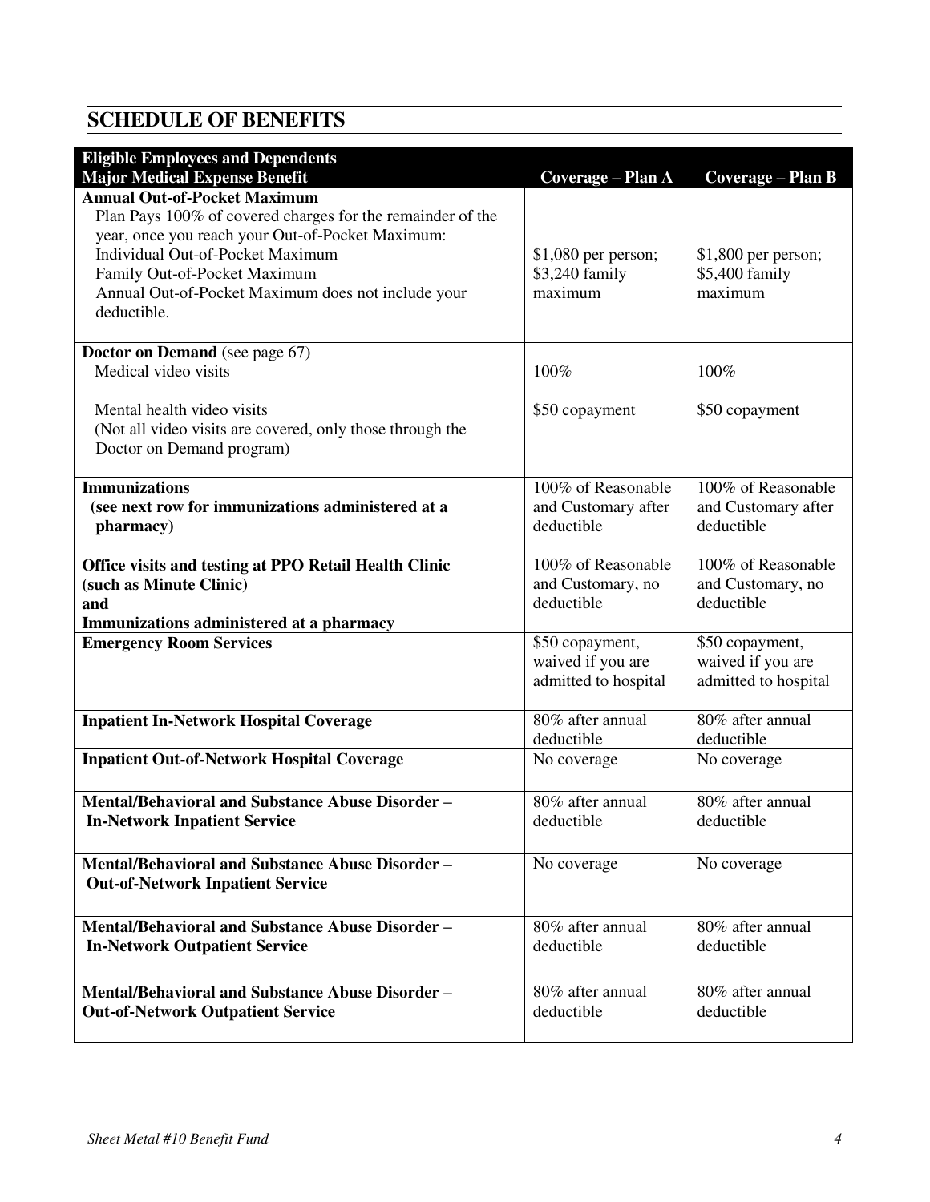## SCHEDULE OF BENEFITS

| **Eligible Employees and Dependents**<br>**Major Medical Expense Benefit** | **Coverage – Plan A** | **Coverage – Plan B** |
|---|---|---|
| **Annual Out-of-Pocket Maximum**<br>Plan Pays 100% of covered charges for the remainder of the year, once you reach your Out-of-Pocket Maximum:<br>Individual Out-of-Pocket Maximum<br>Family Out-of-Pocket Maximum<br>Annual Out-of-Pocket Maximum does not include your deductible. | $1,080 per person; $3,240 family maximum | $1,800 per person; $5,400 family maximum |
| **Doctor on Demand** (see page 67)<br>Medical video visits<br><br>Mental health video visits<br>(Not all video visits are covered, only those through the Doctor on Demand program) | 100%<br><br>$50 copayment | 100%<br><br>$50 copayment |
| **Immunizations**<br>**(see next row for immunizations administered at a pharmacy)** | 100% of Reasonable and Customary after deductible | 100% of Reasonable and Customary after deductible |
| **Office visits and testing at PPO Retail Health Clinic (such as Minute Clinic)**<br>**and**<br>**Immunizations administered at a pharmacy** | 100% of Reasonable and Customary, no deductible | 100% of Reasonable and Customary, no deductible |
| **Emergency Room Services** | $50 copayment, waived if you are admitted to hospital | $50 copayment, waived if you are admitted to hospital |
| **Inpatient In-Network Hospital Coverage** | 80% after annual deductible | 80% after annual deductible |
| **Inpatient Out-of-Network Hospital Coverage** | No coverage | No coverage |
| **Mental/Behavioral and Substance Abuse Disorder – In-Network Inpatient Service** | 80% after annual deductible | 80% after annual deductible |
| **Mental/Behavioral and Substance Abuse Disorder – Out-of-Network Inpatient Service** | No coverage | No coverage |
| **Mental/Behavioral and Substance Abuse Disorder – In-Network Outpatient Service** | 80% after annual deductible | 80% after annual deductible |
| **Mental/Behavioral and Substance Abuse Disorder – Out-of-Network Outpatient Service** | 80% after annual deductible | 80% after annual deductible |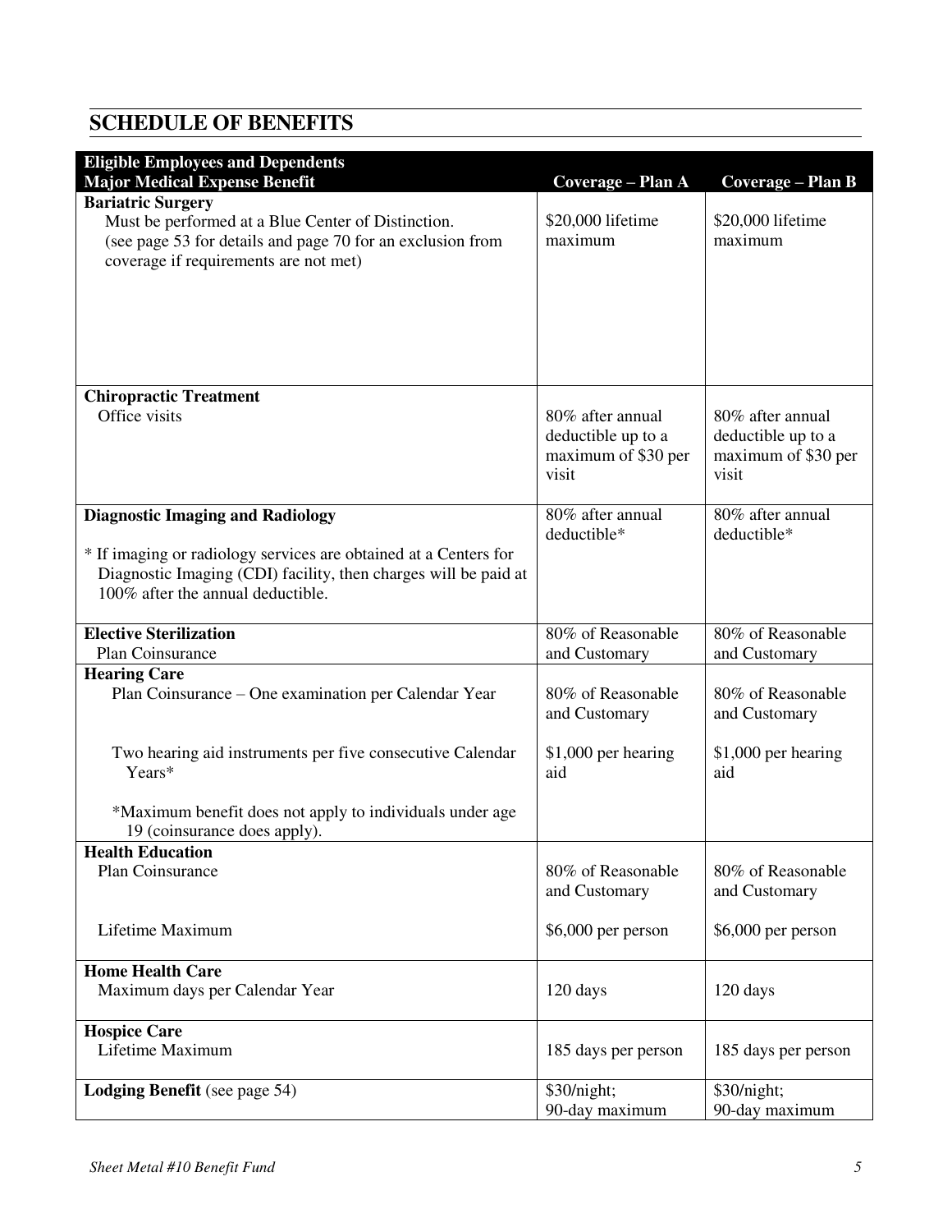## SCHEDULE OF BENEFITS

| Eligible Employees and Dependents<br>Major Medical Expense Benefit | Coverage – Plan A | Coverage – Plan B |
|---|---|---|
| **Bariatric Surgery**<br>Must be performed at a Blue Center of Distinction.<br>(see page 53 for details and page 70 for an exclusion from coverage if requirements are not met) | $20,000 lifetime maximum | $20,000 lifetime maximum |
| **Chiropractic Treatment**<br>Office visits | 80% after annual deductible up to a maximum of $30 per visit | 80% after annual deductible up to a maximum of $30 per visit |
| **Diagnostic Imaging and Radiology**<br>* If imaging or radiology services are obtained at a Centers for Diagnostic Imaging (CDI) facility, then charges will be paid at 100% after the annual deductible. | 80% after annual deductible* | 80% after annual deductible* |
| **Elective Sterilization**<br>Plan Coinsurance | 80% of Reasonable and Customary | 80% of Reasonable and Customary |
| **Hearing Care**<br>Plan Coinsurance – One examination per Calendar Year | 80% of Reasonable and Customary | 80% of Reasonable and Customary |
| Two hearing aid instruments per five consecutive Calendar Years*<br>*Maximum benefit does not apply to individuals under age 19 (coinsurance does apply). | $1,000 per hearing aid | $1,000 per hearing aid |
| **Health Education**<br>Plan Coinsurance | 80% of Reasonable and Customary | 80% of Reasonable and Customary |
| Lifetime Maximum | $6,000 per person | $6,000 per person |
| **Home Health Care**<br>Maximum days per Calendar Year | 120 days | 120 days |
| **Hospice Care**<br>Lifetime Maximum | 185 days per person | 185 days per person |
| **Lodging Benefit** (see page 54) | $30/night;<br>90-day maximum | $30/night;<br>90-day maximum |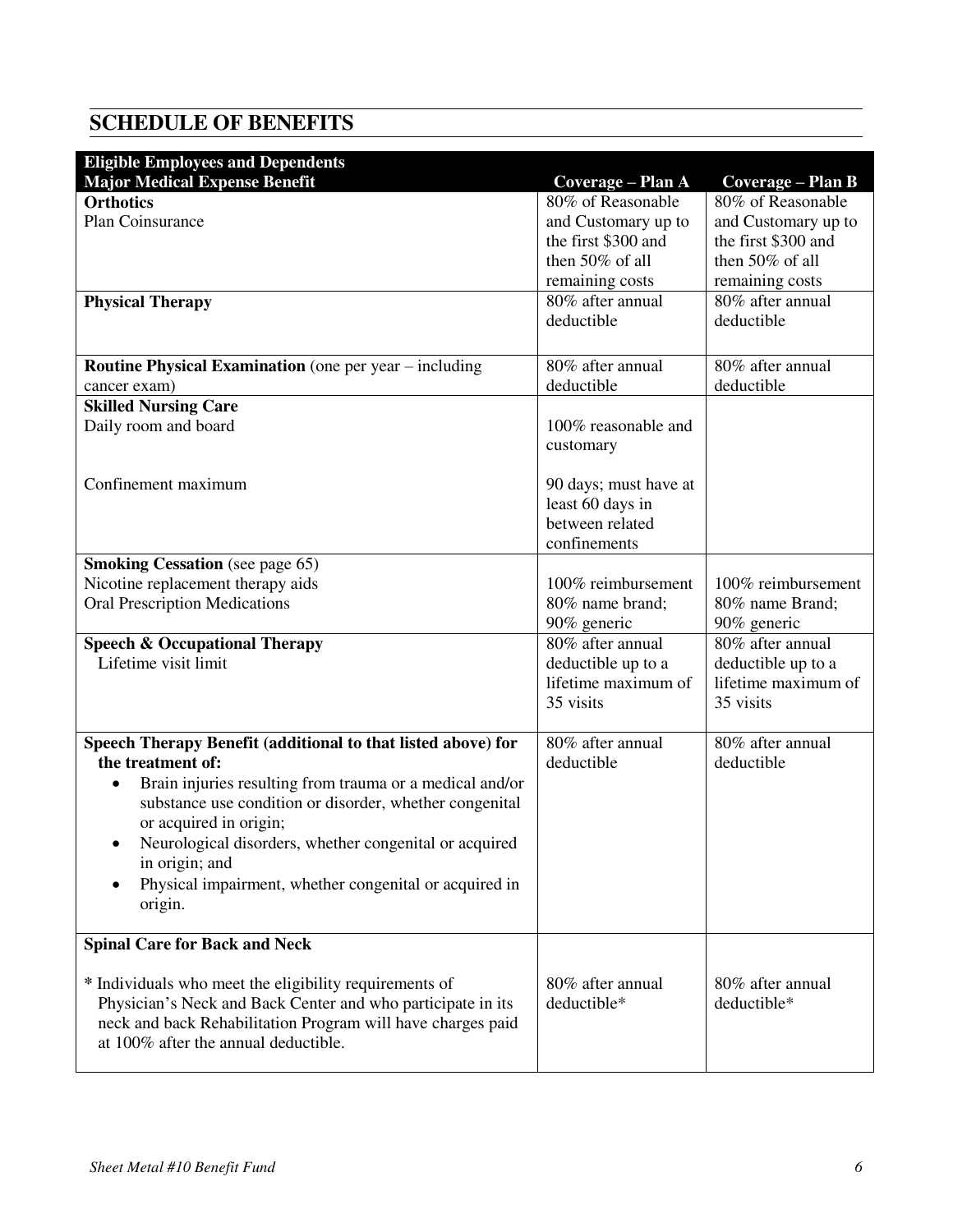## SCHEDULE OF BENEFITS

| Eligible Employees and Dependents<br>Major Medical Expense Benefit | Coverage – Plan A | Coverage – Plan B |
|---|---|---|
| **Orthotics**<br>Plan Coinsurance | 80% of Reasonable and Customary up to the first $300 and then 50% of all remaining costs | 80% of Reasonable and Customary up to the first $300 and then 50% of all remaining costs |
| **Physical Therapy** | 80% after annual deductible | 80% after annual deductible |
| **Routine Physical Examination** (one per year – including cancer exam) | 80% after annual deductible | 80% after annual deductible |
| **Skilled Nursing Care** | | |
| Daily room and board | 100% reasonable and customary | |
| Confinement maximum | 90 days; must have at least 60 days in between related confinements | |
| **Smoking Cessation** (see page 65) | | |
| Nicotine replacement therapy aids | 100% reimbursement | 100% reimbursement |
| Oral Prescription Medications | 80% name brand; 90% generic | 80% name Brand; 90% generic |
| **Speech & Occupational Therapy**<br>Lifetime visit limit | 80% after annual deductible up to a lifetime maximum of 35 visits | 80% after annual deductible up to a lifetime maximum of 35 visits |
| **Speech Therapy Benefit (additional to that listed above) for the treatment of:**<br>• Brain injuries resulting from trauma or a medical and/or substance use condition or disorder, whether congenital or acquired in origin;<br>• Neurological disorders, whether congenital or acquired in origin; and<br>• Physical impairment, whether congenital or acquired in origin. | 80% after annual deductible | 80% after annual deductible |
| **Spinal Care for Back and Neck**<br>* Individuals who meet the eligibility requirements of Physician's Neck and Back Center and who participate in its neck and back Rehabilitation Program will have charges paid at 100% after the annual deductible. | 80% after annual deductible* | 80% after annual deductible* |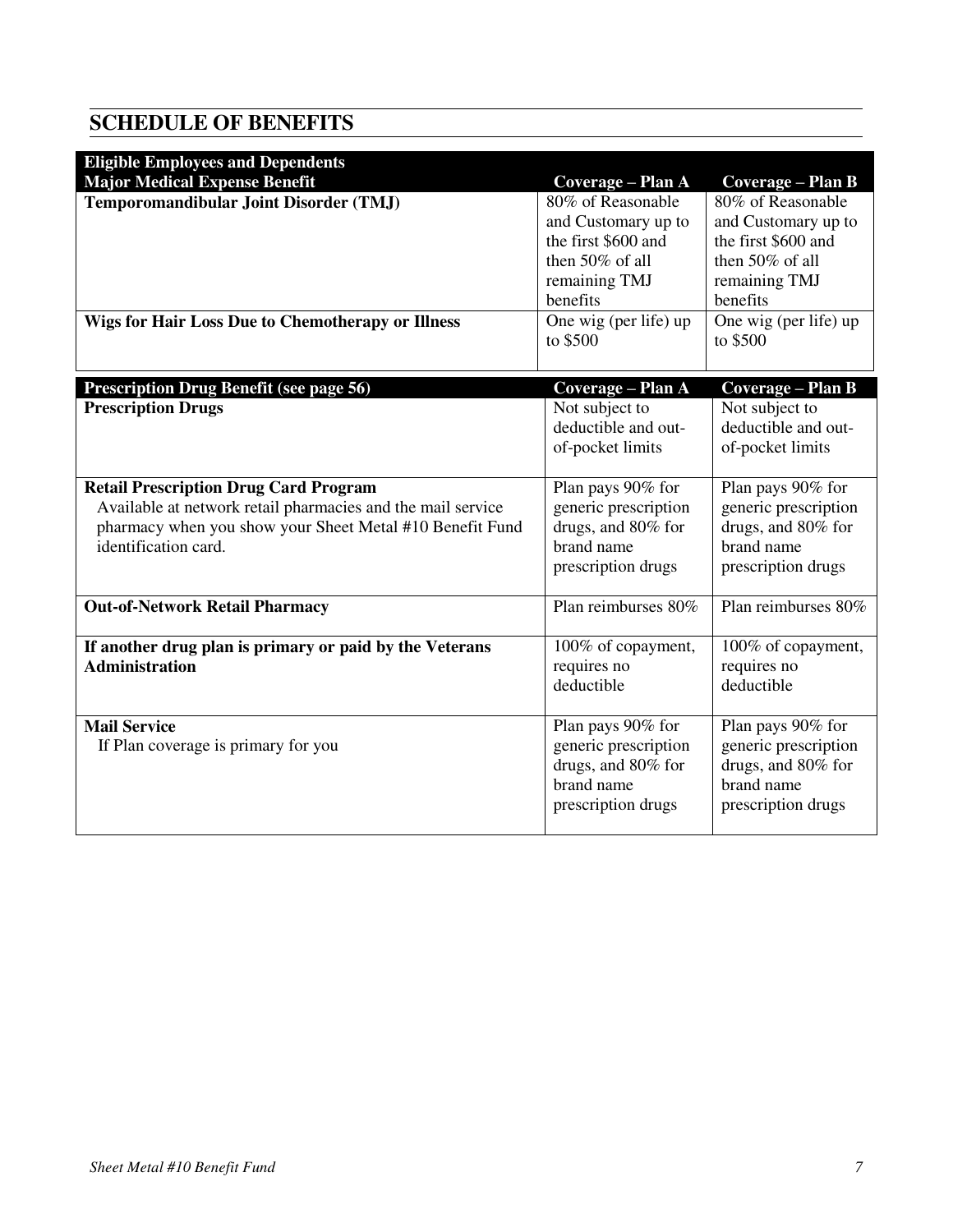## SCHEDULE OF BENEFITS

| Eligible Employees and Dependents<br>Major Medical Expense Benefit | Coverage – Plan A | Coverage – Plan B |
|---|---|---|
| **Temporomandibular Joint Disorder (TMJ)** | 80% of Reasonable and Customary up to the first $600 and then 50% of all remaining TMJ benefits | 80% of Reasonable and Customary up to the first $600 and then 50% of all remaining TMJ benefits |
| **Wigs for Hair Loss Due to Chemotherapy or Illness** | One wig (per life) up to $500 | One wig (per life) up to $500 |

| Prescription Drug Benefit (see page 56) | Coverage – Plan A | Coverage – Plan B |
|---|---|---|
| **Prescription Drugs** | Not subject to deductible and out-of-pocket limits | Not subject to deductible and out-of-pocket limits |
| **Retail Prescription Drug Card Program**<br>Available at network retail pharmacies and the mail service pharmacy when you show your Sheet Metal #10 Benefit Fund identification card. | Plan pays 90% for generic prescription drugs, and 80% for brand name prescription drugs | Plan pays 90% for generic prescription drugs, and 80% for brand name prescription drugs |
| **Out-of-Network Retail Pharmacy** | Plan reimburses 80% | Plan reimburses 80% |
| **If another drug plan is primary or paid by the Veterans Administration** | 100% of copayment, requires no deductible | 100% of copayment, requires no deductible |
| **Mail Service**<br>If Plan coverage is primary for you | Plan pays 90% for generic prescription drugs, and 80% for brand name prescription drugs | Plan pays 90% for generic prescription drugs, and 80% for brand name prescription drugs |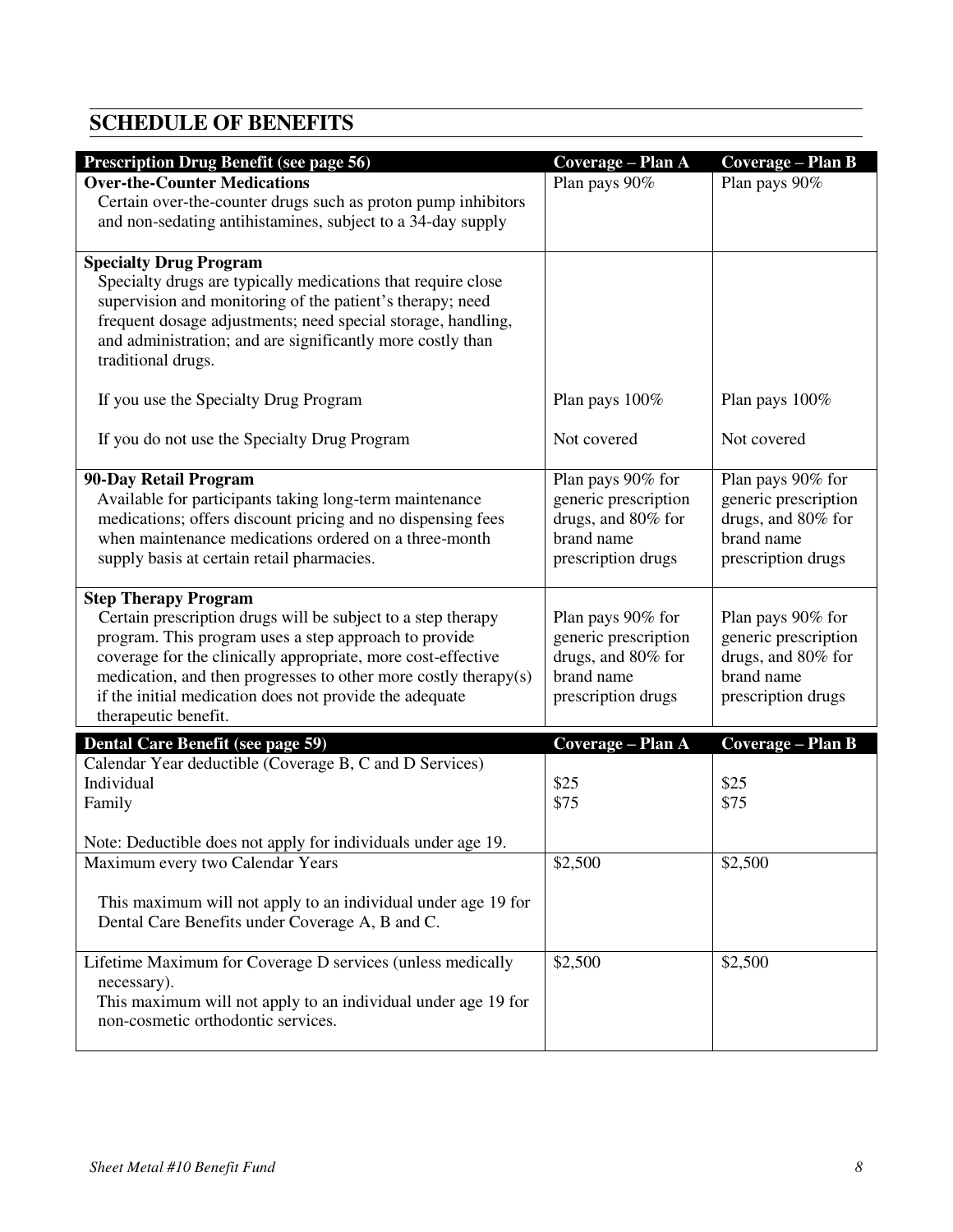## SCHEDULE OF BENEFITS

| Prescription Drug Benefit (see page 56) | Coverage – Plan A | Coverage – Plan B |
|---|---|---|
| **Over-the-Counter Medications**<br>Certain over-the-counter drugs such as proton pump inhibitors and non-sedating antihistamines, subject to a 34-day supply | Plan pays 90% | Plan pays 90% |
| **Specialty Drug Program**<br>Specialty drugs are typically medications that require close supervision and monitoring of the patient's therapy; need frequent dosage adjustments; need special storage, handling, and administration; and are significantly more costly than traditional drugs. | | |
| If you use the Specialty Drug Program | Plan pays 100% | Plan pays 100% |
| If you do not use the Specialty Drug Program | Not covered | Not covered |
| **90-Day Retail Program**<br>Available for participants taking long-term maintenance medications; offers discount pricing and no dispensing fees when maintenance medications ordered on a three-month supply basis at certain retail pharmacies. | Plan pays 90% for generic prescription drugs, and 80% for brand name prescription drugs | Plan pays 90% for generic prescription drugs, and 80% for brand name prescription drugs |
| **Step Therapy Program**<br>Certain prescription drugs will be subject to a step therapy program. This program uses a step approach to provide coverage for the clinically appropriate, more cost-effective medication, and then progresses to other more costly therapy(s) if the initial medication does not provide the adequate therapeutic benefit. | Plan pays 90% for generic prescription drugs, and 80% for brand name prescription drugs | Plan pays 90% for generic prescription drugs, and 80% for brand name prescription drugs |

| Dental Care Benefit (see page 59) | Coverage – Plan A | Coverage – Plan B |
|---|---|---|
| Calendar Year deductible (Coverage B, C and D Services)<br>Individual<br>Family<br><br>Note: Deductible does not apply for individuals under age 19. | <br>$25<br>$75 | <br>$25<br>$75 |
| Maximum every two Calendar Years<br><br>This maximum will not apply to an individual under age 19 for Dental Care Benefits under Coverage A, B and C. | $2,500 | $2,500 |
| Lifetime Maximum for Coverage D services (unless medically necessary).<br>This maximum will not apply to an individual under age 19 for non-cosmetic orthodontic services. | $2,500 | $2,500 |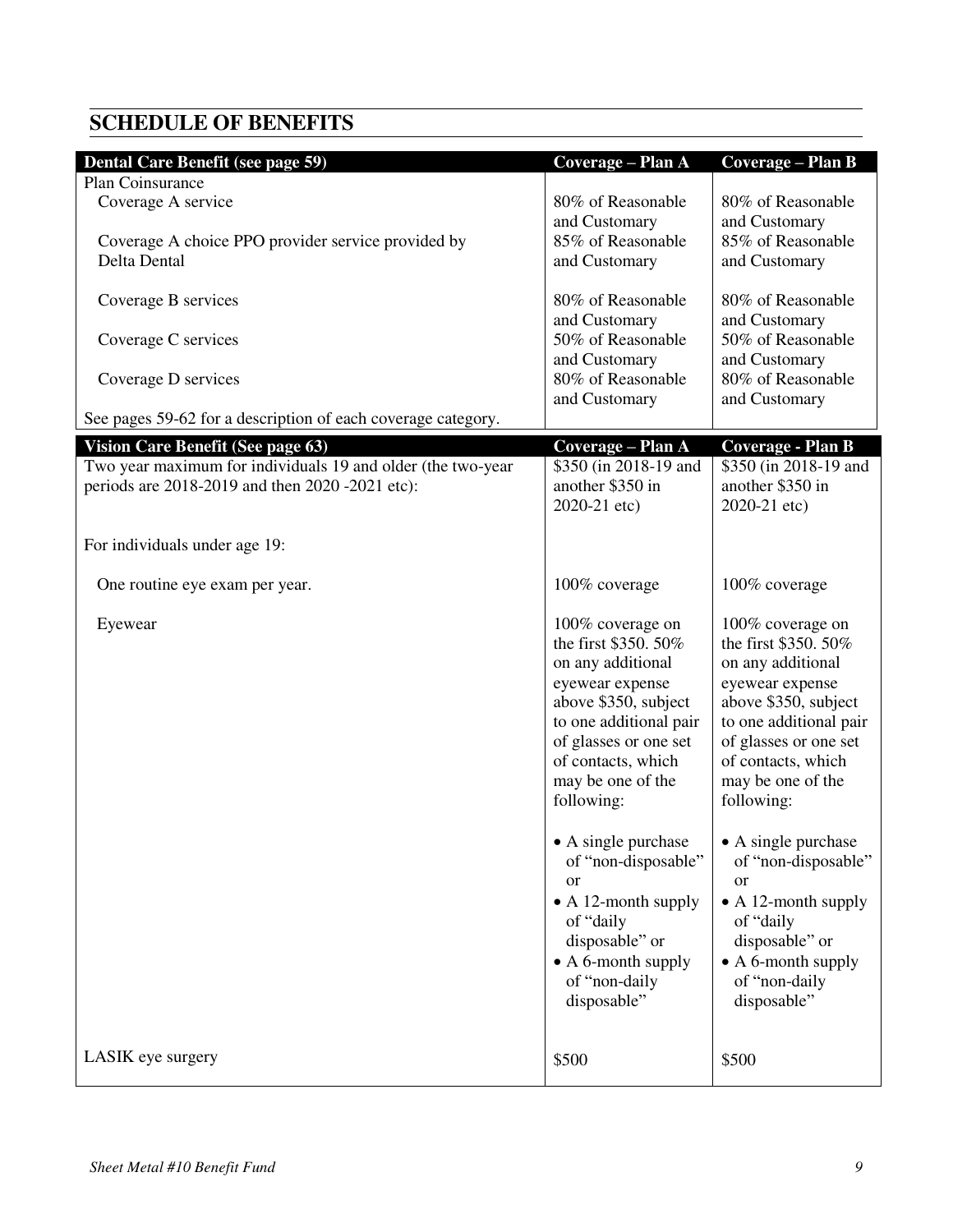## SCHEDULE OF BENEFITS

| Dental Care Benefit (see page 59) | Coverage – Plan A | Coverage – Plan B |
|---|---|---|
| Plan Coinsurance | | |
| Coverage A service | 80% of Reasonable and Customary | 80% of Reasonable and Customary |
| Coverage A choice PPO provider service provided by Delta Dental | 85% of Reasonable and Customary | 85% of Reasonable and Customary |
| Coverage B services | 80% of Reasonable and Customary | 80% of Reasonable and Customary |
| Coverage C services | 50% of Reasonable and Customary | 50% of Reasonable and Customary |
| Coverage D services | 80% of Reasonable and Customary | 80% of Reasonable and Customary |
| See pages 59-62 for a description of each coverage category. | | |

| Vision Care Benefit (See page 63) | Coverage – Plan A | Coverage - Plan B |
|---|---|---|
| Two year maximum for individuals 19 and older (the two-year periods are 2018-2019 and then 2020 -2021 etc): | \$350 (in 2018-19 and another \$350 in 2020-21 etc) | \$350 (in 2018-19 and another \$350 in 2020-21 etc) |
| For individuals under age 19: | | |
| One routine eye exam per year. | 100% coverage | 100% coverage |
| Eyewear | 100% coverage on the first \$350. 50% on any additional eyewear expense above \$350, subject to one additional pair of glasses or one set of contacts, which may be one of the following:<br>• A single purchase of "non-disposable" or<br>• A 12-month supply of "daily disposable" or<br>• A 6-month supply of "non-daily disposable" | 100% coverage on the first \$350. 50% on any additional eyewear expense above \$350, subject to one additional pair of glasses or one set of contacts, which may be one of the following:<br>• A single purchase of "non-disposable" or<br>• A 12-month supply of "daily disposable" or<br>• A 6-month supply of "non-daily disposable" |
| LASIK eye surgery | \$500 | \$500 |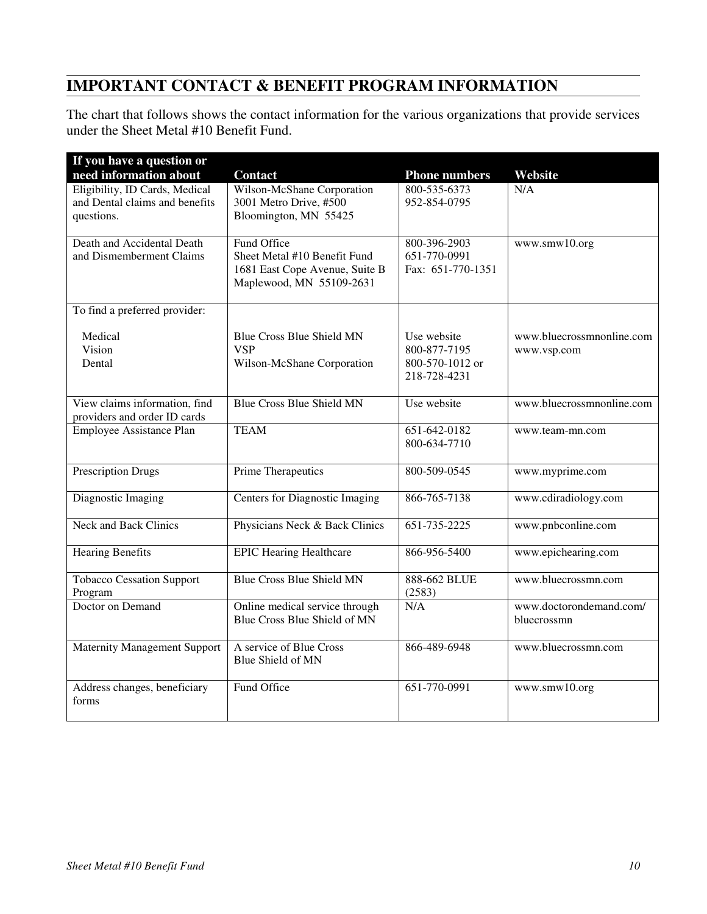## IMPORTANT CONTACT & BENEFIT PROGRAM INFORMATION

The chart that follows shows the contact information for the various organizations that provide services under the Sheet Metal #10 Benefit Fund.

| If you have a question or need information about | Contact | Phone numbers | Website |
|---|---|---|---|
| Eligibility, ID Cards, Medical and Dental claims and benefits questions. | Wilson-McShane Corporation<br>3001 Metro Drive, #500<br>Bloomington, MN 55425 | 800-535-6373<br>952-854-0795 | N/A |
| Death and Accidental Death and Dismemberment Claims | Fund Office<br>Sheet Metal #10 Benefit Fund<br>1681 East Cope Avenue, Suite B<br>Maplewood, MN 55109-2631 | 800-396-2903<br>651-770-0991<br>Fax: 651-770-1351 | www.smw10.org |
| To find a preferred provider:<br><br>Medical<br>Vision<br>Dental | <br><br>Blue Cross Blue Shield MN<br>VSP<br>Wilson-McShane Corporation | <br><br>Use website<br>800-877-7195<br>800-570-1012 or 218-728-4231 | <br><br>www.bluecrossmnonline.com<br>www.vsp.com |
| View claims information, find providers and order ID cards | Blue Cross Blue Shield MN | Use website | www.bluecrossmnonline.com |
| Employee Assistance Plan | TEAM | 651-642-0182<br>800-634-7710 | www.team-mn.com |
| Prescription Drugs | Prime Therapeutics | 800-509-0545 | www.myprime.com |
| Diagnostic Imaging | Centers for Diagnostic Imaging | 866-765-7138 | www.cdiradiology.com |
| Neck and Back Clinics | Physicians Neck & Back Clinics | 651-735-2225 | www.pnbconline.com |
| Hearing Benefits | EPIC Hearing Healthcare | 866-956-5400 | www.epichearing.com |
| Tobacco Cessation Support Program | Blue Cross Blue Shield MN | 888-662 BLUE (2583) | www.bluecrossmn.com |
| Doctor on Demand | Online medical service through Blue Cross Blue Shield of MN | N/A | www.doctorondemand.com/bluecrossmn |
| Maternity Management Support | A service of Blue Cross Blue Shield of MN | 866-489-6948 | www.bluecrossmn.com |
| Address changes, beneficiary forms | Fund Office | 651-770-0991 | www.smw10.org |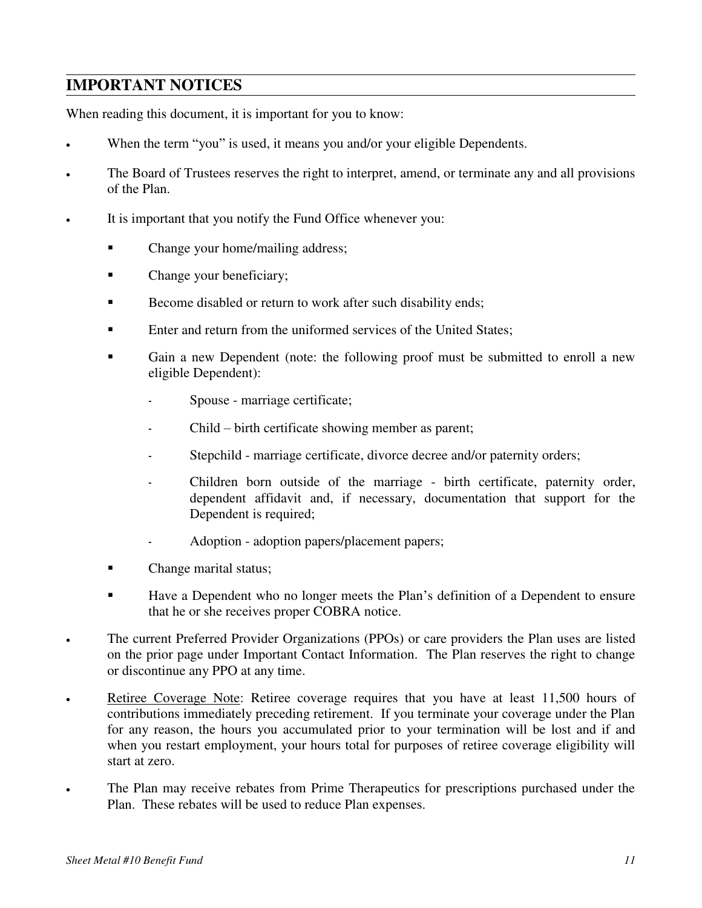## IMPORTANT NOTICES

When reading this document, it is important for you to know:

- When the term "you" is used, it means you and/or your eligible Dependents.
- The Board of Trustees reserves the right to interpret, amend, or terminate any and all provisions of the Plan.
- It is important that you notify the Fund Office whenever you:
  - Change your home/mailing address;
  - Change your beneficiary;
  - Become disabled or return to work after such disability ends;
  - Enter and return from the uniformed services of the United States;
  - Gain a new Dependent (note: the following proof must be submitted to enroll a new eligible Dependent):
    - Spouse - marriage certificate;
    - Child – birth certificate showing member as parent;
    - Stepchild - marriage certificate, divorce decree and/or paternity orders;
    - Children born outside of the marriage - birth certificate, paternity order, dependent affidavit and, if necessary, documentation that support for the Dependent is required;
    - Adoption - adoption papers/placement papers;
  - Change marital status;
  - Have a Dependent who no longer meets the Plan's definition of a Dependent to ensure that he or she receives proper COBRA notice.
- The current Preferred Provider Organizations (PPOs) or care providers the Plan uses are listed on the prior page under Important Contact Information. The Plan reserves the right to change or discontinue any PPO at any time.
- Retiree Coverage Note: Retiree coverage requires that you have at least 11,500 hours of contributions immediately preceding retirement. If you terminate your coverage under the Plan for any reason, the hours you accumulated prior to your termination will be lost and if and when you restart employment, your hours total for purposes of retiree coverage eligibility will start at zero.
- The Plan may receive rebates from Prime Therapeutics for prescriptions purchased under the Plan. These rebates will be used to reduce Plan expenses.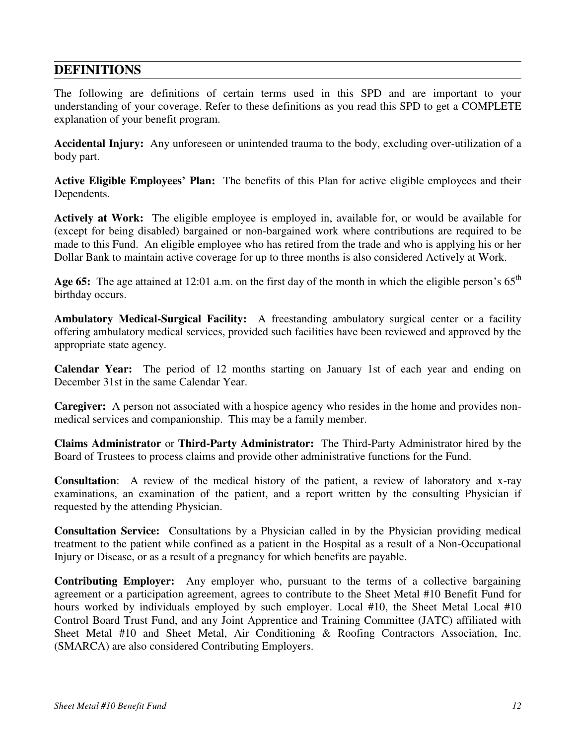## DEFINITIONS

The following are definitions of certain terms used in this SPD and are important to your understanding of your coverage. Refer to these definitions as you read this SPD to get a COMPLETE explanation of your benefit program.

**Accidental Injury:** Any unforeseen or unintended trauma to the body, excluding over-utilization of a body part.

**Active Eligible Employees' Plan:** The benefits of this Plan for active eligible employees and their Dependents.

**Actively at Work:** The eligible employee is employed in, available for, or would be available for (except for being disabled) bargained or non-bargained work where contributions are required to be made to this Fund. An eligible employee who has retired from the trade and who is applying his or her Dollar Bank to maintain active coverage for up to three months is also considered Actively at Work.

**Age 65:** The age attained at 12:01 a.m. on the first day of the month in which the eligible person's 65th birthday occurs.

**Ambulatory Medical-Surgical Facility:** A freestanding ambulatory surgical center or a facility offering ambulatory medical services, provided such facilities have been reviewed and approved by the appropriate state agency.

**Calendar Year:** The period of 12 months starting on January 1st of each year and ending on December 31st in the same Calendar Year.

**Caregiver:** A person not associated with a hospice agency who resides in the home and provides non-medical services and companionship. This may be a family member.

**Claims Administrator** or **Third-Party Administrator:** The Third-Party Administrator hired by the Board of Trustees to process claims and provide other administrative functions for the Fund.

**Consultation**: A review of the medical history of the patient, a review of laboratory and x-ray examinations, an examination of the patient, and a report written by the consulting Physician if requested by the attending Physician.

**Consultation Service:** Consultations by a Physician called in by the Physician providing medical treatment to the patient while confined as a patient in the Hospital as a result of a Non-Occupational Injury or Disease, or as a result of a pregnancy for which benefits are payable.

**Contributing Employer:** Any employer who, pursuant to the terms of a collective bargaining agreement or a participation agreement, agrees to contribute to the Sheet Metal #10 Benefit Fund for hours worked by individuals employed by such employer. Local #10, the Sheet Metal Local #10 Control Board Trust Fund, and any Joint Apprentice and Training Committee (JATC) affiliated with Sheet Metal #10 and Sheet Metal, Air Conditioning & Roofing Contractors Association, Inc. (SMARCA) are also considered Contributing Employers.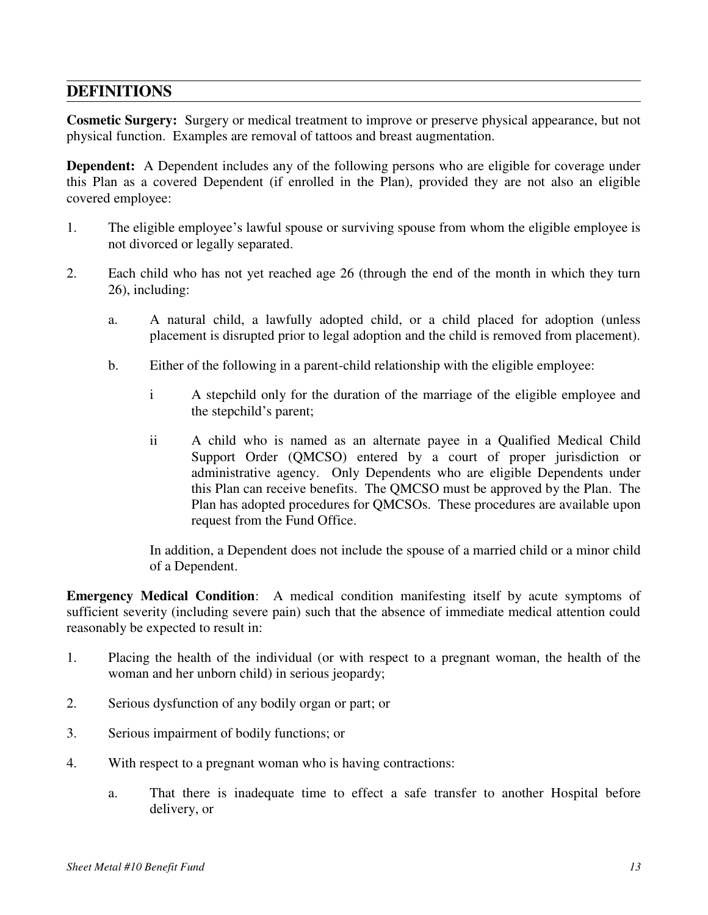## DEFINITIONS

**Cosmetic Surgery:** Surgery or medical treatment to improve or preserve physical appearance, but not physical function. Examples are removal of tattoos and breast augmentation.

**Dependent:** A Dependent includes any of the following persons who are eligible for coverage under this Plan as a covered Dependent (if enrolled in the Plan), provided they are not also an eligible covered employee:

1. The eligible employee's lawful spouse or surviving spouse from whom the eligible employee is not divorced or legally separated.

2. Each child who has not yet reached age 26 (through the end of the month in which they turn 26), including:

   a. A natural child, a lawfully adopted child, or a child placed for adoption (unless placement is disrupted prior to legal adoption and the child is removed from placement).

   b. Either of the following in a parent-child relationship with the eligible employee:

      i A stepchild only for the duration of the marriage of the eligible employee and the stepchild's parent;

      ii A child who is named as an alternate payee in a Qualified Medical Child Support Order (QMCSO) entered by a court of proper jurisdiction or administrative agency. Only Dependents who are eligible Dependents under this Plan can receive benefits. The QMCSO must be approved by the Plan. The Plan has adopted procedures for QMCSOs. These procedures are available upon request from the Fund Office.

   In addition, a Dependent does not include the spouse of a married child or a minor child of a Dependent.

**Emergency Medical Condition**: A medical condition manifesting itself by acute symptoms of sufficient severity (including severe pain) such that the absence of immediate medical attention could reasonably be expected to result in:

1. Placing the health of the individual (or with respect to a pregnant woman, the health of the woman and her unborn child) in serious jeopardy;

2. Serious dysfunction of any bodily organ or part; or

3. Serious impairment of bodily functions; or

4. With respect to a pregnant woman who is having contractions:

   a. That there is inadequate time to effect a safe transfer to another Hospital before delivery, or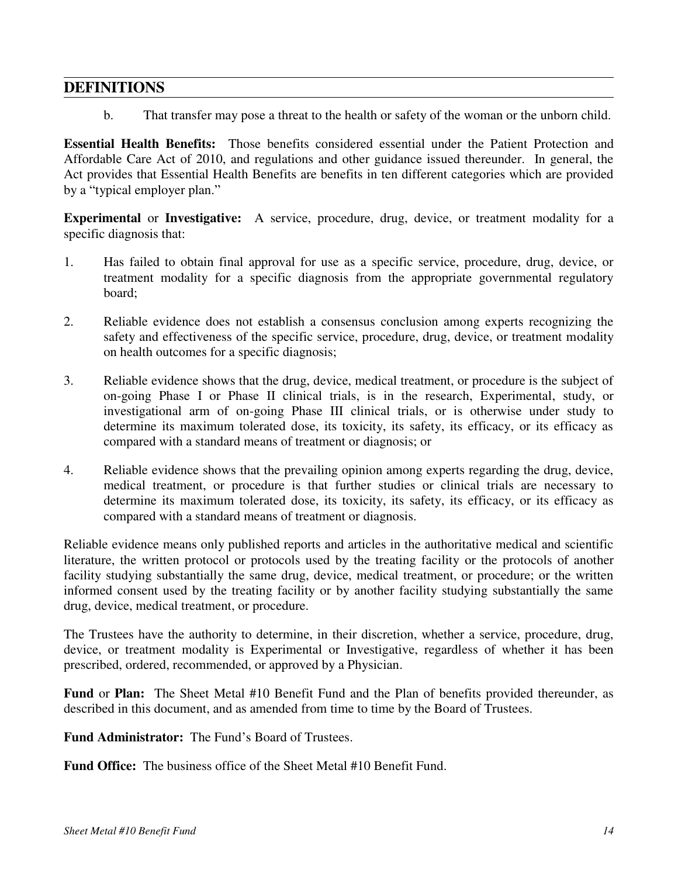## DEFINITIONS

b. That transfer may pose a threat to the health or safety of the woman or the unborn child.

**Essential Health Benefits:** Those benefits considered essential under the Patient Protection and Affordable Care Act of 2010, and regulations and other guidance issued thereunder. In general, the Act provides that Essential Health Benefits are benefits in ten different categories which are provided by a "typical employer plan."

**Experimental** or **Investigative:** A service, procedure, drug, device, or treatment modality for a specific diagnosis that:

1. Has failed to obtain final approval for use as a specific service, procedure, drug, device, or treatment modality for a specific diagnosis from the appropriate governmental regulatory board;

2. Reliable evidence does not establish a consensus conclusion among experts recognizing the safety and effectiveness of the specific service, procedure, drug, device, or treatment modality on health outcomes for a specific diagnosis;

3. Reliable evidence shows that the drug, device, medical treatment, or procedure is the subject of on-going Phase I or Phase II clinical trials, is in the research, Experimental, study, or investigational arm of on-going Phase III clinical trials, or is otherwise under study to determine its maximum tolerated dose, its toxicity, its safety, its efficacy, or its efficacy as compared with a standard means of treatment or diagnosis; or

4. Reliable evidence shows that the prevailing opinion among experts regarding the drug, device, medical treatment, or procedure is that further studies or clinical trials are necessary to determine its maximum tolerated dose, its toxicity, its safety, its efficacy, or its efficacy as compared with a standard means of treatment or diagnosis.

Reliable evidence means only published reports and articles in the authoritative medical and scientific literature, the written protocol or protocols used by the treating facility or the protocols of another facility studying substantially the same drug, device, medical treatment, or procedure; or the written informed consent used by the treating facility or by another facility studying substantially the same drug, device, medical treatment, or procedure.

The Trustees have the authority to determine, in their discretion, whether a service, procedure, drug, device, or treatment modality is Experimental or Investigative, regardless of whether it has been prescribed, ordered, recommended, or approved by a Physician.

**Fund** or **Plan:** The Sheet Metal #10 Benefit Fund and the Plan of benefits provided thereunder, as described in this document, and as amended from time to time by the Board of Trustees.

**Fund Administrator:** The Fund's Board of Trustees.

**Fund Office:** The business office of the Sheet Metal #10 Benefit Fund.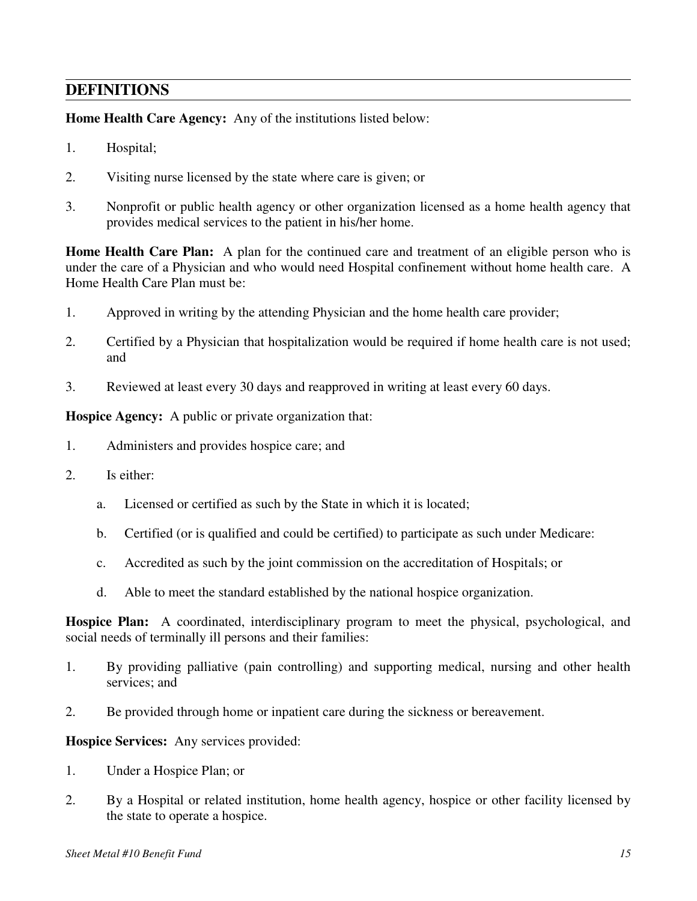## DEFINITIONS

**Home Health Care Agency:** Any of the institutions listed below:

1. Hospital;
2. Visiting nurse licensed by the state where care is given; or
3. Nonprofit or public health agency or other organization licensed as a home health agency that provides medical services to the patient in his/her home.

**Home Health Care Plan:** A plan for the continued care and treatment of an eligible person who is under the care of a Physician and who would need Hospital confinement without home health care. A Home Health Care Plan must be:

1. Approved in writing by the attending Physician and the home health care provider;
2. Certified by a Physician that hospitalization would be required if home health care is not used; and
3. Reviewed at least every 30 days and reapproved in writing at least every 60 days.

**Hospice Agency:** A public or private organization that:

1. Administers and provides hospice care; and
2. Is either:
   a. Licensed or certified as such by the State in which it is located;
   b. Certified (or is qualified and could be certified) to participate as such under Medicare:
   c. Accredited as such by the joint commission on the accreditation of Hospitals; or
   d. Able to meet the standard established by the national hospice organization.

**Hospice Plan:** A coordinated, interdisciplinary program to meet the physical, psychological, and social needs of terminally ill persons and their families:

1. By providing palliative (pain controlling) and supporting medical, nursing and other health services; and
2. Be provided through home or inpatient care during the sickness or bereavement.

**Hospice Services:** Any services provided:

1. Under a Hospice Plan; or
2. By a Hospital or related institution, home health agency, hospice or other facility licensed by the state to operate a hospice.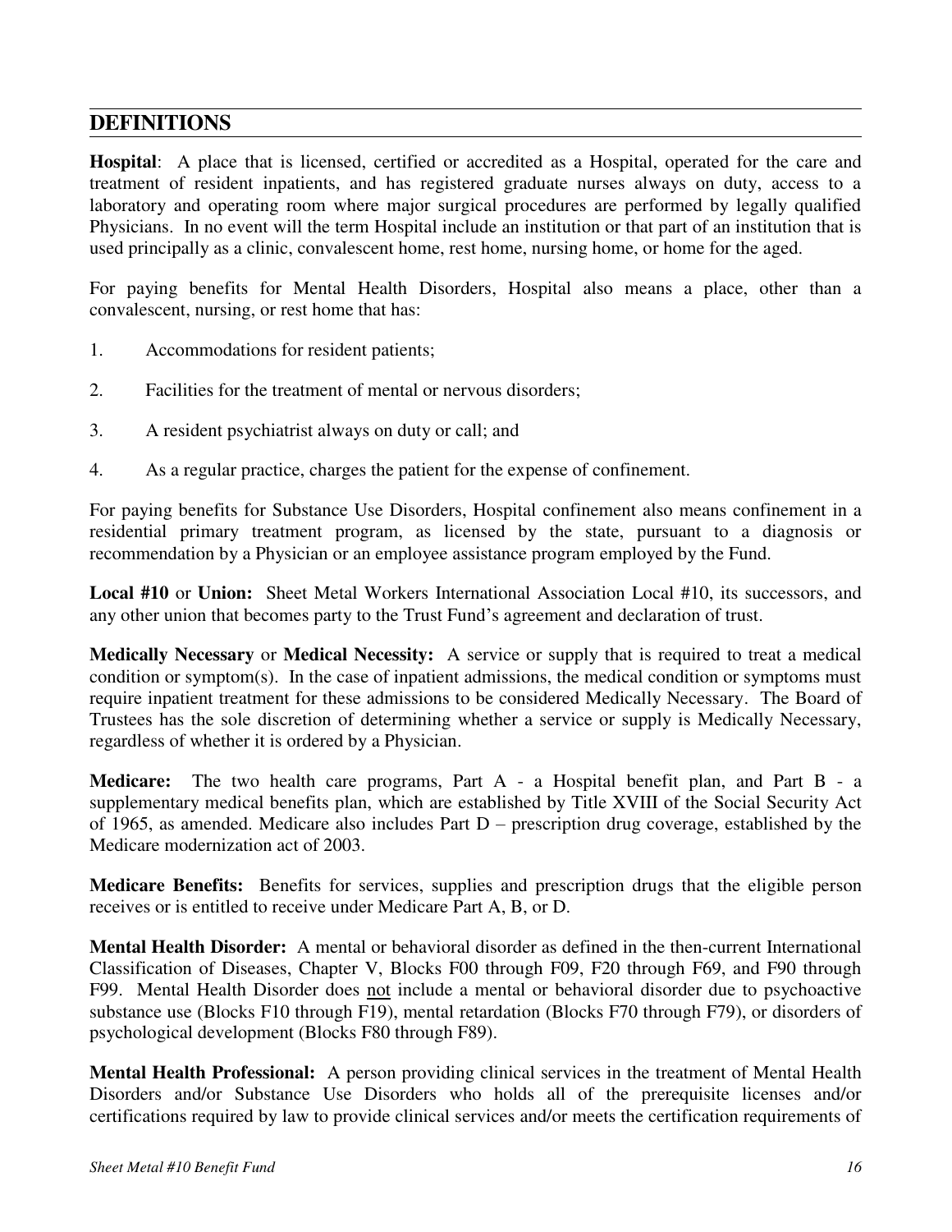## DEFINITIONS

**Hospital**: A place that is licensed, certified or accredited as a Hospital, operated for the care and treatment of resident inpatients, and has registered graduate nurses always on duty, access to a laboratory and operating room where major surgical procedures are performed by legally qualified Physicians. In no event will the term Hospital include an institution or that part of an institution that is used principally as a clinic, convalescent home, rest home, nursing home, or home for the aged.

For paying benefits for Mental Health Disorders, Hospital also means a place, other than a convalescent, nursing, or rest home that has:

1. Accommodations for resident patients;
2. Facilities for the treatment of mental or nervous disorders;
3. A resident psychiatrist always on duty or call; and
4. As a regular practice, charges the patient for the expense of confinement.

For paying benefits for Substance Use Disorders, Hospital confinement also means confinement in a residential primary treatment program, as licensed by the state, pursuant to a diagnosis or recommendation by a Physician or an employee assistance program employed by the Fund.

**Local #10** or **Union:** Sheet Metal Workers International Association Local #10, its successors, and any other union that becomes party to the Trust Fund's agreement and declaration of trust.

**Medically Necessary** or **Medical Necessity:** A service or supply that is required to treat a medical condition or symptom(s). In the case of inpatient admissions, the medical condition or symptoms must require inpatient treatment for these admissions to be considered Medically Necessary. The Board of Trustees has the sole discretion of determining whether a service or supply is Medically Necessary, regardless of whether it is ordered by a Physician.

**Medicare:** The two health care programs, Part A - a Hospital benefit plan, and Part B - a supplementary medical benefits plan, which are established by Title XVIII of the Social Security Act of 1965, as amended. Medicare also includes Part D – prescription drug coverage, established by the Medicare modernization act of 2003.

**Medicare Benefits:** Benefits for services, supplies and prescription drugs that the eligible person receives or is entitled to receive under Medicare Part A, B, or D.

**Mental Health Disorder:** A mental or behavioral disorder as defined in the then-current International Classification of Diseases, Chapter V, Blocks F00 through F09, F20 through F69, and F90 through F99. Mental Health Disorder does not include a mental or behavioral disorder due to psychoactive substance use (Blocks F10 through F19), mental retardation (Blocks F70 through F79), or disorders of psychological development (Blocks F80 through F89).

**Mental Health Professional:** A person providing clinical services in the treatment of Mental Health Disorders and/or Substance Use Disorders who holds all of the prerequisite licenses and/or certifications required by law to provide clinical services and/or meets the certification requirements of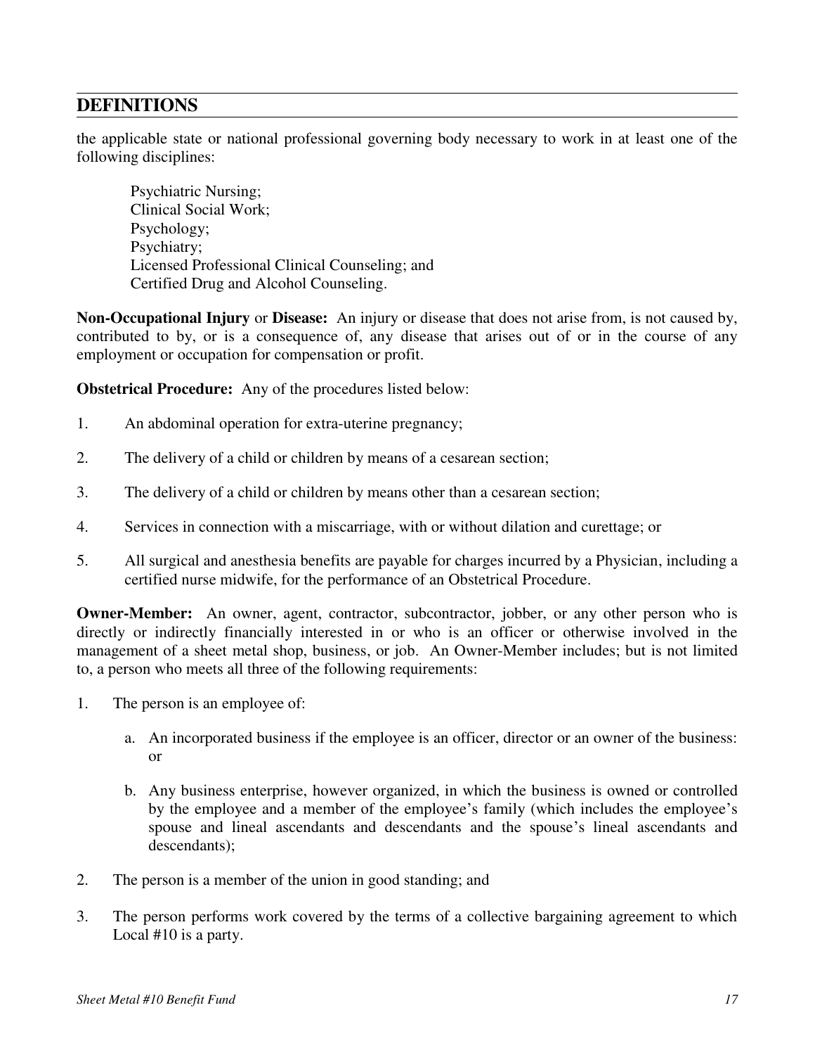## DEFINITIONS

the applicable state or national professional governing body necessary to work in at least one of the following disciplines:

Psychiatric Nursing;
Clinical Social Work;
Psychology;
Psychiatry;
Licensed Professional Clinical Counseling; and
Certified Drug and Alcohol Counseling.

**Non-Occupational Injury** or **Disease:** An injury or disease that does not arise from, is not caused by, contributed to by, or is a consequence of, any disease that arises out of or in the course of any employment or occupation for compensation or profit.

**Obstetrical Procedure:** Any of the procedures listed below:

1. An abdominal operation for extra-uterine pregnancy;
2. The delivery of a child or children by means of a cesarean section;
3. The delivery of a child or children by means other than a cesarean section;
4. Services in connection with a miscarriage, with or without dilation and curettage; or
5. All surgical and anesthesia benefits are payable for charges incurred by a Physician, including a certified nurse midwife, for the performance of an Obstetrical Procedure.

**Owner-Member:** An owner, agent, contractor, subcontractor, jobber, or any other person who is directly or indirectly financially interested in or who is an officer or otherwise involved in the management of a sheet metal shop, business, or job. An Owner-Member includes; but is not limited to, a person who meets all three of the following requirements:

1. The person is an employee of:
   a. An incorporated business if the employee is an officer, director or an owner of the business: or
   b. Any business enterprise, however organized, in which the business is owned or controlled by the employee and a member of the employee's family (which includes the employee's spouse and lineal ascendants and descendants and the spouse's lineal ascendants and descendants);
2. The person is a member of the union in good standing; and
3. The person performs work covered by the terms of a collective bargaining agreement to which Local #10 is a party.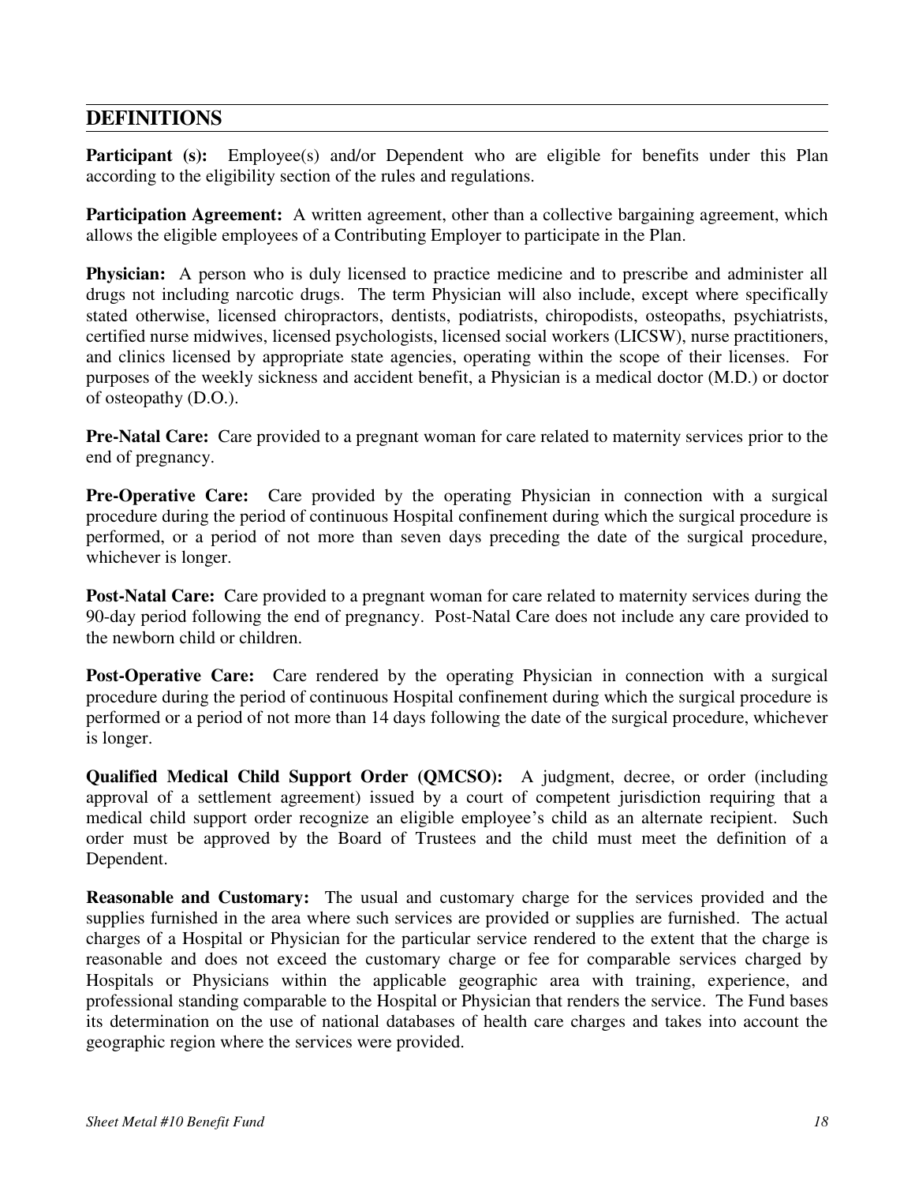## DEFINITIONS

**Participant (s):** Employee(s) and/or Dependent who are eligible for benefits under this Plan according to the eligibility section of the rules and regulations.

**Participation Agreement:** A written agreement, other than a collective bargaining agreement, which allows the eligible employees of a Contributing Employer to participate in the Plan.

**Physician:** A person who is duly licensed to practice medicine and to prescribe and administer all drugs not including narcotic drugs. The term Physician will also include, except where specifically stated otherwise, licensed chiropractors, dentists, podiatrists, chiropodists, osteopaths, psychiatrists, certified nurse midwives, licensed psychologists, licensed social workers (LICSW), nurse practitioners, and clinics licensed by appropriate state agencies, operating within the scope of their licenses. For purposes of the weekly sickness and accident benefit, a Physician is a medical doctor (M.D.) or doctor of osteopathy (D.O.).

**Pre-Natal Care:** Care provided to a pregnant woman for care related to maternity services prior to the end of pregnancy.

**Pre-Operative Care:** Care provided by the operating Physician in connection with a surgical procedure during the period of continuous Hospital confinement during which the surgical procedure is performed, or a period of not more than seven days preceding the date of the surgical procedure, whichever is longer.

**Post-Natal Care:** Care provided to a pregnant woman for care related to maternity services during the 90-day period following the end of pregnancy. Post-Natal Care does not include any care provided to the newborn child or children.

**Post-Operative Care:** Care rendered by the operating Physician in connection with a surgical procedure during the period of continuous Hospital confinement during which the surgical procedure is performed or a period of not more than 14 days following the date of the surgical procedure, whichever is longer.

**Qualified Medical Child Support Order (QMCSO):** A judgment, decree, or order (including approval of a settlement agreement) issued by a court of competent jurisdiction requiring that a medical child support order recognize an eligible employee's child as an alternate recipient. Such order must be approved by the Board of Trustees and the child must meet the definition of a Dependent.

**Reasonable and Customary:** The usual and customary charge for the services provided and the supplies furnished in the area where such services are provided or supplies are furnished. The actual charges of a Hospital or Physician for the particular service rendered to the extent that the charge is reasonable and does not exceed the customary charge or fee for comparable services charged by Hospitals or Physicians within the applicable geographic area with training, experience, and professional standing comparable to the Hospital or Physician that renders the service. The Fund bases its determination on the use of national databases of health care charges and takes into account the geographic region where the services were provided.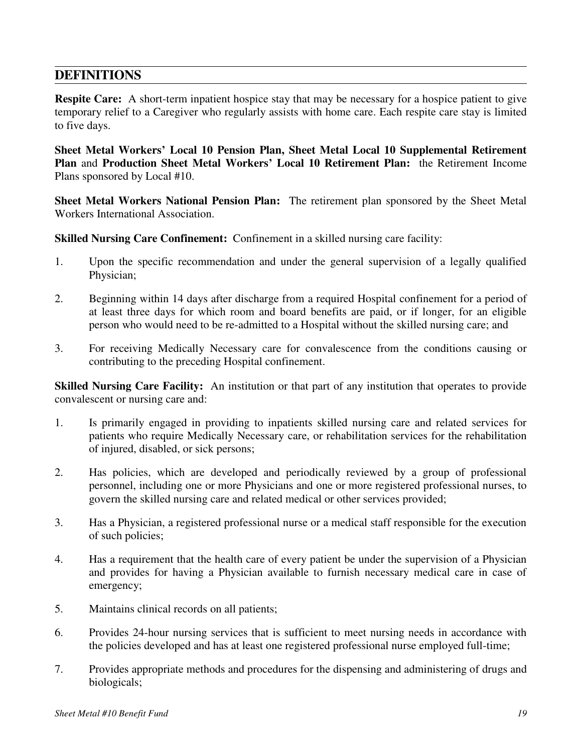## DEFINITIONS

**Respite Care:** A short-term inpatient hospice stay that may be necessary for a hospice patient to give temporary relief to a Caregiver who regularly assists with home care. Each respite care stay is limited to five days.

**Sheet Metal Workers' Local 10 Pension Plan, Sheet Metal Local 10 Supplemental Retirement Plan** and **Production Sheet Metal Workers' Local 10 Retirement Plan:** the Retirement Income Plans sponsored by Local #10.

**Sheet Metal Workers National Pension Plan:** The retirement plan sponsored by the Sheet Metal Workers International Association.

**Skilled Nursing Care Confinement:** Confinement in a skilled nursing care facility:

1. Upon the specific recommendation and under the general supervision of a legally qualified Physician;
2. Beginning within 14 days after discharge from a required Hospital confinement for a period of at least three days for which room and board benefits are paid, or if longer, for an eligible person who would need to be re-admitted to a Hospital without the skilled nursing care; and
3. For receiving Medically Necessary care for convalescence from the conditions causing or contributing to the preceding Hospital confinement.

**Skilled Nursing Care Facility:** An institution or that part of any institution that operates to provide convalescent or nursing care and:

1. Is primarily engaged in providing to inpatients skilled nursing care and related services for patients who require Medically Necessary care, or rehabilitation services for the rehabilitation of injured, disabled, or sick persons;
2. Has policies, which are developed and periodically reviewed by a group of professional personnel, including one or more Physicians and one or more registered professional nurses, to govern the skilled nursing care and related medical or other services provided;
3. Has a Physician, a registered professional nurse or a medical staff responsible for the execution of such policies;
4. Has a requirement that the health care of every patient be under the supervision of a Physician and provides for having a Physician available to furnish necessary medical care in case of emergency;
5. Maintains clinical records on all patients;
6. Provides 24-hour nursing services that is sufficient to meet nursing needs in accordance with the policies developed and has at least one registered professional nurse employed full-time;
7. Provides appropriate methods and procedures for the dispensing and administering of drugs and biologicals;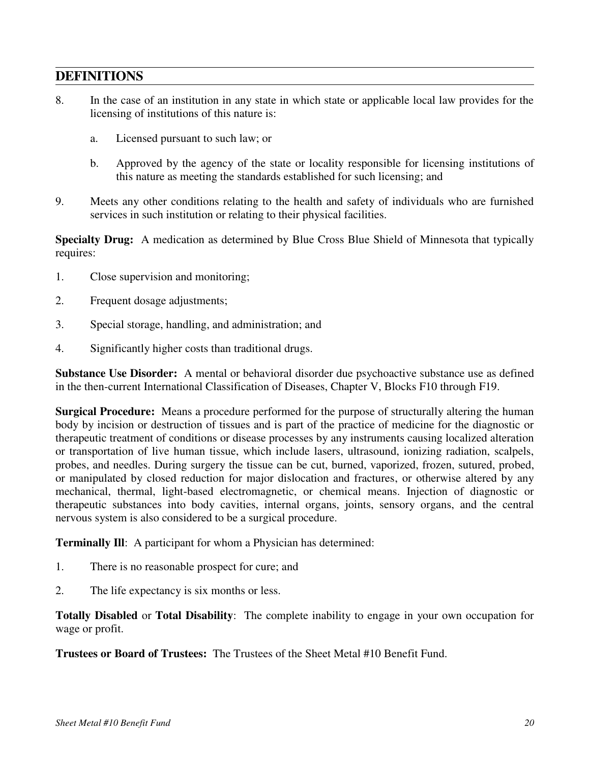## DEFINITIONS

8. In the case of an institution in any state in which state or applicable local law provides for the licensing of institutions of this nature is:

    a. Licensed pursuant to such law; or

    b. Approved by the agency of the state or locality responsible for licensing institutions of this nature as meeting the standards established for such licensing; and

9. Meets any other conditions relating to the health and safety of individuals who are furnished services in such institution or relating to their physical facilities.

**Specialty Drug:** A medication as determined by Blue Cross Blue Shield of Minnesota that typically requires:

1. Close supervision and monitoring;
2. Frequent dosage adjustments;
3. Special storage, handling, and administration; and
4. Significantly higher costs than traditional drugs.

**Substance Use Disorder:** A mental or behavioral disorder due psychoactive substance use as defined in the then-current International Classification of Diseases, Chapter V, Blocks F10 through F19.

**Surgical Procedure:** Means a procedure performed for the purpose of structurally altering the human body by incision or destruction of tissues and is part of the practice of medicine for the diagnostic or therapeutic treatment of conditions or disease processes by any instruments causing localized alteration or transportation of live human tissue, which include lasers, ultrasound, ionizing radiation, scalpels, probes, and needles. During surgery the tissue can be cut, burned, vaporized, frozen, sutured, probed, or manipulated by closed reduction for major dislocation and fractures, or otherwise altered by any mechanical, thermal, light-based electromagnetic, or chemical means. Injection of diagnostic or therapeutic substances into body cavities, internal organs, joints, sensory organs, and the central nervous system is also considered to be a surgical procedure.

**Terminally Ill**: A participant for whom a Physician has determined:

1. There is no reasonable prospect for cure; and
2. The life expectancy is six months or less.

**Totally Disabled** or **Total Disability**: The complete inability to engage in your own occupation for wage or profit.

**Trustees or Board of Trustees:** The Trustees of the Sheet Metal #10 Benefit Fund.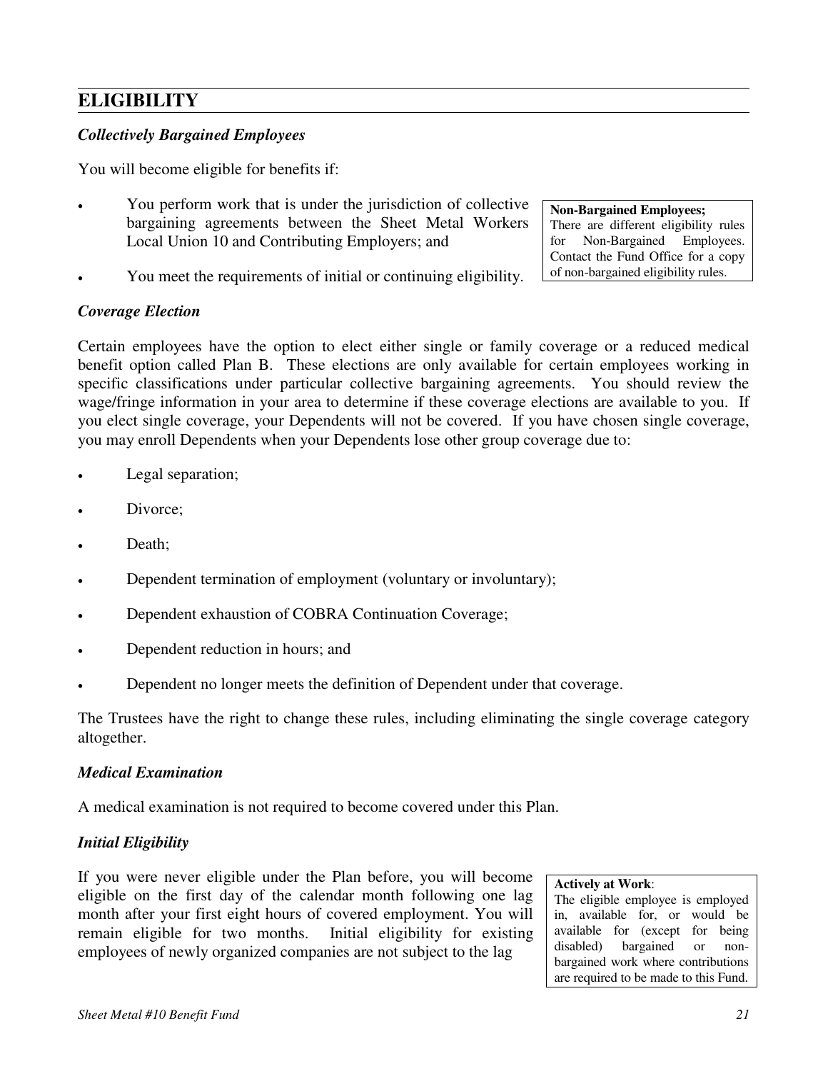## ELIGIBILITY

### *Collectively Bargained Employees*

You will become eligible for benefits if:

- You perform work that is under the jurisdiction of collective bargaining agreements between the Sheet Metal Workers Local Union 10 and Contributing Employers; and
- You meet the requirements of initial or continuing eligibility.

**Non-Bargained Employees;**
There are different eligibility rules for Non-Bargained Employees. Contact the Fund Office for a copy of non-bargained eligibility rules.

### *Coverage Election*

Certain employees have the option to elect either single or family coverage or a reduced medical benefit option called Plan B. These elections are only available for certain employees working in specific classifications under particular collective bargaining agreements. You should review the wage/fringe information in your area to determine if these coverage elections are available to you. If you elect single coverage, your Dependents will not be covered. If you have chosen single coverage, you may enroll Dependents when your Dependents lose other group coverage due to:

- Legal separation;
- Divorce;
- Death;
- Dependent termination of employment (voluntary or involuntary);
- Dependent exhaustion of COBRA Continuation Coverage;
- Dependent reduction in hours; and
- Dependent no longer meets the definition of Dependent under that coverage.

The Trustees have the right to change these rules, including eliminating the single coverage category altogether.

### *Medical Examination*

A medical examination is not required to become covered under this Plan.

### *Initial Eligibility*

If you were never eligible under the Plan before, you will become eligible on the first day of the calendar month following one lag month after your first eight hours of covered employment. You will remain eligible for two months. Initial eligibility for existing employees of newly organized companies are not subject to the lag

**Actively at Work**:
The eligible employee is employed in, available for, or would be available for (except for being disabled) bargained or non-bargained work where contributions are required to be made to this Fund.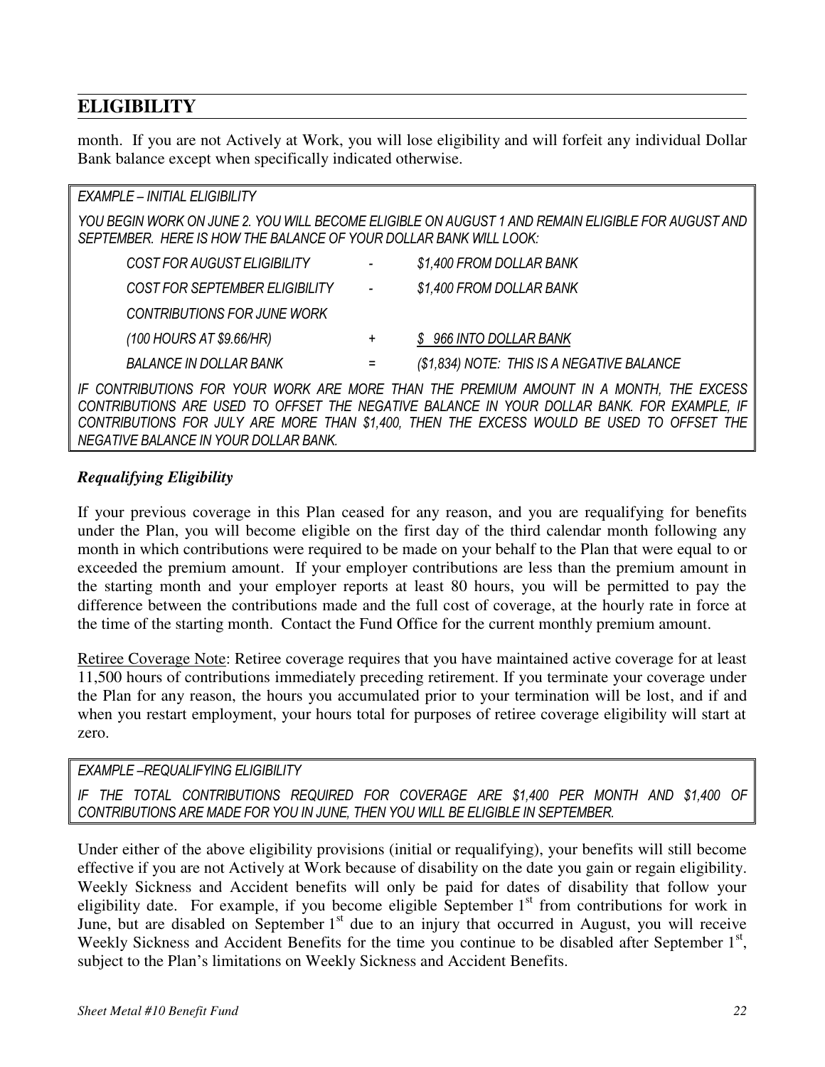## ELIGIBILITY

month. If you are not Actively at Work, you will lose eligibility and will forfeit any individual Dollar Bank balance except when specifically indicated otherwise.

*EXAMPLE – INITIAL ELIGIBILITY*

*YOU BEGIN WORK ON JUNE 2. YOU WILL BECOME ELIGIBLE ON AUGUST 1 AND REMAIN ELIGIBLE FOR AUGUST AND SEPTEMBER. HERE IS HOW THE BALANCE OF YOUR DOLLAR BANK WILL LOOK:*

| | | |
|---|---|---|
| *COST FOR AUGUST ELIGIBILITY* | - | *$1,400 FROM DOLLAR BANK* |
| *COST FOR SEPTEMBER ELIGIBILITY* | - | *$1,400 FROM DOLLAR BANK* |
| *CONTRIBUTIONS FOR JUNE WORK* | | |
| *(100 HOURS AT $9.66/HR)* | + | *$ 966 INTO DOLLAR BANK* |
| *BALANCE IN DOLLAR BANK* | = | *($1,834) NOTE: THIS IS A NEGATIVE BALANCE* |

*IF CONTRIBUTIONS FOR YOUR WORK ARE MORE THAN THE PREMIUM AMOUNT IN A MONTH, THE EXCESS CONTRIBUTIONS ARE USED TO OFFSET THE NEGATIVE BALANCE IN YOUR DOLLAR BANK. FOR EXAMPLE, IF CONTRIBUTIONS FOR JULY ARE MORE THAN $1,400, THEN THE EXCESS WOULD BE USED TO OFFSET THE NEGATIVE BALANCE IN YOUR DOLLAR BANK.*

### *Requalifying Eligibility*

If your previous coverage in this Plan ceased for any reason, and you are requalifying for benefits under the Plan, you will become eligible on the first day of the third calendar month following any month in which contributions were required to be made on your behalf to the Plan that were equal to or exceeded the premium amount. If your employer contributions are less than the premium amount in the starting month and your employer reports at least 80 hours, you will be permitted to pay the difference between the contributions made and the full cost of coverage, at the hourly rate in force at the time of the starting month. Contact the Fund Office for the current monthly premium amount.

Retiree Coverage Note: Retiree coverage requires that you have maintained active coverage for at least 11,500 hours of contributions immediately preceding retirement. If you terminate your coverage under the Plan for any reason, the hours you accumulated prior to your termination will be lost, and if and when you restart employment, your hours total for purposes of retiree coverage eligibility will start at zero.

*EXAMPLE –REQUALIFYING ELIGIBILITY*

*IF THE TOTAL CONTRIBUTIONS REQUIRED FOR COVERAGE ARE $1,400 PER MONTH AND $1,400 OF CONTRIBUTIONS ARE MADE FOR YOU IN JUNE, THEN YOU WILL BE ELIGIBLE IN SEPTEMBER.*

Under either of the above eligibility provisions (initial or requalifying), your benefits will still become effective if you are not Actively at Work because of disability on the date you gain or regain eligibility. Weekly Sickness and Accident benefits will only be paid for dates of disability that follow your eligibility date. For example, if you become eligible September 1st from contributions for work in June, but are disabled on September 1st due to an injury that occurred in August, you will receive Weekly Sickness and Accident Benefits for the time you continue to be disabled after September 1st, subject to the Plan's limitations on Weekly Sickness and Accident Benefits.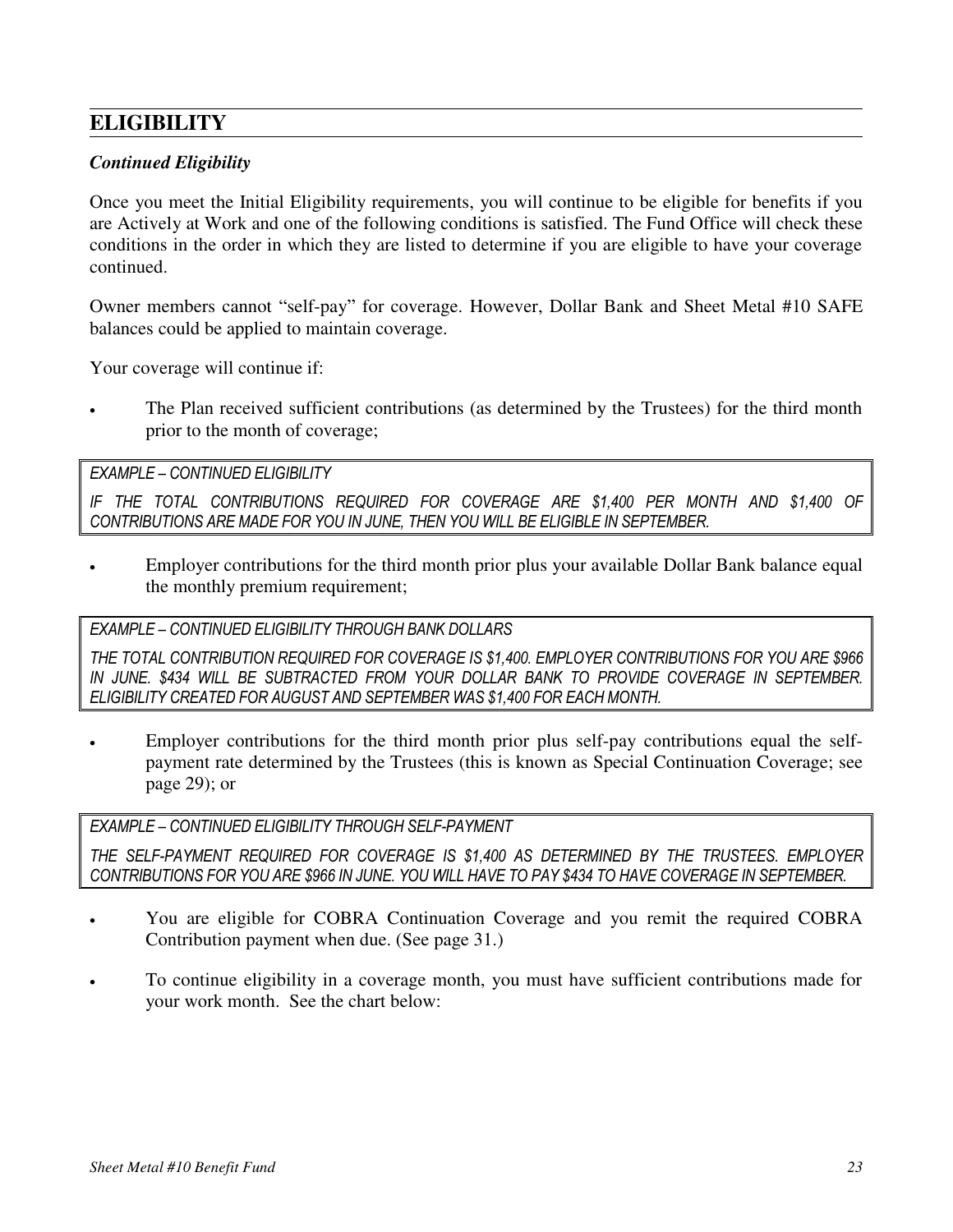## ELIGIBILITY

### *Continued Eligibility*

Once you meet the Initial Eligibility requirements, you will continue to be eligible for benefits if you are Actively at Work and one of the following conditions is satisfied. The Fund Office will check these conditions in the order in which they are listed to determine if you are eligible to have your coverage continued.

Owner members cannot "self-pay" for coverage. However, Dollar Bank and Sheet Metal #10 SAFE balances could be applied to maintain coverage.

Your coverage will continue if:

- The Plan received sufficient contributions (as determined by the Trustees) for the third month prior to the month of coverage;

> *EXAMPLE – CONTINUED ELIGIBILITY*
>
> *IF THE TOTAL CONTRIBUTIONS REQUIRED FOR COVERAGE ARE $1,400 PER MONTH AND $1,400 OF CONTRIBUTIONS ARE MADE FOR YOU IN JUNE, THEN YOU WILL BE ELIGIBLE IN SEPTEMBER.*

- Employer contributions for the third month prior plus your available Dollar Bank balance equal the monthly premium requirement;

> *EXAMPLE – CONTINUED ELIGIBILITY THROUGH BANK DOLLARS*
>
> *THE TOTAL CONTRIBUTION REQUIRED FOR COVERAGE IS $1,400. EMPLOYER CONTRIBUTIONS FOR YOU ARE $966 IN JUNE. $434 WILL BE SUBTRACTED FROM YOUR DOLLAR BANK TO PROVIDE COVERAGE IN SEPTEMBER. ELIGIBILITY CREATED FOR AUGUST AND SEPTEMBER WAS $1,400 FOR EACH MONTH.*

- Employer contributions for the third month prior plus self-pay contributions equal the self-payment rate determined by the Trustees (this is known as Special Continuation Coverage; see page 29); or

> *EXAMPLE – CONTINUED ELIGIBILITY THROUGH SELF-PAYMENT*
>
> *THE SELF-PAYMENT REQUIRED FOR COVERAGE IS $1,400 AS DETERMINED BY THE TRUSTEES. EMPLOYER CONTRIBUTIONS FOR YOU ARE $966 IN JUNE. YOU WILL HAVE TO PAY $434 TO HAVE COVERAGE IN SEPTEMBER.*

- You are eligible for COBRA Continuation Coverage and you remit the required COBRA Contribution payment when due. (See page 31.)

- To continue eligibility in a coverage month, you must have sufficient contributions made for your work month. See the chart below: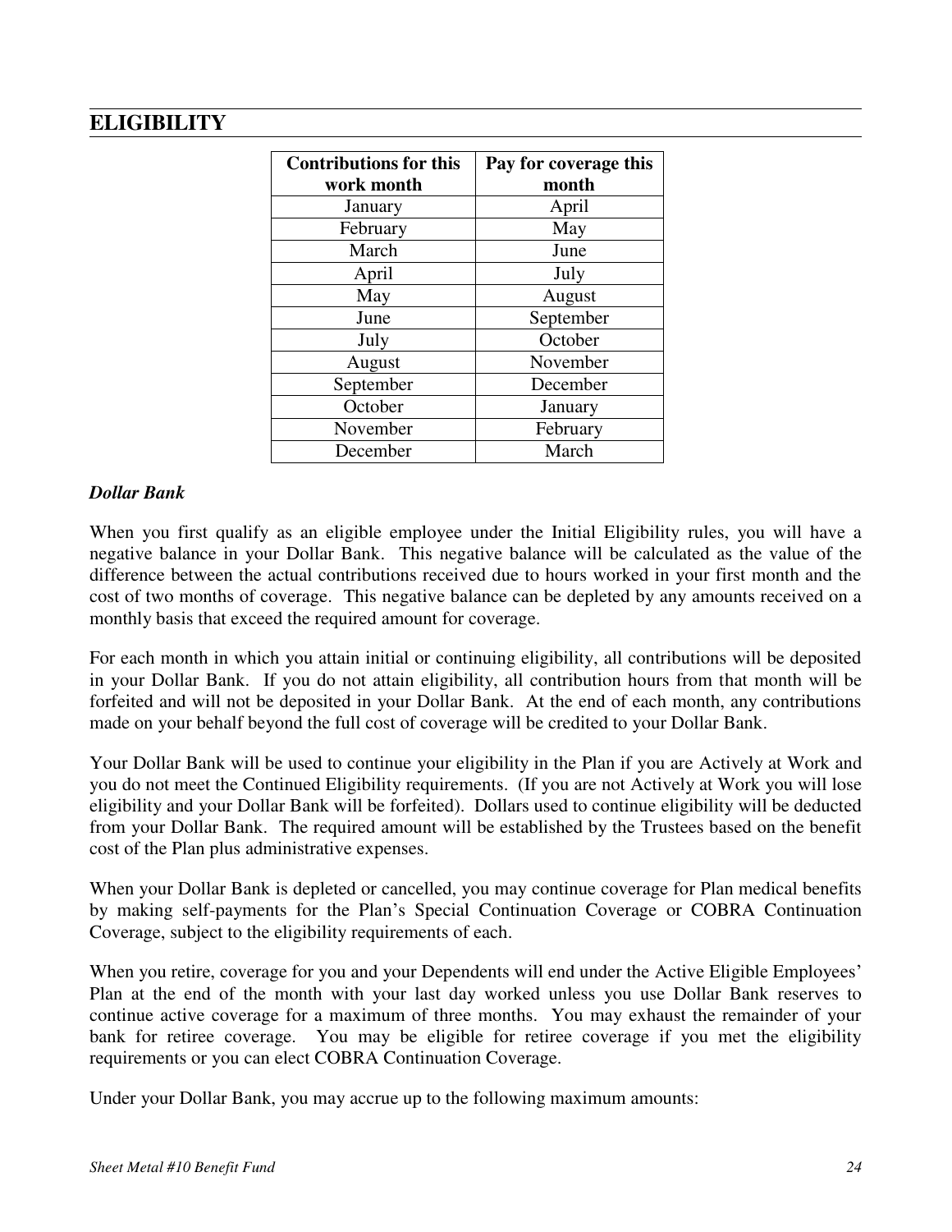## ELIGIBILITY

| Contributions for this work month | Pay for coverage this month |
|---|---|
| January | April |
| February | May |
| March | June |
| April | July |
| May | August |
| June | September |
| July | October |
| August | November |
| September | December |
| October | January |
| November | February |
| December | March |

***Dollar Bank***

When you first qualify as an eligible employee under the Initial Eligibility rules, you will have a negative balance in your Dollar Bank. This negative balance will be calculated as the value of the difference between the actual contributions received due to hours worked in your first month and the cost of two months of coverage. This negative balance can be depleted by any amounts received on a monthly basis that exceed the required amount for coverage.

For each month in which you attain initial or continuing eligibility, all contributions will be deposited in your Dollar Bank. If you do not attain eligibility, all contribution hours from that month will be forfeited and will not be deposited in your Dollar Bank. At the end of each month, any contributions made on your behalf beyond the full cost of coverage will be credited to your Dollar Bank.

Your Dollar Bank will be used to continue your eligibility in the Plan if you are Actively at Work and you do not meet the Continued Eligibility requirements. (If you are not Actively at Work you will lose eligibility and your Dollar Bank will be forfeited). Dollars used to continue eligibility will be deducted from your Dollar Bank. The required amount will be established by the Trustees based on the benefit cost of the Plan plus administrative expenses.

When your Dollar Bank is depleted or cancelled, you may continue coverage for Plan medical benefits by making self-payments for the Plan's Special Continuation Coverage or COBRA Continuation Coverage, subject to the eligibility requirements of each.

When you retire, coverage for you and your Dependents will end under the Active Eligible Employees' Plan at the end of the month with your last day worked unless you use Dollar Bank reserves to continue active coverage for a maximum of three months. You may exhaust the remainder of your bank for retiree coverage. You may be eligible for retiree coverage if you met the eligibility requirements or you can elect COBRA Continuation Coverage.

Under your Dollar Bank, you may accrue up to the following maximum amounts: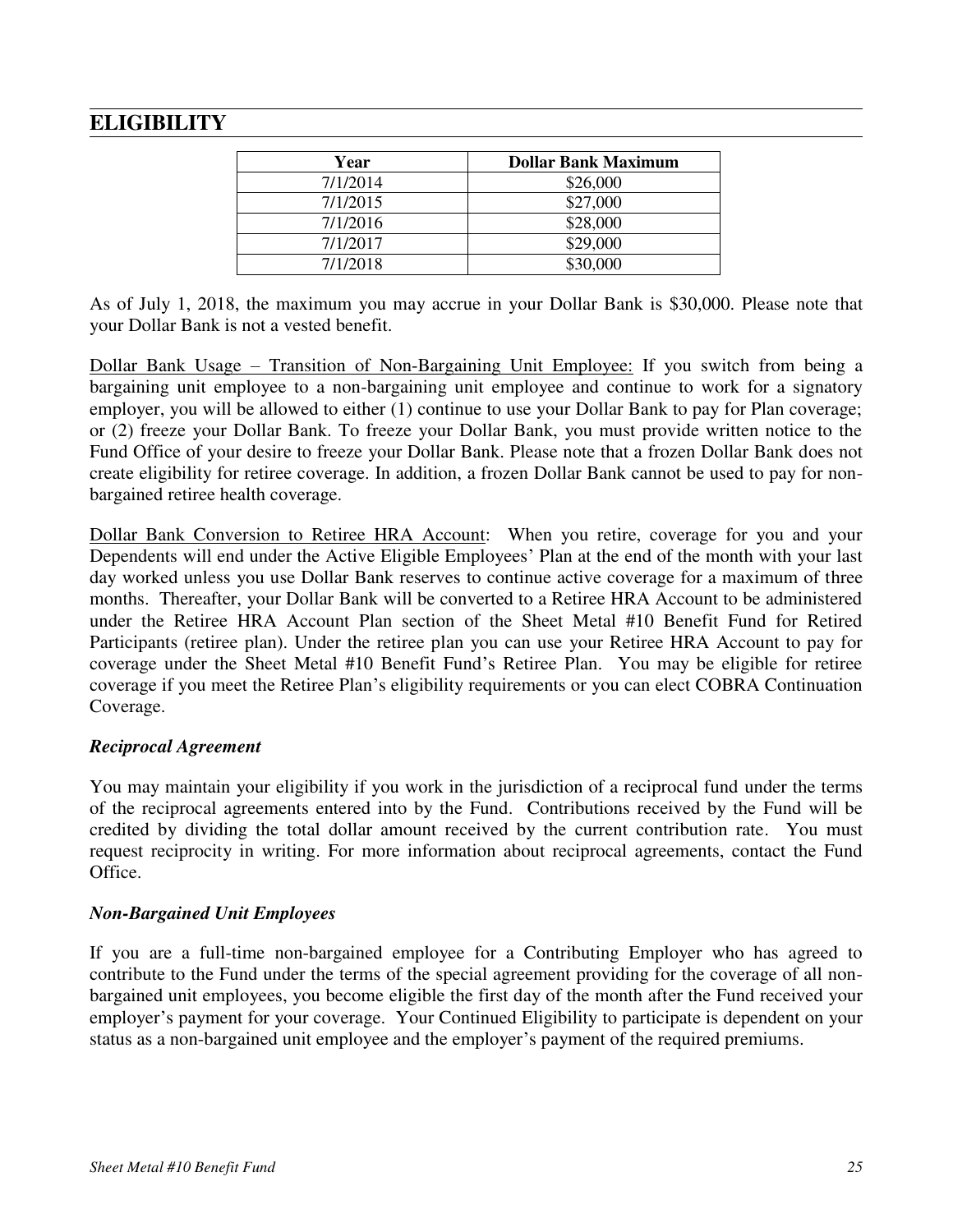## ELIGIBILITY

| Year | Dollar Bank Maximum |
|---|---|
| 7/1/2014 | \$26,000 |
| 7/1/2015 | \$27,000 |
| 7/1/2016 | \$28,000 |
| 7/1/2017 | \$29,000 |
| 7/1/2018 | \$30,000 |

As of July 1, 2018, the maximum you may accrue in your Dollar Bank is \$30,000. Please note that your Dollar Bank is not a vested benefit.

Dollar Bank Usage – Transition of Non-Bargaining Unit Employee: If you switch from being a bargaining unit employee to a non-bargaining unit employee and continue to work for a signatory employer, you will be allowed to either (1) continue to use your Dollar Bank to pay for Plan coverage; or (2) freeze your Dollar Bank. To freeze your Dollar Bank, you must provide written notice to the Fund Office of your desire to freeze your Dollar Bank. Please note that a frozen Dollar Bank does not create eligibility for retiree coverage. In addition, a frozen Dollar Bank cannot be used to pay for non-bargained retiree health coverage.

Dollar Bank Conversion to Retiree HRA Account: When you retire, coverage for you and your Dependents will end under the Active Eligible Employees' Plan at the end of the month with your last day worked unless you use Dollar Bank reserves to continue active coverage for a maximum of three months. Thereafter, your Dollar Bank will be converted to a Retiree HRA Account to be administered under the Retiree HRA Account Plan section of the Sheet Metal #10 Benefit Fund for Retired Participants (retiree plan). Under the retiree plan you can use your Retiree HRA Account to pay for coverage under the Sheet Metal #10 Benefit Fund's Retiree Plan. You may be eligible for retiree coverage if you meet the Retiree Plan's eligibility requirements or you can elect COBRA Continuation Coverage.

***Reciprocal Agreement***

You may maintain your eligibility if you work in the jurisdiction of a reciprocal fund under the terms of the reciprocal agreements entered into by the Fund. Contributions received by the Fund will be credited by dividing the total dollar amount received by the current contribution rate. You must request reciprocity in writing. For more information about reciprocal agreements, contact the Fund Office.

***Non-Bargained Unit Employees***

If you are a full-time non-bargained employee for a Contributing Employer who has agreed to contribute to the Fund under the terms of the special agreement providing for the coverage of all non-bargained unit employees, you become eligible the first day of the month after the Fund received your employer's payment for your coverage. Your Continued Eligibility to participate is dependent on your status as a non-bargained unit employee and the employer's payment of the required premiums.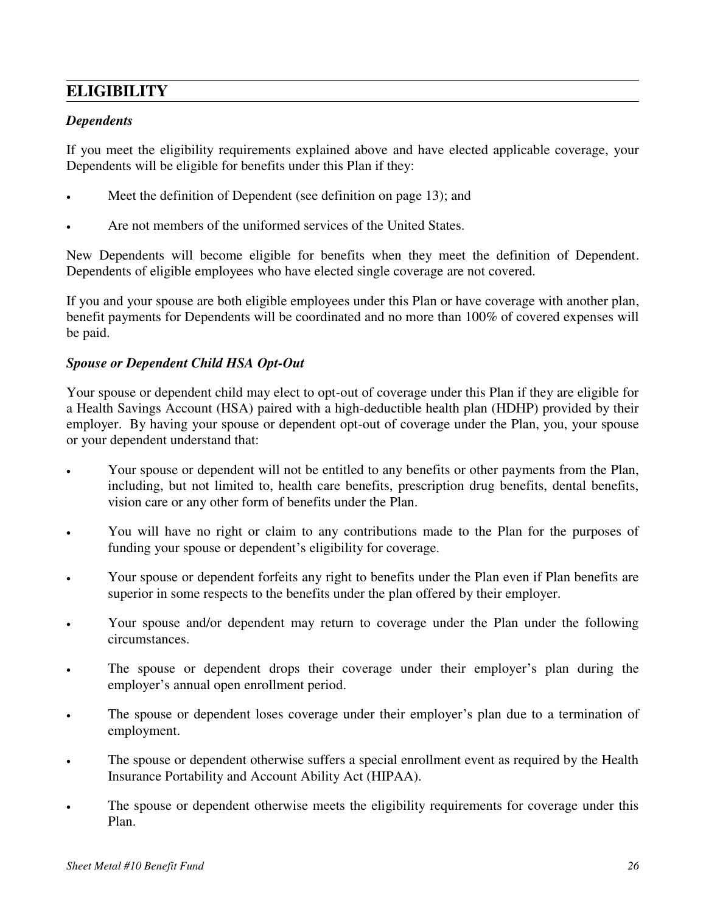## ELIGIBILITY

***Dependents***

If you meet the eligibility requirements explained above and have elected applicable coverage, your Dependents will be eligible for benefits under this Plan if they:

- Meet the definition of Dependent (see definition on page 13); and
- Are not members of the uniformed services of the United States.

New Dependents will become eligible for benefits when they meet the definition of Dependent. Dependents of eligible employees who have elected single coverage are not covered.

If you and your spouse are both eligible employees under this Plan or have coverage with another plan, benefit payments for Dependents will be coordinated and no more than 100% of covered expenses will be paid.

***Spouse or Dependent Child HSA Opt-Out***

Your spouse or dependent child may elect to opt-out of coverage under this Plan if they are eligible for a Health Savings Account (HSA) paired with a high-deductible health plan (HDHP) provided by their employer. By having your spouse or dependent opt-out of coverage under the Plan, you, your spouse or your dependent understand that:

- Your spouse or dependent will not be entitled to any benefits or other payments from the Plan, including, but not limited to, health care benefits, prescription drug benefits, dental benefits, vision care or any other form of benefits under the Plan.
- You will have no right or claim to any contributions made to the Plan for the purposes of funding your spouse or dependent's eligibility for coverage.
- Your spouse or dependent forfeits any right to benefits under the Plan even if Plan benefits are superior in some respects to the benefits under the plan offered by their employer.
- Your spouse and/or dependent may return to coverage under the Plan under the following circumstances.
- The spouse or dependent drops their coverage under their employer's plan during the employer's annual open enrollment period.
- The spouse or dependent loses coverage under their employer's plan due to a termination of employment.
- The spouse or dependent otherwise suffers a special enrollment event as required by the Health Insurance Portability and Account Ability Act (HIPAA).
- The spouse or dependent otherwise meets the eligibility requirements for coverage under this Plan.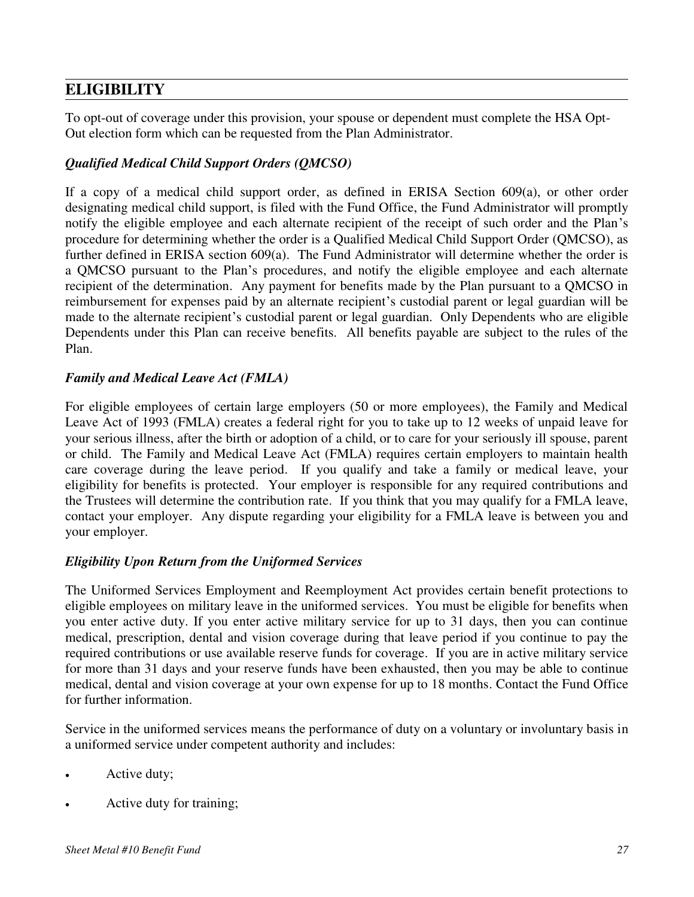## ELIGIBILITY

To opt-out of coverage under this provision, your spouse or dependent must complete the HSA Opt-Out election form which can be requested from the Plan Administrator.

### *Qualified Medical Child Support Orders (QMCSO)*

If a copy of a medical child support order, as defined in ERISA Section 609(a), or other order designating medical child support, is filed with the Fund Office, the Fund Administrator will promptly notify the eligible employee and each alternate recipient of the receipt of such order and the Plan's procedure for determining whether the order is a Qualified Medical Child Support Order (QMCSO), as further defined in ERISA section 609(a). The Fund Administrator will determine whether the order is a QMCSO pursuant to the Plan's procedures, and notify the eligible employee and each alternate recipient of the determination. Any payment for benefits made by the Plan pursuant to a QMCSO in reimbursement for expenses paid by an alternate recipient's custodial parent or legal guardian will be made to the alternate recipient's custodial parent or legal guardian. Only Dependents who are eligible Dependents under this Plan can receive benefits. All benefits payable are subject to the rules of the Plan.

### *Family and Medical Leave Act (FMLA)*

For eligible employees of certain large employers (50 or more employees), the Family and Medical Leave Act of 1993 (FMLA) creates a federal right for you to take up to 12 weeks of unpaid leave for your serious illness, after the birth or adoption of a child, or to care for your seriously ill spouse, parent or child. The Family and Medical Leave Act (FMLA) requires certain employers to maintain health care coverage during the leave period. If you qualify and take a family or medical leave, your eligibility for benefits is protected. Your employer is responsible for any required contributions and the Trustees will determine the contribution rate. If you think that you may qualify for a FMLA leave, contact your employer. Any dispute regarding your eligibility for a FMLA leave is between you and your employer.

### *Eligibility Upon Return from the Uniformed Services*

The Uniformed Services Employment and Reemployment Act provides certain benefit protections to eligible employees on military leave in the uniformed services. You must be eligible for benefits when you enter active duty. If you enter active military service for up to 31 days, then you can continue medical, prescription, dental and vision coverage during that leave period if you continue to pay the required contributions or use available reserve funds for coverage. If you are in active military service for more than 31 days and your reserve funds have been exhausted, then you may be able to continue medical, dental and vision coverage at your own expense for up to 18 months. Contact the Fund Office for further information.

Service in the uniformed services means the performance of duty on a voluntary or involuntary basis in a uniformed service under competent authority and includes:

- Active duty;
- Active duty for training;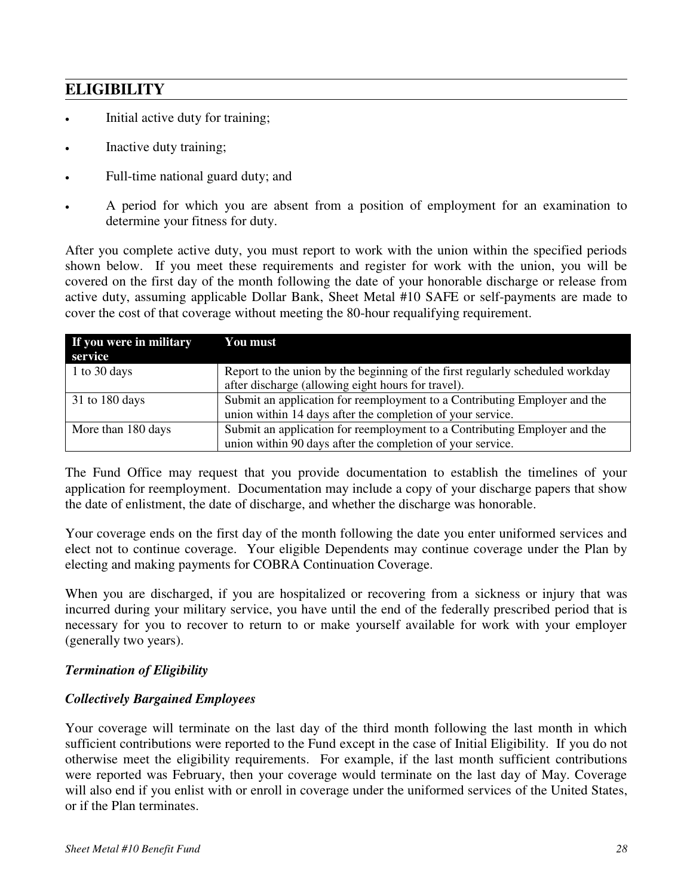## ELIGIBILITY

- Initial active duty for training;
- Inactive duty training;
- Full-time national guard duty; and
- A period for which you are absent from a position of employment for an examination to determine your fitness for duty.

After you complete active duty, you must report to work with the union within the specified periods shown below. If you meet these requirements and register for work with the union, you will be covered on the first day of the month following the date of your honorable discharge or release from active duty, assuming applicable Dollar Bank, Sheet Metal #10 SAFE or self-payments are made to cover the cost of that coverage without meeting the 80-hour requalifying requirement.

| If you were in military service | You must |
|---|---|
| 1 to 30 days | Report to the union by the beginning of the first regularly scheduled workday after discharge (allowing eight hours for travel). |
| 31 to 180 days | Submit an application for reemployment to a Contributing Employer and the union within 14 days after the completion of your service. |
| More than 180 days | Submit an application for reemployment to a Contributing Employer and the union within 90 days after the completion of your service. |

The Fund Office may request that you provide documentation to establish the timelines of your application for reemployment. Documentation may include a copy of your discharge papers that show the date of enlistment, the date of discharge, and whether the discharge was honorable.

Your coverage ends on the first day of the month following the date you enter uniformed services and elect not to continue coverage. Your eligible Dependents may continue coverage under the Plan by electing and making payments for COBRA Continuation Coverage.

When you are discharged, if you are hospitalized or recovering from a sickness or injury that was incurred during your military service, you have until the end of the federally prescribed period that is necessary for you to recover to return to or make yourself available for work with your employer (generally two years).

### *Termination of Eligibility*

#### *Collectively Bargained Employees*

Your coverage will terminate on the last day of the third month following the last month in which sufficient contributions were reported to the Fund except in the case of Initial Eligibility. If you do not otherwise meet the eligibility requirements. For example, if the last month sufficient contributions were reported was February, then your coverage would terminate on the last day of May. Coverage will also end if you enlist with or enroll in coverage under the uniformed services of the United States, or if the Plan terminates.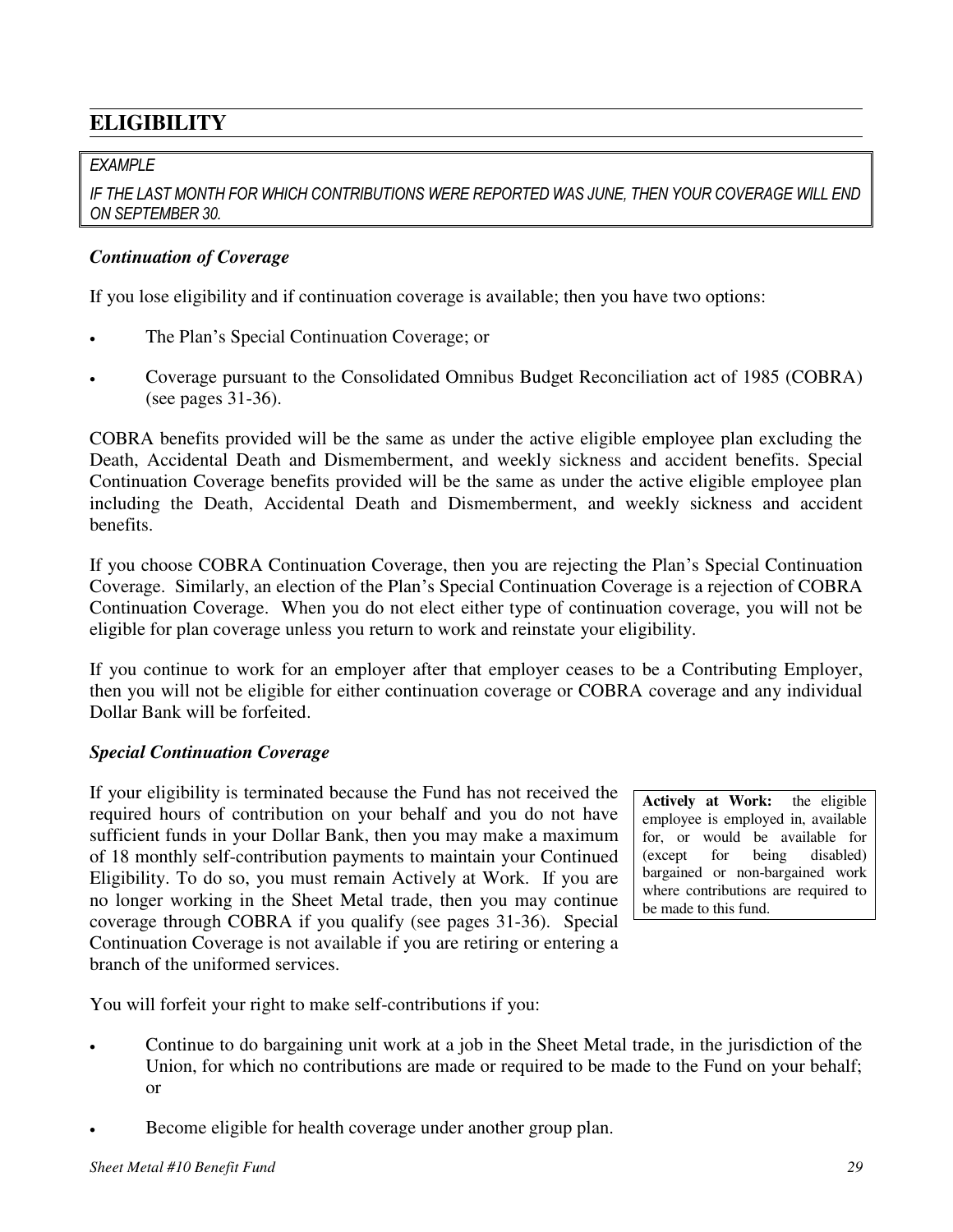## ELIGIBILITY

> *EXAMPLE*
>
> *IF THE LAST MONTH FOR WHICH CONTRIBUTIONS WERE REPORTED WAS JUNE, THEN YOUR COVERAGE WILL END ON SEPTEMBER 30.*

### *Continuation of Coverage*

If you lose eligibility and if continuation coverage is available; then you have two options:

- The Plan's Special Continuation Coverage; or
- Coverage pursuant to the Consolidated Omnibus Budget Reconciliation act of 1985 (COBRA) (see pages 31-36).

COBRA benefits provided will be the same as under the active eligible employee plan excluding the Death, Accidental Death and Dismemberment, and weekly sickness and accident benefits. Special Continuation Coverage benefits provided will be the same as under the active eligible employee plan including the Death, Accidental Death and Dismemberment, and weekly sickness and accident benefits.

If you choose COBRA Continuation Coverage, then you are rejecting the Plan's Special Continuation Coverage. Similarly, an election of the Plan's Special Continuation Coverage is a rejection of COBRA Continuation Coverage. When you do not elect either type of continuation coverage, you will not be eligible for plan coverage unless you return to work and reinstate your eligibility.

If you continue to work for an employer after that employer ceases to be a Contributing Employer, then you will not be eligible for either continuation coverage or COBRA coverage and any individual Dollar Bank will be forfeited.

### *Special Continuation Coverage*

If your eligibility is terminated because the Fund has not received the required hours of contribution on your behalf and you do not have sufficient funds in your Dollar Bank, then you may make a maximum of 18 monthly self-contribution payments to maintain your Continued Eligibility. To do so, you must remain Actively at Work. If you are no longer working in the Sheet Metal trade, then you may continue coverage through COBRA if you qualify (see pages 31-36). Special Continuation Coverage is not available if you are retiring or entering a branch of the uniformed services.

> **Actively at Work:** the eligible employee is employed in, available for, or would be available for (except for being disabled) bargained or non-bargained work where contributions are required to be made to this fund.

You will forfeit your right to make self-contributions if you:

- Continue to do bargaining unit work at a job in the Sheet Metal trade, in the jurisdiction of the Union, for which no contributions are made or required to be made to the Fund on your behalf; or
- Become eligible for health coverage under another group plan.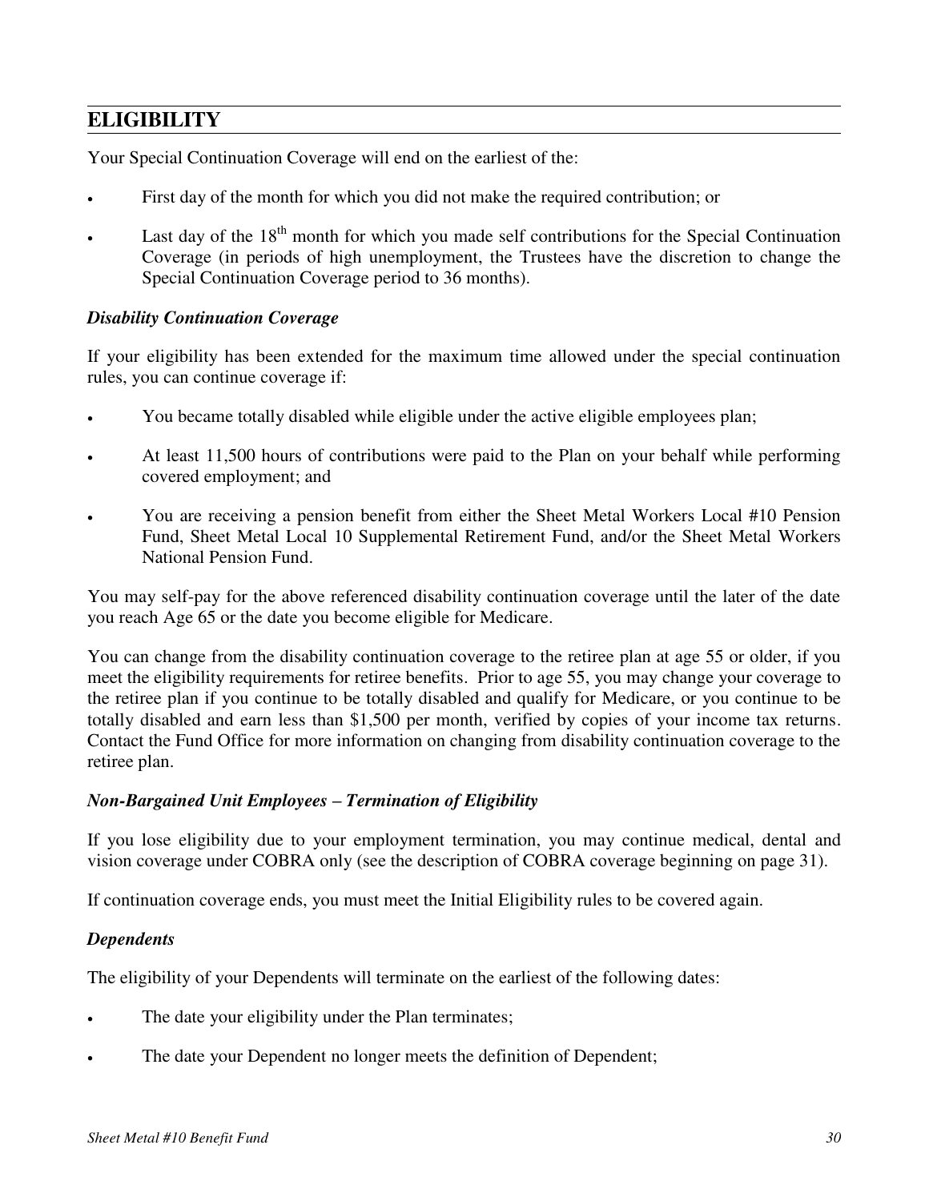## ELIGIBILITY

Your Special Continuation Coverage will end on the earliest of the:

- First day of the month for which you did not make the required contribution; or
- Last day of the 18th month for which you made self contributions for the Special Continuation Coverage (in periods of high unemployment, the Trustees have the discretion to change the Special Continuation Coverage period to 36 months).

### *Disability Continuation Coverage*

If your eligibility has been extended for the maximum time allowed under the special continuation rules, you can continue coverage if:

- You became totally disabled while eligible under the active eligible employees plan;
- At least 11,500 hours of contributions were paid to the Plan on your behalf while performing covered employment; and
- You are receiving a pension benefit from either the Sheet Metal Workers Local #10 Pension Fund, Sheet Metal Local 10 Supplemental Retirement Fund, and/or the Sheet Metal Workers National Pension Fund.

You may self-pay for the above referenced disability continuation coverage until the later of the date you reach Age 65 or the date you become eligible for Medicare.

You can change from the disability continuation coverage to the retiree plan at age 55 or older, if you meet the eligibility requirements for retiree benefits. Prior to age 55, you may change your coverage to the retiree plan if you continue to be totally disabled and qualify for Medicare, or you continue to be totally disabled and earn less than $1,500 per month, verified by copies of your income tax returns. Contact the Fund Office for more information on changing from disability continuation coverage to the retiree plan.

### *Non-Bargained Unit Employees – Termination of Eligibility*

If you lose eligibility due to your employment termination, you may continue medical, dental and vision coverage under COBRA only (see the description of COBRA coverage beginning on page 31).

If continuation coverage ends, you must meet the Initial Eligibility rules to be covered again.

### *Dependents*

The eligibility of your Dependents will terminate on the earliest of the following dates:

- The date your eligibility under the Plan terminates;
- The date your Dependent no longer meets the definition of Dependent;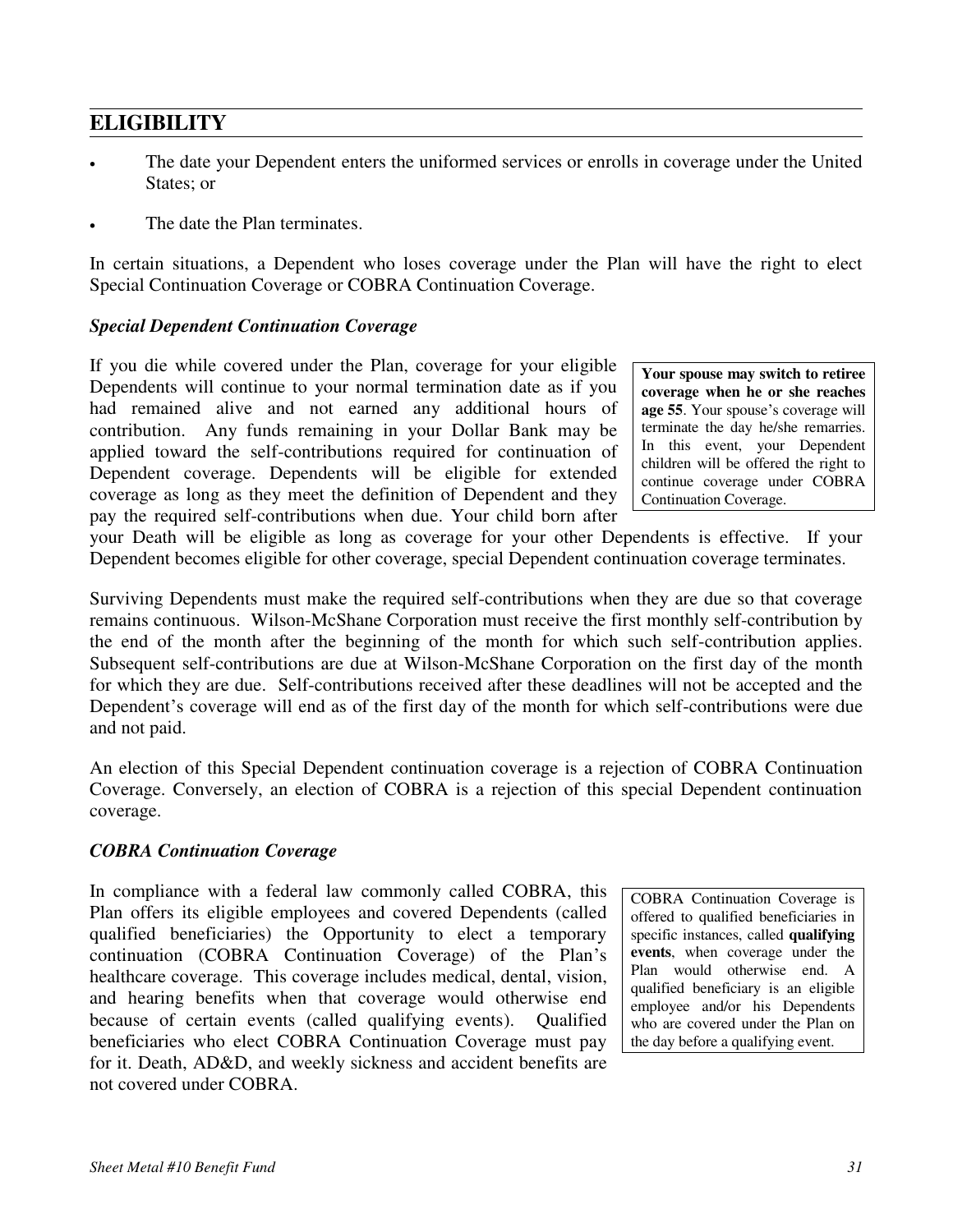## ELIGIBILITY

- The date your Dependent enters the uniformed services or enrolls in coverage under the United States; or
- The date the Plan terminates.

In certain situations, a Dependent who loses coverage under the Plan will have the right to elect Special Continuation Coverage or COBRA Continuation Coverage.

### *Special Dependent Continuation Coverage*

If you die while covered under the Plan, coverage for your eligible Dependents will continue to your normal termination date as if you had remained alive and not earned any additional hours of contribution. Any funds remaining in your Dollar Bank may be applied toward the self-contributions required for continuation of Dependent coverage. Dependents will be eligible for extended coverage as long as they meet the definition of Dependent and they pay the required self-contributions when due. Your child born after your Death will be eligible as long as coverage for your other Dependents is effective. If your Dependent becomes eligible for other coverage, special Dependent continuation coverage terminates.

> **Your spouse may switch to retiree coverage when he or she reaches age 55**. Your spouse's coverage will terminate the day he/she remarries. In this event, your Dependent children will be offered the right to continue coverage under COBRA Continuation Coverage.

Surviving Dependents must make the required self-contributions when they are due so that coverage remains continuous. Wilson-McShane Corporation must receive the first monthly self-contribution by the end of the month after the beginning of the month for which such self-contribution applies. Subsequent self-contributions are due at Wilson-McShane Corporation on the first day of the month for which they are due. Self-contributions received after these deadlines will not be accepted and the Dependent's coverage will end as of the first day of the month for which self-contributions were due and not paid.

An election of this Special Dependent continuation coverage is a rejection of COBRA Continuation Coverage. Conversely, an election of COBRA is a rejection of this special Dependent continuation coverage.

### *COBRA Continuation Coverage*

In compliance with a federal law commonly called COBRA, this Plan offers its eligible employees and covered Dependents (called qualified beneficiaries) the Opportunity to elect a temporary continuation (COBRA Continuation Coverage) of the Plan's healthcare coverage. This coverage includes medical, dental, vision, and hearing benefits when that coverage would otherwise end because of certain events (called qualifying events). Qualified beneficiaries who elect COBRA Continuation Coverage must pay for it. Death, AD&D, and weekly sickness and accident benefits are not covered under COBRA.

> COBRA Continuation Coverage is offered to qualified beneficiaries in specific instances, called **qualifying events**, when coverage under the Plan would otherwise end. A qualified beneficiary is an eligible employee and/or his Dependents who are covered under the Plan on the day before a qualifying event.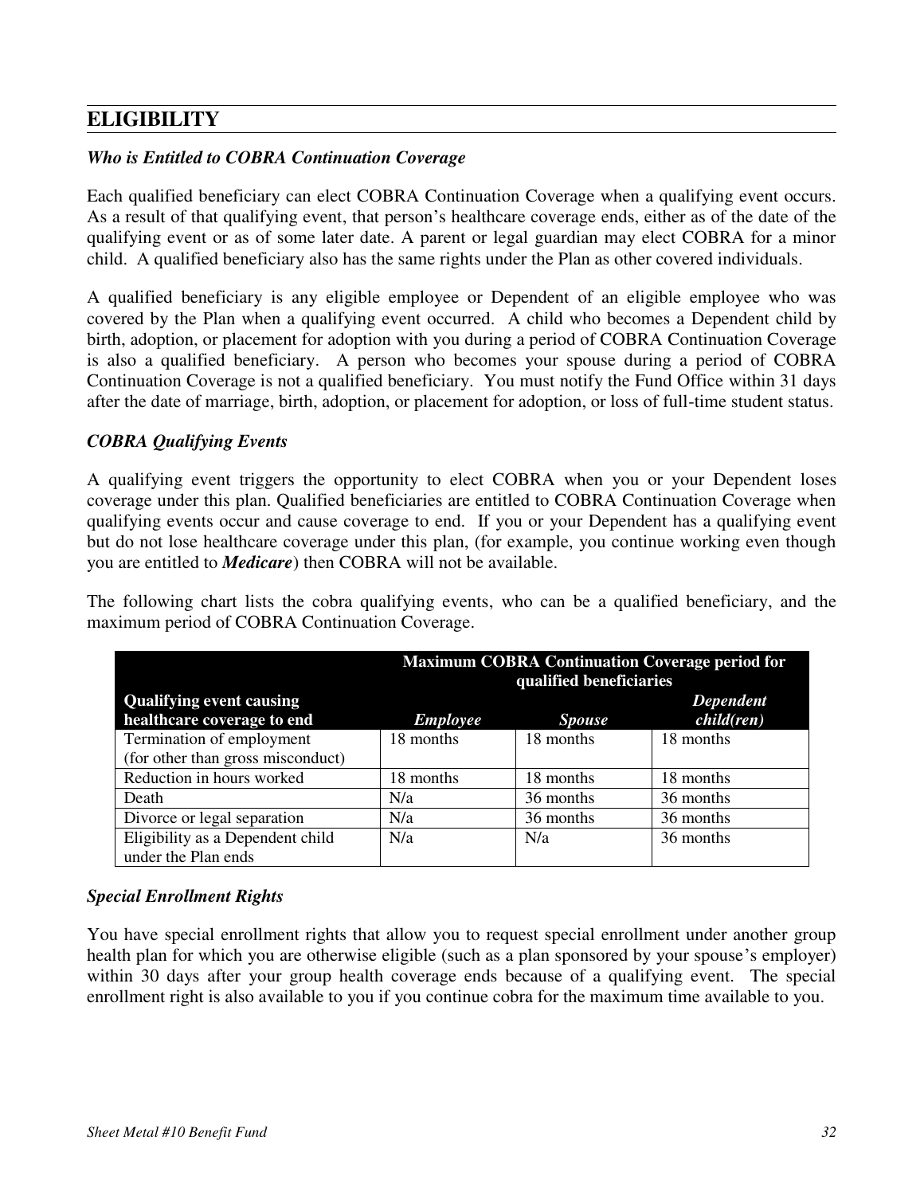## ELIGIBILITY

***Who is Entitled to COBRA Continuation Coverage***

Each qualified beneficiary can elect COBRA Continuation Coverage when a qualifying event occurs. As a result of that qualifying event, that person's healthcare coverage ends, either as of the date of the qualifying event or as of some later date. A parent or legal guardian may elect COBRA for a minor child. A qualified beneficiary also has the same rights under the Plan as other covered individuals.

A qualified beneficiary is any eligible employee or Dependent of an eligible employee who was covered by the Plan when a qualifying event occurred. A child who becomes a Dependent child by birth, adoption, or placement for adoption with you during a period of COBRA Continuation Coverage is also a qualified beneficiary. A person who becomes your spouse during a period of COBRA Continuation Coverage is not a qualified beneficiary. You must notify the Fund Office within 31 days after the date of marriage, birth, adoption, or placement for adoption, or loss of full-time student status.

***COBRA Qualifying Events***

A qualifying event triggers the opportunity to elect COBRA when you or your Dependent loses coverage under this plan. Qualified beneficiaries are entitled to COBRA Continuation Coverage when qualifying events occur and cause coverage to end. If you or your Dependent has a qualifying event but do not lose healthcare coverage under this plan, (for example, you continue working even though you are entitled to ***Medicare***) then COBRA will not be available.

The following chart lists the cobra qualifying events, who can be a qualified beneficiary, and the maximum period of COBRA Continuation Coverage.

| | **Maximum COBRA Continuation Coverage period for qualified beneficiaries** | | |
|---|---|---|---|
| **Qualifying event causing healthcare coverage to end** | ***Employee*** | ***Spouse*** | ***Dependent child(ren)*** |
| Termination of employment (for other than gross misconduct) | 18 months | 18 months | 18 months |
| Reduction in hours worked | 18 months | 18 months | 18 months |
| Death | N/a | 36 months | 36 months |
| Divorce or legal separation | N/a | 36 months | 36 months |
| Eligibility as a Dependent child under the Plan ends | N/a | N/a | 36 months |

***Special Enrollment Rights***

You have special enrollment rights that allow you to request special enrollment under another group health plan for which you are otherwise eligible (such as a plan sponsored by your spouse's employer) within 30 days after your group health coverage ends because of a qualifying event. The special enrollment right is also available to you if you continue cobra for the maximum time available to you.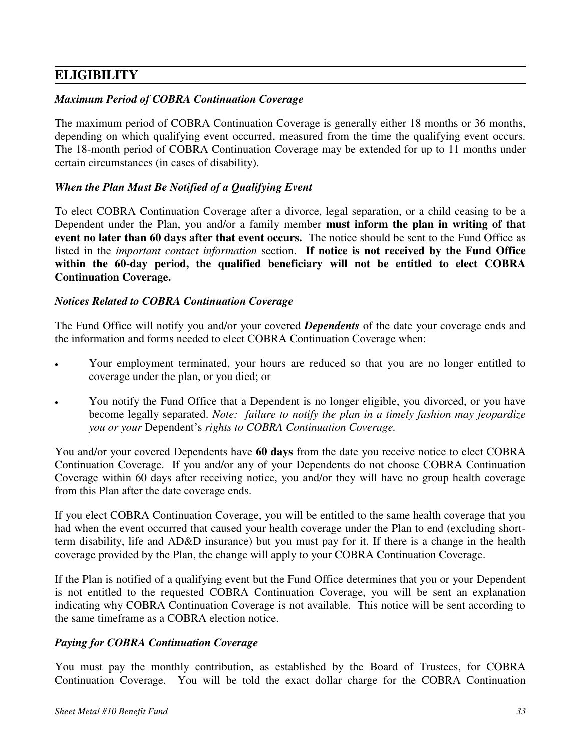## ELIGIBILITY

***Maximum Period of COBRA Continuation Coverage***

The maximum period of COBRA Continuation Coverage is generally either 18 months or 36 months, depending on which qualifying event occurred, measured from the time the qualifying event occurs. The 18-month period of COBRA Continuation Coverage may be extended for up to 11 months under certain circumstances (in cases of disability).

***When the Plan Must Be Notified of a Qualifying Event***

To elect COBRA Continuation Coverage after a divorce, legal separation, or a child ceasing to be a Dependent under the Plan, you and/or a family member **must inform the plan in writing of that event no later than 60 days after that event occurs.** The notice should be sent to the Fund Office as listed in the *important contact information* section. **If notice is not received by the Fund Office within the 60-day period, the qualified beneficiary will not be entitled to elect COBRA Continuation Coverage.**

***Notices Related to COBRA Continuation Coverage***

The Fund Office will notify you and/or your covered ***Dependents*** of the date your coverage ends and the information and forms needed to elect COBRA Continuation Coverage when:

- Your employment terminated, your hours are reduced so that you are no longer entitled to coverage under the plan, or you died; or
- You notify the Fund Office that a Dependent is no longer eligible, you divorced, or you have become legally separated. *Note: failure to notify the plan in a timely fashion may jeopardize you or your* Dependent's *rights to COBRA Continuation Coverage.*

You and/or your covered Dependents have **60 days** from the date you receive notice to elect COBRA Continuation Coverage. If you and/or any of your Dependents do not choose COBRA Continuation Coverage within 60 days after receiving notice, you and/or they will have no group health coverage from this Plan after the date coverage ends.

If you elect COBRA Continuation Coverage, you will be entitled to the same health coverage that you had when the event occurred that caused your health coverage under the Plan to end (excluding short-term disability, life and AD&D insurance) but you must pay for it. If there is a change in the health coverage provided by the Plan, the change will apply to your COBRA Continuation Coverage.

If the Plan is notified of a qualifying event but the Fund Office determines that you or your Dependent is not entitled to the requested COBRA Continuation Coverage, you will be sent an explanation indicating why COBRA Continuation Coverage is not available. This notice will be sent according to the same timeframe as a COBRA election notice.

***Paying for COBRA Continuation Coverage***

You must pay the monthly contribution, as established by the Board of Trustees, for COBRA Continuation Coverage. You will be told the exact dollar charge for the COBRA Continuation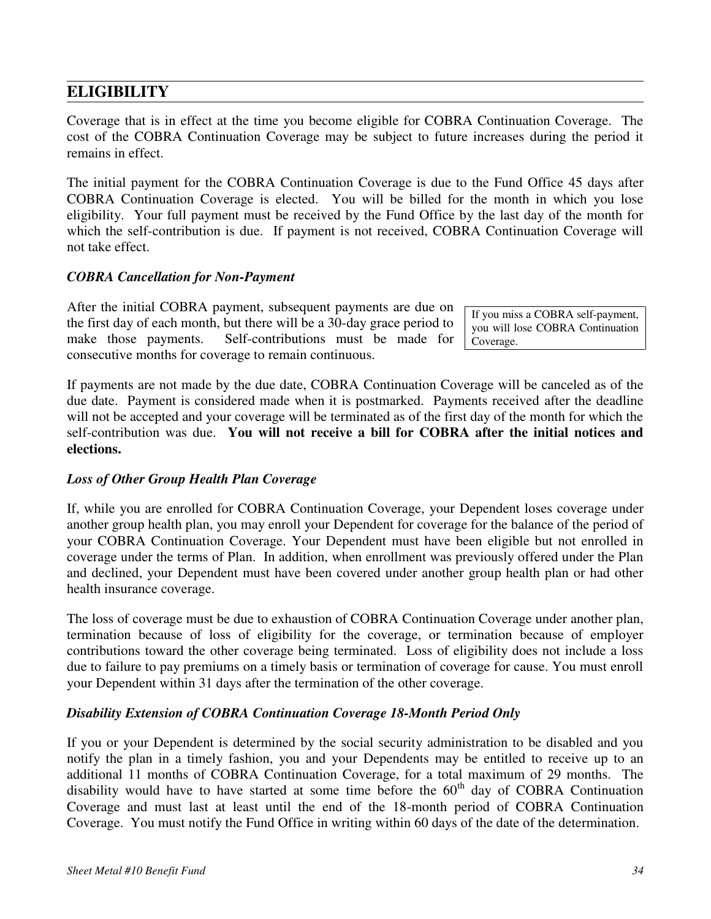## ELIGIBILITY

Coverage that is in effect at the time you become eligible for COBRA Continuation Coverage. The cost of the COBRA Continuation Coverage may be subject to future increases during the period it remains in effect.

The initial payment for the COBRA Continuation Coverage is due to the Fund Office 45 days after COBRA Continuation Coverage is elected. You will be billed for the month in which you lose eligibility. Your full payment must be received by the Fund Office by the last day of the month for which the self-contribution is due. If payment is not received, COBRA Continuation Coverage will not take effect.

*COBRA Cancellation for Non-Payment*

After the initial COBRA payment, subsequent payments are due on the first day of each month, but there will be a 30-day grace period to make those payments. Self-contributions must be made for consecutive months for coverage to remain continuous.

If you miss a COBRA self-payment, you will lose COBRA Continuation Coverage.

If payments are not made by the due date, COBRA Continuation Coverage will be canceled as of the due date. Payment is considered made when it is postmarked. Payments received after the deadline will not be accepted and your coverage will be terminated as of the first day of the month for which the self-contribution was due. **You will not receive a bill for COBRA after the initial notices and elections.**

*Loss of Other Group Health Plan Coverage*

If, while you are enrolled for COBRA Continuation Coverage, your Dependent loses coverage under another group health plan, you may enroll your Dependent for coverage for the balance of the period of your COBRA Continuation Coverage. Your Dependent must have been eligible but not enrolled in coverage under the terms of Plan. In addition, when enrollment was previously offered under the Plan and declined, your Dependent must have been covered under another group health plan or had other health insurance coverage.

The loss of coverage must be due to exhaustion of COBRA Continuation Coverage under another plan, termination because of loss of eligibility for the coverage, or termination because of employer contributions toward the other coverage being terminated. Loss of eligibility does not include a loss due to failure to pay premiums on a timely basis or termination of coverage for cause. You must enroll your Dependent within 31 days after the termination of the other coverage.

*Disability Extension of COBRA Continuation Coverage 18-Month Period Only*

If you or your Dependent is determined by the social security administration to be disabled and you notify the plan in a timely fashion, you and your Dependents may be entitled to receive up to an additional 11 months of COBRA Continuation Coverage, for a total maximum of 29 months. The disability would have to have started at some time before the 60th day of COBRA Continuation Coverage and must last at least until the end of the 18-month period of COBRA Continuation Coverage. You must notify the Fund Office in writing within 60 days of the date of the determination.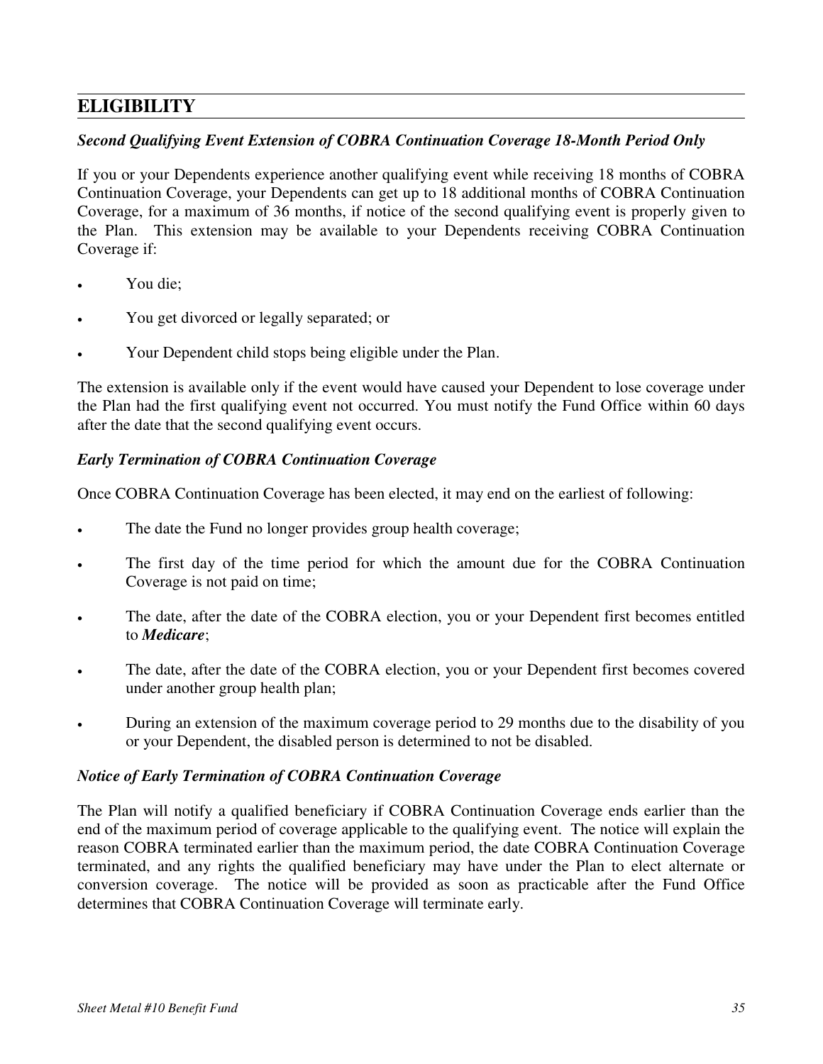## ELIGIBILITY

***Second Qualifying Event Extension of COBRA Continuation Coverage 18-Month Period Only***

If you or your Dependents experience another qualifying event while receiving 18 months of COBRA Continuation Coverage, your Dependents can get up to 18 additional months of COBRA Continuation Coverage, for a maximum of 36 months, if notice of the second qualifying event is properly given to the Plan. This extension may be available to your Dependents receiving COBRA Continuation Coverage if:

- You die;
- You get divorced or legally separated; or
- Your Dependent child stops being eligible under the Plan.

The extension is available only if the event would have caused your Dependent to lose coverage under the Plan had the first qualifying event not occurred. You must notify the Fund Office within 60 days after the date that the second qualifying event occurs.

***Early Termination of COBRA Continuation Coverage***

Once COBRA Continuation Coverage has been elected, it may end on the earliest of following:

- The date the Fund no longer provides group health coverage;
- The first day of the time period for which the amount due for the COBRA Continuation Coverage is not paid on time;
- The date, after the date of the COBRA election, you or your Dependent first becomes entitled to ***Medicare***;
- The date, after the date of the COBRA election, you or your Dependent first becomes covered under another group health plan;
- During an extension of the maximum coverage period to 29 months due to the disability of you or your Dependent, the disabled person is determined to not be disabled.

***Notice of Early Termination of COBRA Continuation Coverage***

The Plan will notify a qualified beneficiary if COBRA Continuation Coverage ends earlier than the end of the maximum period of coverage applicable to the qualifying event. The notice will explain the reason COBRA terminated earlier than the maximum period, the date COBRA Continuation Coverage terminated, and any rights the qualified beneficiary may have under the Plan to elect alternate or conversion coverage. The notice will be provided as soon as practicable after the Fund Office determines that COBRA Continuation Coverage will terminate early.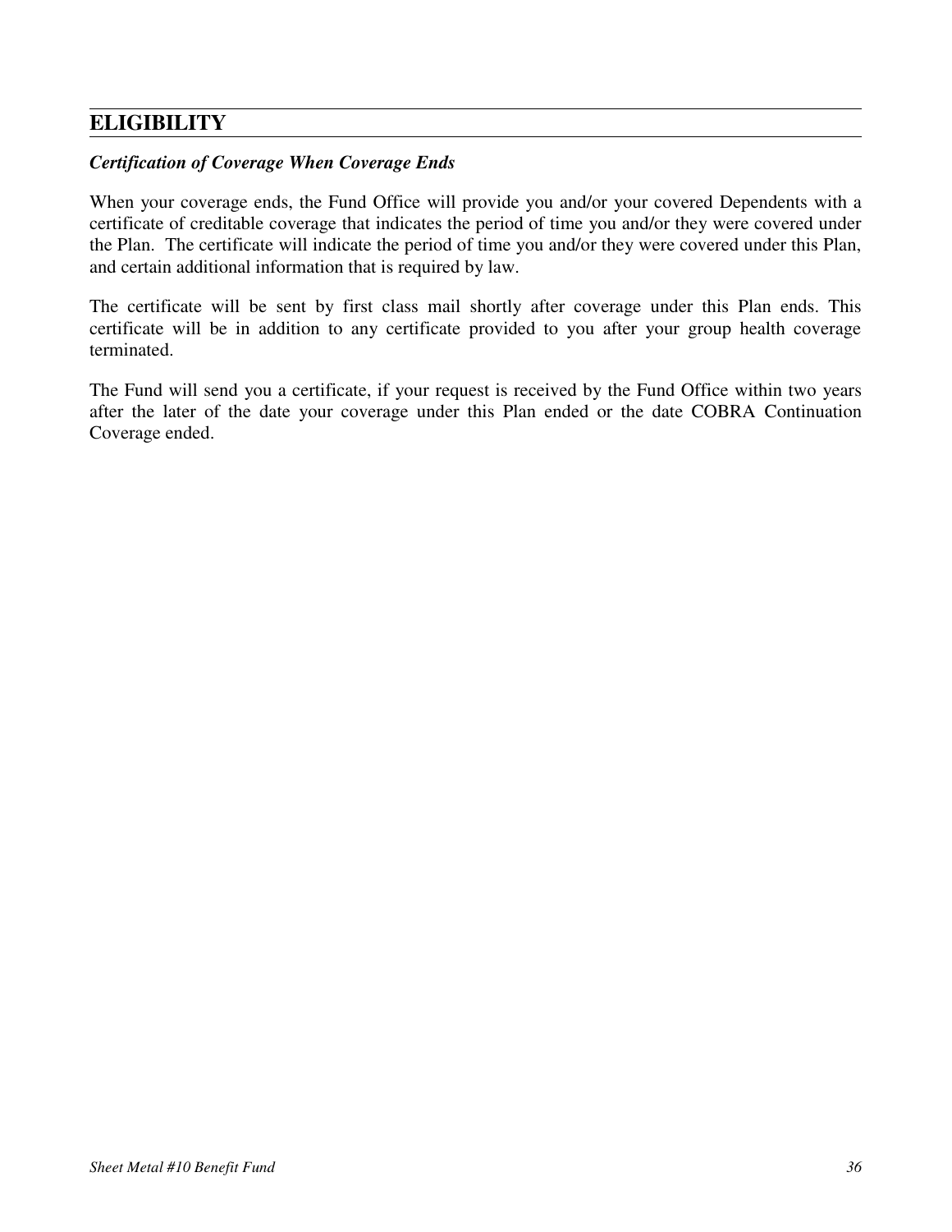## ELIGIBILITY

***Certification of Coverage When Coverage Ends***

When your coverage ends, the Fund Office will provide you and/or your covered Dependents with a certificate of creditable coverage that indicates the period of time you and/or they were covered under the Plan. The certificate will indicate the period of time you and/or they were covered under this Plan, and certain additional information that is required by law.

The certificate will be sent by first class mail shortly after coverage under this Plan ends. This certificate will be in addition to any certificate provided to you after your group health coverage terminated.

The Fund will send you a certificate, if your request is received by the Fund Office within two years after the later of the date your coverage under this Plan ended or the date COBRA Continuation Coverage ended.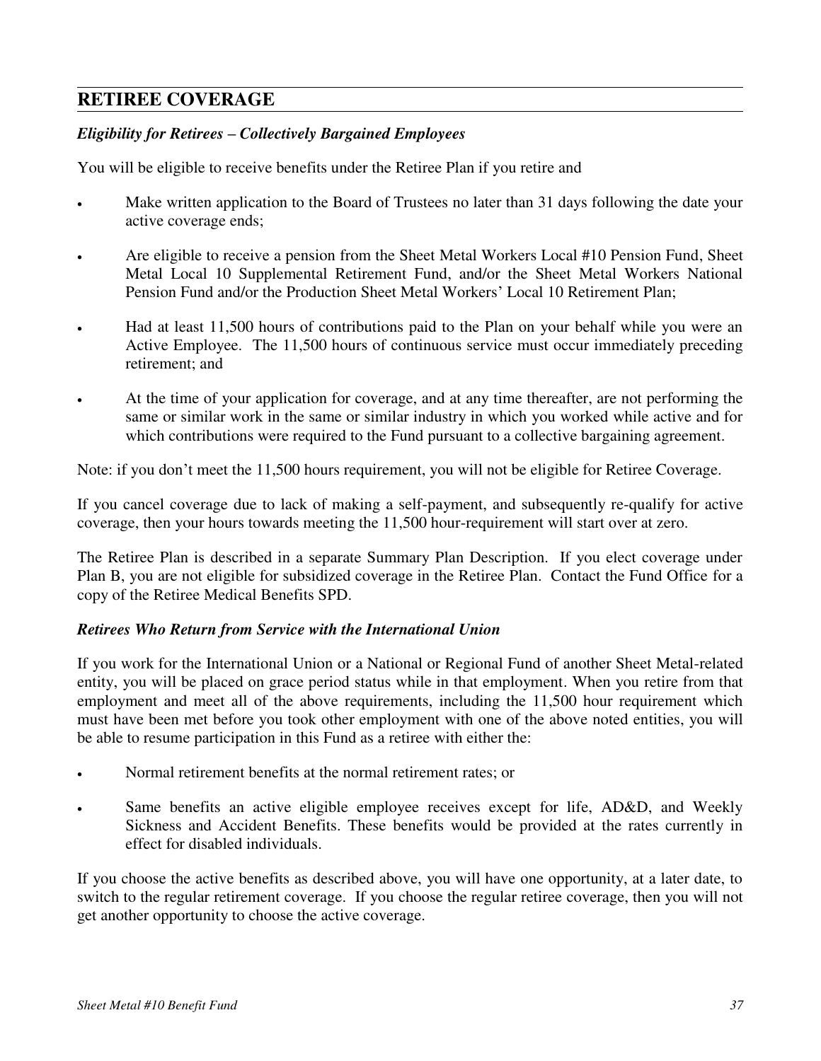## RETIREE COVERAGE

### *Eligibility for Retirees – Collectively Bargained Employees*

You will be eligible to receive benefits under the Retiree Plan if you retire and

- Make written application to the Board of Trustees no later than 31 days following the date your active coverage ends;
- Are eligible to receive a pension from the Sheet Metal Workers Local #10 Pension Fund, Sheet Metal Local 10 Supplemental Retirement Fund, and/or the Sheet Metal Workers National Pension Fund and/or the Production Sheet Metal Workers' Local 10 Retirement Plan;
- Had at least 11,500 hours of contributions paid to the Plan on your behalf while you were an Active Employee. The 11,500 hours of continuous service must occur immediately preceding retirement; and
- At the time of your application for coverage, and at any time thereafter, are not performing the same or similar work in the same or similar industry in which you worked while active and for which contributions were required to the Fund pursuant to a collective bargaining agreement.

Note: if you don't meet the 11,500 hours requirement, you will not be eligible for Retiree Coverage.

If you cancel coverage due to lack of making a self-payment, and subsequently re-qualify for active coverage, then your hours towards meeting the 11,500 hour-requirement will start over at zero.

The Retiree Plan is described in a separate Summary Plan Description. If you elect coverage under Plan B, you are not eligible for subsidized coverage in the Retiree Plan. Contact the Fund Office for a copy of the Retiree Medical Benefits SPD.

### *Retirees Who Return from Service with the International Union*

If you work for the International Union or a National or Regional Fund of another Sheet Metal-related entity, you will be placed on grace period status while in that employment. When you retire from that employment and meet all of the above requirements, including the 11,500 hour requirement which must have been met before you took other employment with one of the above noted entities, you will be able to resume participation in this Fund as a retiree with either the:

- Normal retirement benefits at the normal retirement rates; or
- Same benefits an active eligible employee receives except for life, AD&D, and Weekly Sickness and Accident Benefits. These benefits would be provided at the rates currently in effect for disabled individuals.

If you choose the active benefits as described above, you will have one opportunity, at a later date, to switch to the regular retirement coverage. If you choose the regular retiree coverage, then you will not get another opportunity to choose the active coverage.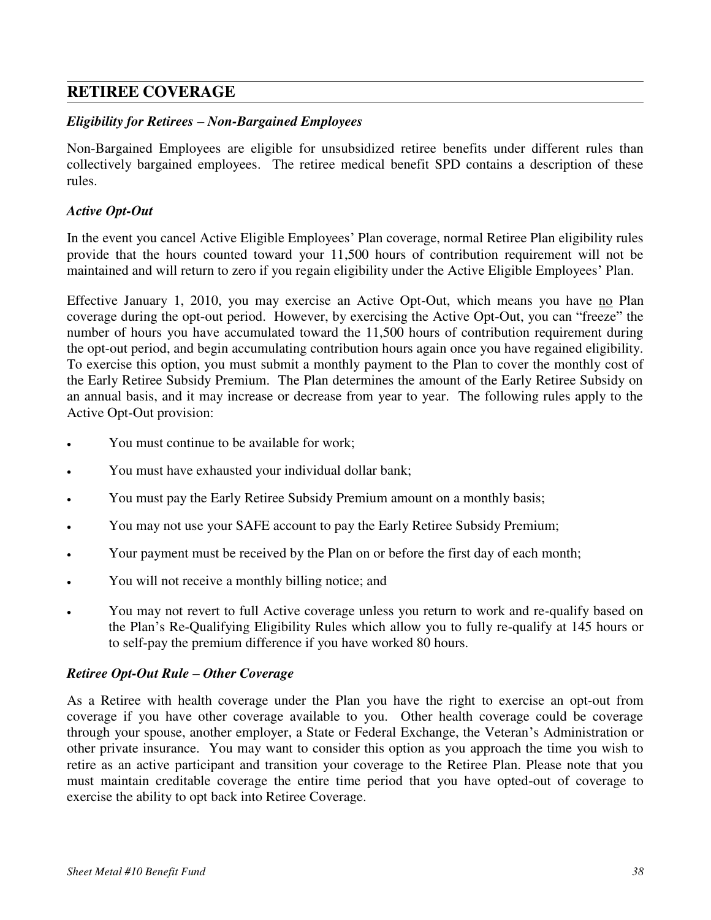## RETIREE COVERAGE

### *Eligibility for Retirees – Non-Bargained Employees*

Non-Bargained Employees are eligible for unsubsidized retiree benefits under different rules than collectively bargained employees. The retiree medical benefit SPD contains a description of these rules.

### *Active Opt-Out*

In the event you cancel Active Eligible Employees' Plan coverage, normal Retiree Plan eligibility rules provide that the hours counted toward your 11,500 hours of contribution requirement will not be maintained and will return to zero if you regain eligibility under the Active Eligible Employees' Plan.

Effective January 1, 2010, you may exercise an Active Opt-Out, which means you have <u>no</u> Plan coverage during the opt-out period. However, by exercising the Active Opt-Out, you can "freeze" the number of hours you have accumulated toward the 11,500 hours of contribution requirement during the opt-out period, and begin accumulating contribution hours again once you have regained eligibility. To exercise this option, you must submit a monthly payment to the Plan to cover the monthly cost of the Early Retiree Subsidy Premium. The Plan determines the amount of the Early Retiree Subsidy on an annual basis, and it may increase or decrease from year to year. The following rules apply to the Active Opt-Out provision:

- You must continue to be available for work;
- You must have exhausted your individual dollar bank;
- You must pay the Early Retiree Subsidy Premium amount on a monthly basis;
- You may not use your SAFE account to pay the Early Retiree Subsidy Premium;
- Your payment must be received by the Plan on or before the first day of each month;
- You will not receive a monthly billing notice; and
- You may not revert to full Active coverage unless you return to work and re-qualify based on the Plan's Re-Qualifying Eligibility Rules which allow you to fully re-qualify at 145 hours or to self-pay the premium difference if you have worked 80 hours.

### *Retiree Opt-Out Rule – Other Coverage*

As a Retiree with health coverage under the Plan you have the right to exercise an opt-out from coverage if you have other coverage available to you. Other health coverage could be coverage through your spouse, another employer, a State or Federal Exchange, the Veteran's Administration or other private insurance. You may want to consider this option as you approach the time you wish to retire as an active participant and transition your coverage to the Retiree Plan. Please note that you must maintain creditable coverage the entire time period that you have opted-out of coverage to exercise the ability to opt back into Retiree Coverage.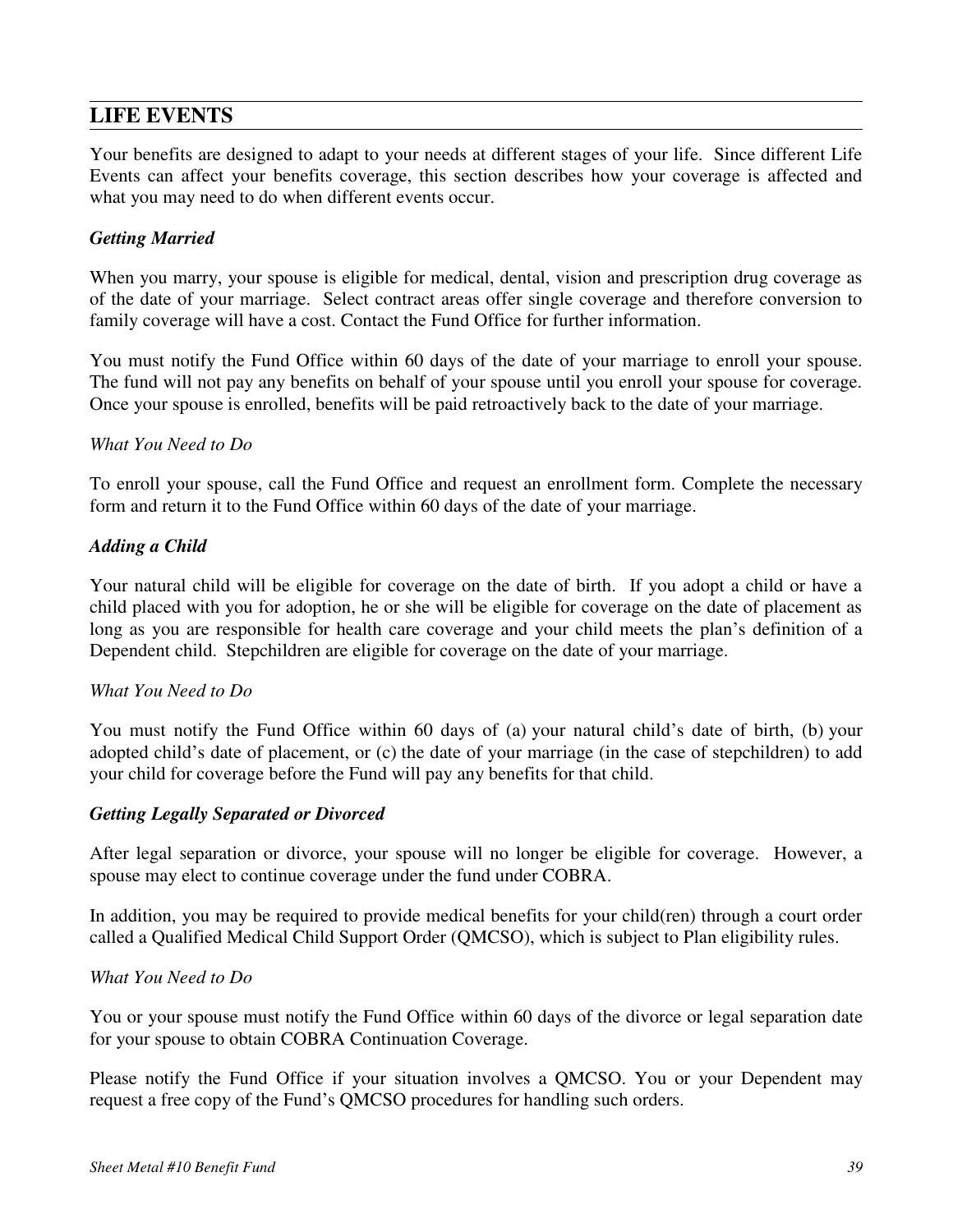## LIFE EVENTS

Your benefits are designed to adapt to your needs at different stages of your life. Since different Life Events can affect your benefits coverage, this section describes how your coverage is affected and what you may need to do when different events occur.

***Getting Married***

When you marry, your spouse is eligible for medical, dental, vision and prescription drug coverage as of the date of your marriage. Select contract areas offer single coverage and therefore conversion to family coverage will have a cost. Contact the Fund Office for further information.

You must notify the Fund Office within 60 days of the date of your marriage to enroll your spouse. The fund will not pay any benefits on behalf of your spouse until you enroll your spouse for coverage. Once your spouse is enrolled, benefits will be paid retroactively back to the date of your marriage.

*What You Need to Do*

To enroll your spouse, call the Fund Office and request an enrollment form. Complete the necessary form and return it to the Fund Office within 60 days of the date of your marriage.

***Adding a Child***

Your natural child will be eligible for coverage on the date of birth. If you adopt a child or have a child placed with you for adoption, he or she will be eligible for coverage on the date of placement as long as you are responsible for health care coverage and your child meets the plan's definition of a Dependent child. Stepchildren are eligible for coverage on the date of your marriage.

*What You Need to Do*

You must notify the Fund Office within 60 days of (a) your natural child's date of birth, (b) your adopted child's date of placement, or (c) the date of your marriage (in the case of stepchildren) to add your child for coverage before the Fund will pay any benefits for that child.

***Getting Legally Separated or Divorced***

After legal separation or divorce, your spouse will no longer be eligible for coverage. However, a spouse may elect to continue coverage under the fund under COBRA.

In addition, you may be required to provide medical benefits for your child(ren) through a court order called a Qualified Medical Child Support Order (QMCSO), which is subject to Plan eligibility rules.

*What You Need to Do*

You or your spouse must notify the Fund Office within 60 days of the divorce or legal separation date for your spouse to obtain COBRA Continuation Coverage.

Please notify the Fund Office if your situation involves a QMCSO. You or your Dependent may request a free copy of the Fund's QMCSO procedures for handling such orders.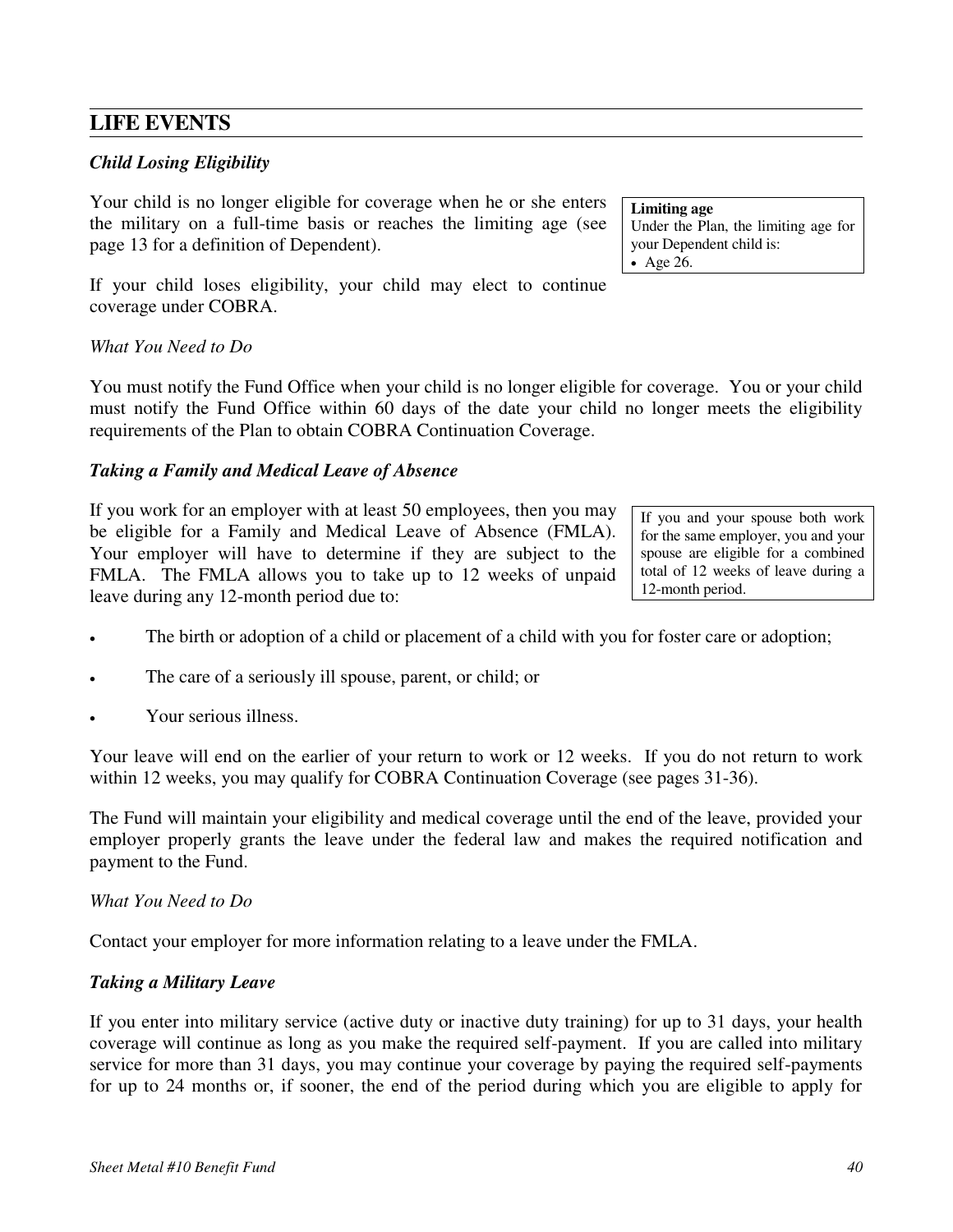## LIFE EVENTS

### *Child Losing Eligibility*

Your child is no longer eligible for coverage when he or she enters the military on a full-time basis or reaches the limiting age (see page 13 for a definition of Dependent).

> **Limiting age**
> Under the Plan, the limiting age for your Dependent child is:
> - Age 26.

If your child loses eligibility, your child may elect to continue coverage under COBRA.

*What You Need to Do*

You must notify the Fund Office when your child is no longer eligible for coverage. You or your child must notify the Fund Office within 60 days of the date your child no longer meets the eligibility requirements of the Plan to obtain COBRA Continuation Coverage.

### *Taking a Family and Medical Leave of Absence*

If you work for an employer with at least 50 employees, then you may be eligible for a Family and Medical Leave of Absence (FMLA). Your employer will have to determine if they are subject to the FMLA. The FMLA allows you to take up to 12 weeks of unpaid leave during any 12-month period due to:

> If you and your spouse both work for the same employer, you and your spouse are eligible for a combined total of 12 weeks of leave during a 12-month period.

- The birth or adoption of a child or placement of a child with you for foster care or adoption;
- The care of a seriously ill spouse, parent, or child; or
- Your serious illness.

Your leave will end on the earlier of your return to work or 12 weeks. If you do not return to work within 12 weeks, you may qualify for COBRA Continuation Coverage (see pages 31-36).

The Fund will maintain your eligibility and medical coverage until the end of the leave, provided your employer properly grants the leave under the federal law and makes the required notification and payment to the Fund.

*What You Need to Do*

Contact your employer for more information relating to a leave under the FMLA.

### *Taking a Military Leave*

If you enter into military service (active duty or inactive duty training) for up to 31 days, your health coverage will continue as long as you make the required self-payment. If you are called into military service for more than 31 days, you may continue your coverage by paying the required self-payments for up to 24 months or, if sooner, the end of the period during which you are eligible to apply for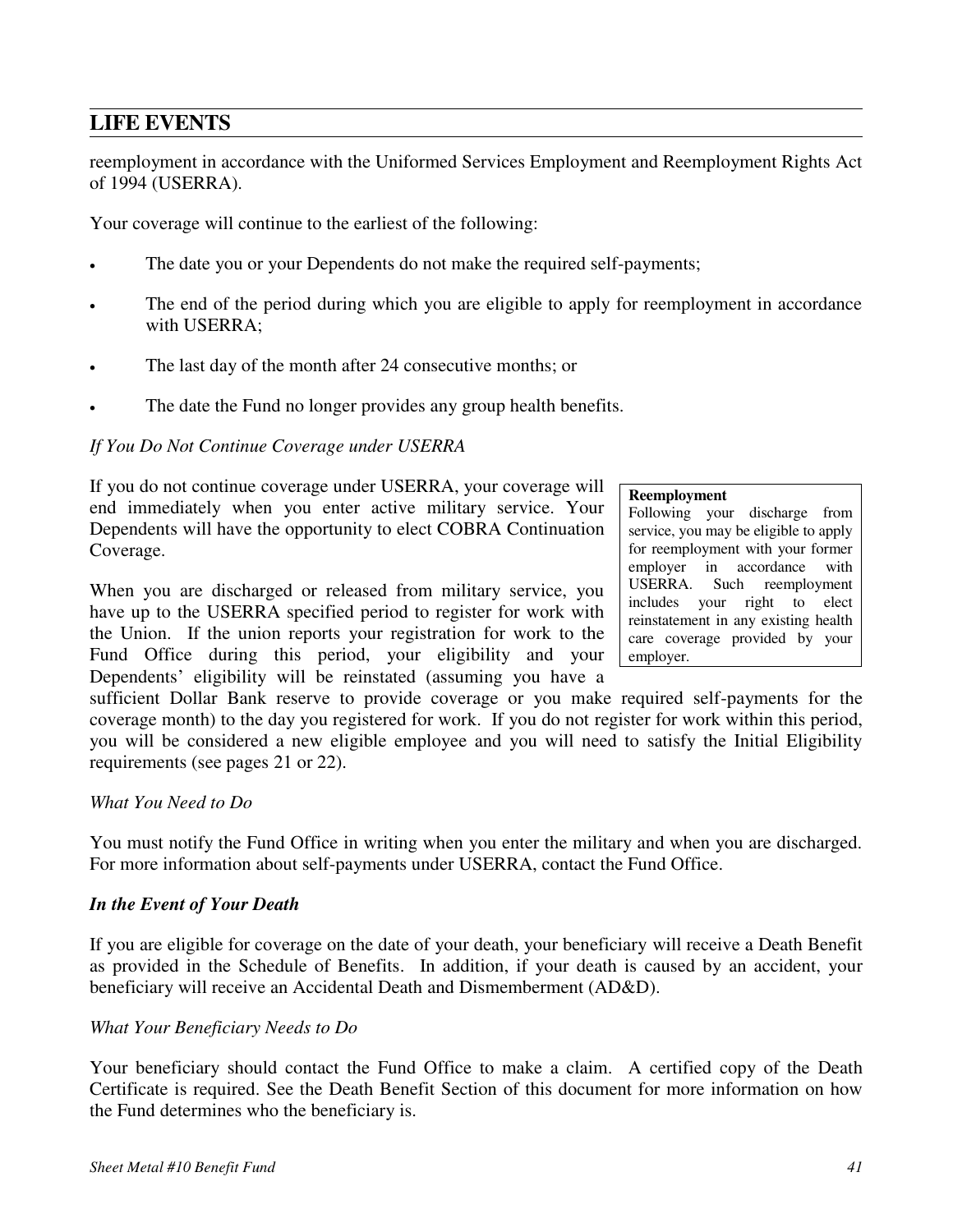## LIFE EVENTS

reemployment in accordance with the Uniformed Services Employment and Reemployment Rights Act of 1994 (USERRA).

Your coverage will continue to the earliest of the following:

- The date you or your Dependents do not make the required self-payments;
- The end of the period during which you are eligible to apply for reemployment in accordance with USERRA;
- The last day of the month after 24 consecutive months; or
- The date the Fund no longer provides any group health benefits.

*If You Do Not Continue Coverage under USERRA*

If you do not continue coverage under USERRA, your coverage will end immediately when you enter active military service. Your Dependents will have the opportunity to elect COBRA Continuation Coverage.

> **Reemployment**
> Following your discharge from service, you may be eligible to apply for reemployment with your former employer in accordance with USERRA. Such reemployment includes your right to elect reinstatement in any existing health care coverage provided by your employer.

When you are discharged or released from military service, you have up to the USERRA specified period to register for work with the Union. If the union reports your registration for work to the Fund Office during this period, your eligibility and your Dependents' eligibility will be reinstated (assuming you have a sufficient Dollar Bank reserve to provide coverage or you make required self-payments for the coverage month) to the day you registered for work. If you do not register for work within this period, you will be considered a new eligible employee and you will need to satisfy the Initial Eligibility requirements (see pages 21 or 22).

*What You Need to Do*

You must notify the Fund Office in writing when you enter the military and when you are discharged. For more information about self-payments under USERRA, contact the Fund Office.

***In the Event of Your Death***

If you are eligible for coverage on the date of your death, your beneficiary will receive a Death Benefit as provided in the Schedule of Benefits. In addition, if your death is caused by an accident, your beneficiary will receive an Accidental Death and Dismemberment (AD&D).

*What Your Beneficiary Needs to Do*

Your beneficiary should contact the Fund Office to make a claim. A certified copy of the Death Certificate is required. See the Death Benefit Section of this document for more information on how the Fund determines who the beneficiary is.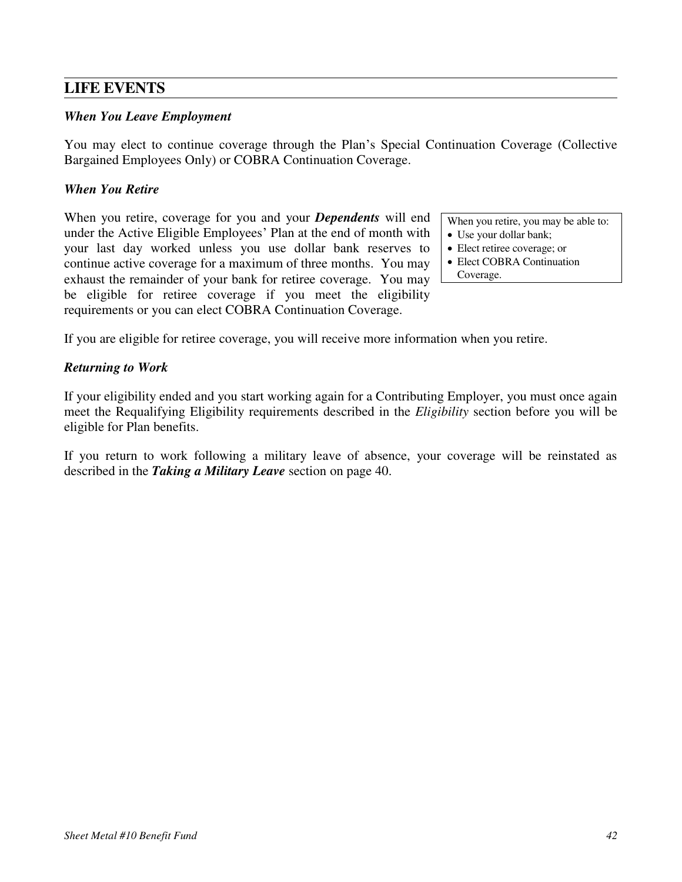## LIFE EVENTS

### *When You Leave Employment*

You may elect to continue coverage through the Plan's Special Continuation Coverage (Collective Bargained Employees Only) or COBRA Continuation Coverage.

### *When You Retire*

When you retire, coverage for you and your ***Dependents*** will end under the Active Eligible Employees' Plan at the end of month with your last day worked unless you use dollar bank reserves to continue active coverage for a maximum of three months. You may exhaust the remainder of your bank for retiree coverage. You may be eligible for retiree coverage if you meet the eligibility requirements or you can elect COBRA Continuation Coverage.

> When you retire, you may be able to:
> - Use your dollar bank;
> - Elect retiree coverage; or
> - Elect COBRA Continuation Coverage.

If you are eligible for retiree coverage, you will receive more information when you retire.

### *Returning to Work*

If your eligibility ended and you start working again for a Contributing Employer, you must once again meet the Requalifying Eligibility requirements described in the *Eligibility* section before you will be eligible for Plan benefits.

If you return to work following a military leave of absence, your coverage will be reinstated as described in the ***Taking a Military Leave*** section on page 40.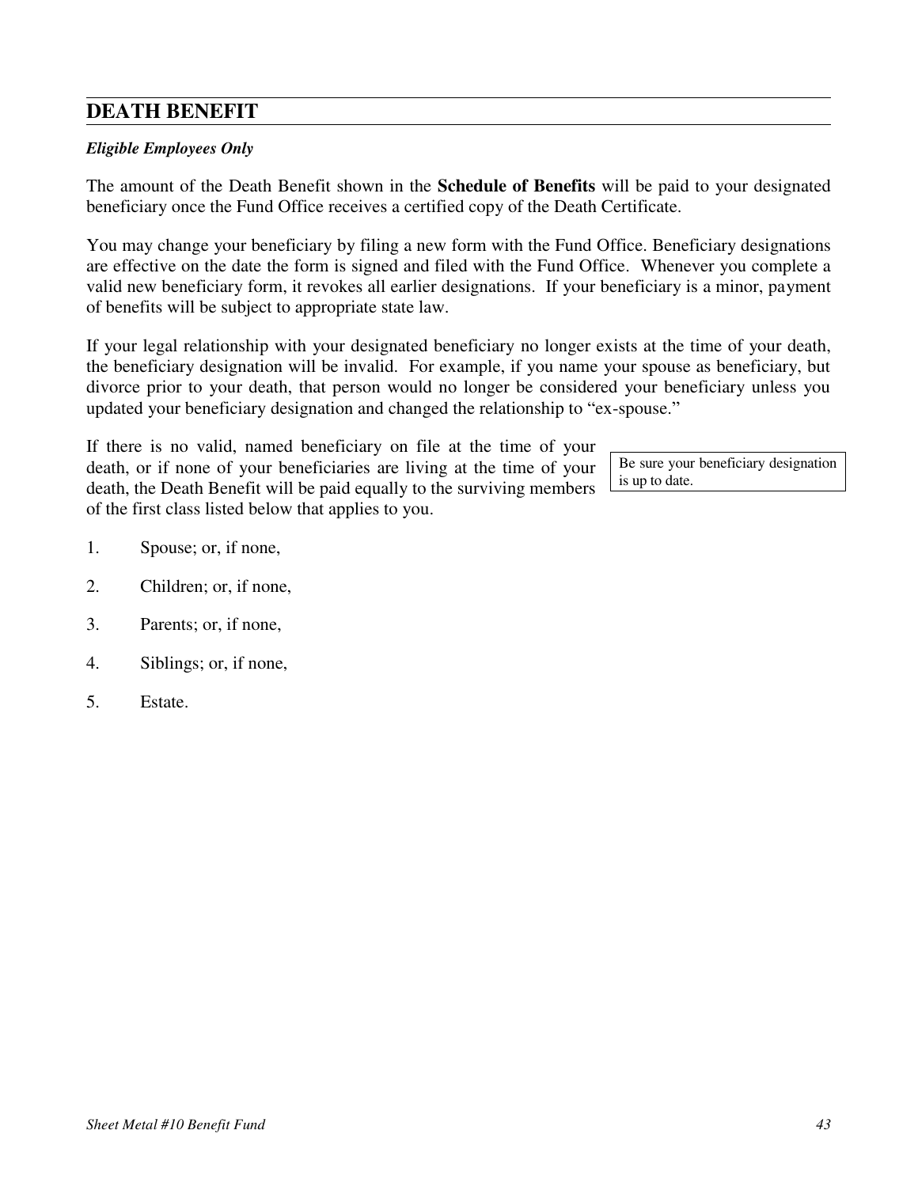## DEATH BENEFIT

***Eligible Employees Only***

The amount of the Death Benefit shown in the **Schedule of Benefits** will be paid to your designated beneficiary once the Fund Office receives a certified copy of the Death Certificate.

You may change your beneficiary by filing a new form with the Fund Office. Beneficiary designations are effective on the date the form is signed and filed with the Fund Office. Whenever you complete a valid new beneficiary form, it revokes all earlier designations. If your beneficiary is a minor, payment of benefits will be subject to appropriate state law.

If your legal relationship with your designated beneficiary no longer exists at the time of your death, the beneficiary designation will be invalid. For example, if you name your spouse as beneficiary, but divorce prior to your death, that person would no longer be considered your beneficiary unless you updated your beneficiary designation and changed the relationship to "ex-spouse."

If there is no valid, named beneficiary on file at the time of your death, or if none of your beneficiaries are living at the time of your death, the Death Benefit will be paid equally to the surviving members of the first class listed below that applies to you.

Be sure your beneficiary designation is up to date.

1. Spouse; or, if none,
2. Children; or, if none,
3. Parents; or, if none,
4. Siblings; or, if none,
5. Estate.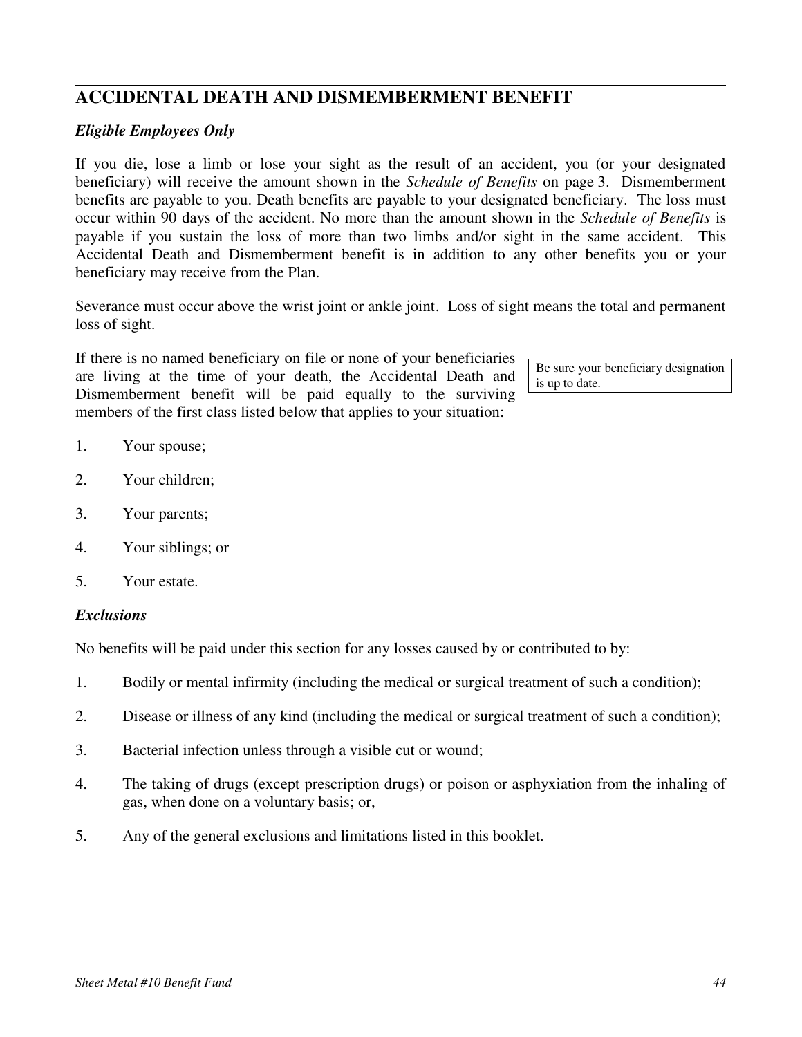## ACCIDENTAL DEATH AND DISMEMBERMENT BENEFIT

***Eligible Employees Only***

If you die, lose a limb or lose your sight as the result of an accident, you (or your designated beneficiary) will receive the amount shown in the *Schedule of Benefits* on page 3. Dismemberment benefits are payable to you. Death benefits are payable to your designated beneficiary. The loss must occur within 90 days of the accident. No more than the amount shown in the *Schedule of Benefits* is payable if you sustain the loss of more than two limbs and/or sight in the same accident. This Accidental Death and Dismemberment benefit is in addition to any other benefits you or your beneficiary may receive from the Plan.

Severance must occur above the wrist joint or ankle joint. Loss of sight means the total and permanent loss of sight.

If there is no named beneficiary on file or none of your beneficiaries are living at the time of your death, the Accidental Death and Dismemberment benefit will be paid equally to the surviving members of the first class listed below that applies to your situation:

> Be sure your beneficiary designation is up to date.

1. Your spouse;
2. Your children;
3. Your parents;
4. Your siblings; or
5. Your estate.

***Exclusions***

No benefits will be paid under this section for any losses caused by or contributed to by:

1. Bodily or mental infirmity (including the medical or surgical treatment of such a condition);
2. Disease or illness of any kind (including the medical or surgical treatment of such a condition);
3. Bacterial infection unless through a visible cut or wound;
4. The taking of drugs (except prescription drugs) or poison or asphyxiation from the inhaling of gas, when done on a voluntary basis; or,
5. Any of the general exclusions and limitations listed in this booklet.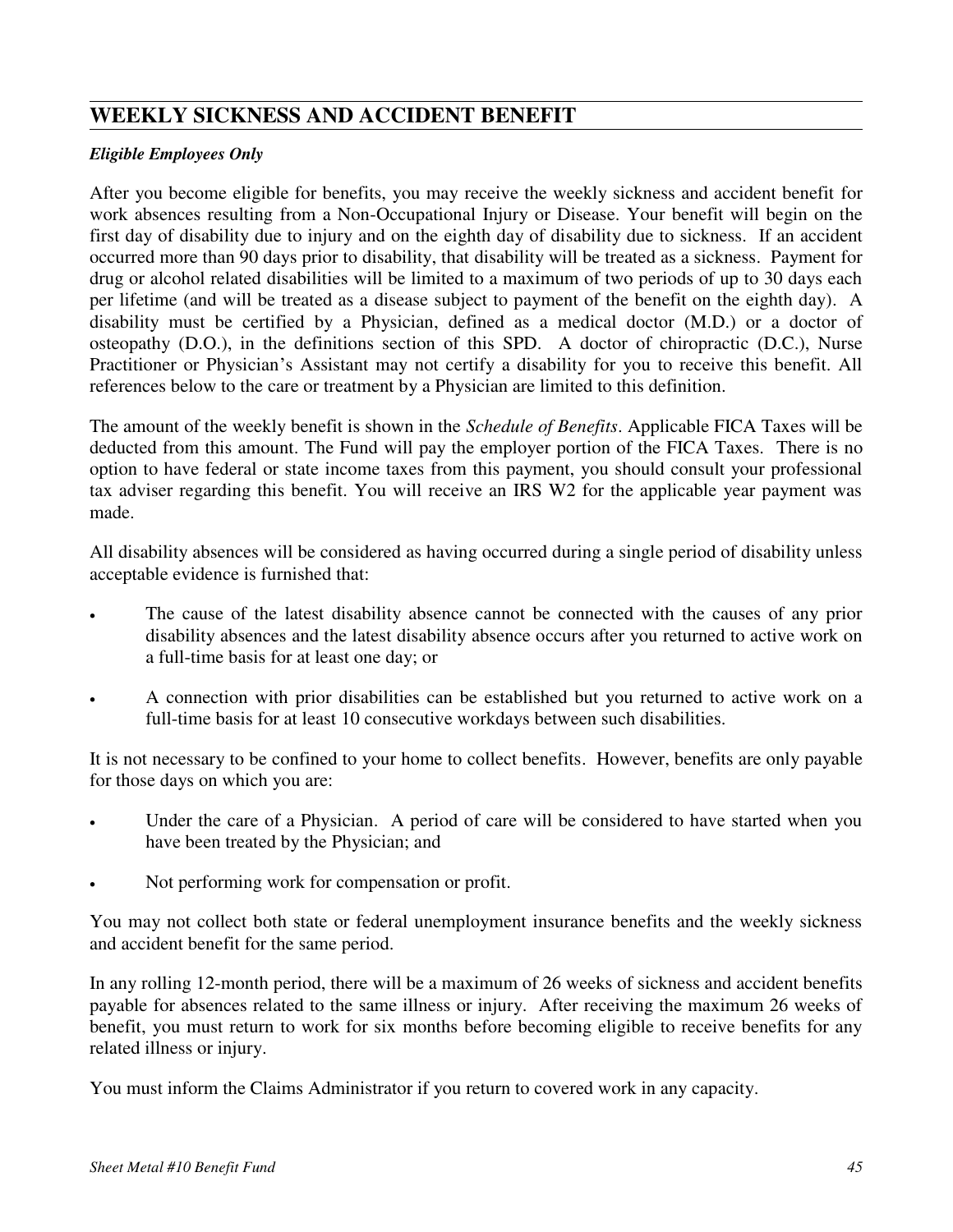## WEEKLY SICKNESS AND ACCIDENT BENEFIT

***Eligible Employees Only***

After you become eligible for benefits, you may receive the weekly sickness and accident benefit for work absences resulting from a Non-Occupational Injury or Disease. Your benefit will begin on the first day of disability due to injury and on the eighth day of disability due to sickness. If an accident occurred more than 90 days prior to disability, that disability will be treated as a sickness. Payment for drug or alcohol related disabilities will be limited to a maximum of two periods of up to 30 days each per lifetime (and will be treated as a disease subject to payment of the benefit on the eighth day). A disability must be certified by a Physician, defined as a medical doctor (M.D.) or a doctor of osteopathy (D.O.), in the definitions section of this SPD. A doctor of chiropractic (D.C.), Nurse Practitioner or Physician's Assistant may not certify a disability for you to receive this benefit. All references below to the care or treatment by a Physician are limited to this definition.

The amount of the weekly benefit is shown in the *Schedule of Benefits*. Applicable FICA Taxes will be deducted from this amount. The Fund will pay the employer portion of the FICA Taxes. There is no option to have federal or state income taxes from this payment, you should consult your professional tax adviser regarding this benefit. You will receive an IRS W2 for the applicable year payment was made.

All disability absences will be considered as having occurred during a single period of disability unless acceptable evidence is furnished that:

- The cause of the latest disability absence cannot be connected with the causes of any prior disability absences and the latest disability absence occurs after you returned to active work on a full-time basis for at least one day; or
- A connection with prior disabilities can be established but you returned to active work on a full-time basis for at least 10 consecutive workdays between such disabilities.

It is not necessary to be confined to your home to collect benefits. However, benefits are only payable for those days on which you are:

- Under the care of a Physician. A period of care will be considered to have started when you have been treated by the Physician; and
- Not performing work for compensation or profit.

You may not collect both state or federal unemployment insurance benefits and the weekly sickness and accident benefit for the same period.

In any rolling 12-month period, there will be a maximum of 26 weeks of sickness and accident benefits payable for absences related to the same illness or injury. After receiving the maximum 26 weeks of benefit, you must return to work for six months before becoming eligible to receive benefits for any related illness or injury.

You must inform the Claims Administrator if you return to covered work in any capacity.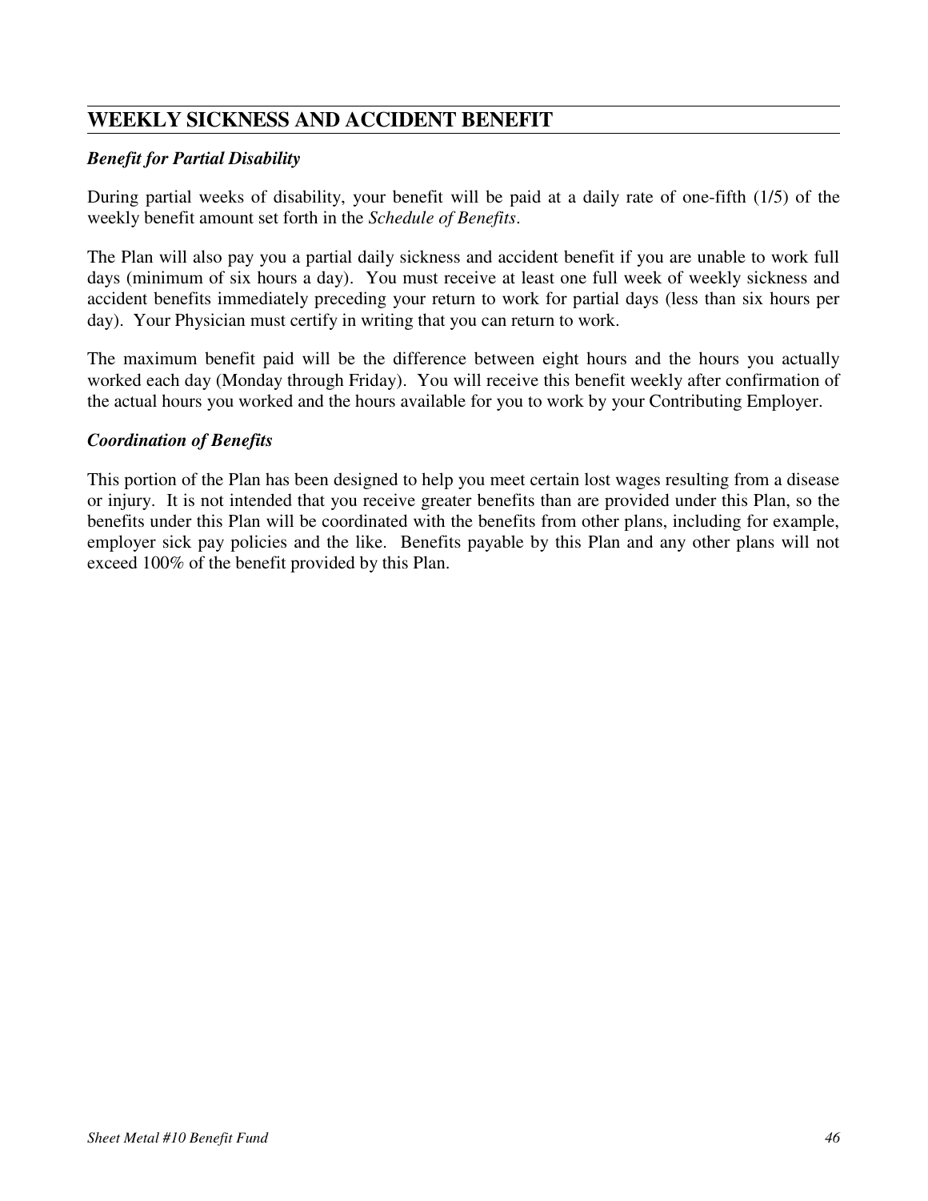## WEEKLY SICKNESS AND ACCIDENT BENEFIT

***Benefit for Partial Disability***

During partial weeks of disability, your benefit will be paid at a daily rate of one-fifth (1/5) of the weekly benefit amount set forth in the *Schedule of Benefits*.

The Plan will also pay you a partial daily sickness and accident benefit if you are unable to work full days (minimum of six hours a day). You must receive at least one full week of weekly sickness and accident benefits immediately preceding your return to work for partial days (less than six hours per day). Your Physician must certify in writing that you can return to work.

The maximum benefit paid will be the difference between eight hours and the hours you actually worked each day (Monday through Friday). You will receive this benefit weekly after confirmation of the actual hours you worked and the hours available for you to work by your Contributing Employer.

***Coordination of Benefits***

This portion of the Plan has been designed to help you meet certain lost wages resulting from a disease or injury. It is not intended that you receive greater benefits than are provided under this Plan, so the benefits under this Plan will be coordinated with the benefits from other plans, including for example, employer sick pay policies and the like. Benefits payable by this Plan and any other plans will not exceed 100% of the benefit provided by this Plan.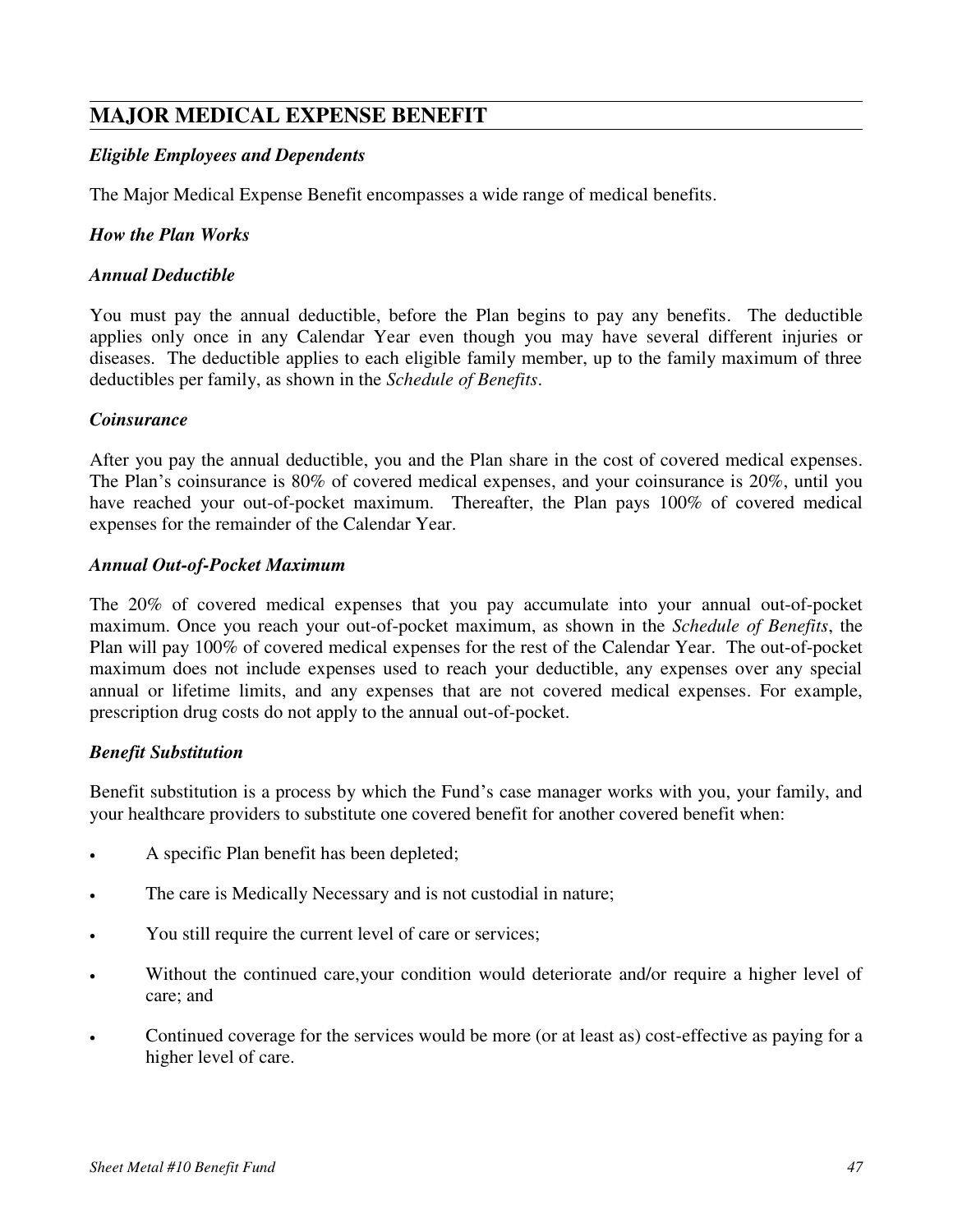## MAJOR MEDICAL EXPENSE BENEFIT

***Eligible Employees and Dependents***

The Major Medical Expense Benefit encompasses a wide range of medical benefits.

***How the Plan Works***

***Annual Deductible***

You must pay the annual deductible, before the Plan begins to pay any benefits. The deductible applies only once in any Calendar Year even though you may have several different injuries or diseases. The deductible applies to each eligible family member, up to the family maximum of three deductibles per family, as shown in the *Schedule of Benefits*.

***Coinsurance***

After you pay the annual deductible, you and the Plan share in the cost of covered medical expenses. The Plan's coinsurance is 80% of covered medical expenses, and your coinsurance is 20%, until you have reached your out-of-pocket maximum. Thereafter, the Plan pays 100% of covered medical expenses for the remainder of the Calendar Year.

***Annual Out-of-Pocket Maximum***

The 20% of covered medical expenses that you pay accumulate into your annual out-of-pocket maximum. Once you reach your out-of-pocket maximum, as shown in the *Schedule of Benefits*, the Plan will pay 100% of covered medical expenses for the rest of the Calendar Year. The out-of-pocket maximum does not include expenses used to reach your deductible, any expenses over any special annual or lifetime limits, and any expenses that are not covered medical expenses. For example, prescription drug costs do not apply to the annual out-of-pocket.

***Benefit Substitution***

Benefit substitution is a process by which the Fund's case manager works with you, your family, and your healthcare providers to substitute one covered benefit for another covered benefit when:

- A specific Plan benefit has been depleted;
- The care is Medically Necessary and is not custodial in nature;
- You still require the current level of care or services;
- Without the continued care,your condition would deteriorate and/or require a higher level of care; and
- Continued coverage for the services would be more (or at least as) cost-effective as paying for a higher level of care.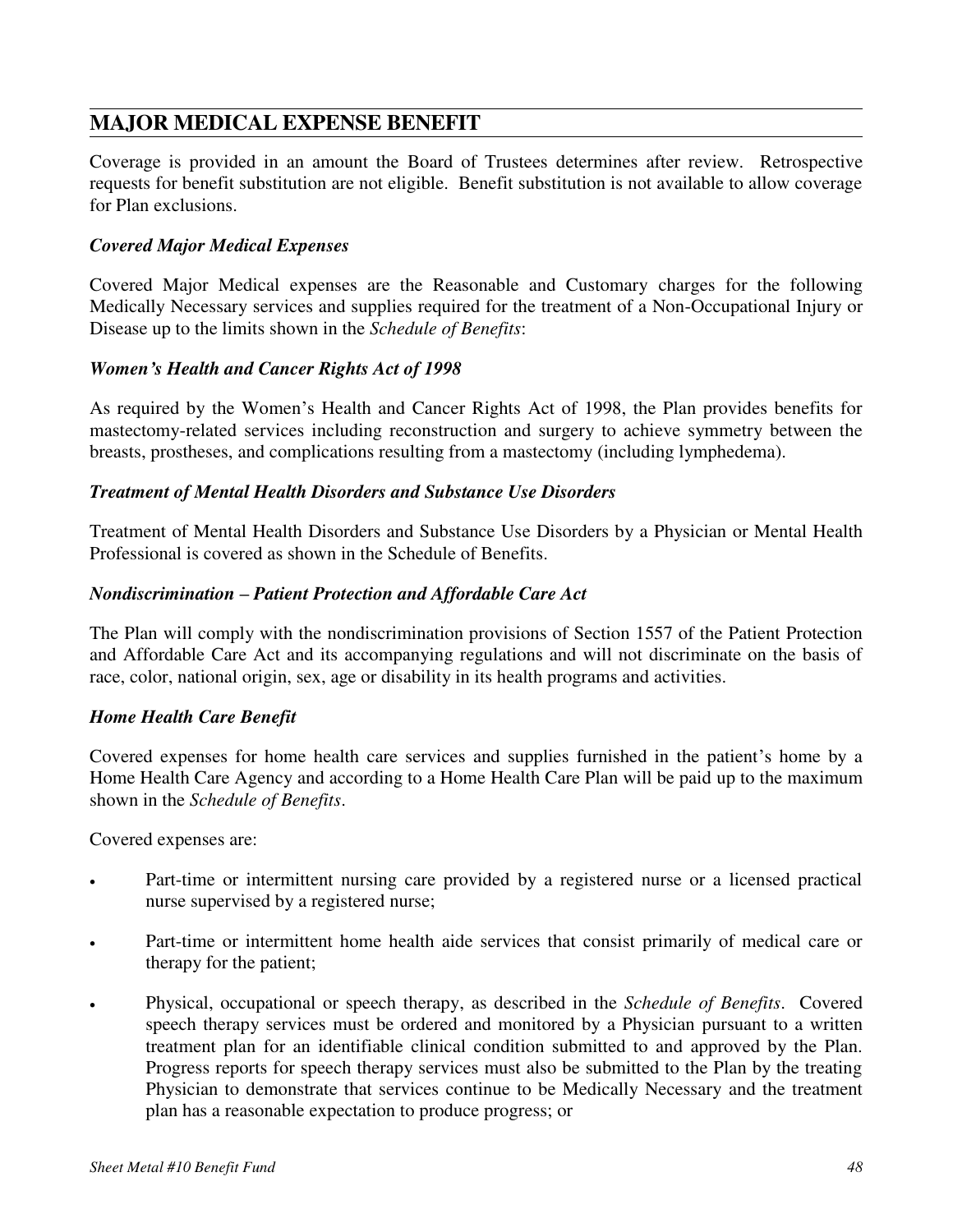## MAJOR MEDICAL EXPENSE BENEFIT

Coverage is provided in an amount the Board of Trustees determines after review. Retrospective requests for benefit substitution are not eligible. Benefit substitution is not available to allow coverage for Plan exclusions.

### *Covered Major Medical Expenses*

Covered Major Medical expenses are the Reasonable and Customary charges for the following Medically Necessary services and supplies required for the treatment of a Non-Occupational Injury or Disease up to the limits shown in the *Schedule of Benefits*:

### *Women's Health and Cancer Rights Act of 1998*

As required by the Women's Health and Cancer Rights Act of 1998, the Plan provides benefits for mastectomy-related services including reconstruction and surgery to achieve symmetry between the breasts, prostheses, and complications resulting from a mastectomy (including lymphedema).

### *Treatment of Mental Health Disorders and Substance Use Disorders*

Treatment of Mental Health Disorders and Substance Use Disorders by a Physician or Mental Health Professional is covered as shown in the Schedule of Benefits.

### *Nondiscrimination – Patient Protection and Affordable Care Act*

The Plan will comply with the nondiscrimination provisions of Section 1557 of the Patient Protection and Affordable Care Act and its accompanying regulations and will not discriminate on the basis of race, color, national origin, sex, age or disability in its health programs and activities.

### *Home Health Care Benefit*

Covered expenses for home health care services and supplies furnished in the patient's home by a Home Health Care Agency and according to a Home Health Care Plan will be paid up to the maximum shown in the *Schedule of Benefits*.

Covered expenses are:

- Part-time or intermittent nursing care provided by a registered nurse or a licensed practical nurse supervised by a registered nurse;
- Part-time or intermittent home health aide services that consist primarily of medical care or therapy for the patient;
- Physical, occupational or speech therapy, as described in the *Schedule of Benefits*. Covered speech therapy services must be ordered and monitored by a Physician pursuant to a written treatment plan for an identifiable clinical condition submitted to and approved by the Plan. Progress reports for speech therapy services must also be submitted to the Plan by the treating Physician to demonstrate that services continue to be Medically Necessary and the treatment plan has a reasonable expectation to produce progress; or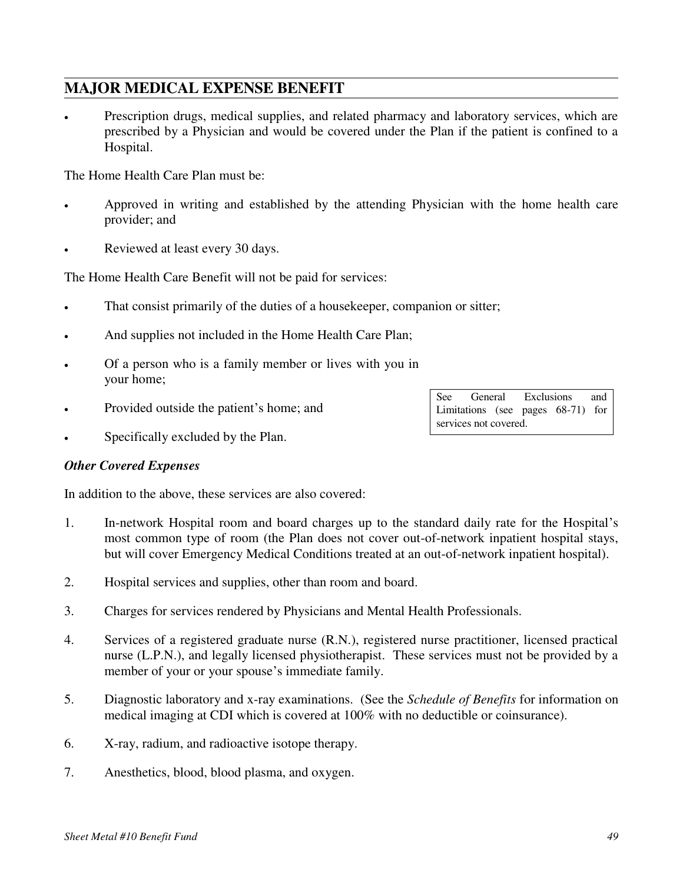## MAJOR MEDICAL EXPENSE BENEFIT

- Prescription drugs, medical supplies, and related pharmacy and laboratory services, which are prescribed by a Physician and would be covered under the Plan if the patient is confined to a Hospital.

The Home Health Care Plan must be:

- Approved in writing and established by the attending Physician with the home health care provider; and
- Reviewed at least every 30 days.

The Home Health Care Benefit will not be paid for services:

- That consist primarily of the duties of a housekeeper, companion or sitter;
- And supplies not included in the Home Health Care Plan;
- Of a person who is a family member or lives with you in your home;
- Provided outside the patient's home; and
- Specifically excluded by the Plan.

See General Exclusions and Limitations (see pages 68-71) for services not covered.

***Other Covered Expenses***

In addition to the above, these services are also covered:

1. In-network Hospital room and board charges up to the standard daily rate for the Hospital's most common type of room (the Plan does not cover out-of-network inpatient hospital stays, but will cover Emergency Medical Conditions treated at an out-of-network inpatient hospital).
2. Hospital services and supplies, other than room and board.
3. Charges for services rendered by Physicians and Mental Health Professionals.
4. Services of a registered graduate nurse (R.N.), registered nurse practitioner, licensed practical nurse (L.P.N.), and legally licensed physiotherapist. These services must not be provided by a member of your or your spouse's immediate family.
5. Diagnostic laboratory and x-ray examinations. (See the *Schedule of Benefits* for information on medical imaging at CDI which is covered at 100% with no deductible or coinsurance).
6. X-ray, radium, and radioactive isotope therapy.
7. Anesthetics, blood, blood plasma, and oxygen.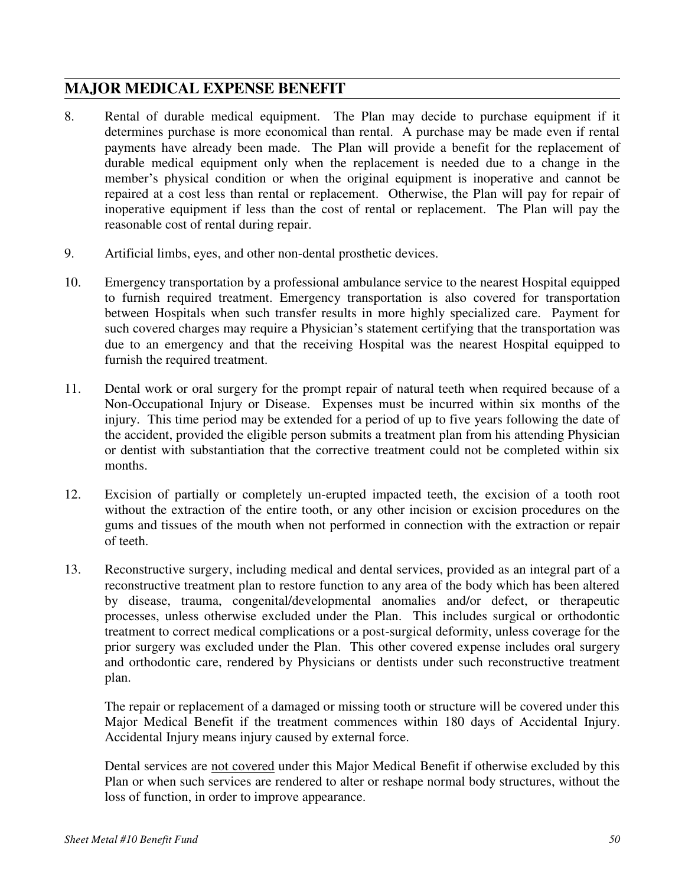## MAJOR MEDICAL EXPENSE BENEFIT

8. Rental of durable medical equipment. The Plan may decide to purchase equipment if it determines purchase is more economical than rental. A purchase may be made even if rental payments have already been made. The Plan will provide a benefit for the replacement of durable medical equipment only when the replacement is needed due to a change in the member's physical condition or when the original equipment is inoperative and cannot be repaired at a cost less than rental or replacement. Otherwise, the Plan will pay for repair of inoperative equipment if less than the cost of rental or replacement. The Plan will pay the reasonable cost of rental during repair.

9. Artificial limbs, eyes, and other non-dental prosthetic devices.

10. Emergency transportation by a professional ambulance service to the nearest Hospital equipped to furnish required treatment. Emergency transportation is also covered for transportation between Hospitals when such transfer results in more highly specialized care. Payment for such covered charges may require a Physician's statement certifying that the transportation was due to an emergency and that the receiving Hospital was the nearest Hospital equipped to furnish the required treatment.

11. Dental work or oral surgery for the prompt repair of natural teeth when required because of a Non-Occupational Injury or Disease. Expenses must be incurred within six months of the injury. This time period may be extended for a period of up to five years following the date of the accident, provided the eligible person submits a treatment plan from his attending Physician or dentist with substantiation that the corrective treatment could not be completed within six months.

12. Excision of partially or completely un-erupted impacted teeth, the excision of a tooth root without the extraction of the entire tooth, or any other incision or excision procedures on the gums and tissues of the mouth when not performed in connection with the extraction or repair of teeth.

13. Reconstructive surgery, including medical and dental services, provided as an integral part of a reconstructive treatment plan to restore function to any area of the body which has been altered by disease, trauma, congenital/developmental anomalies and/or defect, or therapeutic processes, unless otherwise excluded under the Plan. This includes surgical or orthodontic treatment to correct medical complications or a post-surgical deformity, unless coverage for the prior surgery was excluded under the Plan. This other covered expense includes oral surgery and orthodontic care, rendered by Physicians or dentists under such reconstructive treatment plan.

    The repair or replacement of a damaged or missing tooth or structure will be covered under this Major Medical Benefit if the treatment commences within 180 days of Accidental Injury. Accidental Injury means injury caused by external force.

    Dental services are not covered under this Major Medical Benefit if otherwise excluded by this Plan or when such services are rendered to alter or reshape normal body structures, without the loss of function, in order to improve appearance.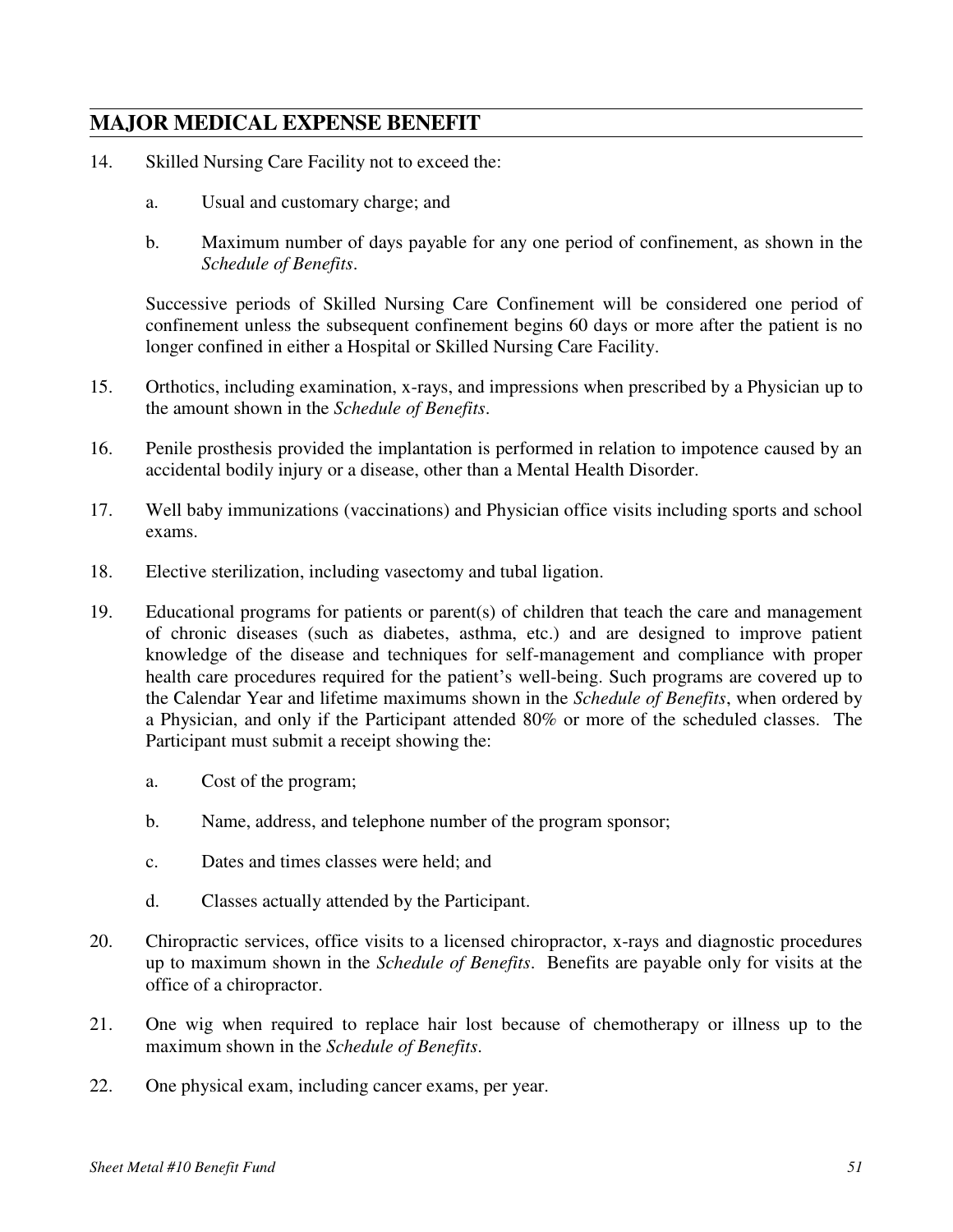## MAJOR MEDICAL EXPENSE BENEFIT

14. Skilled Nursing Care Facility not to exceed the:

    a. Usual and customary charge; and

    b. Maximum number of days payable for any one period of confinement, as shown in the *Schedule of Benefits*.

    Successive periods of Skilled Nursing Care Confinement will be considered one period of confinement unless the subsequent confinement begins 60 days or more after the patient is no longer confined in either a Hospital or Skilled Nursing Care Facility.

15. Orthotics, including examination, x-rays, and impressions when prescribed by a Physician up to the amount shown in the *Schedule of Benefits*.

16. Penile prosthesis provided the implantation is performed in relation to impotence caused by an accidental bodily injury or a disease, other than a Mental Health Disorder.

17. Well baby immunizations (vaccinations) and Physician office visits including sports and school exams.

18. Elective sterilization, including vasectomy and tubal ligation.

19. Educational programs for patients or parent(s) of children that teach the care and management of chronic diseases (such as diabetes, asthma, etc.) and are designed to improve patient knowledge of the disease and techniques for self-management and compliance with proper health care procedures required for the patient's well-being. Such programs are covered up to the Calendar Year and lifetime maximums shown in the *Schedule of Benefits*, when ordered by a Physician, and only if the Participant attended 80% or more of the scheduled classes. The Participant must submit a receipt showing the:

    a. Cost of the program;

    b. Name, address, and telephone number of the program sponsor;

    c. Dates and times classes were held; and

    d. Classes actually attended by the Participant.

20. Chiropractic services, office visits to a licensed chiropractor, x-rays and diagnostic procedures up to maximum shown in the *Schedule of Benefits*. Benefits are payable only for visits at the office of a chiropractor.

21. One wig when required to replace hair lost because of chemotherapy or illness up to the maximum shown in the *Schedule of Benefits*.

22. One physical exam, including cancer exams, per year.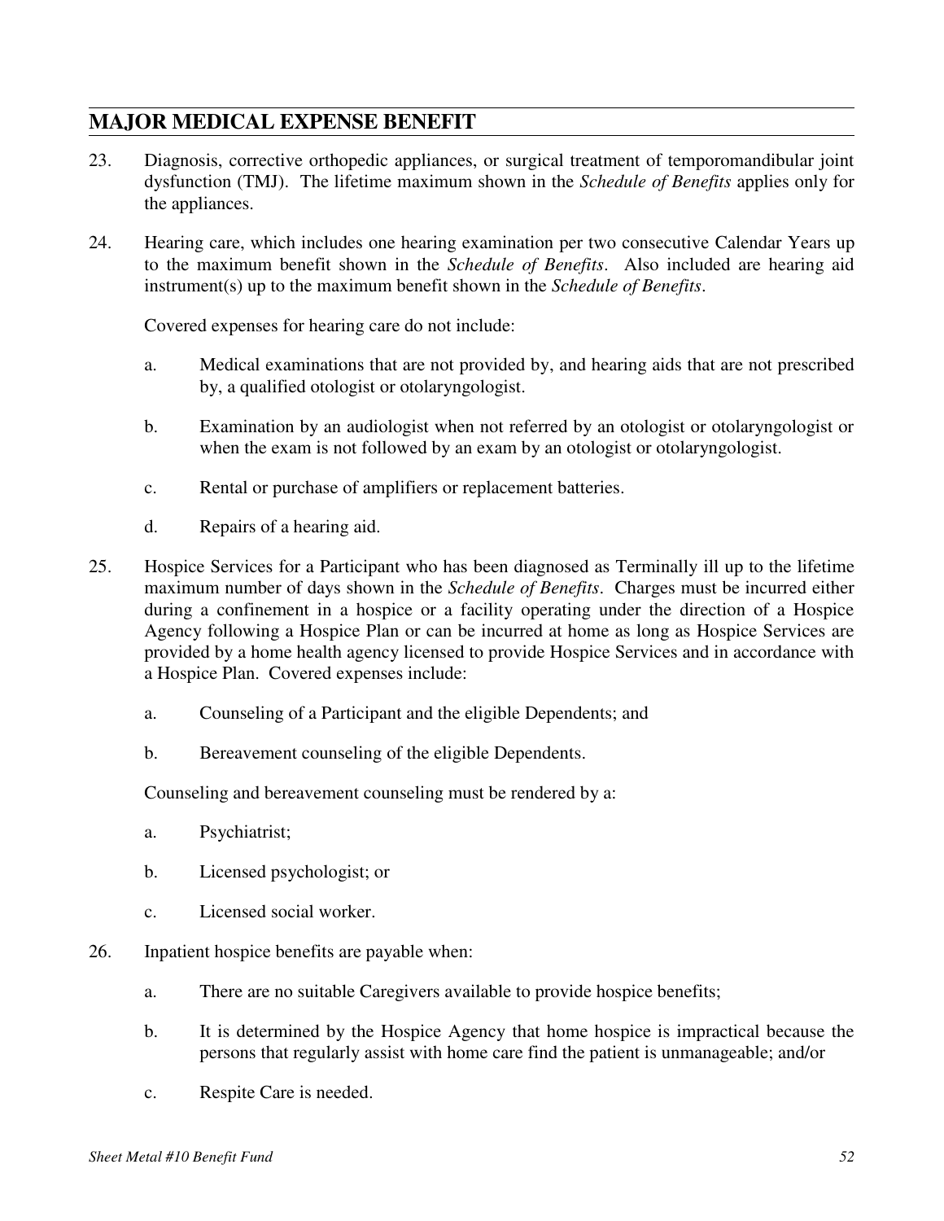## MAJOR MEDICAL EXPENSE BENEFIT

23. Diagnosis, corrective orthopedic appliances, or surgical treatment of temporomandibular joint dysfunction (TMJ). The lifetime maximum shown in the *Schedule of Benefits* applies only for the appliances.

24. Hearing care, which includes one hearing examination per two consecutive Calendar Years up to the maximum benefit shown in the *Schedule of Benefits*. Also included are hearing aid instrument(s) up to the maximum benefit shown in the *Schedule of Benefits*.

    Covered expenses for hearing care do not include:

    a. Medical examinations that are not provided by, and hearing aids that are not prescribed by, a qualified otologist or otolaryngologist.

    b. Examination by an audiologist when not referred by an otologist or otolaryngologist or when the exam is not followed by an exam by an otologist or otolaryngologist.

    c. Rental or purchase of amplifiers or replacement batteries.

    d. Repairs of a hearing aid.

25. Hospice Services for a Participant who has been diagnosed as Terminally ill up to the lifetime maximum number of days shown in the *Schedule of Benefits*. Charges must be incurred either during a confinement in a hospice or a facility operating under the direction of a Hospice Agency following a Hospice Plan or can be incurred at home as long as Hospice Services are provided by a home health agency licensed to provide Hospice Services and in accordance with a Hospice Plan. Covered expenses include:

    a. Counseling of a Participant and the eligible Dependents; and

    b. Bereavement counseling of the eligible Dependents.

    Counseling and bereavement counseling must be rendered by a:

    a. Psychiatrist;

    b. Licensed psychologist; or

    c. Licensed social worker.

26. Inpatient hospice benefits are payable when:

    a. There are no suitable Caregivers available to provide hospice benefits;

    b. It is determined by the Hospice Agency that home hospice is impractical because the persons that regularly assist with home care find the patient is unmanageable; and/or

    c. Respite Care is needed.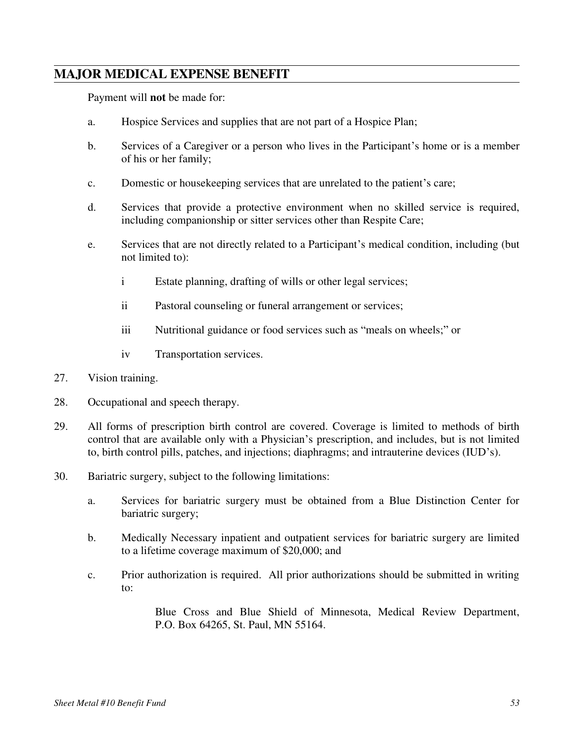## MAJOR MEDICAL EXPENSE BENEFIT

Payment will **not** be made for:

a. Hospice Services and supplies that are not part of a Hospice Plan;

b. Services of a Caregiver or a person who lives in the Participant's home or is a member of his or her family;

c. Domestic or housekeeping services that are unrelated to the patient's care;

d. Services that provide a protective environment when no skilled service is required, including companionship or sitter services other than Respite Care;

e. Services that are not directly related to a Participant's medical condition, including (but not limited to):

   i Estate planning, drafting of wills or other legal services;

   ii Pastoral counseling or funeral arrangement or services;

   iii Nutritional guidance or food services such as "meals on wheels;" or

   iv Transportation services.

27. Vision training.

28. Occupational and speech therapy.

29. All forms of prescription birth control are covered. Coverage is limited to methods of birth control that are available only with a Physician's prescription, and includes, but is not limited to, birth control pills, patches, and injections; diaphragms; and intrauterine devices (IUD's).

30. Bariatric surgery, subject to the following limitations:

    a. Services for bariatric surgery must be obtained from a Blue Distinction Center for bariatric surgery;

    b. Medically Necessary inpatient and outpatient services for bariatric surgery are limited to a lifetime coverage maximum of $20,000; and

    c. Prior authorization is required. All prior authorizations should be submitted in writing to:

       Blue Cross and Blue Shield of Minnesota, Medical Review Department, P.O. Box 64265, St. Paul, MN 55164.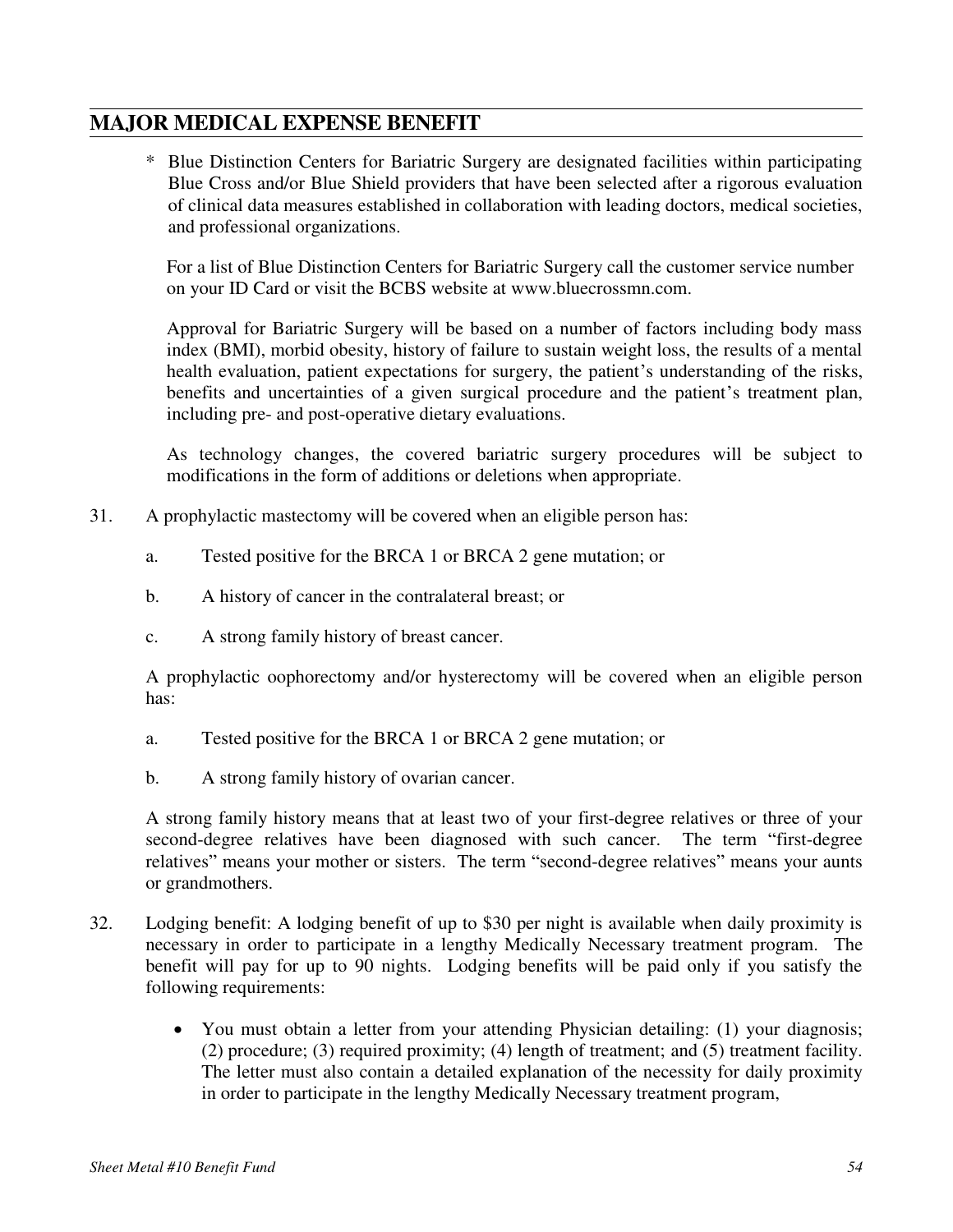## MAJOR MEDICAL EXPENSE BENEFIT

\* Blue Distinction Centers for Bariatric Surgery are designated facilities within participating Blue Cross and/or Blue Shield providers that have been selected after a rigorous evaluation of clinical data measures established in collaboration with leading doctors, medical societies, and professional organizations.

For a list of Blue Distinction Centers for Bariatric Surgery call the customer service number on your ID Card or visit the BCBS website at www.bluecrossmn.com.

Approval for Bariatric Surgery will be based on a number of factors including body mass index (BMI), morbid obesity, history of failure to sustain weight loss, the results of a mental health evaluation, patient expectations for surgery, the patient's understanding of the risks, benefits and uncertainties of a given surgical procedure and the patient's treatment plan, including pre- and post-operative dietary evaluations.

As technology changes, the covered bariatric surgery procedures will be subject to modifications in the form of additions or deletions when appropriate.

31. A prophylactic mastectomy will be covered when an eligible person has:

    a. Tested positive for the BRCA 1 or BRCA 2 gene mutation; or

    b. A history of cancer in the contralateral breast; or

    c. A strong family history of breast cancer.

    A prophylactic oophorectomy and/or hysterectomy will be covered when an eligible person has:

    a. Tested positive for the BRCA 1 or BRCA 2 gene mutation; or

    b. A strong family history of ovarian cancer.

    A strong family history means that at least two of your first-degree relatives or three of your second-degree relatives have been diagnosed with such cancer. The term "first-degree relatives" means your mother or sisters. The term "second-degree relatives" means your aunts or grandmothers.

32. Lodging benefit: A lodging benefit of up to $30 per night is available when daily proximity is necessary in order to participate in a lengthy Medically Necessary treatment program. The benefit will pay for up to 90 nights. Lodging benefits will be paid only if you satisfy the following requirements:

    - You must obtain a letter from your attending Physician detailing: (1) your diagnosis; (2) procedure; (3) required proximity; (4) length of treatment; and (5) treatment facility. The letter must also contain a detailed explanation of the necessity for daily proximity in order to participate in the lengthy Medically Necessary treatment program,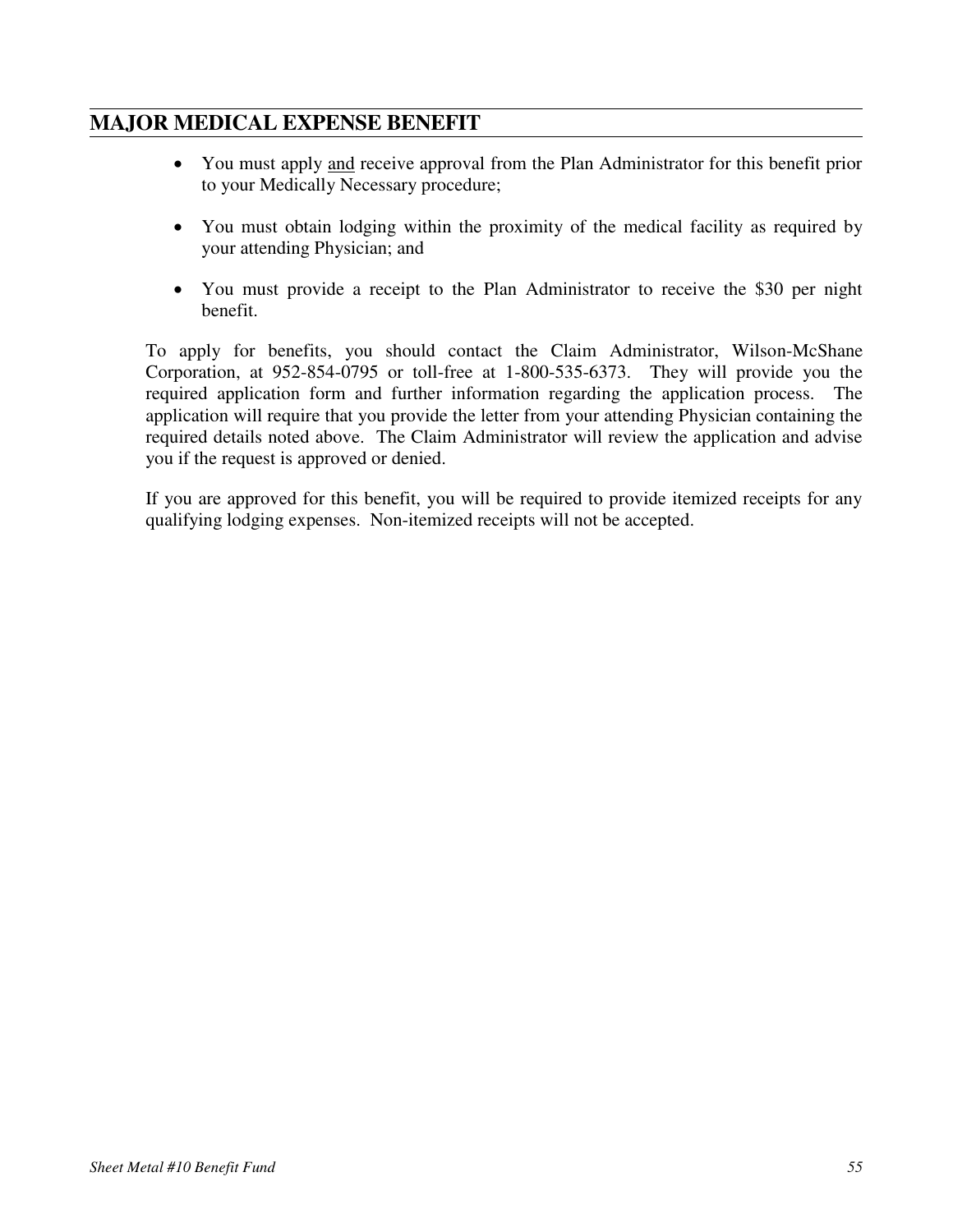## MAJOR MEDICAL EXPENSE BENEFIT

- You must apply <u>and</u> receive approval from the Plan Administrator for this benefit prior to your Medically Necessary procedure;
- You must obtain lodging within the proximity of the medical facility as required by your attending Physician; and
- You must provide a receipt to the Plan Administrator to receive the $30 per night benefit.

To apply for benefits, you should contact the Claim Administrator, Wilson-McShane Corporation, at 952-854-0795 or toll-free at 1-800-535-6373. They will provide you the required application form and further information regarding the application process. The application will require that you provide the letter from your attending Physician containing the required details noted above. The Claim Administrator will review the application and advise you if the request is approved or denied.

If you are approved for this benefit, you will be required to provide itemized receipts for any qualifying lodging expenses. Non-itemized receipts will not be accepted.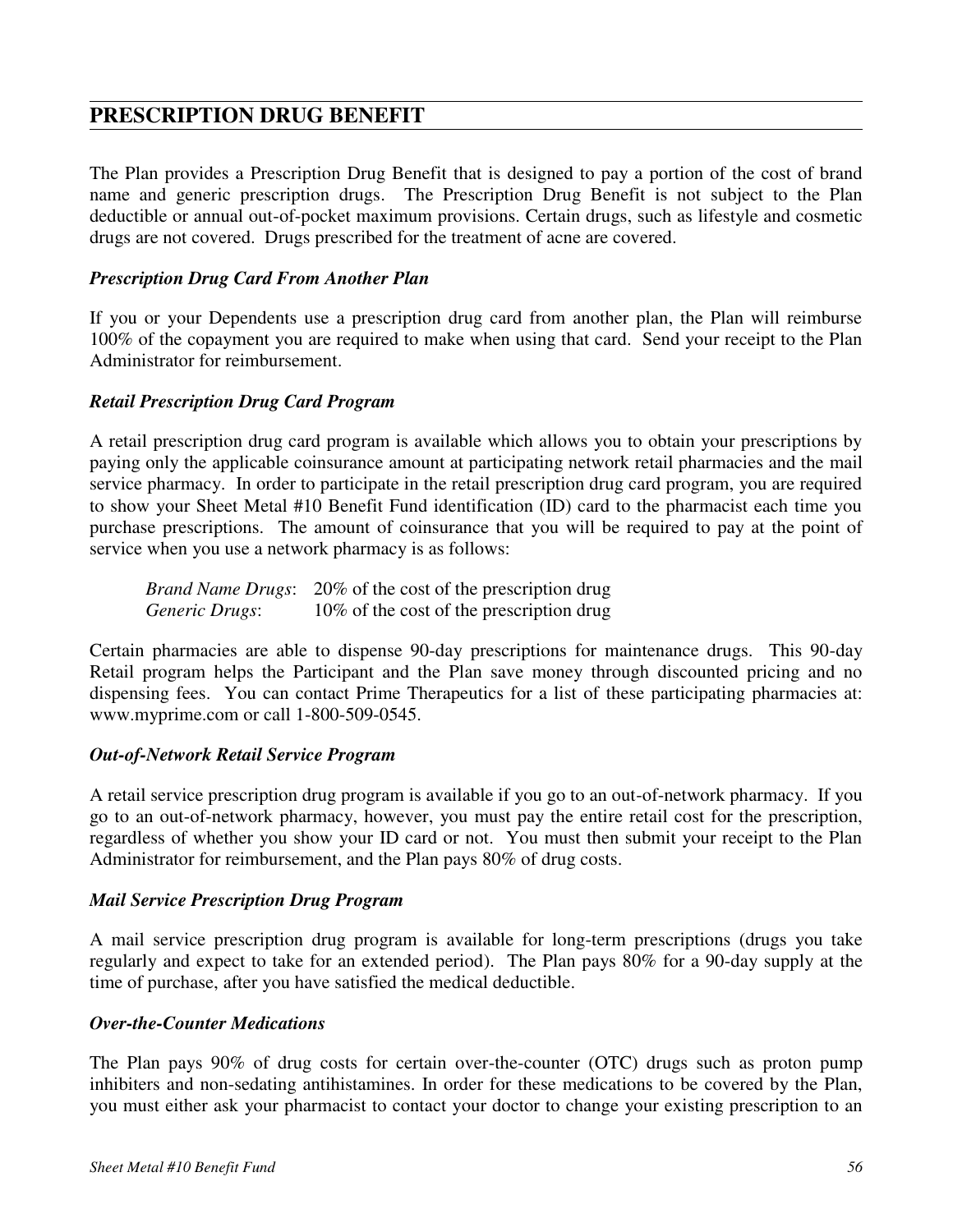## PRESCRIPTION DRUG BENEFIT

The Plan provides a Prescription Drug Benefit that is designed to pay a portion of the cost of brand name and generic prescription drugs. The Prescription Drug Benefit is not subject to the Plan deductible or annual out-of-pocket maximum provisions. Certain drugs, such as lifestyle and cosmetic drugs are not covered. Drugs prescribed for the treatment of acne are covered.

***Prescription Drug Card From Another Plan***

If you or your Dependents use a prescription drug card from another plan, the Plan will reimburse 100% of the copayment you are required to make when using that card. Send your receipt to the Plan Administrator for reimbursement.

***Retail Prescription Drug Card Program***

A retail prescription drug card program is available which allows you to obtain your prescriptions by paying only the applicable coinsurance amount at participating network retail pharmacies and the mail service pharmacy. In order to participate in the retail prescription drug card program, you are required to show your Sheet Metal #10 Benefit Fund identification (ID) card to the pharmacist each time you purchase prescriptions. The amount of coinsurance that you will be required to pay at the point of service when you use a network pharmacy is as follows:

| | |
|---|---|
| *Brand Name Drugs*: | 20% of the cost of the prescription drug |
| *Generic Drugs*: | 10% of the cost of the prescription drug |

Certain pharmacies are able to dispense 90-day prescriptions for maintenance drugs. This 90-day Retail program helps the Participant and the Plan save money through discounted pricing and no dispensing fees. You can contact Prime Therapeutics for a list of these participating pharmacies at: www.myprime.com or call 1-800-509-0545.

***Out-of-Network Retail Service Program***

A retail service prescription drug program is available if you go to an out-of-network pharmacy. If you go to an out-of-network pharmacy, however, you must pay the entire retail cost for the prescription, regardless of whether you show your ID card or not. You must then submit your receipt to the Plan Administrator for reimbursement, and the Plan pays 80% of drug costs.

***Mail Service Prescription Drug Program***

A mail service prescription drug program is available for long-term prescriptions (drugs you take regularly and expect to take for an extended period). The Plan pays 80% for a 90-day supply at the time of purchase, after you have satisfied the medical deductible.

***Over-the-Counter Medications***

The Plan pays 90% of drug costs for certain over-the-counter (OTC) drugs such as proton pump inhibiters and non-sedating antihistamines. In order for these medications to be covered by the Plan, you must either ask your pharmacist to contact your doctor to change your existing prescription to an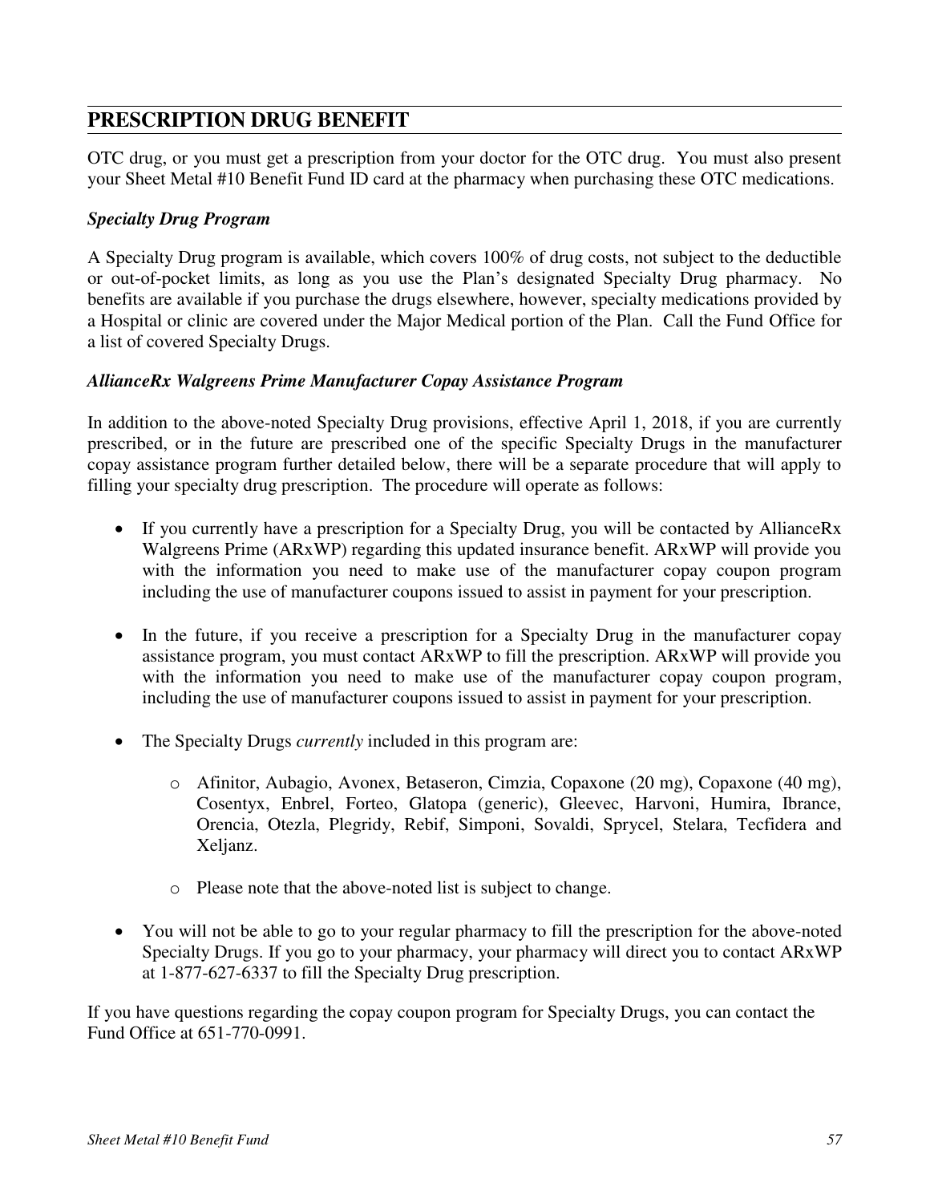## PRESCRIPTION DRUG BENEFIT

OTC drug, or you must get a prescription from your doctor for the OTC drug. You must also present your Sheet Metal #10 Benefit Fund ID card at the pharmacy when purchasing these OTC medications.

***Specialty Drug Program***

A Specialty Drug program is available, which covers 100% of drug costs, not subject to the deductible or out-of-pocket limits, as long as you use the Plan's designated Specialty Drug pharmacy. No benefits are available if you purchase the drugs elsewhere, however, specialty medications provided by a Hospital or clinic are covered under the Major Medical portion of the Plan. Call the Fund Office for a list of covered Specialty Drugs.

***AllianceRx Walgreens Prime Manufacturer Copay Assistance Program***

In addition to the above-noted Specialty Drug provisions, effective April 1, 2018, if you are currently prescribed, or in the future are prescribed one of the specific Specialty Drugs in the manufacturer copay assistance program further detailed below, there will be a separate procedure that will apply to filling your specialty drug prescription. The procedure will operate as follows:

- If you currently have a prescription for a Specialty Drug, you will be contacted by AllianceRx Walgreens Prime (ARxWP) regarding this updated insurance benefit. ARxWP will provide you with the information you need to make use of the manufacturer copay coupon program including the use of manufacturer coupons issued to assist in payment for your prescription.

- In the future, if you receive a prescription for a Specialty Drug in the manufacturer copay assistance program, you must contact ARxWP to fill the prescription. ARxWP will provide you with the information you need to make use of the manufacturer copay coupon program, including the use of manufacturer coupons issued to assist in payment for your prescription.

- The Specialty Drugs *currently* included in this program are:
  - Afinitor, Aubagio, Avonex, Betaseron, Cimzia, Copaxone (20 mg), Copaxone (40 mg), Cosentyx, Enbrel, Forteo, Glatopa (generic), Gleevec, Harvoni, Humira, Ibrance, Orencia, Otezla, Plegridy, Rebif, Simponi, Sovaldi, Sprycel, Stelara, Tecfidera and Xeljanz.
  - Please note that the above-noted list is subject to change.

- You will not be able to go to your regular pharmacy to fill the prescription for the above-noted Specialty Drugs. If you go to your pharmacy, your pharmacy will direct you to contact ARxWP at 1-877-627-6337 to fill the Specialty Drug prescription.

If you have questions regarding the copay coupon program for Specialty Drugs, you can contact the Fund Office at 651-770-0991.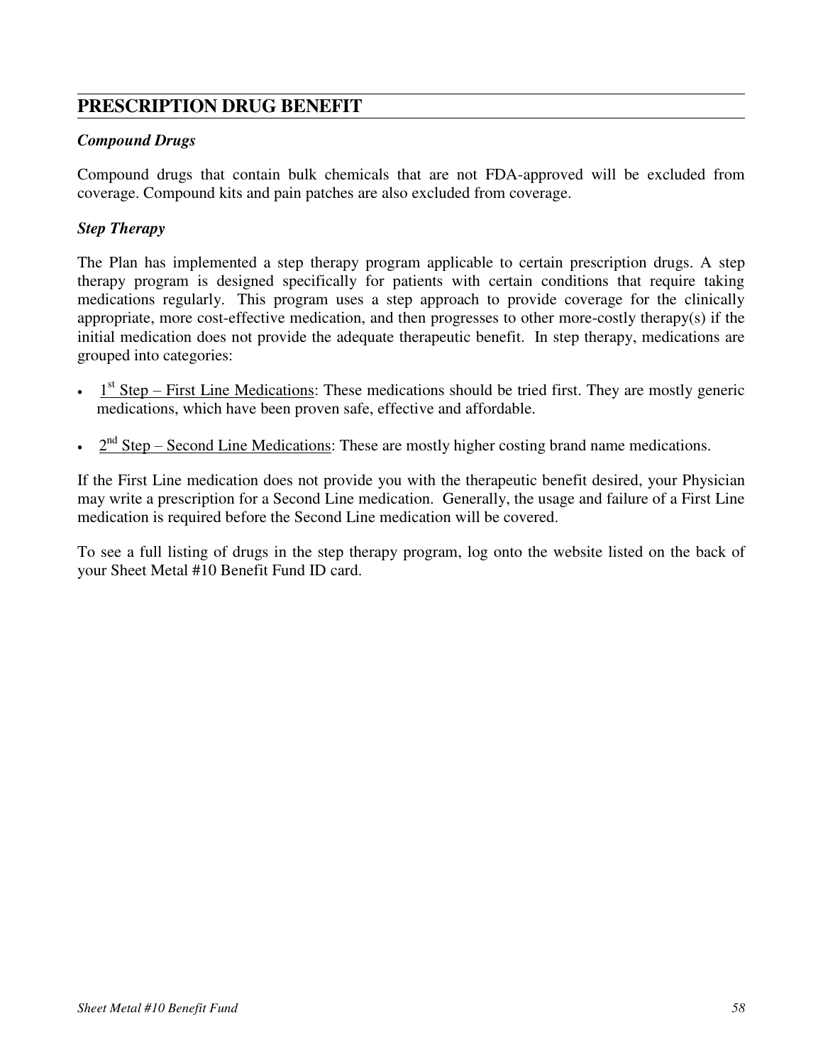## PRESCRIPTION DRUG BENEFIT

***Compound Drugs***

Compound drugs that contain bulk chemicals that are not FDA-approved will be excluded from coverage. Compound kits and pain patches are also excluded from coverage.

***Step Therapy***

The Plan has implemented a step therapy program applicable to certain prescription drugs. A step therapy program is designed specifically for patients with certain conditions that require taking medications regularly. This program uses a step approach to provide coverage for the clinically appropriate, more cost-effective medication, and then progresses to other more-costly therapy(s) if the initial medication does not provide the adequate therapeutic benefit. In step therapy, medications are grouped into categories:

- 1st Step – First Line Medications: These medications should be tried first. They are mostly generic medications, which have been proven safe, effective and affordable.
- 2nd Step – Second Line Medications: These are mostly higher costing brand name medications.

If the First Line medication does not provide you with the therapeutic benefit desired, your Physician may write a prescription for a Second Line medication. Generally, the usage and failure of a First Line medication is required before the Second Line medication will be covered.

To see a full listing of drugs in the step therapy program, log onto the website listed on the back of your Sheet Metal #10 Benefit Fund ID card.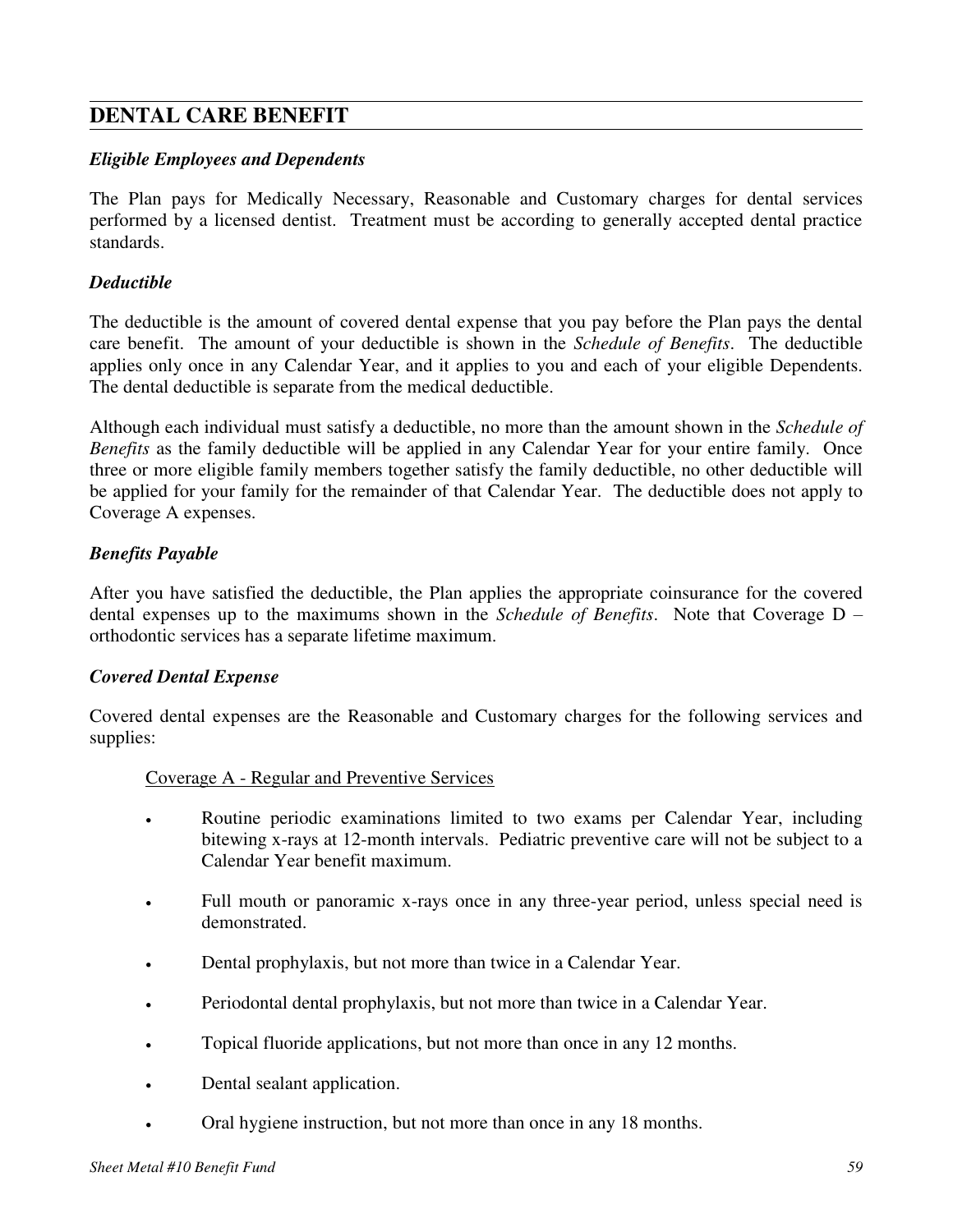## DENTAL CARE BENEFIT

***Eligible Employees and Dependents***

The Plan pays for Medically Necessary, Reasonable and Customary charges for dental services performed by a licensed dentist. Treatment must be according to generally accepted dental practice standards.

***Deductible***

The deductible is the amount of covered dental expense that you pay before the Plan pays the dental care benefit. The amount of your deductible is shown in the *Schedule of Benefits*. The deductible applies only once in any Calendar Year, and it applies to you and each of your eligible Dependents. The dental deductible is separate from the medical deductible.

Although each individual must satisfy a deductible, no more than the amount shown in the *Schedule of Benefits* as the family deductible will be applied in any Calendar Year for your entire family. Once three or more eligible family members together satisfy the family deductible, no other deductible will be applied for your family for the remainder of that Calendar Year. The deductible does not apply to Coverage A expenses.

***Benefits Payable***

After you have satisfied the deductible, the Plan applies the appropriate coinsurance for the covered dental expenses up to the maximums shown in the *Schedule of Benefits*. Note that Coverage D – orthodontic services has a separate lifetime maximum.

***Covered Dental Expense***

Covered dental expenses are the Reasonable and Customary charges for the following services and supplies:

Coverage A - Regular and Preventive Services

- Routine periodic examinations limited to two exams per Calendar Year, including bitewing x-rays at 12-month intervals. Pediatric preventive care will not be subject to a Calendar Year benefit maximum.
- Full mouth or panoramic x-rays once in any three-year period, unless special need is demonstrated.
- Dental prophylaxis, but not more than twice in a Calendar Year.
- Periodontal dental prophylaxis, but not more than twice in a Calendar Year.
- Topical fluoride applications, but not more than once in any 12 months.
- Dental sealant application.
- Oral hygiene instruction, but not more than once in any 18 months.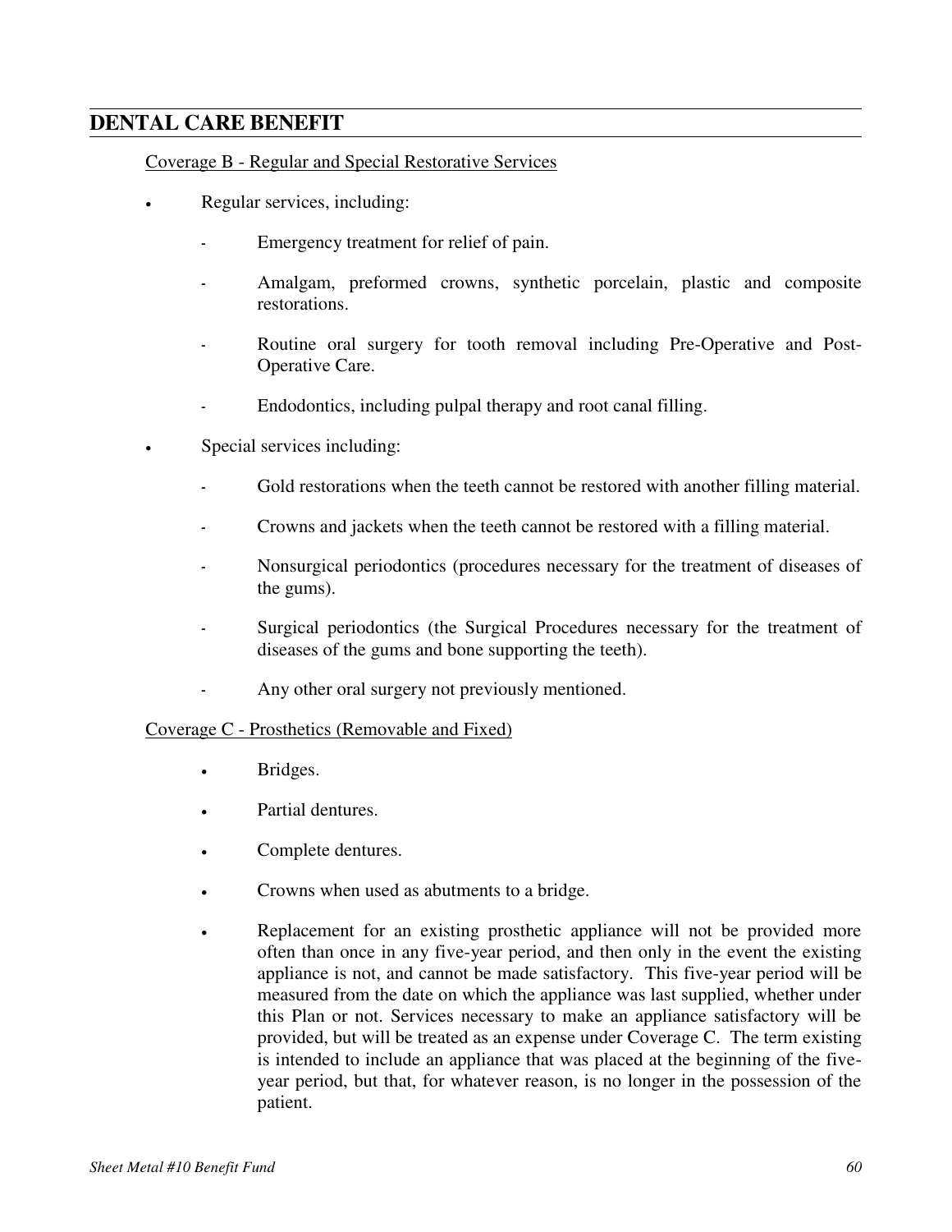## DENTAL CARE BENEFIT

Coverage B - Regular and Special Restorative Services

- Regular services, including:
  - Emergency treatment for relief of pain.
  - Amalgam, preformed crowns, synthetic porcelain, plastic and composite restorations.
  - Routine oral surgery for tooth removal including Pre-Operative and Post-Operative Care.
  - Endodontics, including pulpal therapy and root canal filling.
- Special services including:
  - Gold restorations when the teeth cannot be restored with another filling material.
  - Crowns and jackets when the teeth cannot be restored with a filling material.
  - Nonsurgical periodontics (procedures necessary for the treatment of diseases of the gums).
  - Surgical periodontics (the Surgical Procedures necessary for the treatment of diseases of the gums and bone supporting the teeth).
  - Any other oral surgery not previously mentioned.

Coverage C - Prosthetics (Removable and Fixed)

- Bridges.
- Partial dentures.
- Complete dentures.
- Crowns when used as abutments to a bridge.
- Replacement for an existing prosthetic appliance will not be provided more often than once in any five-year period, and then only in the event the existing appliance is not, and cannot be made satisfactory. This five-year period will be measured from the date on which the appliance was last supplied, whether under this Plan or not. Services necessary to make an appliance satisfactory will be provided, but will be treated as an expense under Coverage C. The term existing is intended to include an appliance that was placed at the beginning of the five-year period, but that, for whatever reason, is no longer in the possession of the patient.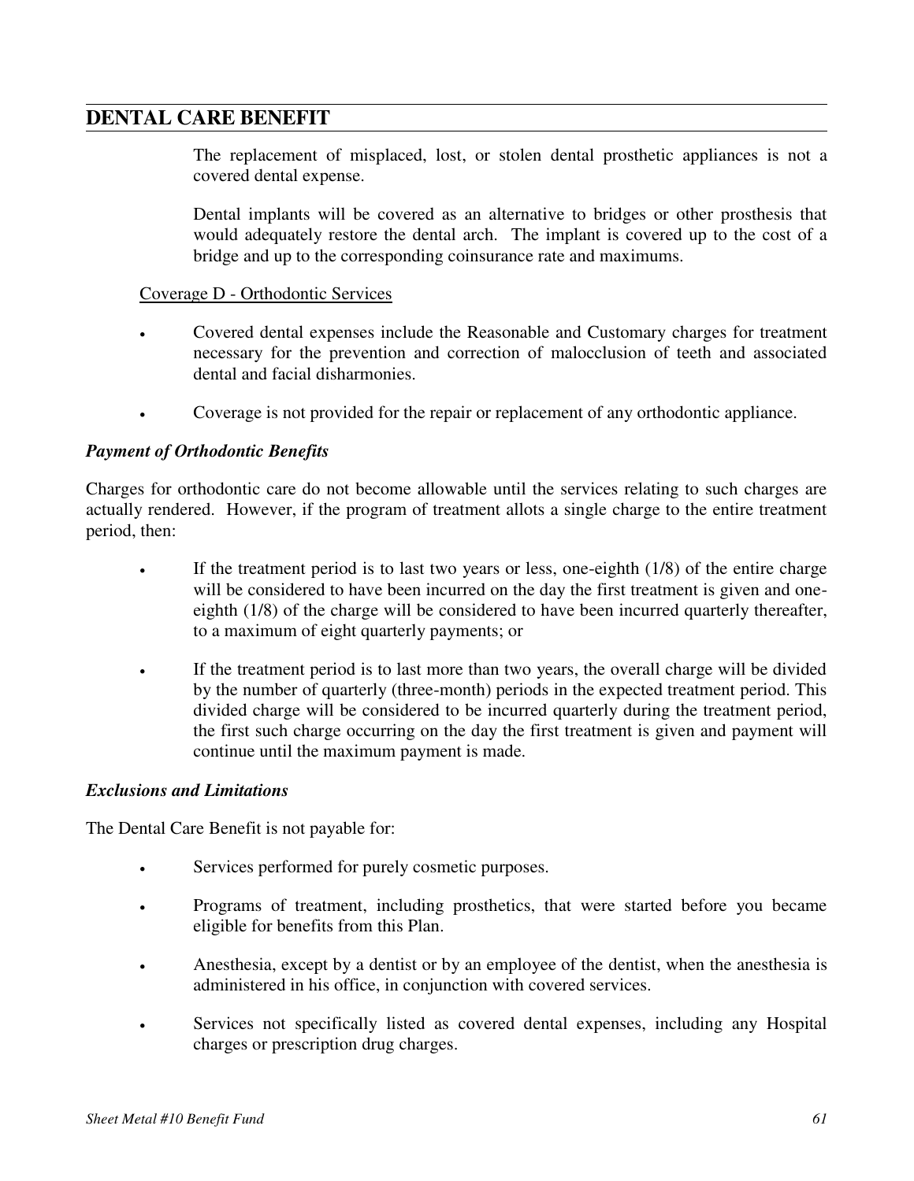## DENTAL CARE BENEFIT

The replacement of misplaced, lost, or stolen dental prosthetic appliances is not a covered dental expense.

Dental implants will be covered as an alternative to bridges or other prosthesis that would adequately restore the dental arch. The implant is covered up to the cost of a bridge and up to the corresponding coinsurance rate and maximums.

<u>Coverage D - Orthodontic Services</u>

- Covered dental expenses include the Reasonable and Customary charges for treatment necessary for the prevention and correction of malocclusion of teeth and associated dental and facial disharmonies.
- Coverage is not provided for the repair or replacement of any orthodontic appliance.

### *Payment of Orthodontic Benefits*

Charges for orthodontic care do not become allowable until the services relating to such charges are actually rendered. However, if the program of treatment allots a single charge to the entire treatment period, then:

- If the treatment period is to last two years or less, one-eighth (1/8) of the entire charge will be considered to have been incurred on the day the first treatment is given and one-eighth (1/8) of the charge will be considered to have been incurred quarterly thereafter, to a maximum of eight quarterly payments; or
- If the treatment period is to last more than two years, the overall charge will be divided by the number of quarterly (three-month) periods in the expected treatment period. This divided charge will be considered to be incurred quarterly during the treatment period, the first such charge occurring on the day the first treatment is given and payment will continue until the maximum payment is made.

### *Exclusions and Limitations*

The Dental Care Benefit is not payable for:

- Services performed for purely cosmetic purposes.
- Programs of treatment, including prosthetics, that were started before you became eligible for benefits from this Plan.
- Anesthesia, except by a dentist or by an employee of the dentist, when the anesthesia is administered in his office, in conjunction with covered services.
- Services not specifically listed as covered dental expenses, including any Hospital charges or prescription drug charges.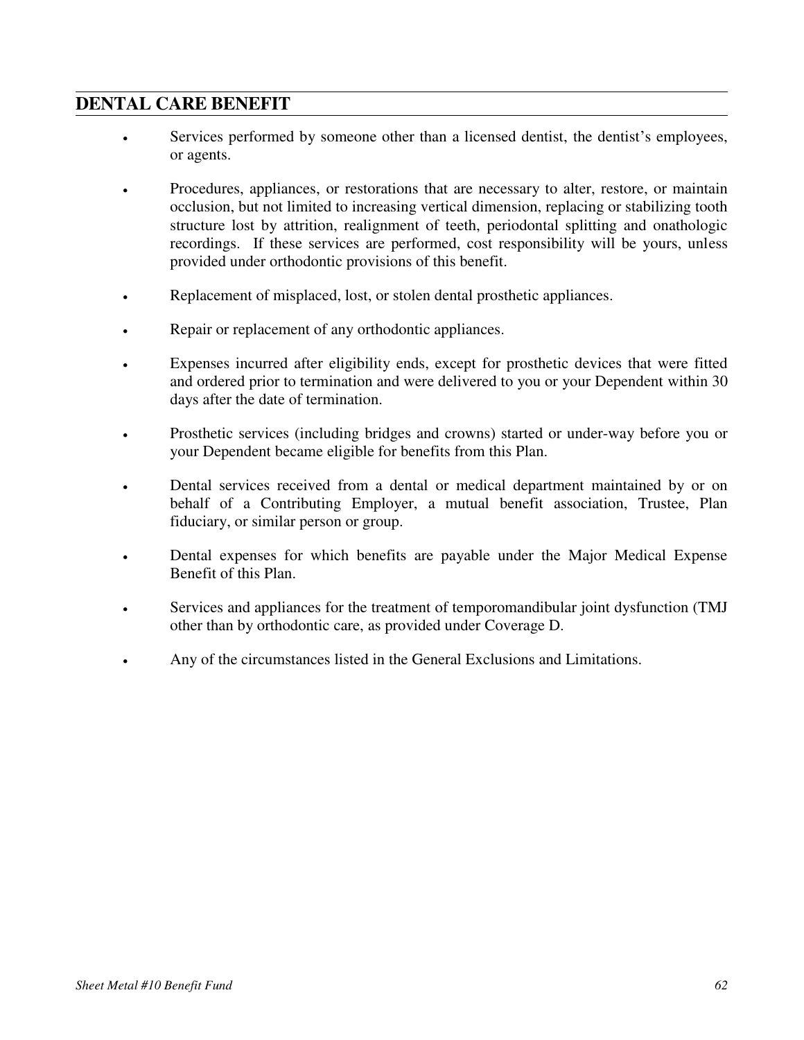## DENTAL CARE BENEFIT

- Services performed by someone other than a licensed dentist, the dentist's employees, or agents.
- Procedures, appliances, or restorations that are necessary to alter, restore, or maintain occlusion, but not limited to increasing vertical dimension, replacing or stabilizing tooth structure lost by attrition, realignment of teeth, periodontal splitting and onathologic recordings. If these services are performed, cost responsibility will be yours, unless provided under orthodontic provisions of this benefit.
- Replacement of misplaced, lost, or stolen dental prosthetic appliances.
- Repair or replacement of any orthodontic appliances.
- Expenses incurred after eligibility ends, except for prosthetic devices that were fitted and ordered prior to termination and were delivered to you or your Dependent within 30 days after the date of termination.
- Prosthetic services (including bridges and crowns) started or under-way before you or your Dependent became eligible for benefits from this Plan.
- Dental services received from a dental or medical department maintained by or on behalf of a Contributing Employer, a mutual benefit association, Trustee, Plan fiduciary, or similar person or group.
- Dental expenses for which benefits are payable under the Major Medical Expense Benefit of this Plan.
- Services and appliances for the treatment of temporomandibular joint dysfunction (TMJ other than by orthodontic care, as provided under Coverage D.
- Any of the circumstances listed in the General Exclusions and Limitations.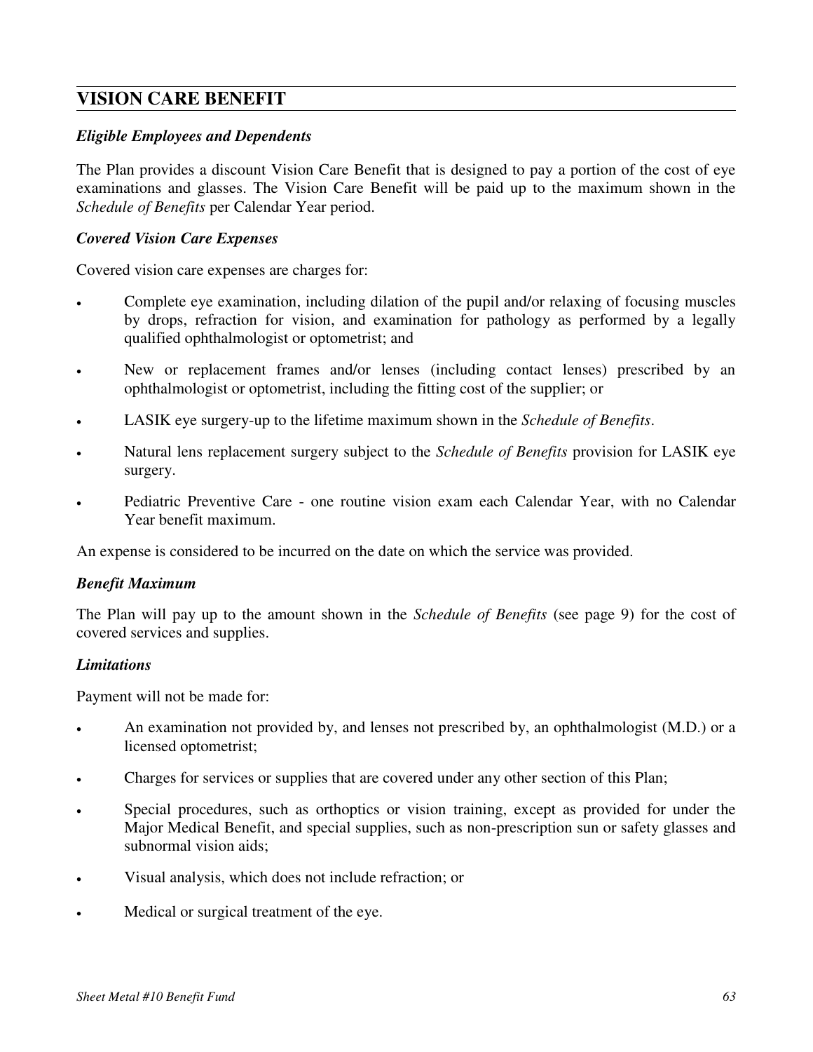## VISION CARE BENEFIT

### *Eligible Employees and Dependents*

The Plan provides a discount Vision Care Benefit that is designed to pay a portion of the cost of eye examinations and glasses. The Vision Care Benefit will be paid up to the maximum shown in the *Schedule of Benefits* per Calendar Year period.

### *Covered Vision Care Expenses*

Covered vision care expenses are charges for:

- Complete eye examination, including dilation of the pupil and/or relaxing of focusing muscles by drops, refraction for vision, and examination for pathology as performed by a legally qualified ophthalmologist or optometrist; and
- New or replacement frames and/or lenses (including contact lenses) prescribed by an ophthalmologist or optometrist, including the fitting cost of the supplier; or
- LASIK eye surgery-up to the lifetime maximum shown in the *Schedule of Benefits*.
- Natural lens replacement surgery subject to the *Schedule of Benefits* provision for LASIK eye surgery.
- Pediatric Preventive Care - one routine vision exam each Calendar Year, with no Calendar Year benefit maximum.

An expense is considered to be incurred on the date on which the service was provided.

### *Benefit Maximum*

The Plan will pay up to the amount shown in the *Schedule of Benefits* (see page 9) for the cost of covered services and supplies.

### *Limitations*

Payment will not be made for:

- An examination not provided by, and lenses not prescribed by, an ophthalmologist (M.D.) or a licensed optometrist;
- Charges for services or supplies that are covered under any other section of this Plan;
- Special procedures, such as orthoptics or vision training, except as provided for under the Major Medical Benefit, and special supplies, such as non-prescription sun or safety glasses and subnormal vision aids;
- Visual analysis, which does not include refraction; or
- Medical or surgical treatment of the eye.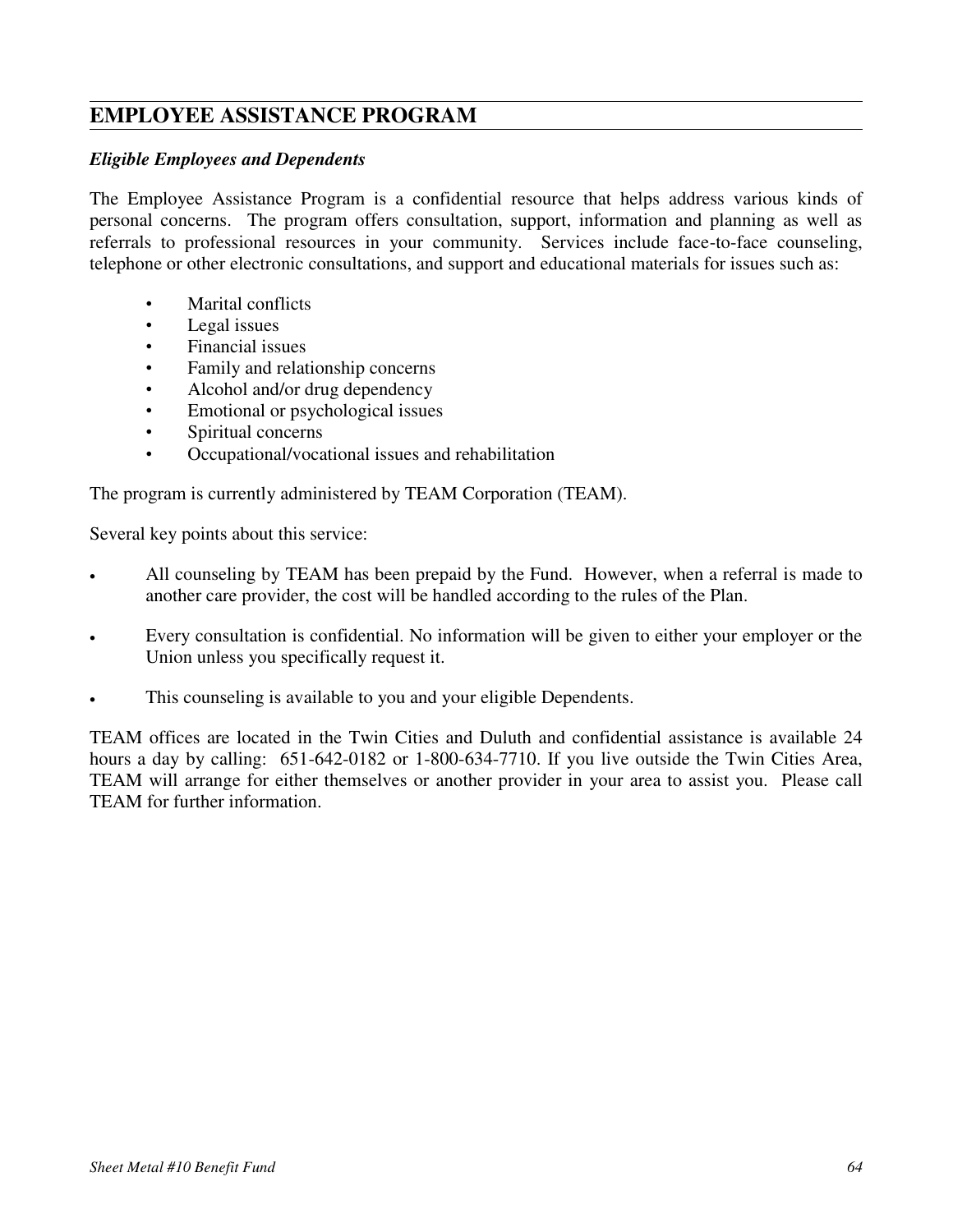## EMPLOYEE ASSISTANCE PROGRAM

***Eligible Employees and Dependents***

The Employee Assistance Program is a confidential resource that helps address various kinds of personal concerns. The program offers consultation, support, information and planning as well as referrals to professional resources in your community. Services include face-to-face counseling, telephone or other electronic consultations, and support and educational materials for issues such as:

- Marital conflicts
- Legal issues
- Financial issues
- Family and relationship concerns
- Alcohol and/or drug dependency
- Emotional or psychological issues
- Spiritual concerns
- Occupational/vocational issues and rehabilitation

The program is currently administered by TEAM Corporation (TEAM).

Several key points about this service:

- All counseling by TEAM has been prepaid by the Fund. However, when a referral is made to another care provider, the cost will be handled according to the rules of the Plan.
- Every consultation is confidential. No information will be given to either your employer or the Union unless you specifically request it.
- This counseling is available to you and your eligible Dependents.

TEAM offices are located in the Twin Cities and Duluth and confidential assistance is available 24 hours a day by calling: 651-642-0182 or 1-800-634-7710. If you live outside the Twin Cities Area, TEAM will arrange for either themselves or another provider in your area to assist you. Please call TEAM for further information.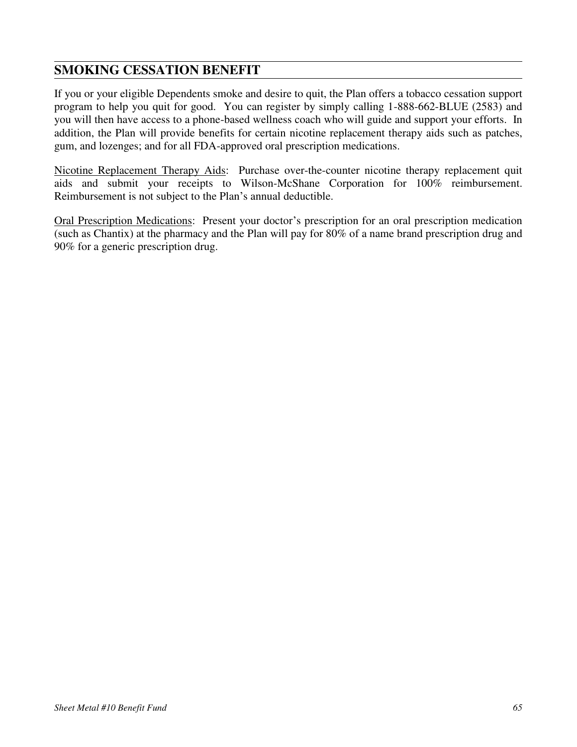## SMOKING CESSATION BENEFIT

If you or your eligible Dependents smoke and desire to quit, the Plan offers a tobacco cessation support program to help you quit for good. You can register by simply calling 1-888-662-BLUE (2583) and you will then have access to a phone-based wellness coach who will guide and support your efforts. In addition, the Plan will provide benefits for certain nicotine replacement therapy aids such as patches, gum, and lozenges; and for all FDA-approved oral prescription medications.

<u>Nicotine Replacement Therapy Aids</u>: Purchase over-the-counter nicotine therapy replacement quit aids and submit your receipts to Wilson-McShane Corporation for 100% reimbursement. Reimbursement is not subject to the Plan's annual deductible.

<u>Oral Prescription Medications</u>: Present your doctor's prescription for an oral prescription medication (such as Chantix) at the pharmacy and the Plan will pay for 80% of a name brand prescription drug and 90% for a generic prescription drug.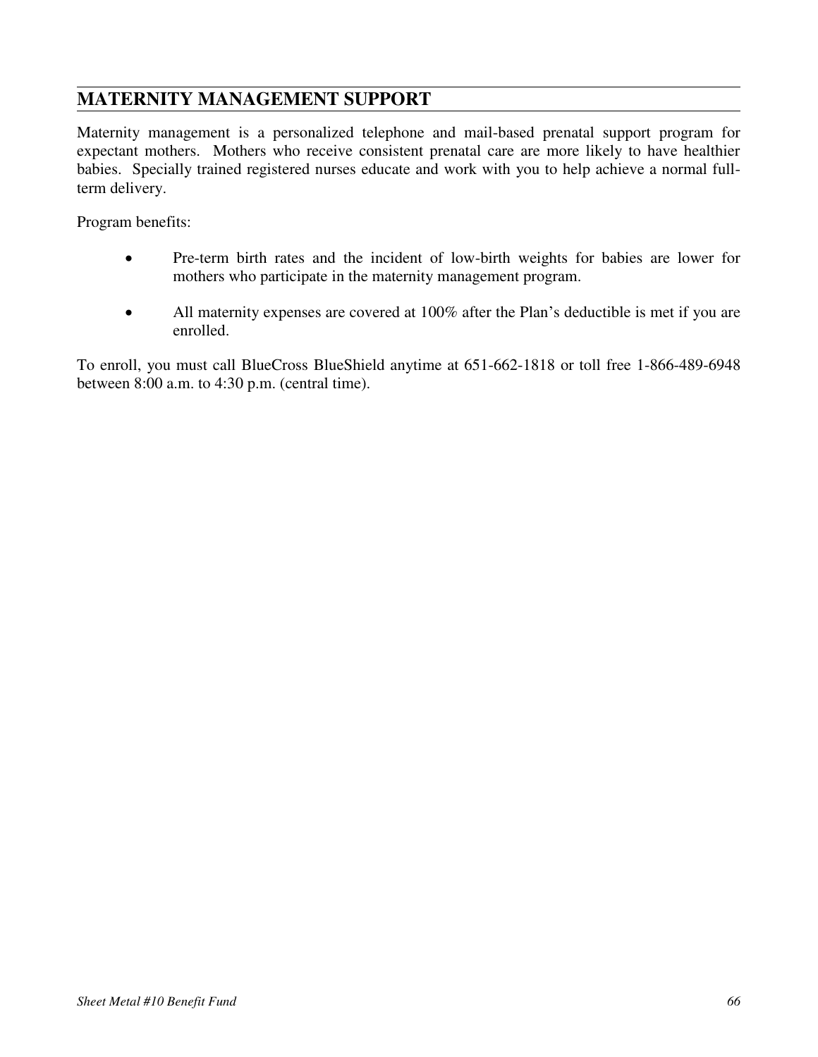## MATERNITY MANAGEMENT SUPPORT

Maternity management is a personalized telephone and mail-based prenatal support program for expectant mothers. Mothers who receive consistent prenatal care are more likely to have healthier babies. Specially trained registered nurses educate and work with you to help achieve a normal full-term delivery.

Program benefits:

- Pre-term birth rates and the incident of low-birth weights for babies are lower for mothers who participate in the maternity management program.
- All maternity expenses are covered at 100% after the Plan's deductible is met if you are enrolled.

To enroll, you must call BlueCross BlueShield anytime at 651-662-1818 or toll free 1-866-489-6948 between 8:00 a.m. to 4:30 p.m. (central time).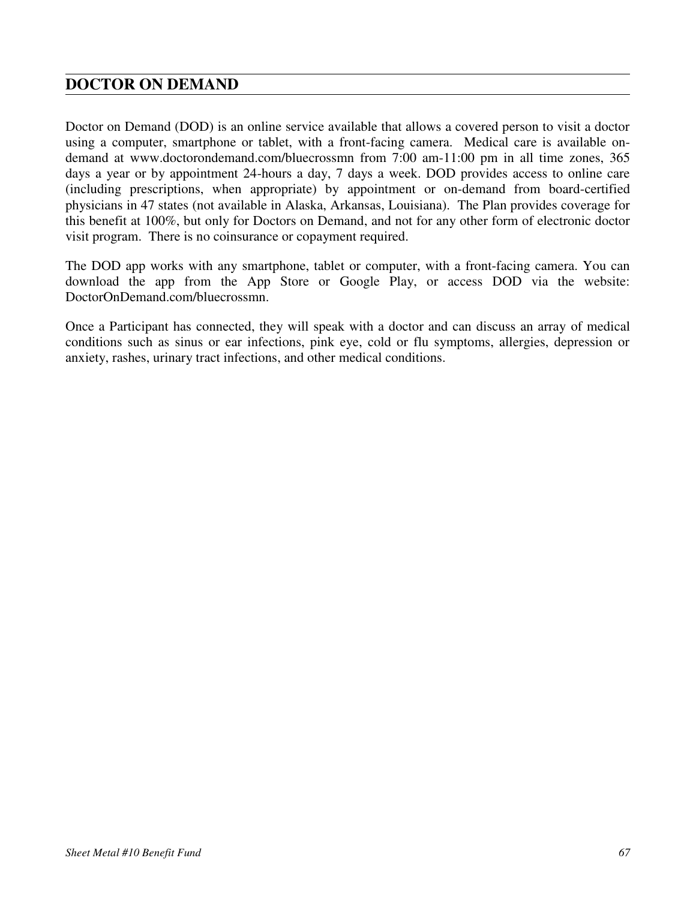## DOCTOR ON DEMAND

Doctor on Demand (DOD) is an online service available that allows a covered person to visit a doctor using a computer, smartphone or tablet, with a front-facing camera. Medical care is available on-demand at www.doctorondemand.com/bluecrossmn from 7:00 am-11:00 pm in all time zones, 365 days a year or by appointment 24-hours a day, 7 days a week. DOD provides access to online care (including prescriptions, when appropriate) by appointment or on-demand from board-certified physicians in 47 states (not available in Alaska, Arkansas, Louisiana). The Plan provides coverage for this benefit at 100%, but only for Doctors on Demand, and not for any other form of electronic doctor visit program. There is no coinsurance or copayment required.

The DOD app works with any smartphone, tablet or computer, with a front-facing camera. You can download the app from the App Store or Google Play, or access DOD via the website: DoctorOnDemand.com/bluecrossmn.

Once a Participant has connected, they will speak with a doctor and can discuss an array of medical conditions such as sinus or ear infections, pink eye, cold or flu symptoms, allergies, depression or anxiety, rashes, urinary tract infections, and other medical conditions.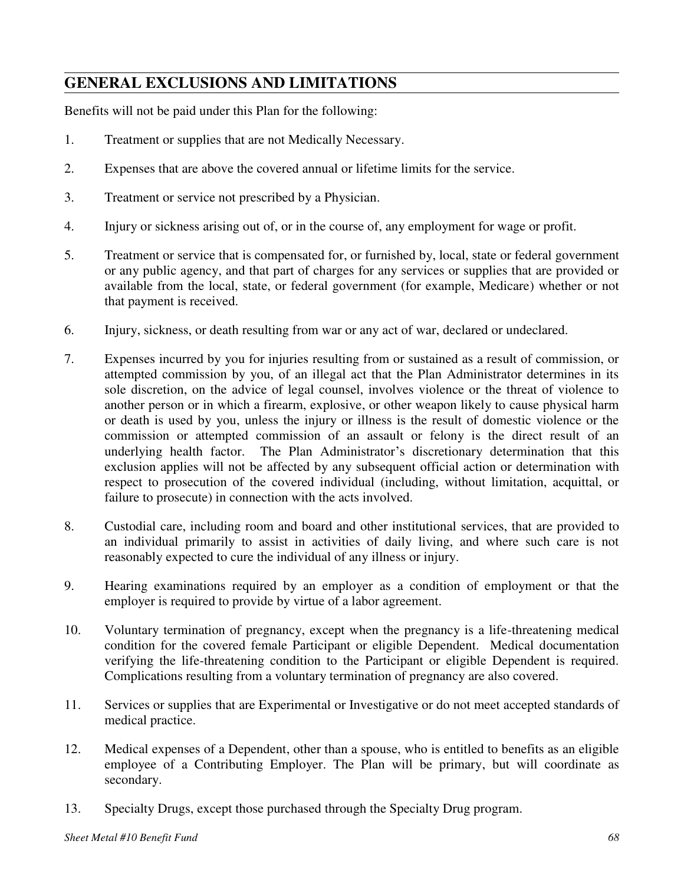## GENERAL EXCLUSIONS AND LIMITATIONS

Benefits will not be paid under this Plan for the following:

1. Treatment or supplies that are not Medically Necessary.

2. Expenses that are above the covered annual or lifetime limits for the service.

3. Treatment or service not prescribed by a Physician.

4. Injury or sickness arising out of, or in the course of, any employment for wage or profit.

5. Treatment or service that is compensated for, or furnished by, local, state or federal government or any public agency, and that part of charges for any services or supplies that are provided or available from the local, state, or federal government (for example, Medicare) whether or not that payment is received.

6. Injury, sickness, or death resulting from war or any act of war, declared or undeclared.

7. Expenses incurred by you for injuries resulting from or sustained as a result of commission, or attempted commission by you, of an illegal act that the Plan Administrator determines in its sole discretion, on the advice of legal counsel, involves violence or the threat of violence to another person or in which a firearm, explosive, or other weapon likely to cause physical harm or death is used by you, unless the injury or illness is the result of domestic violence or the commission or attempted commission of an assault or felony is the direct result of an underlying health factor. The Plan Administrator's discretionary determination that this exclusion applies will not be affected by any subsequent official action or determination with respect to prosecution of the covered individual (including, without limitation, acquittal, or failure to prosecute) in connection with the acts involved.

8. Custodial care, including room and board and other institutional services, that are provided to an individual primarily to assist in activities of daily living, and where such care is not reasonably expected to cure the individual of any illness or injury.

9. Hearing examinations required by an employer as a condition of employment or that the employer is required to provide by virtue of a labor agreement.

10. Voluntary termination of pregnancy, except when the pregnancy is a life-threatening medical condition for the covered female Participant or eligible Dependent. Medical documentation verifying the life-threatening condition to the Participant or eligible Dependent is required. Complications resulting from a voluntary termination of pregnancy are also covered.

11. Services or supplies that are Experimental or Investigative or do not meet accepted standards of medical practice.

12. Medical expenses of a Dependent, other than a spouse, who is entitled to benefits as an eligible employee of a Contributing Employer. The Plan will be primary, but will coordinate as secondary.

13. Specialty Drugs, except those purchased through the Specialty Drug program.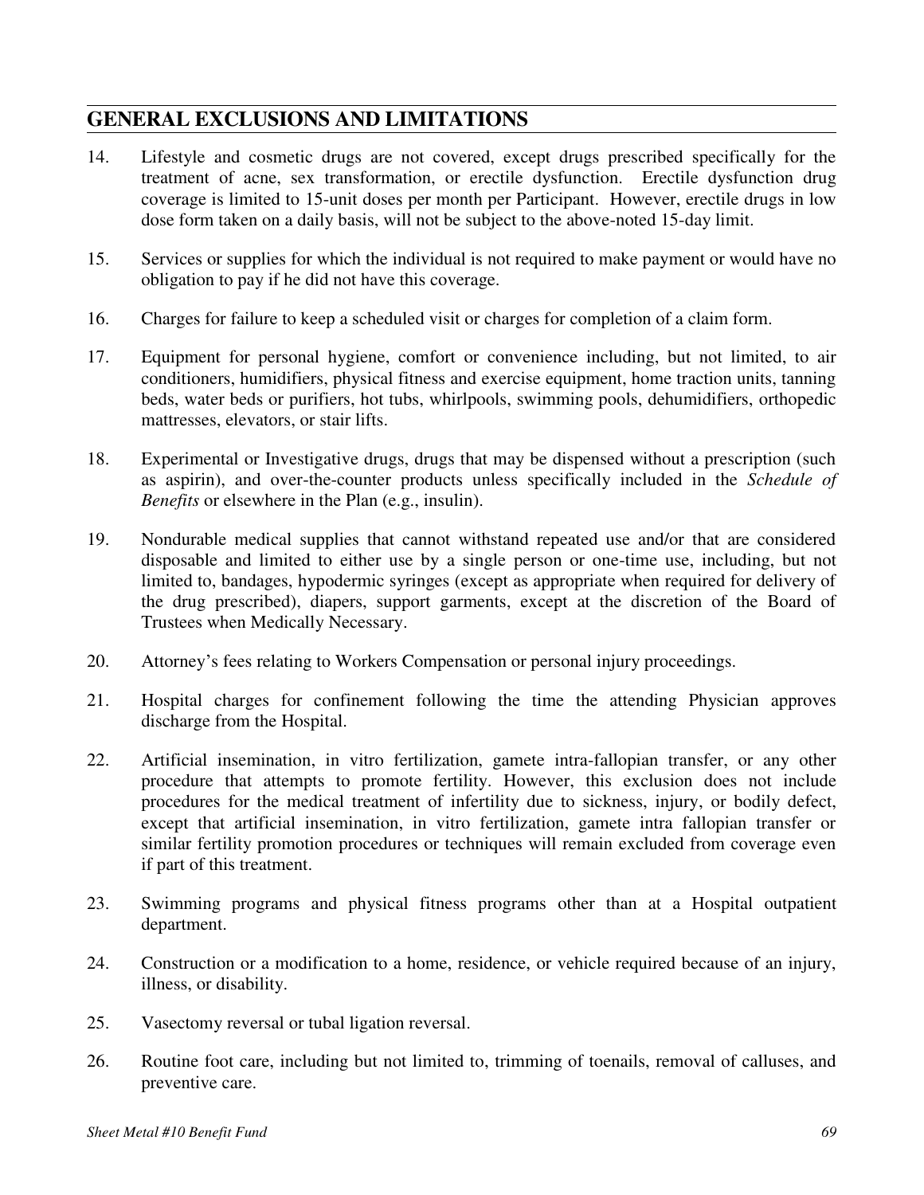## GENERAL EXCLUSIONS AND LIMITATIONS

14. Lifestyle and cosmetic drugs are not covered, except drugs prescribed specifically for the treatment of acne, sex transformation, or erectile dysfunction. Erectile dysfunction drug coverage is limited to 15-unit doses per month per Participant. However, erectile drugs in low dose form taken on a daily basis, will not be subject to the above-noted 15-day limit.

15. Services or supplies for which the individual is not required to make payment or would have no obligation to pay if he did not have this coverage.

16. Charges for failure to keep a scheduled visit or charges for completion of a claim form.

17. Equipment for personal hygiene, comfort or convenience including, but not limited, to air conditioners, humidifiers, physical fitness and exercise equipment, home traction units, tanning beds, water beds or purifiers, hot tubs, whirlpools, swimming pools, dehumidifiers, orthopedic mattresses, elevators, or stair lifts.

18. Experimental or Investigative drugs, drugs that may be dispensed without a prescription (such as aspirin), and over-the-counter products unless specifically included in the *Schedule of Benefits* or elsewhere in the Plan (e.g., insulin).

19. Nondurable medical supplies that cannot withstand repeated use and/or that are considered disposable and limited to either use by a single person or one-time use, including, but not limited to, bandages, hypodermic syringes (except as appropriate when required for delivery of the drug prescribed), diapers, support garments, except at the discretion of the Board of Trustees when Medically Necessary.

20. Attorney's fees relating to Workers Compensation or personal injury proceedings.

21. Hospital charges for confinement following the time the attending Physician approves discharge from the Hospital.

22. Artificial insemination, in vitro fertilization, gamete intra-fallopian transfer, or any other procedure that attempts to promote fertility. However, this exclusion does not include procedures for the medical treatment of infertility due to sickness, injury, or bodily defect, except that artificial insemination, in vitro fertilization, gamete intra fallopian transfer or similar fertility promotion procedures or techniques will remain excluded from coverage even if part of this treatment.

23. Swimming programs and physical fitness programs other than at a Hospital outpatient department.

24. Construction or a modification to a home, residence, or vehicle required because of an injury, illness, or disability.

25. Vasectomy reversal or tubal ligation reversal.

26. Routine foot care, including but not limited to, trimming of toenails, removal of calluses, and preventive care.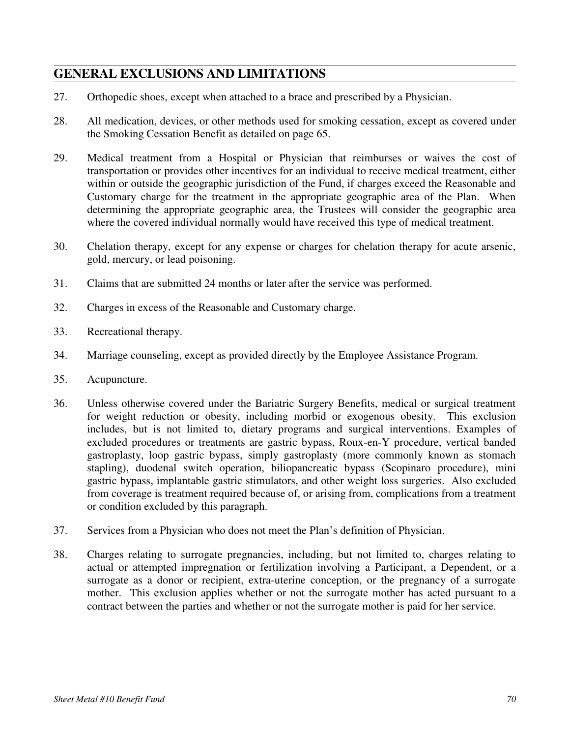## GENERAL EXCLUSIONS AND LIMITATIONS

27. Orthopedic shoes, except when attached to a brace and prescribed by a Physician.

28. All medication, devices, or other methods used for smoking cessation, except as covered under the Smoking Cessation Benefit as detailed on page 65.

29. Medical treatment from a Hospital or Physician that reimburses or waives the cost of transportation or provides other incentives for an individual to receive medical treatment, either within or outside the geographic jurisdiction of the Fund, if charges exceed the Reasonable and Customary charge for the treatment in the appropriate geographic area of the Plan. When determining the appropriate geographic area, the Trustees will consider the geographic area where the covered individual normally would have received this type of medical treatment.

30. Chelation therapy, except for any expense or charges for chelation therapy for acute arsenic, gold, mercury, or lead poisoning.

31. Claims that are submitted 24 months or later after the service was performed.

32. Charges in excess of the Reasonable and Customary charge.

33. Recreational therapy.

34. Marriage counseling, except as provided directly by the Employee Assistance Program.

35. Acupuncture.

36. Unless otherwise covered under the Bariatric Surgery Benefits, medical or surgical treatment for weight reduction or obesity, including morbid or exogenous obesity. This exclusion includes, but is not limited to, dietary programs and surgical interventions. Examples of excluded procedures or treatments are gastric bypass, Roux-en-Y procedure, vertical banded gastroplasty, loop gastric bypass, simply gastroplasty (more commonly known as stomach stapling), duodenal switch operation, biliopancreatic bypass (Scopinaro procedure), mini gastric bypass, implantable gastric stimulators, and other weight loss surgeries. Also excluded from coverage is treatment required because of, or arising from, complications from a treatment or condition excluded by this paragraph.

37. Services from a Physician who does not meet the Plan's definition of Physician.

38. Charges relating to surrogate pregnancies, including, but not limited to, charges relating to actual or attempted impregnation or fertilization involving a Participant, a Dependent, or a surrogate as a donor or recipient, extra-uterine conception, or the pregnancy of a surrogate mother. This exclusion applies whether or not the surrogate mother has acted pursuant to a contract between the parties and whether or not the surrogate mother is paid for her service.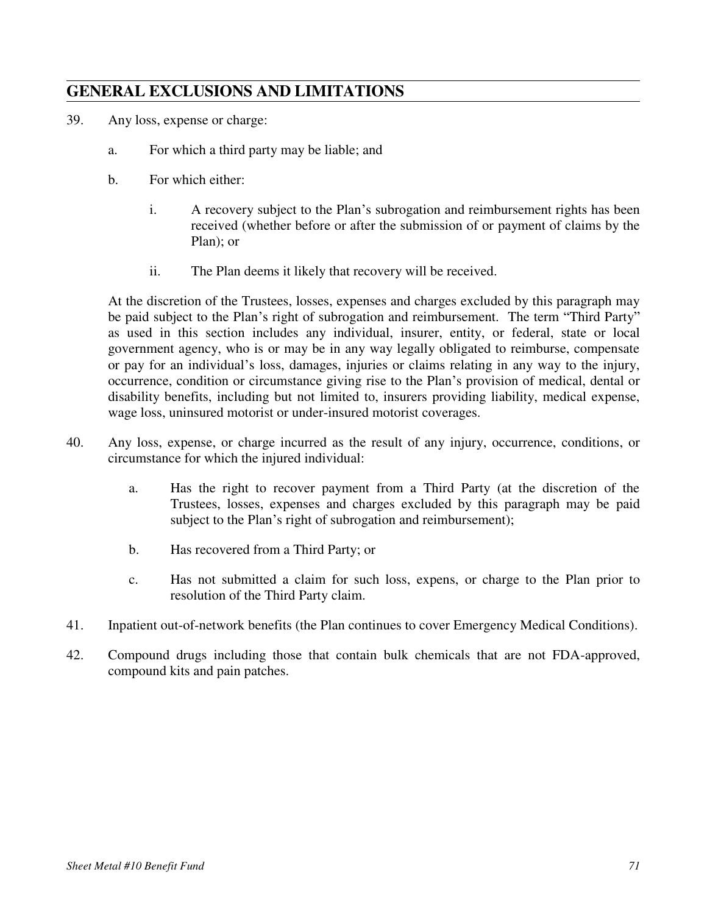## GENERAL EXCLUSIONS AND LIMITATIONS

39. Any loss, expense or charge:

    a. For which a third party may be liable; and

    b. For which either:

        i. A recovery subject to the Plan's subrogation and reimbursement rights has been received (whether before or after the submission of or payment of claims by the Plan); or

        ii. The Plan deems it likely that recovery will be received.

    At the discretion of the Trustees, losses, expenses and charges excluded by this paragraph may be paid subject to the Plan's right of subrogation and reimbursement. The term "Third Party" as used in this section includes any individual, insurer, entity, or federal, state or local government agency, who is or may be in any way legally obligated to reimburse, compensate or pay for an individual's loss, damages, injuries or claims relating in any way to the injury, occurrence, condition or circumstance giving rise to the Plan's provision of medical, dental or disability benefits, including but not limited to, insurers providing liability, medical expense, wage loss, uninsured motorist or under-insured motorist coverages.

40. Any loss, expense, or charge incurred as the result of any injury, occurrence, conditions, or circumstance for which the injured individual:

    a. Has the right to recover payment from a Third Party (at the discretion of the Trustees, losses, expenses and charges excluded by this paragraph may be paid subject to the Plan's right of subrogation and reimbursement);

    b. Has recovered from a Third Party; or

    c. Has not submitted a claim for such loss, expens, or charge to the Plan prior to resolution of the Third Party claim.

41. Inpatient out-of-network benefits (the Plan continues to cover Emergency Medical Conditions).

42. Compound drugs including those that contain bulk chemicals that are not FDA-approved, compound kits and pain patches.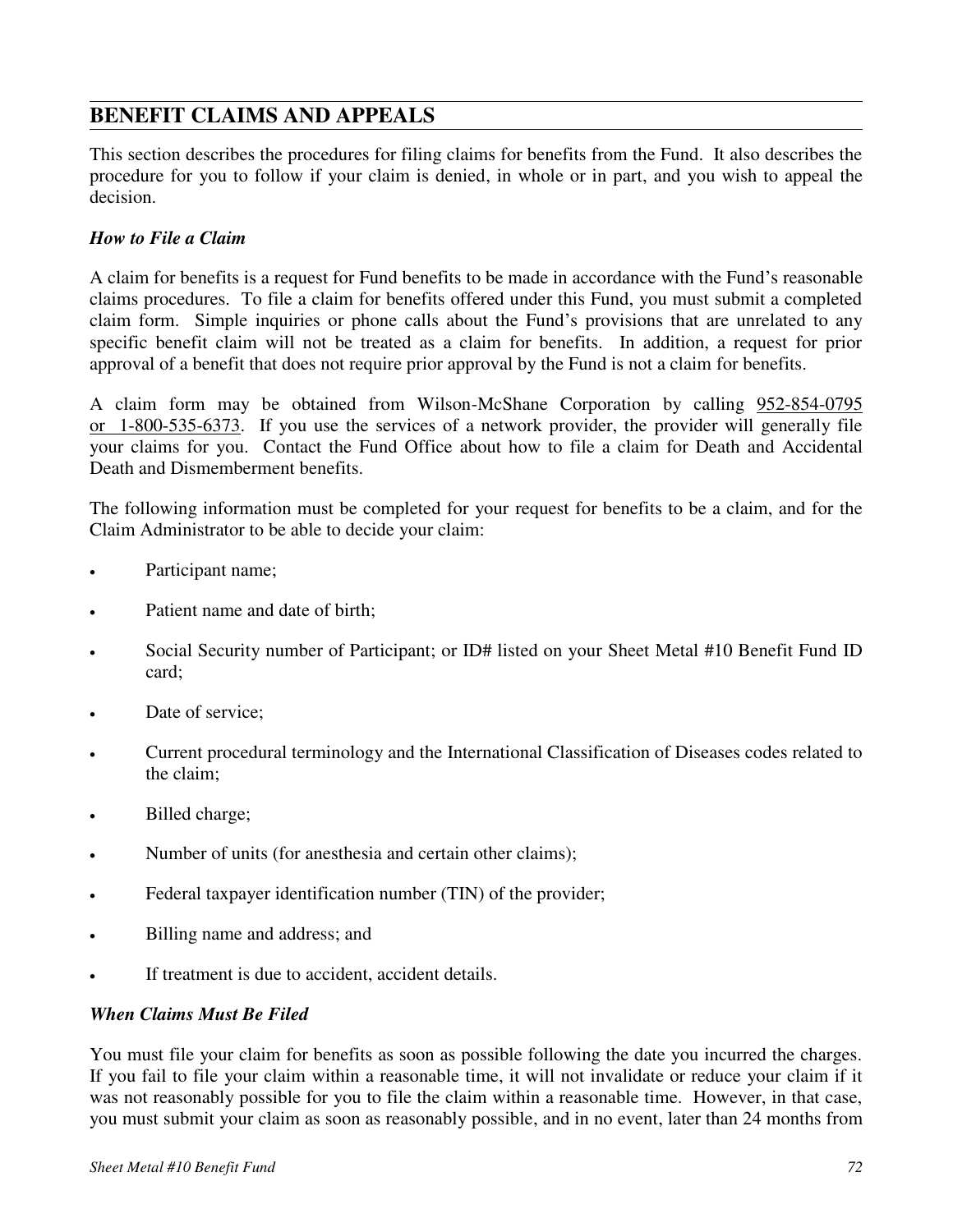## BENEFIT CLAIMS AND APPEALS

This section describes the procedures for filing claims for benefits from the Fund. It also describes the procedure for you to follow if your claim is denied, in whole or in part, and you wish to appeal the decision.

### *How to File a Claim*

A claim for benefits is a request for Fund benefits to be made in accordance with the Fund's reasonable claims procedures. To file a claim for benefits offered under this Fund, you must submit a completed claim form. Simple inquiries or phone calls about the Fund's provisions that are unrelated to any specific benefit claim will not be treated as a claim for benefits. In addition, a request for prior approval of a benefit that does not require prior approval by the Fund is not a claim for benefits.

A claim form may be obtained from Wilson-McShane Corporation by calling 952-854-0795 or 1-800-535-6373. If you use the services of a network provider, the provider will generally file your claims for you. Contact the Fund Office about how to file a claim for Death and Accidental Death and Dismemberment benefits.

The following information must be completed for your request for benefits to be a claim, and for the Claim Administrator to be able to decide your claim:

- Participant name;
- Patient name and date of birth;
- Social Security number of Participant; or ID# listed on your Sheet Metal #10 Benefit Fund ID card;
- Date of service;
- Current procedural terminology and the International Classification of Diseases codes related to the claim;
- Billed charge;
- Number of units (for anesthesia and certain other claims);
- Federal taxpayer identification number (TIN) of the provider;
- Billing name and address; and
- If treatment is due to accident, accident details.

### *When Claims Must Be Filed*

You must file your claim for benefits as soon as possible following the date you incurred the charges. If you fail to file your claim within a reasonable time, it will not invalidate or reduce your claim if it was not reasonably possible for you to file the claim within a reasonable time. However, in that case, you must submit your claim as soon as reasonably possible, and in no event, later than 24 months from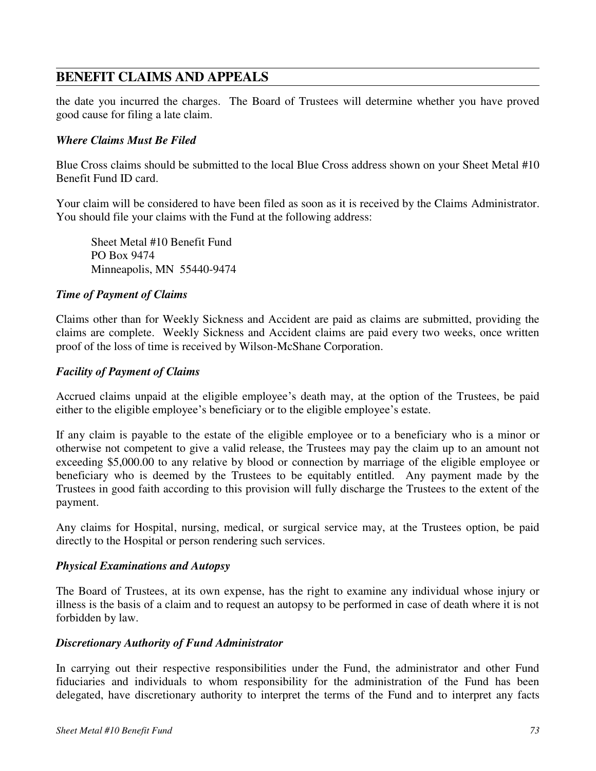the date you incurred the charges. The Board of Trustees will determine whether you have proved good cause for filing a late claim.

***Where Claims Must Be Filed***

Blue Cross claims should be submitted to the local Blue Cross address shown on your Sheet Metal #10 Benefit Fund ID card.

Your claim will be considered to have been filed as soon as it is received by the Claims Administrator. You should file your claims with the Fund at the following address:

Sheet Metal #10 Benefit Fund
PO Box 9474
Minneapolis, MN 55440-9474

***Time of Payment of Claims***

Claims other than for Weekly Sickness and Accident are paid as claims are submitted, providing the claims are complete. Weekly Sickness and Accident claims are paid every two weeks, once written proof of the loss of time is received by Wilson-McShane Corporation.

***Facility of Payment of Claims***

Accrued claims unpaid at the eligible employee's death may, at the option of the Trustees, be paid either to the eligible employee's beneficiary or to the eligible employee's estate.

If any claim is payable to the estate of the eligible employee or to a beneficiary who is a minor or otherwise not competent to give a valid release, the Trustees may pay the claim up to an amount not exceeding $5,000.00 to any relative by blood or connection by marriage of the eligible employee or beneficiary who is deemed by the Trustees to be equitably entitled. Any payment made by the Trustees in good faith according to this provision will fully discharge the Trustees to the extent of the payment.

Any claims for Hospital, nursing, medical, or surgical service may, at the Trustees option, be paid directly to the Hospital or person rendering such services.

***Physical Examinations and Autopsy***

The Board of Trustees, at its own expense, has the right to examine any individual whose injury or illness is the basis of a claim and to request an autopsy to be performed in case of death where it is not forbidden by law.

***Discretionary Authority of Fund Administrator***

In carrying out their respective responsibilities under the Fund, the administrator and other Fund fiduciaries and individuals to whom responsibility for the administration of the Fund has been delegated, have discretionary authority to interpret the terms of the Fund and to interpret any facts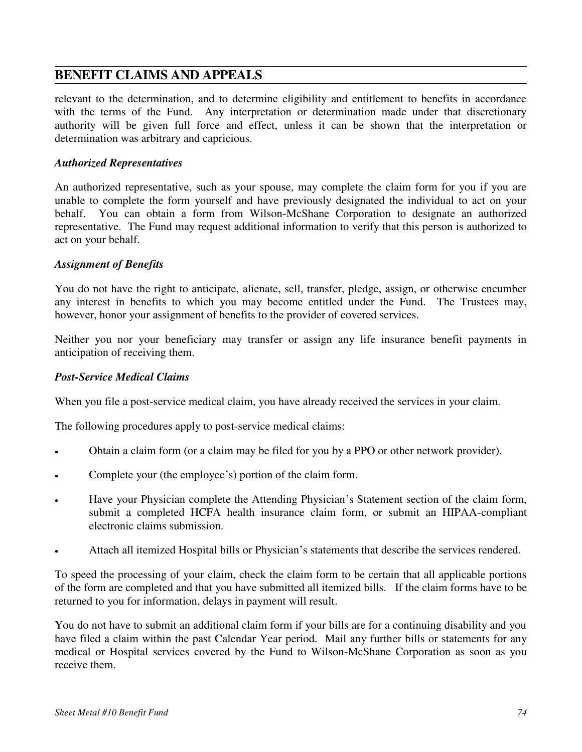## BENEFIT CLAIMS AND APPEALS

relevant to the determination, and to determine eligibility and entitlement to benefits in accordance with the terms of the Fund. Any interpretation or determination made under that discretionary authority will be given full force and effect, unless it can be shown that the interpretation or determination was arbitrary and capricious.

***Authorized Representatives***

An authorized representative, such as your spouse, may complete the claim form for you if you are unable to complete the form yourself and have previously designated the individual to act on your behalf. You can obtain a form from Wilson-McShane Corporation to designate an authorized representative. The Fund may request additional information to verify that this person is authorized to act on your behalf.

***Assignment of Benefits***

You do not have the right to anticipate, alienate, sell, transfer, pledge, assign, or otherwise encumber any interest in benefits to which you may become entitled under the Fund. The Trustees may, however, honor your assignment of benefits to the provider of covered services.

Neither you nor your beneficiary may transfer or assign any life insurance benefit payments in anticipation of receiving them.

***Post-Service Medical Claims***

When you file a post-service medical claim, you have already received the services in your claim.

The following procedures apply to post-service medical claims:

- Obtain a claim form (or a claim may be filed for you by a PPO or other network provider).
- Complete your (the employee's) portion of the claim form.
- Have your Physician complete the Attending Physician's Statement section of the claim form, submit a completed HCFA health insurance claim form, or submit an HIPAA-compliant electronic claims submission.
- Attach all itemized Hospital bills or Physician's statements that describe the services rendered.

To speed the processing of your claim, check the claim form to be certain that all applicable portions of the form are completed and that you have submitted all itemized bills. If the claim forms have to be returned to you for information, delays in payment will result.

You do not have to submit an additional claim form if your bills are for a continuing disability and you have filed a claim within the past Calendar Year period. Mail any further bills or statements for any medical or Hospital services covered by the Fund to Wilson-McShane Corporation as soon as you receive them.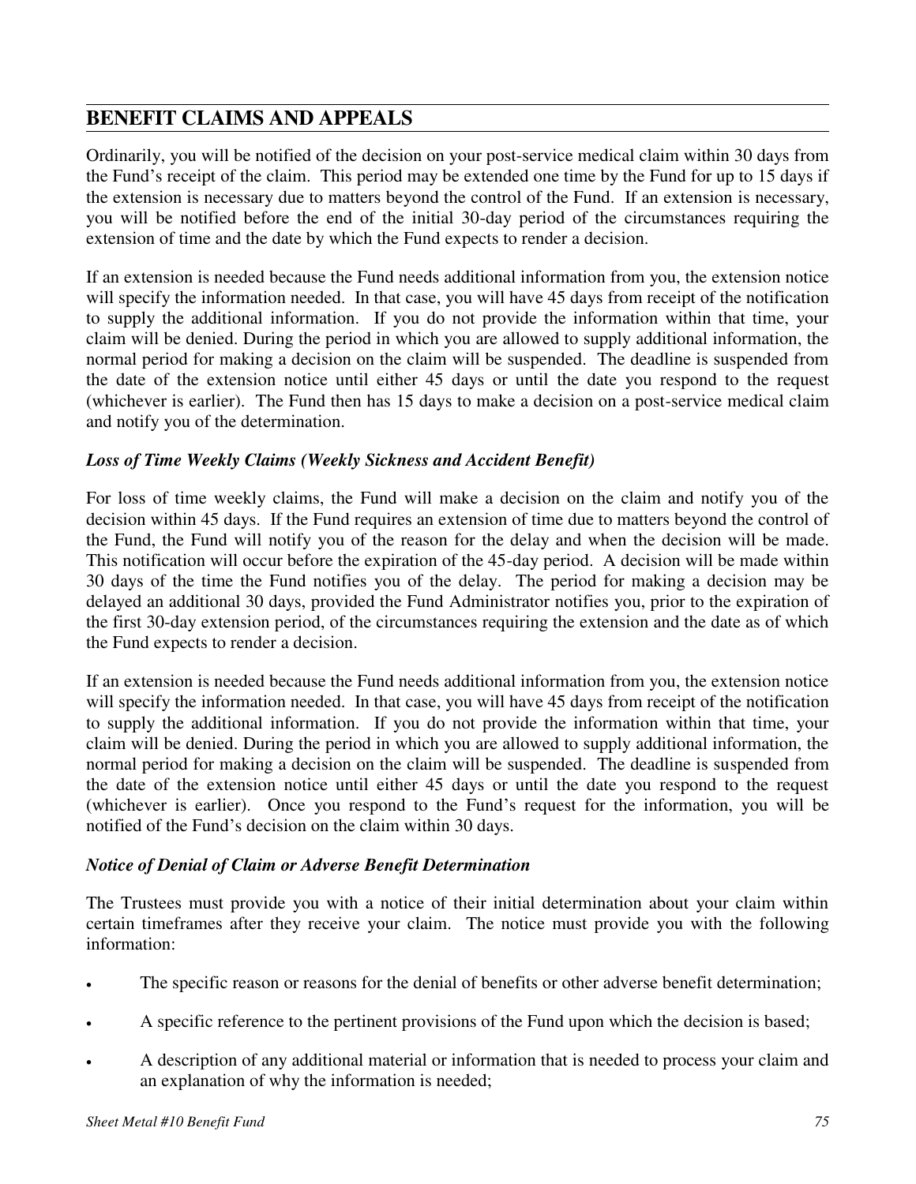## BENEFIT CLAIMS AND APPEALS

Ordinarily, you will be notified of the decision on your post-service medical claim within 30 days from the Fund's receipt of the claim. This period may be extended one time by the Fund for up to 15 days if the extension is necessary due to matters beyond the control of the Fund. If an extension is necessary, you will be notified before the end of the initial 30-day period of the circumstances requiring the extension of time and the date by which the Fund expects to render a decision.

If an extension is needed because the Fund needs additional information from you, the extension notice will specify the information needed. In that case, you will have 45 days from receipt of the notification to supply the additional information. If you do not provide the information within that time, your claim will be denied. During the period in which you are allowed to supply additional information, the normal period for making a decision on the claim will be suspended. The deadline is suspended from the date of the extension notice until either 45 days or until the date you respond to the request (whichever is earlier). The Fund then has 15 days to make a decision on a post-service medical claim and notify you of the determination.

***Loss of Time Weekly Claims (Weekly Sickness and Accident Benefit)***

For loss of time weekly claims, the Fund will make a decision on the claim and notify you of the decision within 45 days. If the Fund requires an extension of time due to matters beyond the control of the Fund, the Fund will notify you of the reason for the delay and when the decision will be made. This notification will occur before the expiration of the 45-day period. A decision will be made within 30 days of the time the Fund notifies you of the delay. The period for making a decision may be delayed an additional 30 days, provided the Fund Administrator notifies you, prior to the expiration of the first 30-day extension period, of the circumstances requiring the extension and the date as of which the Fund expects to render a decision.

If an extension is needed because the Fund needs additional information from you, the extension notice will specify the information needed. In that case, you will have 45 days from receipt of the notification to supply the additional information. If you do not provide the information within that time, your claim will be denied. During the period in which you are allowed to supply additional information, the normal period for making a decision on the claim will be suspended. The deadline is suspended from the date of the extension notice until either 45 days or until the date you respond to the request (whichever is earlier). Once you respond to the Fund's request for the information, you will be notified of the Fund's decision on the claim within 30 days.

***Notice of Denial of Claim or Adverse Benefit Determination***

The Trustees must provide you with a notice of their initial determination about your claim within certain timeframes after they receive your claim. The notice must provide you with the following information:

- The specific reason or reasons for the denial of benefits or other adverse benefit determination;
- A specific reference to the pertinent provisions of the Fund upon which the decision is based;
- A description of any additional material or information that is needed to process your claim and an explanation of why the information is needed;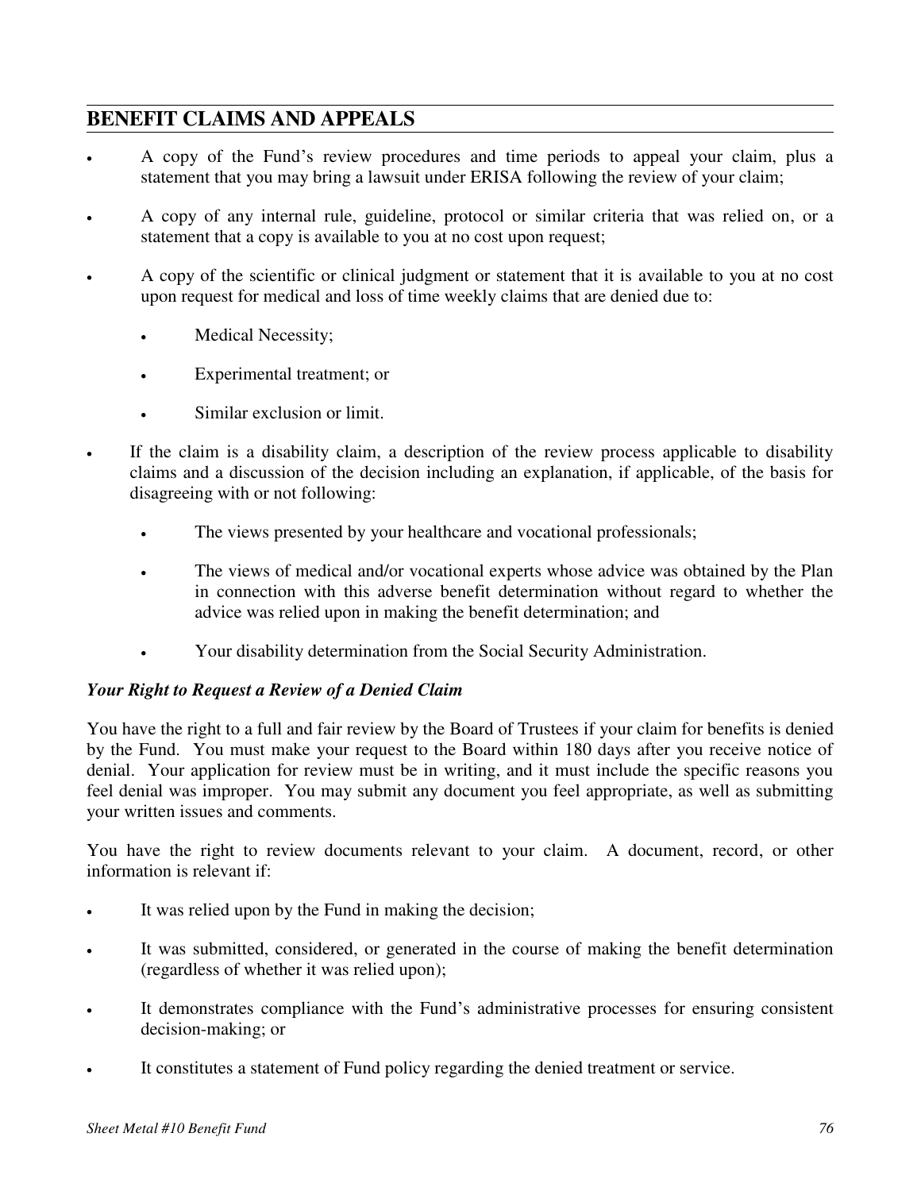## BENEFIT CLAIMS AND APPEALS

- A copy of the Fund's review procedures and time periods to appeal your claim, plus a statement that you may bring a lawsuit under ERISA following the review of your claim;
- A copy of any internal rule, guideline, protocol or similar criteria that was relied on, or a statement that a copy is available to you at no cost upon request;
- A copy of the scientific or clinical judgment or statement that it is available to you at no cost upon request for medical and loss of time weekly claims that are denied due to:
  - Medical Necessity;
  - Experimental treatment; or
  - Similar exclusion or limit.
- If the claim is a disability claim, a description of the review process applicable to disability claims and a discussion of the decision including an explanation, if applicable, of the basis for disagreeing with or not following:
  - The views presented by your healthcare and vocational professionals;
  - The views of medical and/or vocational experts whose advice was obtained by the Plan in connection with this adverse benefit determination without regard to whether the advice was relied upon in making the benefit determination; and
  - Your disability determination from the Social Security Administration.

***Your Right to Request a Review of a Denied Claim***

You have the right to a full and fair review by the Board of Trustees if your claim for benefits is denied by the Fund. You must make your request to the Board within 180 days after you receive notice of denial. Your application for review must be in writing, and it must include the specific reasons you feel denial was improper. You may submit any document you feel appropriate, as well as submitting your written issues and comments.

You have the right to review documents relevant to your claim. A document, record, or other information is relevant if:

- It was relied upon by the Fund in making the decision;
- It was submitted, considered, or generated in the course of making the benefit determination (regardless of whether it was relied upon);
- It demonstrates compliance with the Fund's administrative processes for ensuring consistent decision-making; or
- It constitutes a statement of Fund policy regarding the denied treatment or service.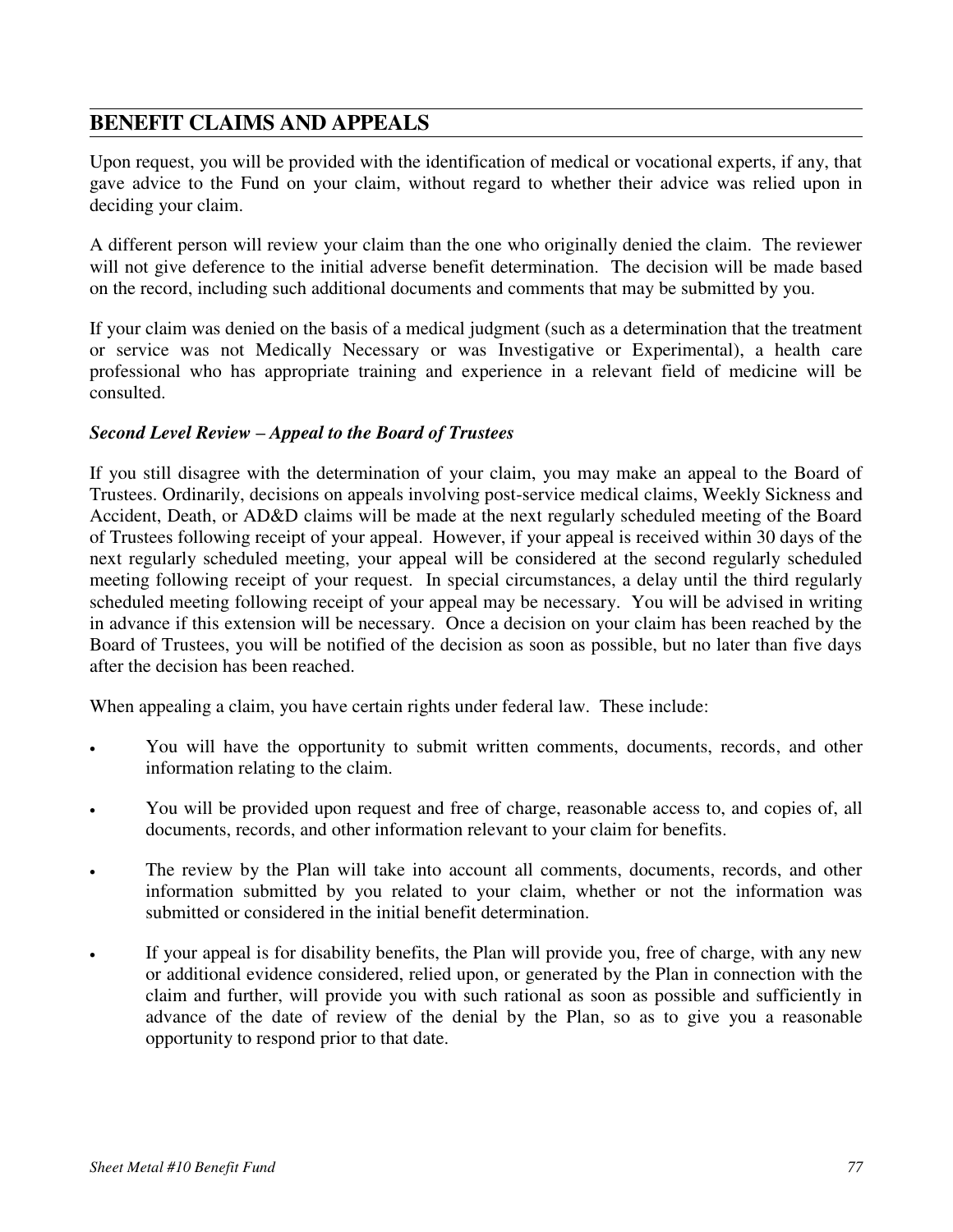## BENEFIT CLAIMS AND APPEALS

Upon request, you will be provided with the identification of medical or vocational experts, if any, that gave advice to the Fund on your claim, without regard to whether their advice was relied upon in deciding your claim.

A different person will review your claim than the one who originally denied the claim. The reviewer will not give deference to the initial adverse benefit determination. The decision will be made based on the record, including such additional documents and comments that may be submitted by you.

If your claim was denied on the basis of a medical judgment (such as a determination that the treatment or service was not Medically Necessary or was Investigative or Experimental), a health care professional who has appropriate training and experience in a relevant field of medicine will be consulted.

***Second Level Review – Appeal to the Board of Trustees***

If you still disagree with the determination of your claim, you may make an appeal to the Board of Trustees. Ordinarily, decisions on appeals involving post-service medical claims, Weekly Sickness and Accident, Death, or AD&D claims will be made at the next regularly scheduled meeting of the Board of Trustees following receipt of your appeal. However, if your appeal is received within 30 days of the next regularly scheduled meeting, your appeal will be considered at the second regularly scheduled meeting following receipt of your request. In special circumstances, a delay until the third regularly scheduled meeting following receipt of your appeal may be necessary. You will be advised in writing in advance if this extension will be necessary. Once a decision on your claim has been reached by the Board of Trustees, you will be notified of the decision as soon as possible, but no later than five days after the decision has been reached.

When appealing a claim, you have certain rights under federal law. These include:

- You will have the opportunity to submit written comments, documents, records, and other information relating to the claim.
- You will be provided upon request and free of charge, reasonable access to, and copies of, all documents, records, and other information relevant to your claim for benefits.
- The review by the Plan will take into account all comments, documents, records, and other information submitted by you related to your claim, whether or not the information was submitted or considered in the initial benefit determination.
- If your appeal is for disability benefits, the Plan will provide you, free of charge, with any new or additional evidence considered, relied upon, or generated by the Plan in connection with the claim and further, will provide you with such rational as soon as possible and sufficiently in advance of the date of review of the denial by the Plan, so as to give you a reasonable opportunity to respond prior to that date.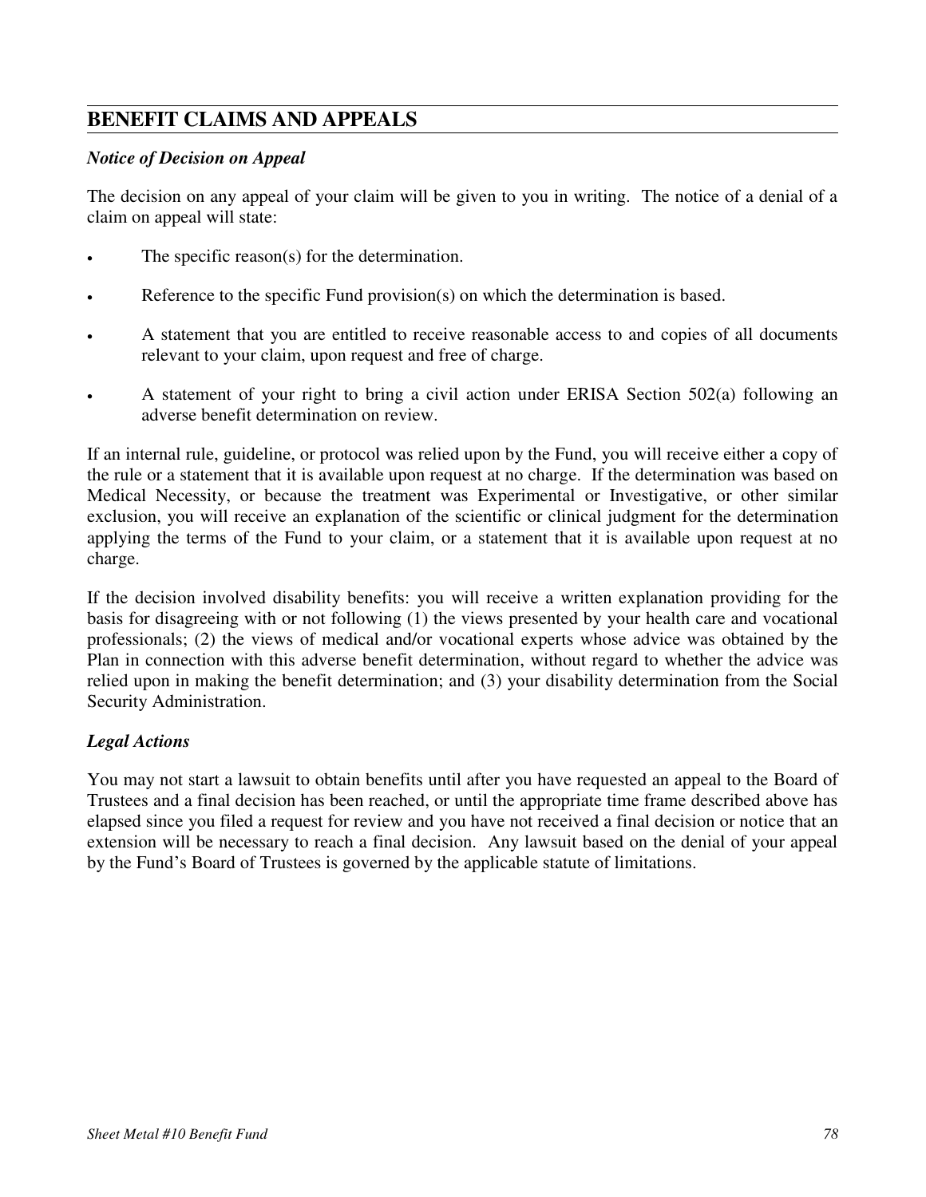## BENEFIT CLAIMS AND APPEALS

### *Notice of Decision on Appeal*

The decision on any appeal of your claim will be given to you in writing. The notice of a denial of a claim on appeal will state:

- The specific reason(s) for the determination.
- Reference to the specific Fund provision(s) on which the determination is based.
- A statement that you are entitled to receive reasonable access to and copies of all documents relevant to your claim, upon request and free of charge.
- A statement of your right to bring a civil action under ERISA Section 502(a) following an adverse benefit determination on review.

If an internal rule, guideline, or protocol was relied upon by the Fund, you will receive either a copy of the rule or a statement that it is available upon request at no charge. If the determination was based on Medical Necessity, or because the treatment was Experimental or Investigative, or other similar exclusion, you will receive an explanation of the scientific or clinical judgment for the determination applying the terms of the Fund to your claim, or a statement that it is available upon request at no charge.

If the decision involved disability benefits: you will receive a written explanation providing for the basis for disagreeing with or not following (1) the views presented by your health care and vocational professionals; (2) the views of medical and/or vocational experts whose advice was obtained by the Plan in connection with this adverse benefit determination, without regard to whether the advice was relied upon in making the benefit determination; and (3) your disability determination from the Social Security Administration.

### *Legal Actions*

You may not start a lawsuit to obtain benefits until after you have requested an appeal to the Board of Trustees and a final decision has been reached, or until the appropriate time frame described above has elapsed since you filed a request for review and you have not received a final decision or notice that an extension will be necessary to reach a final decision. Any lawsuit based on the denial of your appeal by the Fund's Board of Trustees is governed by the applicable statute of limitations.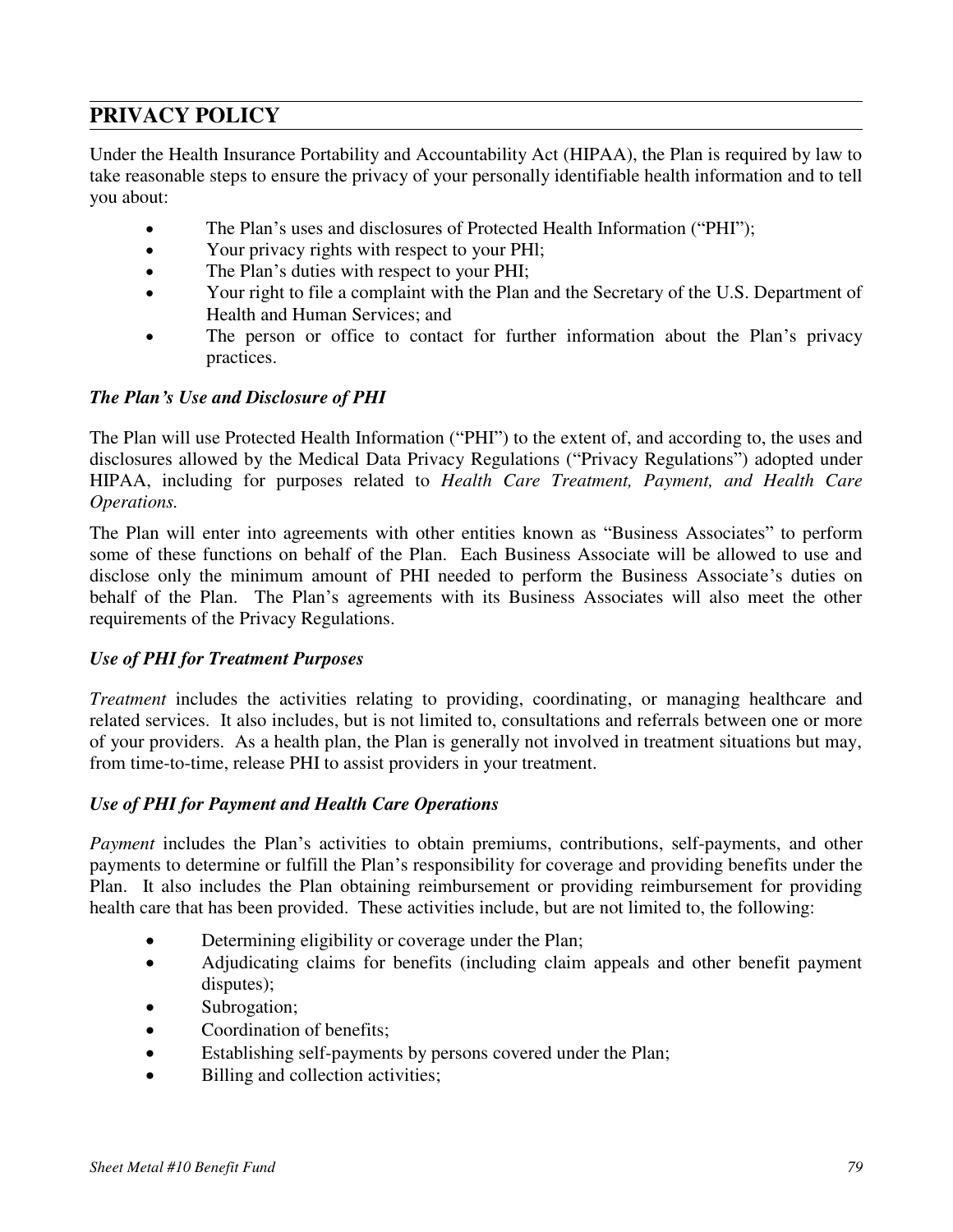## PRIVACY POLICY

Under the Health Insurance Portability and Accountability Act (HIPAA), the Plan is required by law to take reasonable steps to ensure the privacy of your personally identifiable health information and to tell you about:

- The Plan's uses and disclosures of Protected Health Information ("PHI");
- Your privacy rights with respect to your PHl;
- The Plan's duties with respect to your PHI;
- Your right to file a complaint with the Plan and the Secretary of the U.S. Department of Health and Human Services; and
- The person or office to contact for further information about the Plan's privacy practices.

### *The Plan's Use and Disclosure of PHI*

The Plan will use Protected Health Information ("PHI") to the extent of, and according to, the uses and disclosures allowed by the Medical Data Privacy Regulations ("Privacy Regulations") adopted under HIPAA, including for purposes related to *Health Care Treatment, Payment, and Health Care Operations.*

The Plan will enter into agreements with other entities known as "Business Associates" to perform some of these functions on behalf of the Plan. Each Business Associate will be allowed to use and disclose only the minimum amount of PHI needed to perform the Business Associate's duties on behalf of the Plan. The Plan's agreements with its Business Associates will also meet the other requirements of the Privacy Regulations.

### *Use of PHI for Treatment Purposes*

*Treatment* includes the activities relating to providing, coordinating, or managing healthcare and related services. It also includes, but is not limited to, consultations and referrals between one or more of your providers. As a health plan, the Plan is generally not involved in treatment situations but may, from time-to-time, release PHI to assist providers in your treatment.

### *Use of PHI for Payment and Health Care Operations*

*Payment* includes the Plan's activities to obtain premiums, contributions, self-payments, and other payments to determine or fulfill the Plan's responsibility for coverage and providing benefits under the Plan. It also includes the Plan obtaining reimbursement or providing reimbursement for providing health care that has been provided. These activities include, but are not limited to, the following:

- Determining eligibility or coverage under the Plan;
- Adjudicating claims for benefits (including claim appeals and other benefit payment disputes);
- Subrogation;
- Coordination of benefits;
- Establishing self-payments by persons covered under the Plan;
- Billing and collection activities;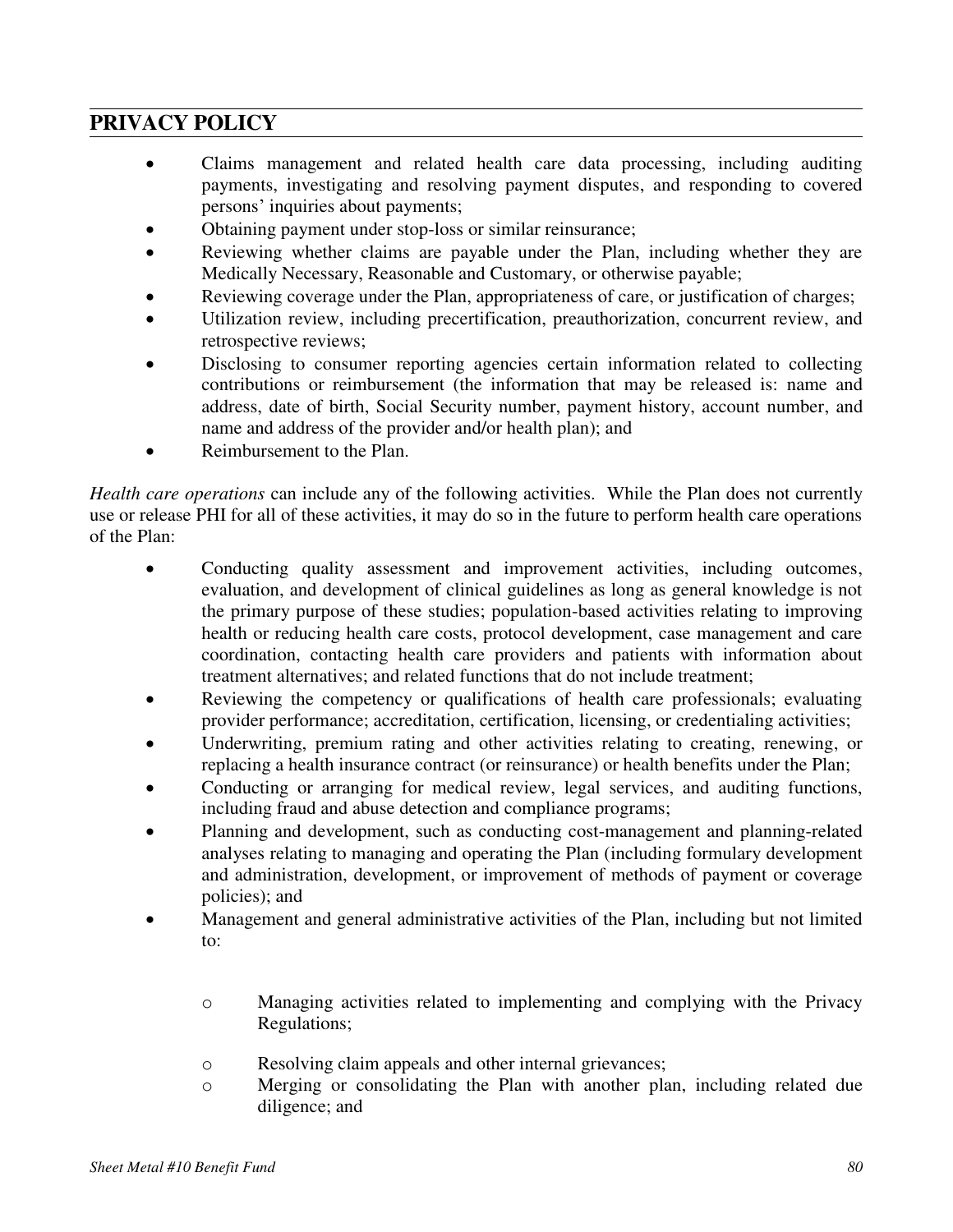## PRIVACY POLICY

- Claims management and related health care data processing, including auditing payments, investigating and resolving payment disputes, and responding to covered persons' inquiries about payments;
- Obtaining payment under stop-loss or similar reinsurance;
- Reviewing whether claims are payable under the Plan, including whether they are Medically Necessary, Reasonable and Customary, or otherwise payable;
- Reviewing coverage under the Plan, appropriateness of care, or justification of charges;
- Utilization review, including precertification, preauthorization, concurrent review, and retrospective reviews;
- Disclosing to consumer reporting agencies certain information related to collecting contributions or reimbursement (the information that may be released is: name and address, date of birth, Social Security number, payment history, account number, and name and address of the provider and/or health plan); and
- Reimbursement to the Plan.

*Health care operations* can include any of the following activities. While the Plan does not currently use or release PHI for all of these activities, it may do so in the future to perform health care operations of the Plan:

- Conducting quality assessment and improvement activities, including outcomes, evaluation, and development of clinical guidelines as long as general knowledge is not the primary purpose of these studies; population-based activities relating to improving health or reducing health care costs, protocol development, case management and care coordination, contacting health care providers and patients with information about treatment alternatives; and related functions that do not include treatment;
- Reviewing the competency or qualifications of health care professionals; evaluating provider performance; accreditation, certification, licensing, or credentialing activities;
- Underwriting, premium rating and other activities relating to creating, renewing, or replacing a health insurance contract (or reinsurance) or health benefits under the Plan;
- Conducting or arranging for medical review, legal services, and auditing functions, including fraud and abuse detection and compliance programs;
- Planning and development, such as conducting cost-management and planning-related analyses relating to managing and operating the Plan (including formulary development and administration, development, or improvement of methods of payment or coverage policies); and
- Management and general administrative activities of the Plan, including but not limited to:
  - Managing activities related to implementing and complying with the Privacy Regulations;
  - Resolving claim appeals and other internal grievances;
  - Merging or consolidating the Plan with another plan, including related due diligence; and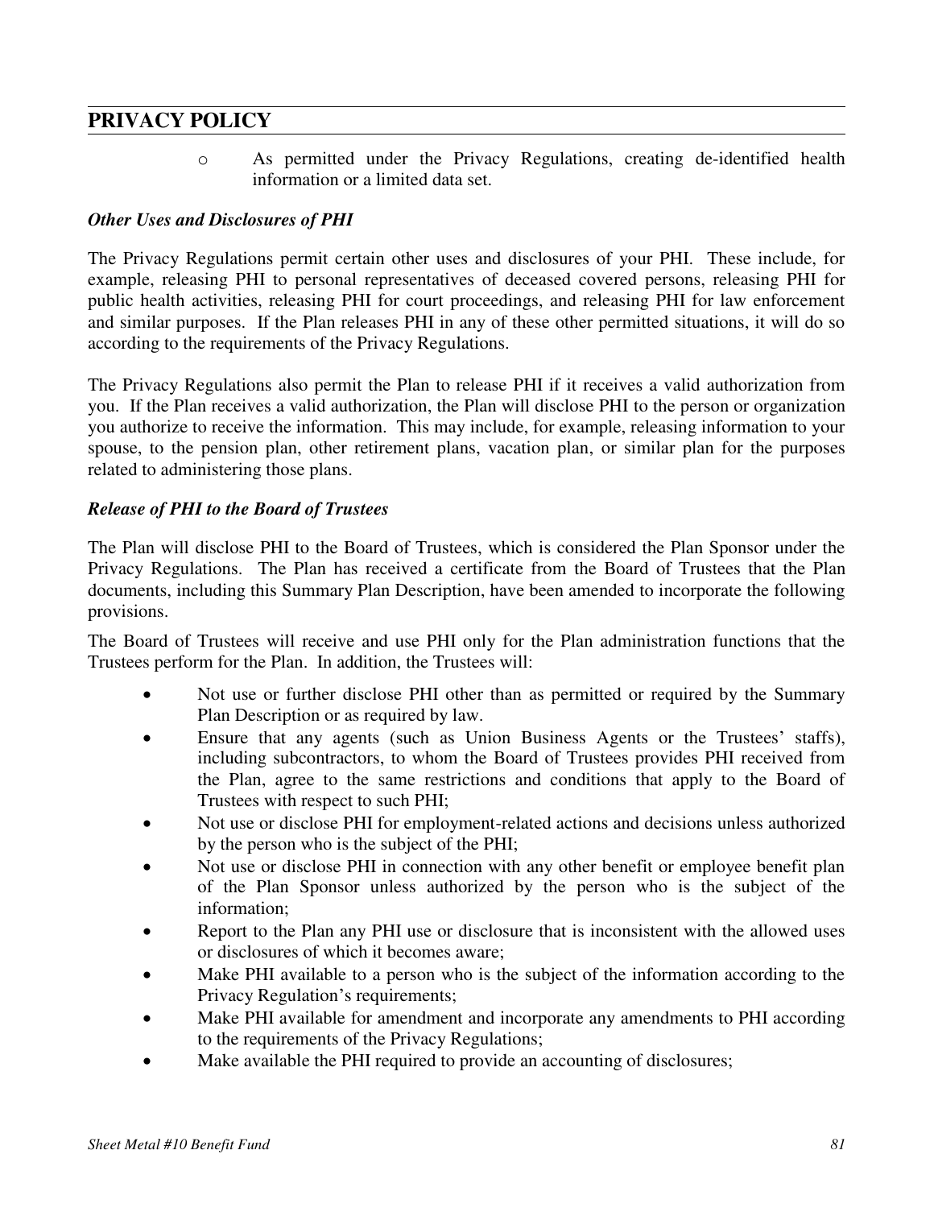## PRIVACY POLICY

- o As permitted under the Privacy Regulations, creating de-identified health information or a limited data set.

***Other Uses and Disclosures of PHI***

The Privacy Regulations permit certain other uses and disclosures of your PHI. These include, for example, releasing PHI to personal representatives of deceased covered persons, releasing PHI for public health activities, releasing PHI for court proceedings, and releasing PHI for law enforcement and similar purposes. If the Plan releases PHI in any of these other permitted situations, it will do so according to the requirements of the Privacy Regulations.

The Privacy Regulations also permit the Plan to release PHI if it receives a valid authorization from you. If the Plan receives a valid authorization, the Plan will disclose PHI to the person or organization you authorize to receive the information. This may include, for example, releasing information to your spouse, to the pension plan, other retirement plans, vacation plan, or similar plan for the purposes related to administering those plans.

***Release of PHI to the Board of Trustees***

The Plan will disclose PHI to the Board of Trustees, which is considered the Plan Sponsor under the Privacy Regulations. The Plan has received a certificate from the Board of Trustees that the Plan documents, including this Summary Plan Description, have been amended to incorporate the following provisions.

The Board of Trustees will receive and use PHI only for the Plan administration functions that the Trustees perform for the Plan. In addition, the Trustees will:

- Not use or further disclose PHI other than as permitted or required by the Summary Plan Description or as required by law.
- Ensure that any agents (such as Union Business Agents or the Trustees' staffs), including subcontractors, to whom the Board of Trustees provides PHI received from the Plan, agree to the same restrictions and conditions that apply to the Board of Trustees with respect to such PHI;
- Not use or disclose PHI for employment-related actions and decisions unless authorized by the person who is the subject of the PHI;
- Not use or disclose PHI in connection with any other benefit or employee benefit plan of the Plan Sponsor unless authorized by the person who is the subject of the information;
- Report to the Plan any PHI use or disclosure that is inconsistent with the allowed uses or disclosures of which it becomes aware;
- Make PHI available to a person who is the subject of the information according to the Privacy Regulation's requirements;
- Make PHI available for amendment and incorporate any amendments to PHI according to the requirements of the Privacy Regulations;
- Make available the PHI required to provide an accounting of disclosures;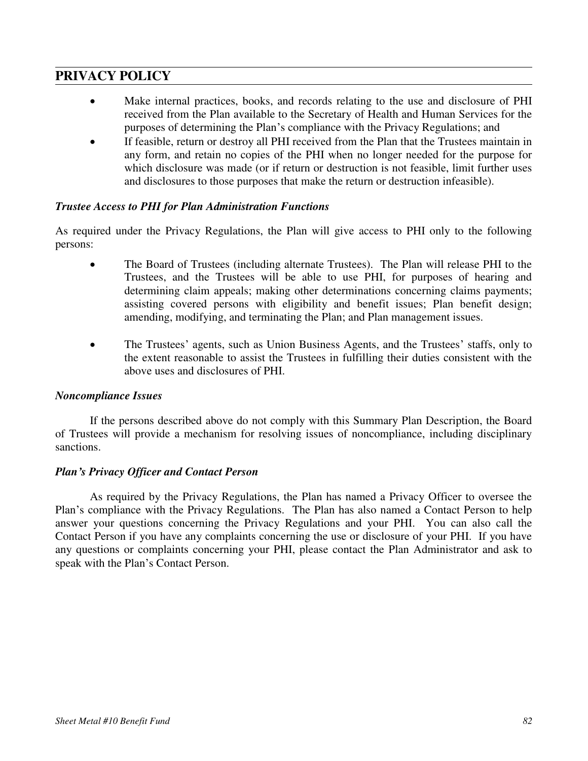## PRIVACY POLICY

- Make internal practices, books, and records relating to the use and disclosure of PHI received from the Plan available to the Secretary of Health and Human Services for the purposes of determining the Plan's compliance with the Privacy Regulations; and
- If feasible, return or destroy all PHI received from the Plan that the Trustees maintain in any form, and retain no copies of the PHI when no longer needed for the purpose for which disclosure was made (or if return or destruction is not feasible, limit further uses and disclosures to those purposes that make the return or destruction infeasible).

***Trustee Access to PHI for Plan Administration Functions***

As required under the Privacy Regulations, the Plan will give access to PHI only to the following persons:

- The Board of Trustees (including alternate Trustees). The Plan will release PHI to the Trustees, and the Trustees will be able to use PHI, for purposes of hearing and determining claim appeals; making other determinations concerning claims payments; assisting covered persons with eligibility and benefit issues; Plan benefit design; amending, modifying, and terminating the Plan; and Plan management issues.

- The Trustees' agents, such as Union Business Agents, and the Trustees' staffs, only to the extent reasonable to assist the Trustees in fulfilling their duties consistent with the above uses and disclosures of PHI.

***Noncompliance Issues***

If the persons described above do not comply with this Summary Plan Description, the Board of Trustees will provide a mechanism for resolving issues of noncompliance, including disciplinary sanctions.

***Plan's Privacy Officer and Contact Person***

As required by the Privacy Regulations, the Plan has named a Privacy Officer to oversee the Plan's compliance with the Privacy Regulations. The Plan has also named a Contact Person to help answer your questions concerning the Privacy Regulations and your PHI. You can also call the Contact Person if you have any complaints concerning the use or disclosure of your PHI. If you have any questions or complaints concerning your PHI, please contact the Plan Administrator and ask to speak with the Plan's Contact Person.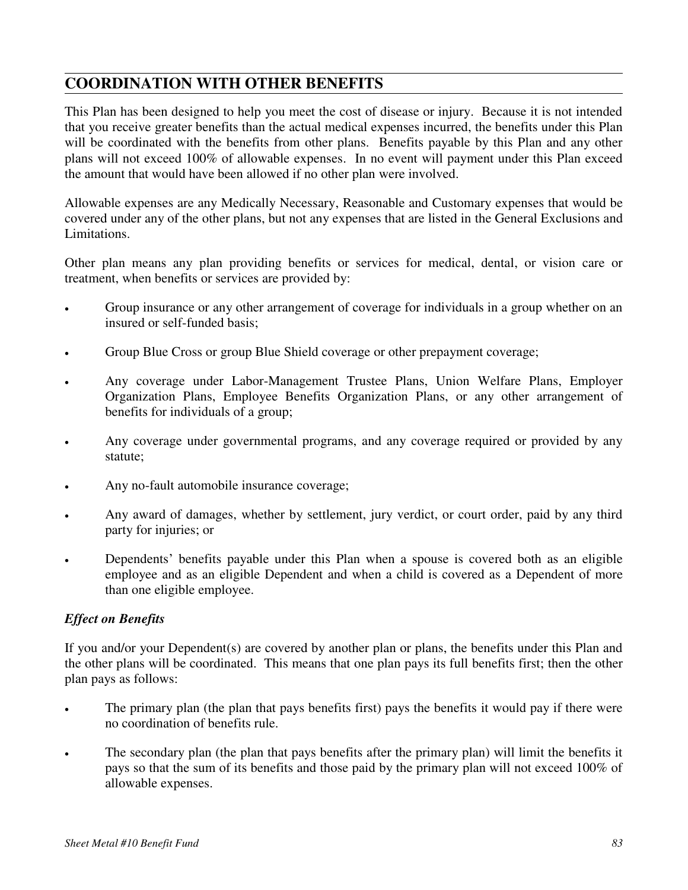## COORDINATION WITH OTHER BENEFITS

This Plan has been designed to help you meet the cost of disease or injury. Because it is not intended that you receive greater benefits than the actual medical expenses incurred, the benefits under this Plan will be coordinated with the benefits from other plans. Benefits payable by this Plan and any other plans will not exceed 100% of allowable expenses. In no event will payment under this Plan exceed the amount that would have been allowed if no other plan were involved.

Allowable expenses are any Medically Necessary, Reasonable and Customary expenses that would be covered under any of the other plans, but not any expenses that are listed in the General Exclusions and Limitations.

Other plan means any plan providing benefits or services for medical, dental, or vision care or treatment, when benefits or services are provided by:

- Group insurance or any other arrangement of coverage for individuals in a group whether on an insured or self-funded basis;
- Group Blue Cross or group Blue Shield coverage or other prepayment coverage;
- Any coverage under Labor-Management Trustee Plans, Union Welfare Plans, Employer Organization Plans, Employee Benefits Organization Plans, or any other arrangement of benefits for individuals of a group;
- Any coverage under governmental programs, and any coverage required or provided by any statute;
- Any no-fault automobile insurance coverage;
- Any award of damages, whether by settlement, jury verdict, or court order, paid by any third party for injuries; or
- Dependents' benefits payable under this Plan when a spouse is covered both as an eligible employee and as an eligible Dependent and when a child is covered as a Dependent of more than one eligible employee.

### *Effect on Benefits*

If you and/or your Dependent(s) are covered by another plan or plans, the benefits under this Plan and the other plans will be coordinated. This means that one plan pays its full benefits first; then the other plan pays as follows:

- The primary plan (the plan that pays benefits first) pays the benefits it would pay if there were no coordination of benefits rule.
- The secondary plan (the plan that pays benefits after the primary plan) will limit the benefits it pays so that the sum of its benefits and those paid by the primary plan will not exceed 100% of allowable expenses.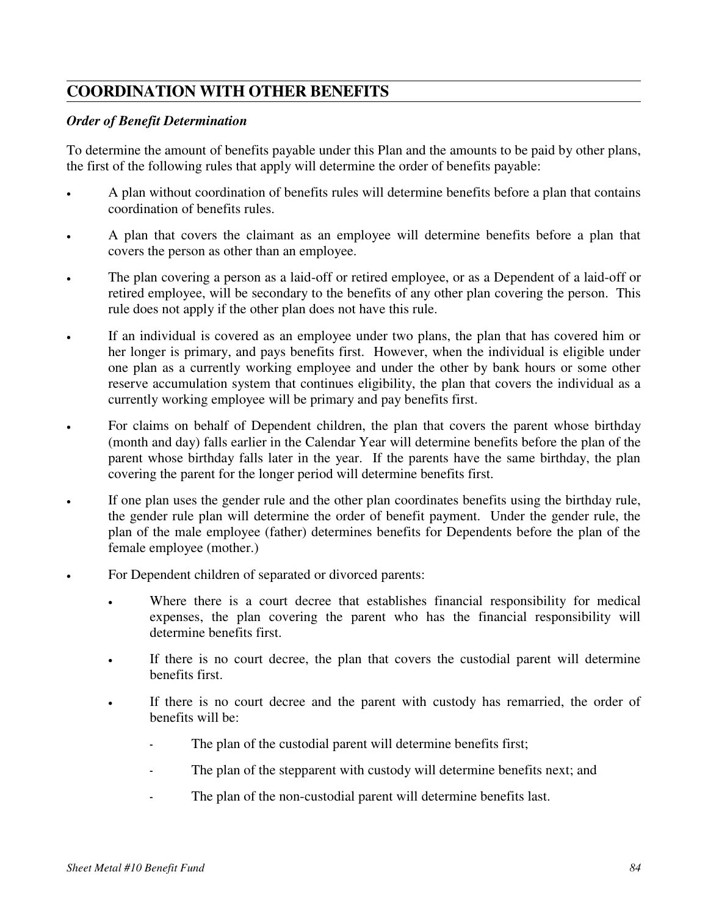## COORDINATION WITH OTHER BENEFITS

### *Order of Benefit Determination*

To determine the amount of benefits payable under this Plan and the amounts to be paid by other plans, the first of the following rules that apply will determine the order of benefits payable:

- A plan without coordination of benefits rules will determine benefits before a plan that contains coordination of benefits rules.
- A plan that covers the claimant as an employee will determine benefits before a plan that covers the person as other than an employee.
- The plan covering a person as a laid-off or retired employee, or as a Dependent of a laid-off or retired employee, will be secondary to the benefits of any other plan covering the person. This rule does not apply if the other plan does not have this rule.
- If an individual is covered as an employee under two plans, the plan that has covered him or her longer is primary, and pays benefits first. However, when the individual is eligible under one plan as a currently working employee and under the other by bank hours or some other reserve accumulation system that continues eligibility, the plan that covers the individual as a currently working employee will be primary and pay benefits first.
- For claims on behalf of Dependent children, the plan that covers the parent whose birthday (month and day) falls earlier in the Calendar Year will determine benefits before the plan of the parent whose birthday falls later in the year. If the parents have the same birthday, the plan covering the parent for the longer period will determine benefits first.
- If one plan uses the gender rule and the other plan coordinates benefits using the birthday rule, the gender rule plan will determine the order of benefit payment. Under the gender rule, the plan of the male employee (father) determines benefits for Dependents before the plan of the female employee (mother.)
- For Dependent children of separated or divorced parents:
  - Where there is a court decree that establishes financial responsibility for medical expenses, the plan covering the parent who has the financial responsibility will determine benefits first.
  - If there is no court decree, the plan that covers the custodial parent will determine benefits first.
  - If there is no court decree and the parent with custody has remarried, the order of benefits will be:
    - The plan of the custodial parent will determine benefits first;
    - The plan of the stepparent with custody will determine benefits next; and
    - The plan of the non-custodial parent will determine benefits last.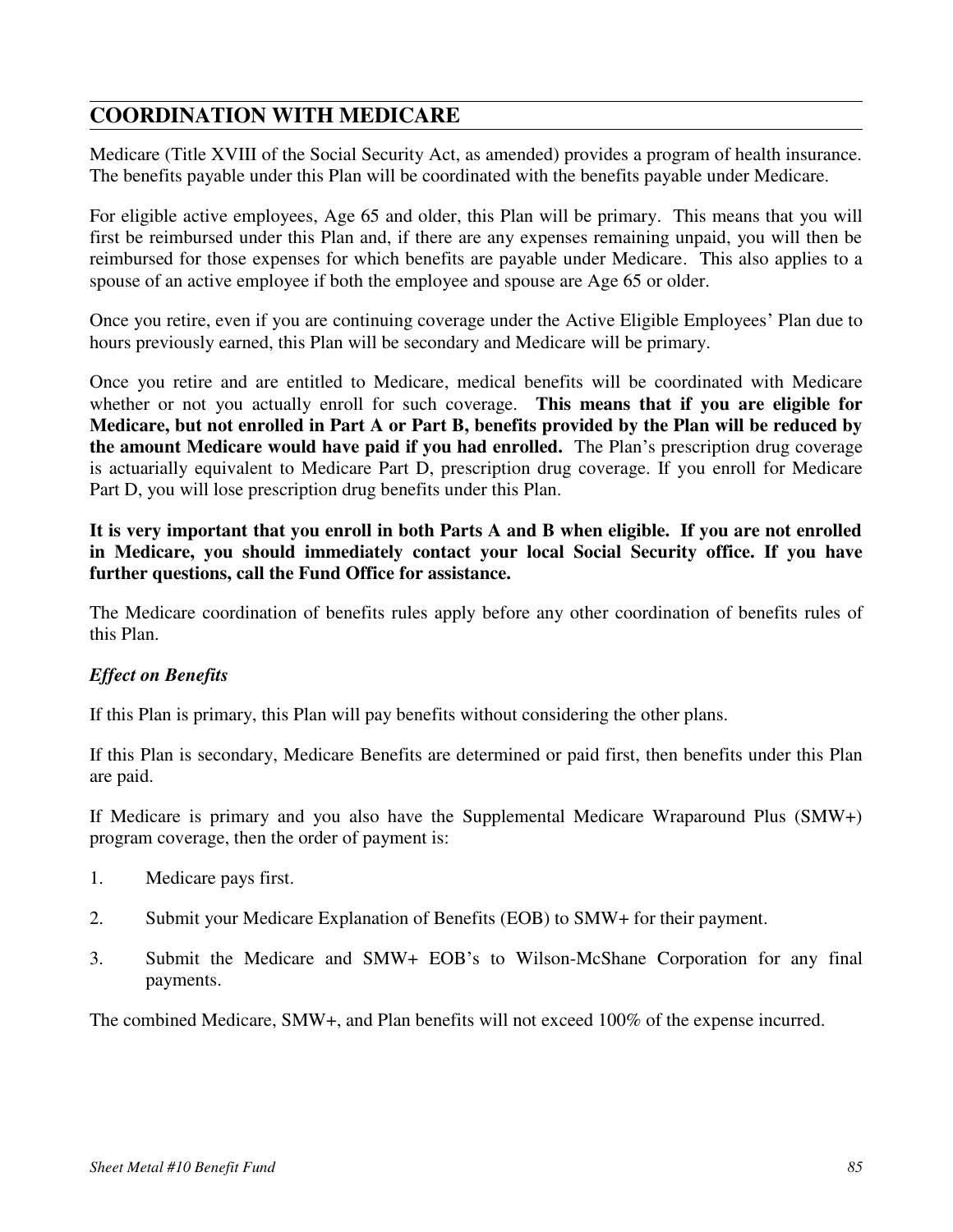## COORDINATION WITH MEDICARE

Medicare (Title XVIII of the Social Security Act, as amended) provides a program of health insurance. The benefits payable under this Plan will be coordinated with the benefits payable under Medicare.

For eligible active employees, Age 65 and older, this Plan will be primary. This means that you will first be reimbursed under this Plan and, if there are any expenses remaining unpaid, you will then be reimbursed for those expenses for which benefits are payable under Medicare. This also applies to a spouse of an active employee if both the employee and spouse are Age 65 or older.

Once you retire, even if you are continuing coverage under the Active Eligible Employees' Plan due to hours previously earned, this Plan will be secondary and Medicare will be primary.

Once you retire and are entitled to Medicare, medical benefits will be coordinated with Medicare whether or not you actually enroll for such coverage. **This means that if you are eligible for Medicare, but not enrolled in Part A or Part B, benefits provided by the Plan will be reduced by the amount Medicare would have paid if you had enrolled.** The Plan's prescription drug coverage is actuarially equivalent to Medicare Part D, prescription drug coverage. If you enroll for Medicare Part D, you will lose prescription drug benefits under this Plan.

**It is very important that you enroll in both Parts A and B when eligible. If you are not enrolled in Medicare, you should immediately contact your local Social Security office. If you have further questions, call the Fund Office for assistance.**

The Medicare coordination of benefits rules apply before any other coordination of benefits rules of this Plan.

***Effect on Benefits***

If this Plan is primary, this Plan will pay benefits without considering the other plans.

If this Plan is secondary, Medicare Benefits are determined or paid first, then benefits under this Plan are paid.

If Medicare is primary and you also have the Supplemental Medicare Wraparound Plus (SMW+) program coverage, then the order of payment is:

1. Medicare pays first.
2. Submit your Medicare Explanation of Benefits (EOB) to SMW+ for their payment.
3. Submit the Medicare and SMW+ EOB's to Wilson-McShane Corporation for any final payments.

The combined Medicare, SMW+, and Plan benefits will not exceed 100% of the expense incurred.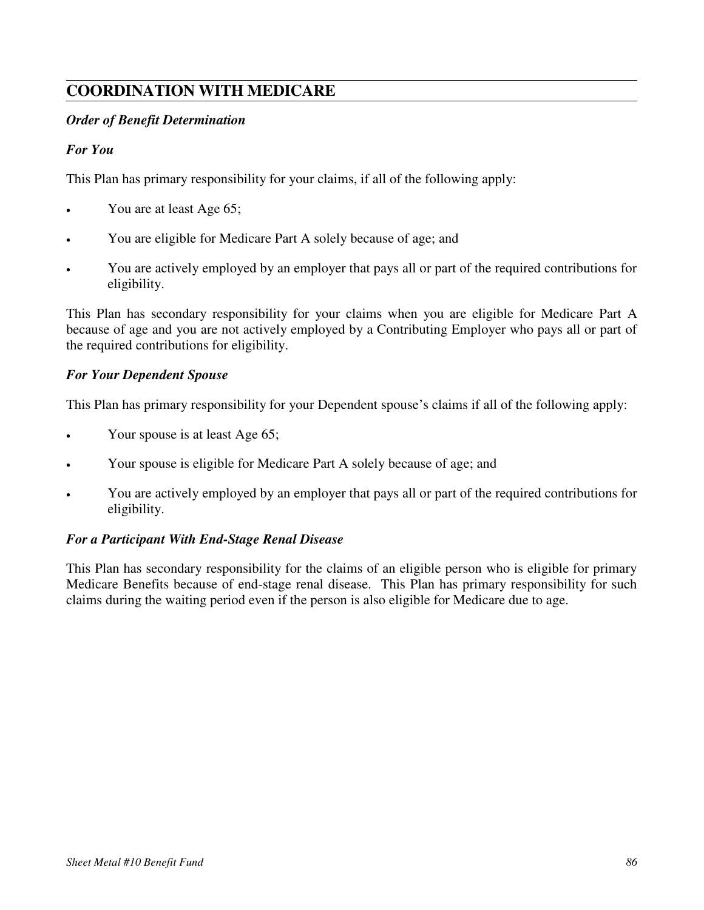## COORDINATION WITH MEDICARE

***Order of Benefit Determination***

***For You***

This Plan has primary responsibility for your claims, if all of the following apply:

- You are at least Age 65;
- You are eligible for Medicare Part A solely because of age; and
- You are actively employed by an employer that pays all or part of the required contributions for eligibility.

This Plan has secondary responsibility for your claims when you are eligible for Medicare Part A because of age and you are not actively employed by a Contributing Employer who pays all or part of the required contributions for eligibility.

***For Your Dependent Spouse***

This Plan has primary responsibility for your Dependent spouse's claims if all of the following apply:

- Your spouse is at least Age 65;
- Your spouse is eligible for Medicare Part A solely because of age; and
- You are actively employed by an employer that pays all or part of the required contributions for eligibility.

***For a Participant With End-Stage Renal Disease***

This Plan has secondary responsibility for the claims of an eligible person who is eligible for primary Medicare Benefits because of end-stage renal disease. This Plan has primary responsibility for such claims during the waiting period even if the person is also eligible for Medicare due to age.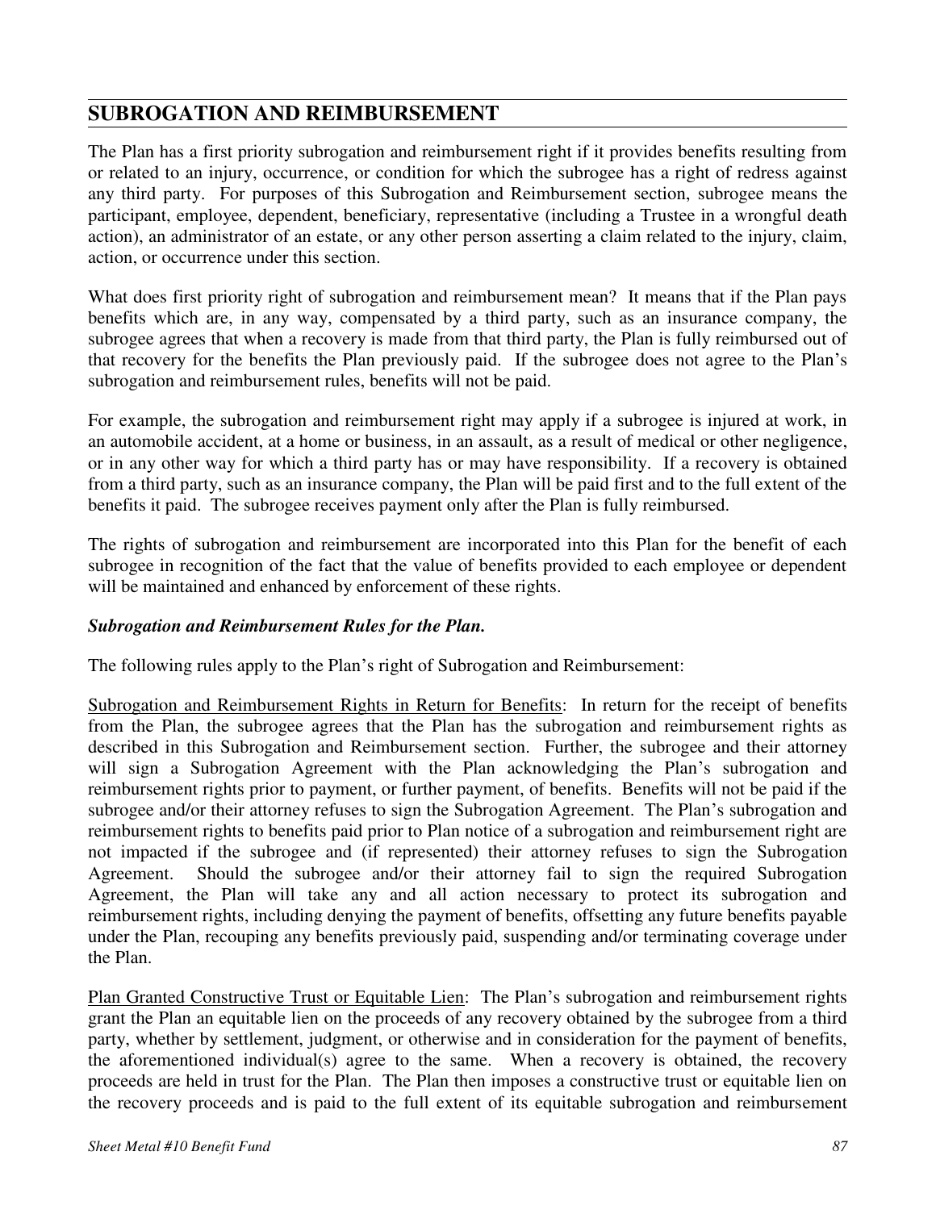## SUBROGATION AND REIMBURSEMENT

The Plan has a first priority subrogation and reimbursement right if it provides benefits resulting from or related to an injury, occurrence, or condition for which the subrogee has a right of redress against any third party. For purposes of this Subrogation and Reimbursement section, subrogee means the participant, employee, dependent, beneficiary, representative (including a Trustee in a wrongful death action), an administrator of an estate, or any other person asserting a claim related to the injury, claim, action, or occurrence under this section.

What does first priority right of subrogation and reimbursement mean? It means that if the Plan pays benefits which are, in any way, compensated by a third party, such as an insurance company, the subrogee agrees that when a recovery is made from that third party, the Plan is fully reimbursed out of that recovery for the benefits the Plan previously paid. If the subrogee does not agree to the Plan's subrogation and reimbursement rules, benefits will not be paid.

For example, the subrogation and reimbursement right may apply if a subrogee is injured at work, in an automobile accident, at a home or business, in an assault, as a result of medical or other negligence, or in any other way for which a third party has or may have responsibility. If a recovery is obtained from a third party, such as an insurance company, the Plan will be paid first and to the full extent of the benefits it paid. The subrogee receives payment only after the Plan is fully reimbursed.

The rights of subrogation and reimbursement are incorporated into this Plan for the benefit of each subrogee in recognition of the fact that the value of benefits provided to each employee or dependent will be maintained and enhanced by enforcement of these rights.

***Subrogation and Reimbursement Rules for the Plan.***

The following rules apply to the Plan's right of Subrogation and Reimbursement:

<u>Subrogation and Reimbursement Rights in Return for Benefits</u>: In return for the receipt of benefits from the Plan, the subrogee agrees that the Plan has the subrogation and reimbursement rights as described in this Subrogation and Reimbursement section. Further, the subrogee and their attorney will sign a Subrogation Agreement with the Plan acknowledging the Plan's subrogation and reimbursement rights prior to payment, or further payment, of benefits. Benefits will not be paid if the subrogee and/or their attorney refuses to sign the Subrogation Agreement. The Plan's subrogation and reimbursement rights to benefits paid prior to Plan notice of a subrogation and reimbursement right are not impacted if the subrogee and (if represented) their attorney refuses to sign the Subrogation Agreement. Should the subrogee and/or their attorney fail to sign the required Subrogation Agreement, the Plan will take any and all action necessary to protect its subrogation and reimbursement rights, including denying the payment of benefits, offsetting any future benefits payable under the Plan, recouping any benefits previously paid, suspending and/or terminating coverage under the Plan.

<u>Plan Granted Constructive Trust or Equitable Lien</u>: The Plan's subrogation and reimbursement rights grant the Plan an equitable lien on the proceeds of any recovery obtained by the subrogee from a third party, whether by settlement, judgment, or otherwise and in consideration for the payment of benefits, the aforementioned individual(s) agree to the same. When a recovery is obtained, the recovery proceeds are held in trust for the Plan. The Plan then imposes a constructive trust or equitable lien on the recovery proceeds and is paid to the full extent of its equitable subrogation and reimbursement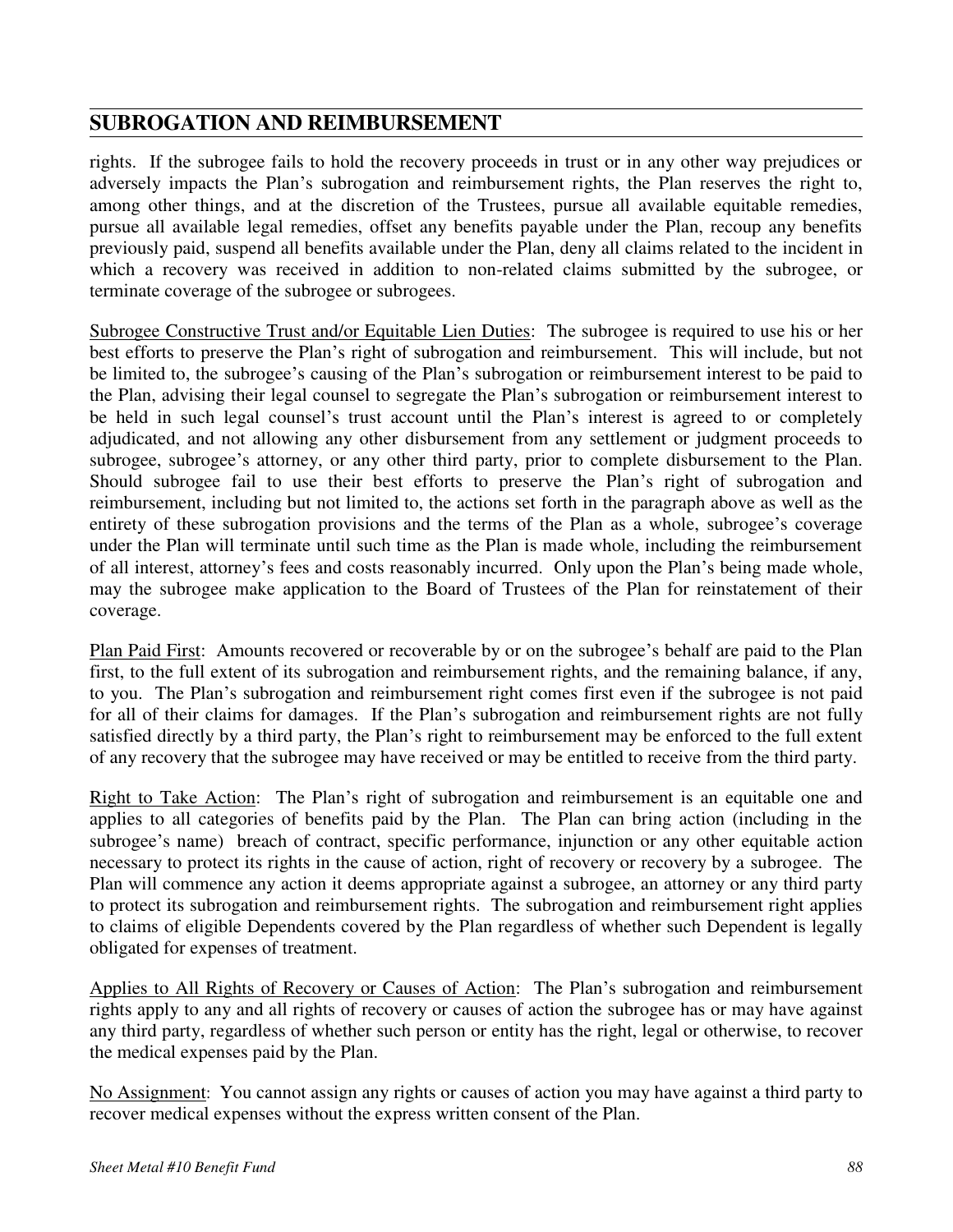## SUBROGATION AND REIMBURSEMENT

rights. If the subrogee fails to hold the recovery proceeds in trust or in any other way prejudices or adversely impacts the Plan's subrogation and reimbursement rights, the Plan reserves the right to, among other things, and at the discretion of the Trustees, pursue all available equitable remedies, pursue all available legal remedies, offset any benefits payable under the Plan, recoup any benefits previously paid, suspend all benefits available under the Plan, deny all claims related to the incident in which a recovery was received in addition to non-related claims submitted by the subrogee, or terminate coverage of the subrogee or subrogees.

Subrogee Constructive Trust and/or Equitable Lien Duties: The subrogee is required to use his or her best efforts to preserve the Plan's right of subrogation and reimbursement. This will include, but not be limited to, the subrogee's causing of the Plan's subrogation or reimbursement interest to be paid to the Plan, advising their legal counsel to segregate the Plan's subrogation or reimbursement interest to be held in such legal counsel's trust account until the Plan's interest is agreed to or completely adjudicated, and not allowing any other disbursement from any settlement or judgment proceeds to subrogee, subrogee's attorney, or any other third party, prior to complete disbursement to the Plan. Should subrogee fail to use their best efforts to preserve the Plan's right of subrogation and reimbursement, including but not limited to, the actions set forth in the paragraph above as well as the entirety of these subrogation provisions and the terms of the Plan as a whole, subrogee's coverage under the Plan will terminate until such time as the Plan is made whole, including the reimbursement of all interest, attorney's fees and costs reasonably incurred. Only upon the Plan's being made whole, may the subrogee make application to the Board of Trustees of the Plan for reinstatement of their coverage.

Plan Paid First: Amounts recovered or recoverable by or on the subrogee's behalf are paid to the Plan first, to the full extent of its subrogation and reimbursement rights, and the remaining balance, if any, to you. The Plan's subrogation and reimbursement right comes first even if the subrogee is not paid for all of their claims for damages. If the Plan's subrogation and reimbursement rights are not fully satisfied directly by a third party, the Plan's right to reimbursement may be enforced to the full extent of any recovery that the subrogee may have received or may be entitled to receive from the third party.

Right to Take Action: The Plan's right of subrogation and reimbursement is an equitable one and applies to all categories of benefits paid by the Plan. The Plan can bring action (including in the subrogee's name) breach of contract, specific performance, injunction or any other equitable action necessary to protect its rights in the cause of action, right of recovery or recovery by a subrogee. The Plan will commence any action it deems appropriate against a subrogee, an attorney or any third party to protect its subrogation and reimbursement rights. The subrogation and reimbursement right applies to claims of eligible Dependents covered by the Plan regardless of whether such Dependent is legally obligated for expenses of treatment.

Applies to All Rights of Recovery or Causes of Action: The Plan's subrogation and reimbursement rights apply to any and all rights of recovery or causes of action the subrogee has or may have against any third party, regardless of whether such person or entity has the right, legal or otherwise, to recover the medical expenses paid by the Plan.

No Assignment: You cannot assign any rights or causes of action you may have against a third party to recover medical expenses without the express written consent of the Plan.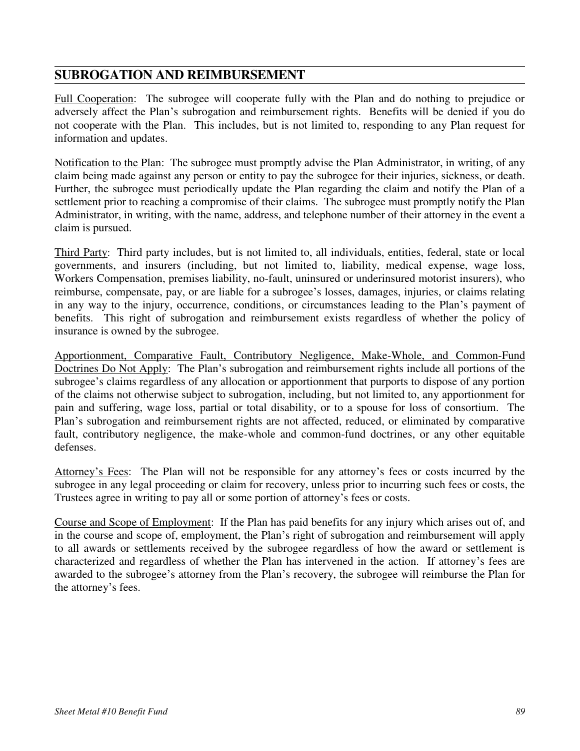## SUBROGATION AND REIMBURSEMENT

Full Cooperation: The subrogee will cooperate fully with the Plan and do nothing to prejudice or adversely affect the Plan's subrogation and reimbursement rights. Benefits will be denied if you do not cooperate with the Plan. This includes, but is not limited to, responding to any Plan request for information and updates.

Notification to the Plan: The subrogee must promptly advise the Plan Administrator, in writing, of any claim being made against any person or entity to pay the subrogee for their injuries, sickness, or death. Further, the subrogee must periodically update the Plan regarding the claim and notify the Plan of a settlement prior to reaching a compromise of their claims. The subrogee must promptly notify the Plan Administrator, in writing, with the name, address, and telephone number of their attorney in the event a claim is pursued.

Third Party: Third party includes, but is not limited to, all individuals, entities, federal, state or local governments, and insurers (including, but not limited to, liability, medical expense, wage loss, Workers Compensation, premises liability, no-fault, uninsured or underinsured motorist insurers), who reimburse, compensate, pay, or are liable for a subrogee's losses, damages, injuries, or claims relating in any way to the injury, occurrence, conditions, or circumstances leading to the Plan's payment of benefits. This right of subrogation and reimbursement exists regardless of whether the policy of insurance is owned by the subrogee.

Apportionment, Comparative Fault, Contributory Negligence, Make-Whole, and Common-Fund Doctrines Do Not Apply: The Plan's subrogation and reimbursement rights include all portions of the subrogee's claims regardless of any allocation or apportionment that purports to dispose of any portion of the claims not otherwise subject to subrogation, including, but not limited to, any apportionment for pain and suffering, wage loss, partial or total disability, or to a spouse for loss of consortium. The Plan's subrogation and reimbursement rights are not affected, reduced, or eliminated by comparative fault, contributory negligence, the make-whole and common-fund doctrines, or any other equitable defenses.

Attorney's Fees: The Plan will not be responsible for any attorney's fees or costs incurred by the subrogee in any legal proceeding or claim for recovery, unless prior to incurring such fees or costs, the Trustees agree in writing to pay all or some portion of attorney's fees or costs.

Course and Scope of Employment: If the Plan has paid benefits for any injury which arises out of, and in the course and scope of, employment, the Plan's right of subrogation and reimbursement will apply to all awards or settlements received by the subrogee regardless of how the award or settlement is characterized and regardless of whether the Plan has intervened in the action. If attorney's fees are awarded to the subrogee's attorney from the Plan's recovery, the subrogee will reimburse the Plan for the attorney's fees.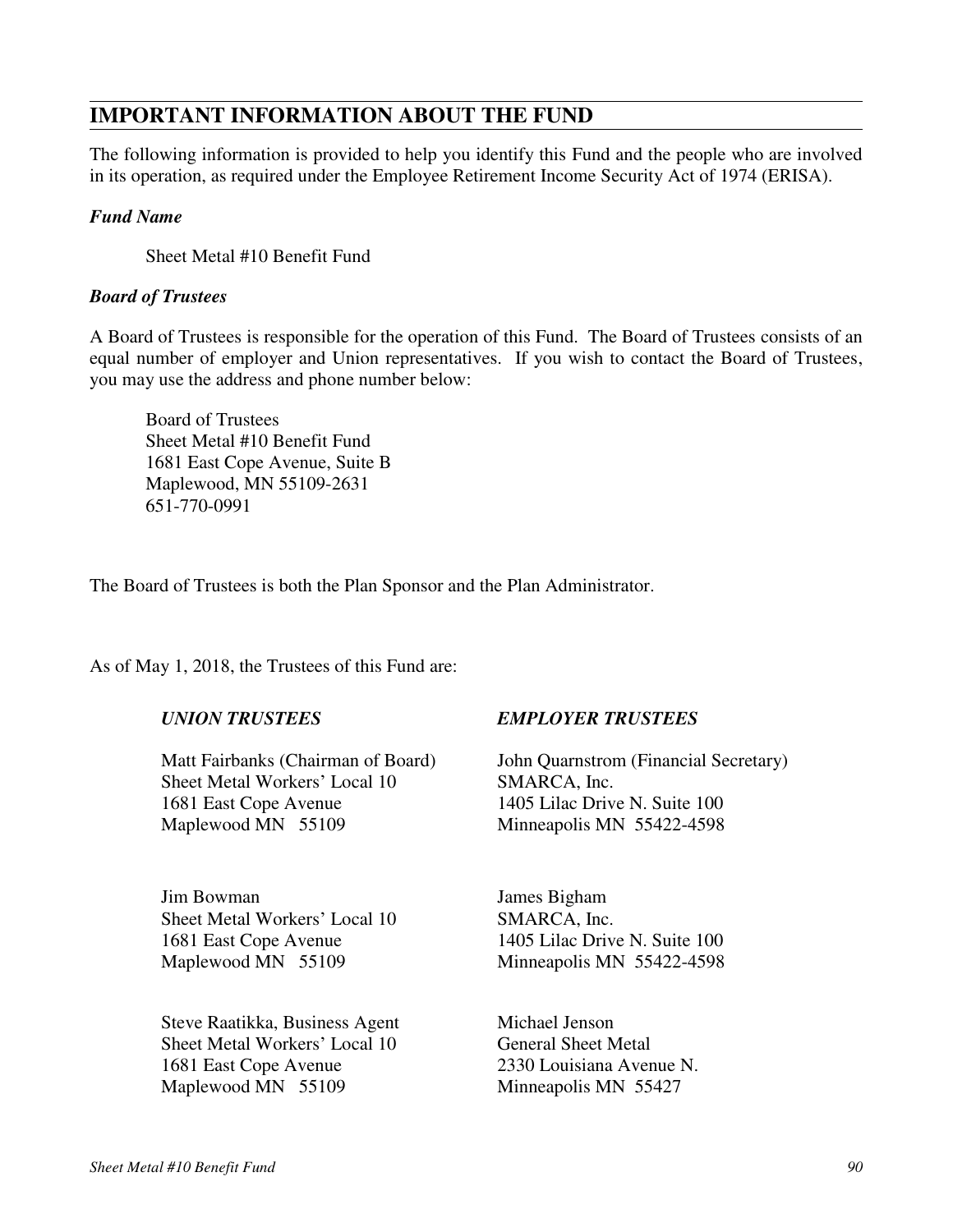## IMPORTANT INFORMATION ABOUT THE FUND

The following information is provided to help you identify this Fund and the people who are involved in its operation, as required under the Employee Retirement Income Security Act of 1974 (ERISA).

***Fund Name***

Sheet Metal #10 Benefit Fund

***Board of Trustees***

A Board of Trustees is responsible for the operation of this Fund. The Board of Trustees consists of an equal number of employer and Union representatives. If you wish to contact the Board of Trustees, you may use the address and phone number below:

Board of Trustees
Sheet Metal #10 Benefit Fund
1681 East Cope Avenue, Suite B
Maplewood, MN 55109-2631
651-770-0991

The Board of Trustees is both the Plan Sponsor and the Plan Administrator.

As of May 1, 2018, the Trustees of this Fund are:

***UNION TRUSTEES***

Matt Fairbanks (Chairman of Board)
Sheet Metal Workers' Local 10
1681 East Cope Avenue
Maplewood MN 55109

Jim Bowman
Sheet Metal Workers' Local 10
1681 East Cope Avenue
Maplewood MN 55109

Steve Raatikka, Business Agent
Sheet Metal Workers' Local 10
1681 East Cope Avenue
Maplewood MN 55109

***EMPLOYER TRUSTEES***

John Quarnstrom (Financial Secretary)
SMARCA, Inc.
1405 Lilac Drive N. Suite 100
Minneapolis MN 55422-4598

James Bigham
SMARCA, Inc.
1405 Lilac Drive N. Suite 100
Minneapolis MN 55422-4598

Michael Jenson
General Sheet Metal
2330 Louisiana Avenue N.
Minneapolis MN 55427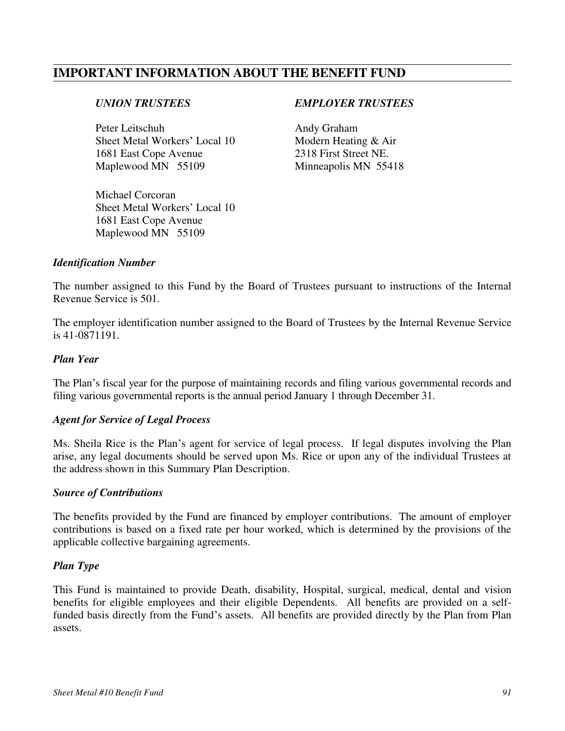## IMPORTANT INFORMATION ABOUT THE BENEFIT FUND

### *UNION TRUSTEES*

Peter Leitschuh
Sheet Metal Workers' Local 10
1681 East Cope Avenue
Maplewood MN 55109

Michael Corcoran
Sheet Metal Workers' Local 10
1681 East Cope Avenue
Maplewood MN 55109

### *EMPLOYER TRUSTEES*

Andy Graham
Modern Heating & Air
2318 First Street NE.
Minneapolis MN 55418

### *Identification Number*

The number assigned to this Fund by the Board of Trustees pursuant to instructions of the Internal Revenue Service is 501.

The employer identification number assigned to the Board of Trustees by the Internal Revenue Service is 41-0871191.

### *Plan Year*

The Plan's fiscal year for the purpose of maintaining records and filing various governmental records and filing various governmental reports is the annual period January 1 through December 31.

### *Agent for Service of Legal Process*

Ms. Sheila Rice is the Plan's agent for service of legal process. If legal disputes involving the Plan arise, any legal documents should be served upon Ms. Rice or upon any of the individual Trustees at the address shown in this Summary Plan Description.

### *Source of Contributions*

The benefits provided by the Fund are financed by employer contributions. The amount of employer contributions is based on a fixed rate per hour worked, which is determined by the provisions of the applicable collective bargaining agreements.

### *Plan Type*

This Fund is maintained to provide Death, disability, Hospital, surgical, medical, dental and vision benefits for eligible employees and their eligible Dependents. All benefits are provided on a self-funded basis directly from the Fund's assets. All benefits are provided directly by the Plan from Plan assets.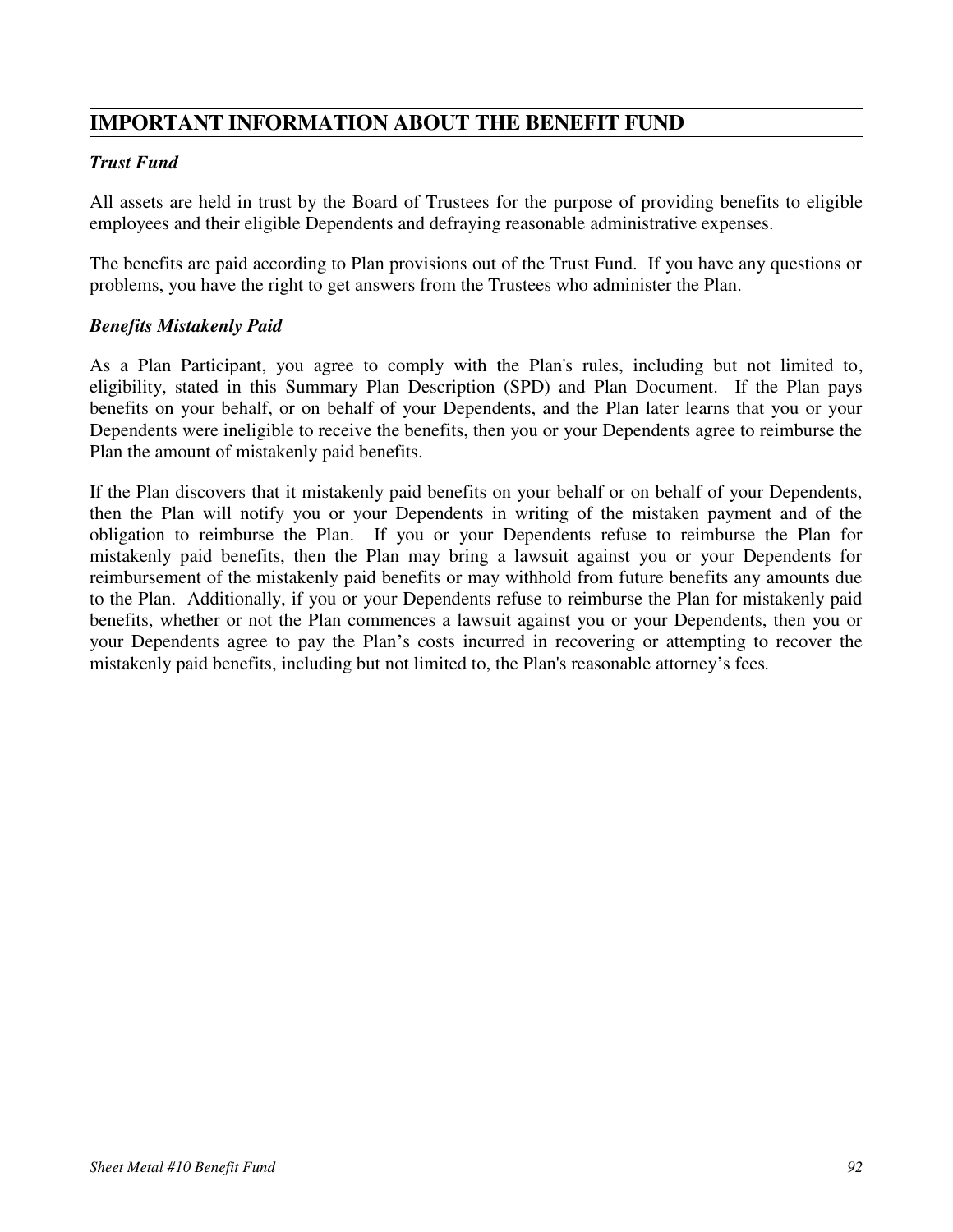## IMPORTANT INFORMATION ABOUT THE BENEFIT FUND

***Trust Fund***

All assets are held in trust by the Board of Trustees for the purpose of providing benefits to eligible employees and their eligible Dependents and defraying reasonable administrative expenses.

The benefits are paid according to Plan provisions out of the Trust Fund. If you have any questions or problems, you have the right to get answers from the Trustees who administer the Plan.

***Benefits Mistakenly Paid***

As a Plan Participant, you agree to comply with the Plan's rules, including but not limited to, eligibility, stated in this Summary Plan Description (SPD) and Plan Document. If the Plan pays benefits on your behalf, or on behalf of your Dependents, and the Plan later learns that you or your Dependents were ineligible to receive the benefits, then you or your Dependents agree to reimburse the Plan the amount of mistakenly paid benefits.

If the Plan discovers that it mistakenly paid benefits on your behalf or on behalf of your Dependents, then the Plan will notify you or your Dependents in writing of the mistaken payment and of the obligation to reimburse the Plan. If you or your Dependents refuse to reimburse the Plan for mistakenly paid benefits, then the Plan may bring a lawsuit against you or your Dependents for reimbursement of the mistakenly paid benefits or may withhold from future benefits any amounts due to the Plan. Additionally, if you or your Dependents refuse to reimburse the Plan for mistakenly paid benefits, whether or not the Plan commences a lawsuit against you or your Dependents, then you or your Dependents agree to pay the Plan's costs incurred in recovering or attempting to recover the mistakenly paid benefits, including but not limited to, the Plan's reasonable attorney's fees.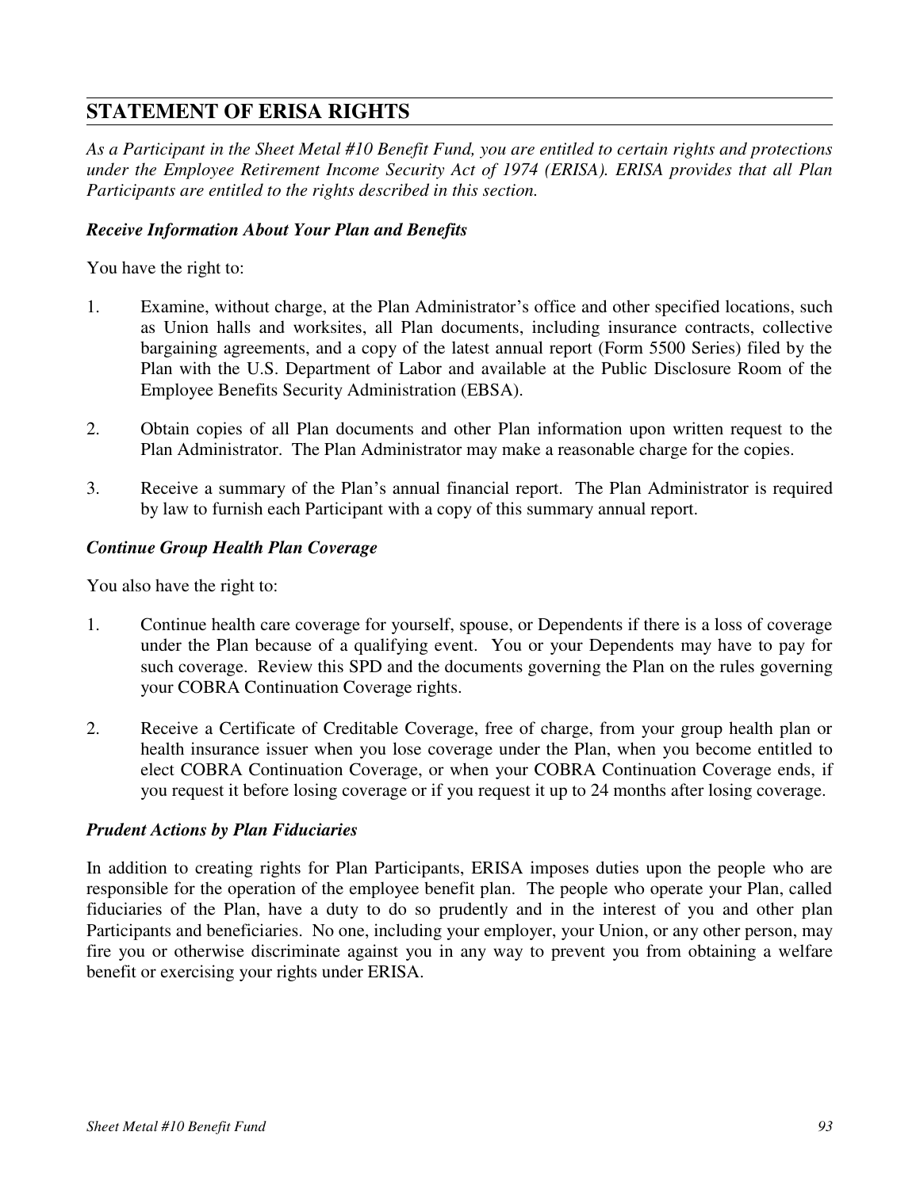## STATEMENT OF ERISA RIGHTS

*As a Participant in the Sheet Metal #10 Benefit Fund, you are entitled to certain rights and protections under the Employee Retirement Income Security Act of 1974 (ERISA). ERISA provides that all Plan Participants are entitled to the rights described in this section.*

***Receive Information About Your Plan and Benefits***

You have the right to:

1. Examine, without charge, at the Plan Administrator's office and other specified locations, such as Union halls and worksites, all Plan documents, including insurance contracts, collective bargaining agreements, and a copy of the latest annual report (Form 5500 Series) filed by the Plan with the U.S. Department of Labor and available at the Public Disclosure Room of the Employee Benefits Security Administration (EBSA).

2. Obtain copies of all Plan documents and other Plan information upon written request to the Plan Administrator. The Plan Administrator may make a reasonable charge for the copies.

3. Receive a summary of the Plan's annual financial report. The Plan Administrator is required by law to furnish each Participant with a copy of this summary annual report.

***Continue Group Health Plan Coverage***

You also have the right to:

1. Continue health care coverage for yourself, spouse, or Dependents if there is a loss of coverage under the Plan because of a qualifying event. You or your Dependents may have to pay for such coverage. Review this SPD and the documents governing the Plan on the rules governing your COBRA Continuation Coverage rights.

2. Receive a Certificate of Creditable Coverage, free of charge, from your group health plan or health insurance issuer when you lose coverage under the Plan, when you become entitled to elect COBRA Continuation Coverage, or when your COBRA Continuation Coverage ends, if you request it before losing coverage or if you request it up to 24 months after losing coverage.

***Prudent Actions by Plan Fiduciaries***

In addition to creating rights for Plan Participants, ERISA imposes duties upon the people who are responsible for the operation of the employee benefit plan. The people who operate your Plan, called fiduciaries of the Plan, have a duty to do so prudently and in the interest of you and other plan Participants and beneficiaries. No one, including your employer, your Union, or any other person, may fire you or otherwise discriminate against you in any way to prevent you from obtaining a welfare benefit or exercising your rights under ERISA.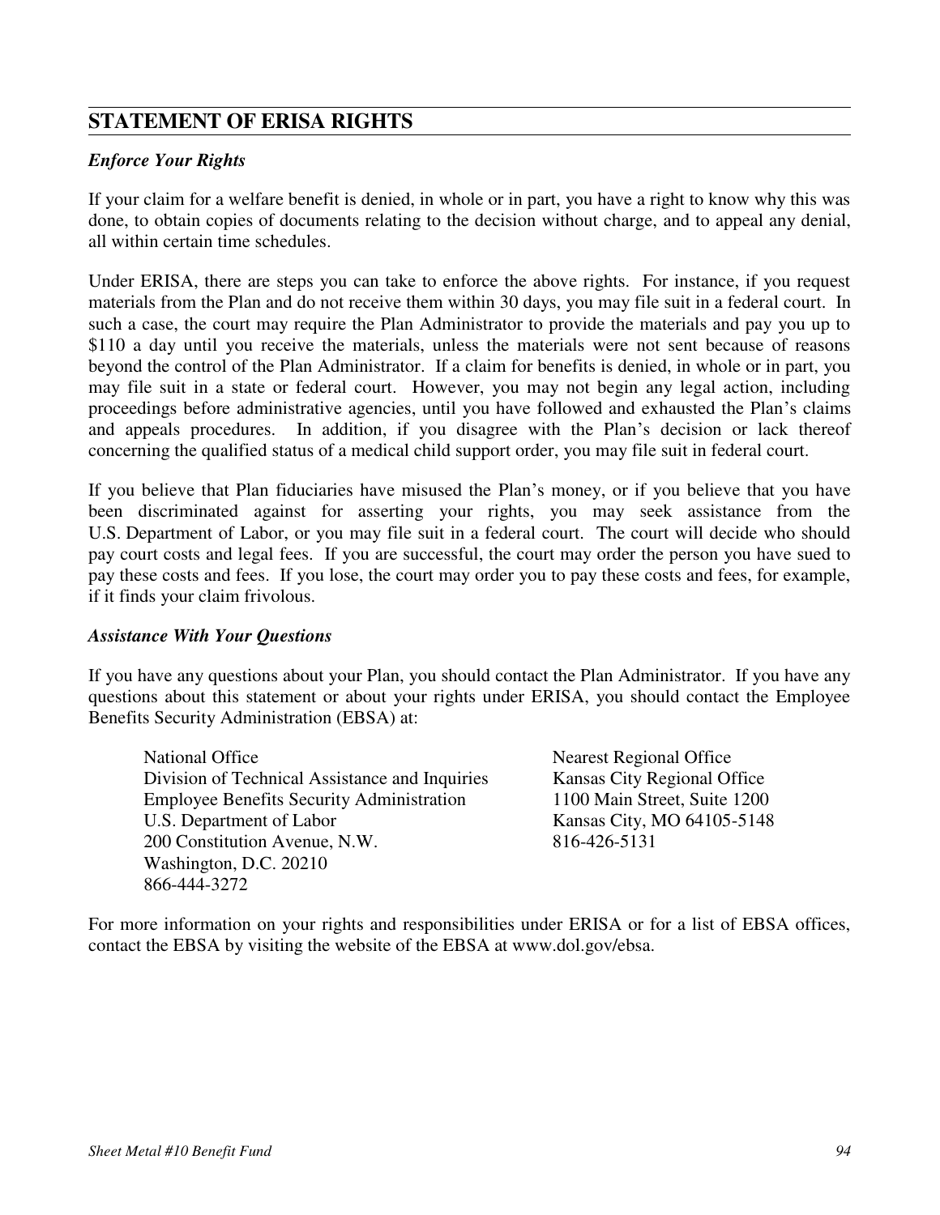## STATEMENT OF ERISA RIGHTS

### *Enforce Your Rights*

If your claim for a welfare benefit is denied, in whole or in part, you have a right to know why this was done, to obtain copies of documents relating to the decision without charge, and to appeal any denial, all within certain time schedules.

Under ERISA, there are steps you can take to enforce the above rights. For instance, if you request materials from the Plan and do not receive them within 30 days, you may file suit in a federal court. In such a case, the court may require the Plan Administrator to provide the materials and pay you up to $110 a day until you receive the materials, unless the materials were not sent because of reasons beyond the control of the Plan Administrator. If a claim for benefits is denied, in whole or in part, you may file suit in a state or federal court. However, you may not begin any legal action, including proceedings before administrative agencies, until you have followed and exhausted the Plan's claims and appeals procedures. In addition, if you disagree with the Plan's decision or lack thereof concerning the qualified status of a medical child support order, you may file suit in federal court.

If you believe that Plan fiduciaries have misused the Plan's money, or if you believe that you have been discriminated against for asserting your rights, you may seek assistance from the U.S. Department of Labor, or you may file suit in a federal court. The court will decide who should pay court costs and legal fees. If you are successful, the court may order the person you have sued to pay these costs and fees. If you lose, the court may order you to pay these costs and fees, for example, if it finds your claim frivolous.

### *Assistance With Your Questions*

If you have any questions about your Plan, you should contact the Plan Administrator. If you have any questions about this statement or about your rights under ERISA, you should contact the Employee Benefits Security Administration (EBSA) at:

National Office
Division of Technical Assistance and Inquiries
Employee Benefits Security Administration
U.S. Department of Labor
200 Constitution Avenue, N.W.
Washington, D.C. 20210
866-444-3272

Nearest Regional Office
Kansas City Regional Office
1100 Main Street, Suite 1200
Kansas City, MO 64105-5148
816-426-5131

For more information on your rights and responsibilities under ERISA or for a list of EBSA offices, contact the EBSA by visiting the website of the EBSA at www.dol.gov/ebsa.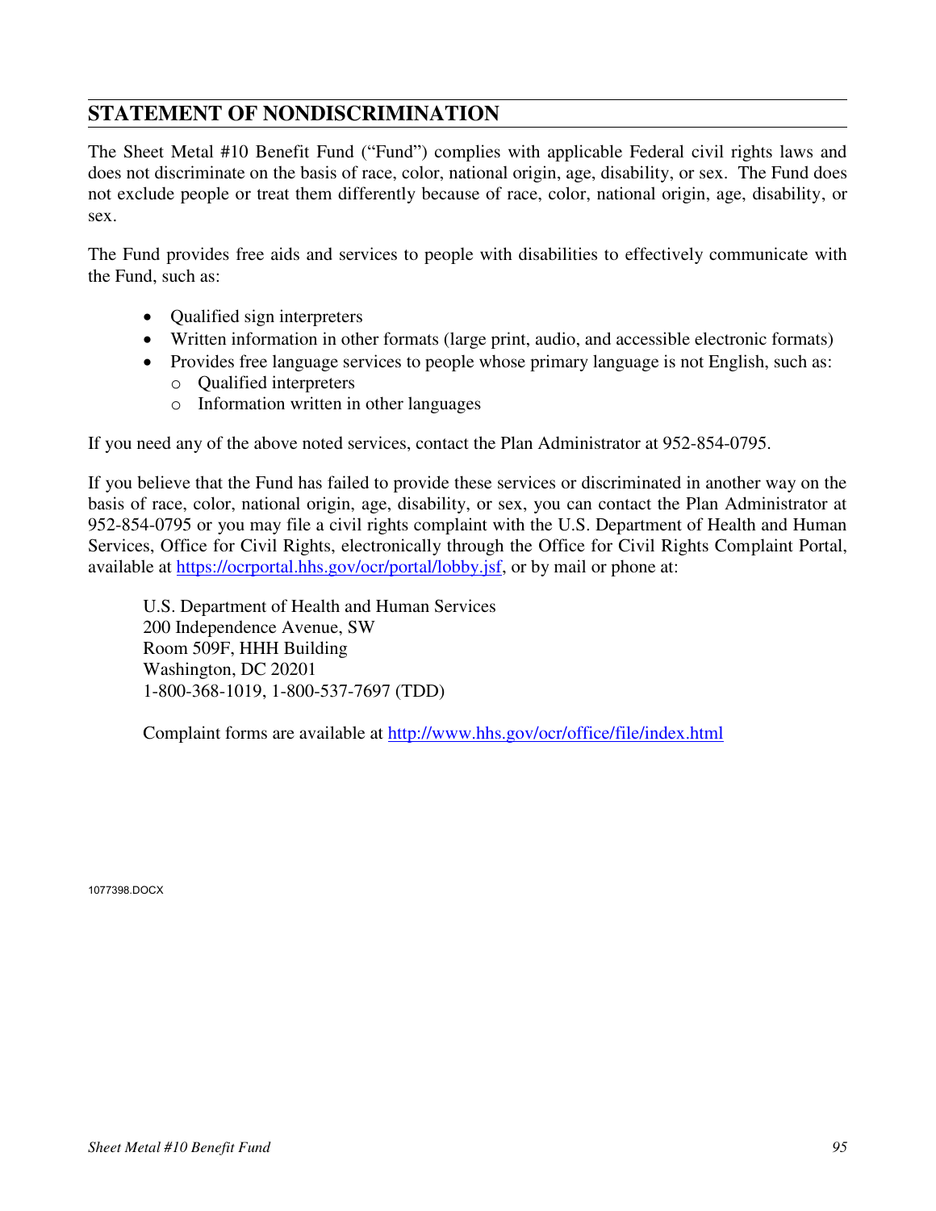## STATEMENT OF NONDISCRIMINATION

The Sheet Metal #10 Benefit Fund ("Fund") complies with applicable Federal civil rights laws and does not discriminate on the basis of race, color, national origin, age, disability, or sex. The Fund does not exclude people or treat them differently because of race, color, national origin, age, disability, or sex.

The Fund provides free aids and services to people with disabilities to effectively communicate with the Fund, such as:

- Qualified sign interpreters
- Written information in other formats (large print, audio, and accessible electronic formats)
- Provides free language services to people whose primary language is not English, such as:
  - Qualified interpreters
  - Information written in other languages

If you need any of the above noted services, contact the Plan Administrator at 952-854-0795.

If you believe that the Fund has failed to provide these services or discriminated in another way on the basis of race, color, national origin, age, disability, or sex, you can contact the Plan Administrator at 952-854-0795 or you may file a civil rights complaint with the U.S. Department of Health and Human Services, Office for Civil Rights, electronically through the Office for Civil Rights Complaint Portal, available at https://ocrportal.hhs.gov/ocr/portal/lobby.jsf, or by mail or phone at:

> U.S. Department of Health and Human Services
> 200 Independence Avenue, SW
> Room 509F, HHH Building
> Washington, DC 20201
> 1-800-368-1019, 1-800-537-7697 (TDD)
>
> Complaint forms are available at http://www.hhs.gov/ocr/office/file/index.html

1077398.DOCX